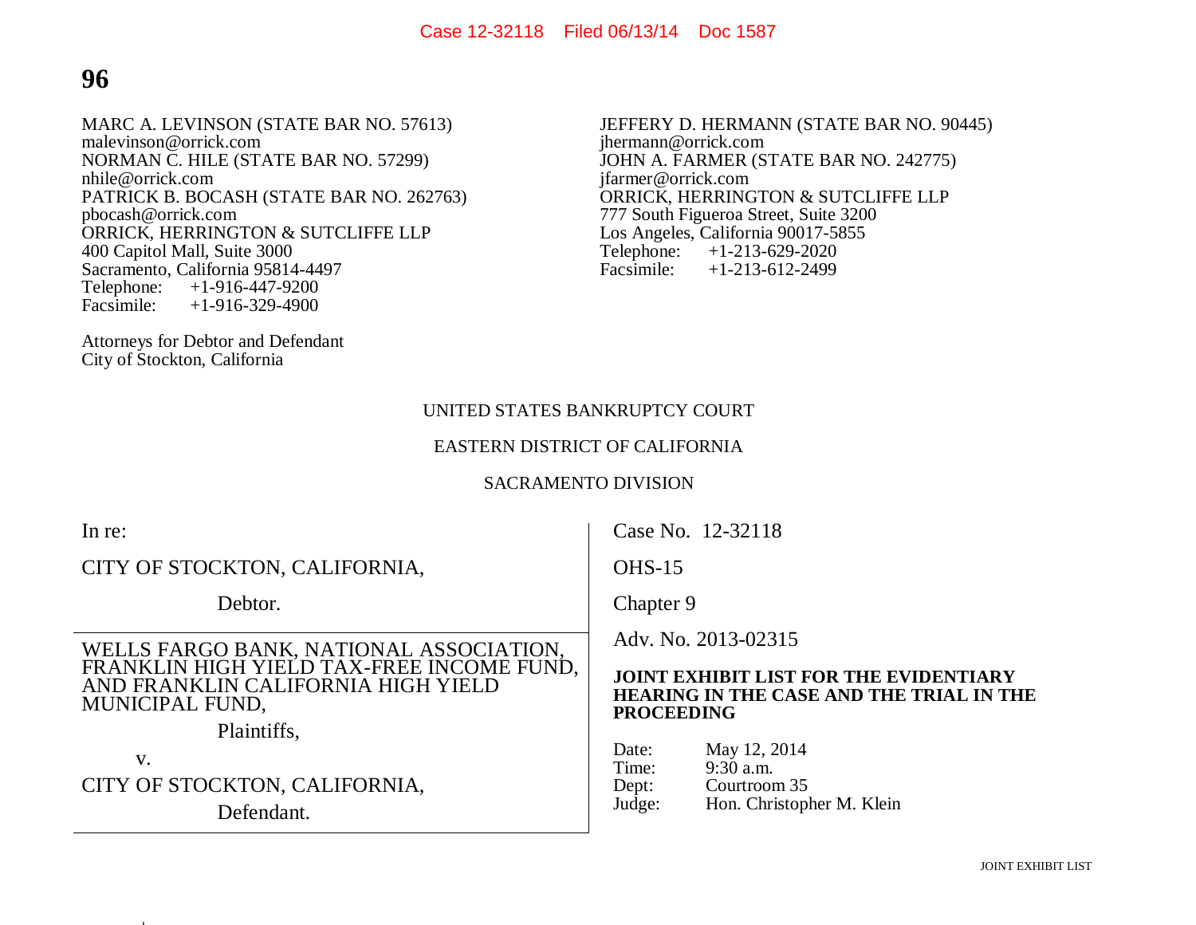MARC A. LEVINSON (STATE BAR NO. 57613)
malevinson@orrick.com
NORMAN C. HILE (STATE BAR NO. 57299)
nhile@orrick.com
PATRICK B. BOCASH (STATE BAR NO. 262763)
pbocash@orrick.com
ORRICK, HERRINGTON & SUTCLIFFE LLP
400 Capitol Mall, Suite 3000
Sacramento, California 95814-4497
Telephone: +1-916-447-9200
Facsimile: +1-916-329-4900

JEFFERY D. HERMANN (STATE BAR NO. 90445)
jhermann@orrick.com
JOHN A. FARMER (STATE BAR NO. 242775)
jfarmer@orrick.com
ORRICK, HERRINGTON & SUTCLIFFE LLP
777 South Figueroa Street, Suite 3200
Los Angeles, California 90017-5855
Telephone: +1-213-629-2020
Facsimile: +1-213-612-2499

Attorneys for Debtor and Defendant
City of Stockton, California

UNITED STATES BANKRUPTCY COURT

EASTERN DISTRICT OF CALIFORNIA

SACRAMENTO DIVISION

In re:

CITY OF STOCKTON, CALIFORNIA,

Debtor.

WELLS FARGO BANK, NATIONAL ASSOCIATION, FRANKLIN HIGH YIELD TAX-FREE INCOME FUND, AND FRANKLIN CALIFORNIA HIGH YIELD MUNICIPAL FUND,

Plaintiffs,

v.

CITY OF STOCKTON, CALIFORNIA,

Defendant.

Case No. 12-32118

OHS-15

Chapter 9

Adv. No. 2013-02315

**JOINT EXHIBIT LIST FOR THE EVIDENTIARY HEARING IN THE CASE AND THE TRIAL IN THE PROCEEDING**

Date: May 12, 2014
Time: 9:30 a.m.
Dept: Courtroom 35
Judge: Hon. Christopher M. Klein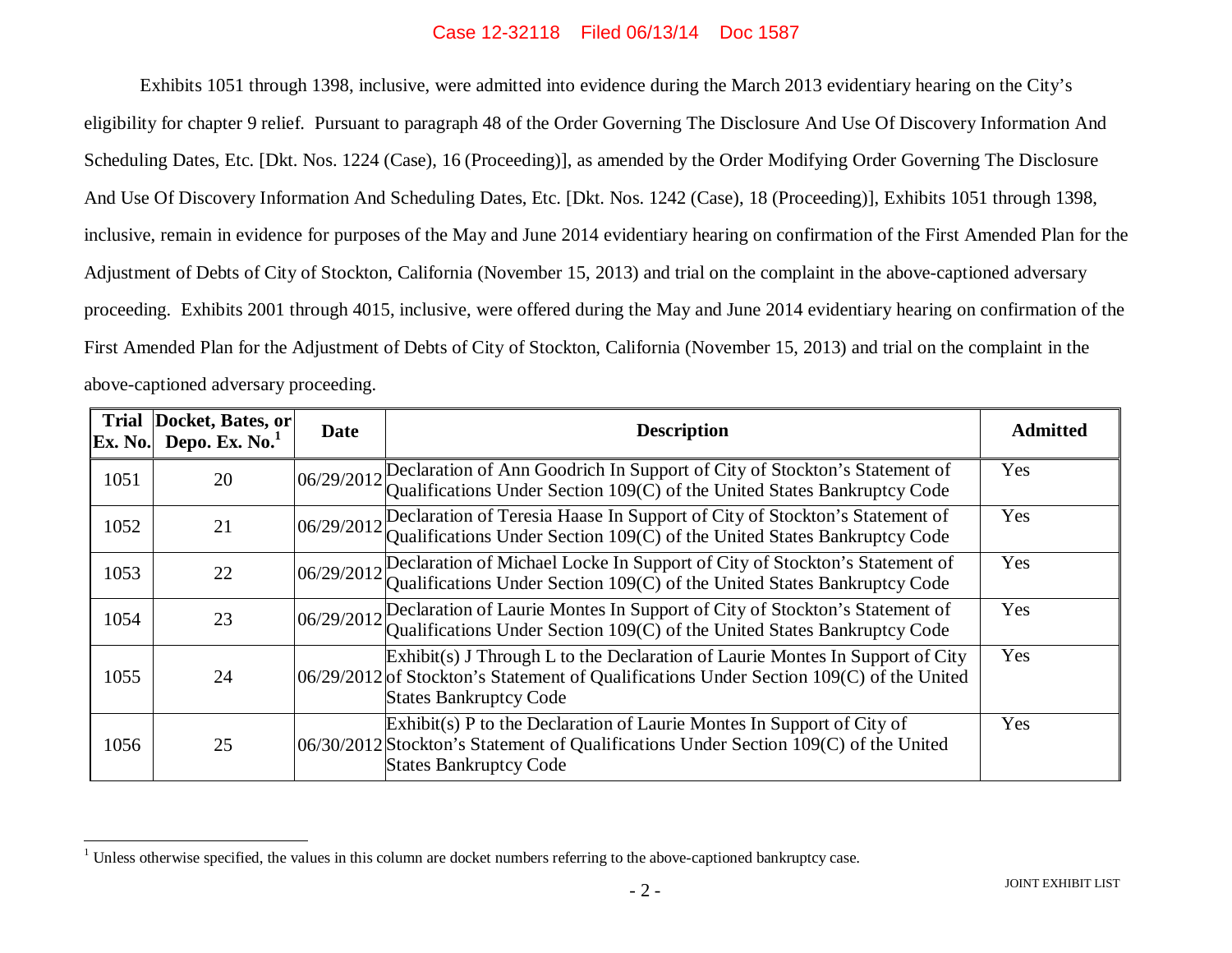Exhibits 1051 through 1398, inclusive, were admitted into evidence during the March 2013 evidentiary hearing on the City's eligibility for chapter 9 relief. Pursuant to paragraph 48 of the Order Governing The Disclosure And Use Of Discovery Information And Scheduling Dates, Etc. [Dkt. Nos. 1224 (Case), 16 (Proceeding)], as amended by the Order Modifying Order Governing The Disclosure And Use Of Discovery Information And Scheduling Dates, Etc. [Dkt. Nos. 1242 (Case), 18 (Proceeding)], Exhibits 1051 through 1398, inclusive, remain in evidence for purposes of the May and June 2014 evidentiary hearing on confirmation of the First Amended Plan for the Adjustment of Debts of City of Stockton, California (November 15, 2013) and trial on the complaint in the above-captioned adversary proceeding. Exhibits 2001 through 4015, inclusive, were offered during the May and June 2014 evidentiary hearing on confirmation of the First Amended Plan for the Adjustment of Debts of City of Stockton, California (November 15, 2013) and trial on the complaint in the above-captioned adversary proceeding.

| Trial Ex. No. | Docket, Bates, or Depo. Ex. No.[1] | Date | Description | Admitted |
|---|---|---|---|---|
| 1051 | 20 | 06/29/2012 | Declaration of Ann Goodrich In Support of City of Stockton's Statement of Qualifications Under Section 109(C) of the United States Bankruptcy Code | Yes |
| 1052 | 21 | 06/29/2012 | Declaration of Teresia Haase In Support of City of Stockton's Statement of Qualifications Under Section 109(C) of the United States Bankruptcy Code | Yes |
| 1053 | 22 | 06/29/2012 | Declaration of Michael Locke In Support of City of Stockton's Statement of Qualifications Under Section 109(C) of the United States Bankruptcy Code | Yes |
| 1054 | 23 | 06/29/2012 | Declaration of Laurie Montes In Support of City of Stockton's Statement of Qualifications Under Section 109(C) of the United States Bankruptcy Code | Yes |
| 1055 | 24 | 06/29/2012 | Exhibit(s) J Through L to the Declaration of Laurie Montes In Support of City of Stockton's Statement of Qualifications Under Section 109(C) of the United States Bankruptcy Code | Yes |
| 1056 | 25 | 06/30/2012 | Exhibit(s) P to the Declaration of Laurie Montes In Support of City of Stockton's Statement of Qualifications Under Section 109(C) of the United States Bankruptcy Code | Yes |

[1] Unless otherwise specified, the values in this column are docket numbers referring to the above-captioned bankruptcy case.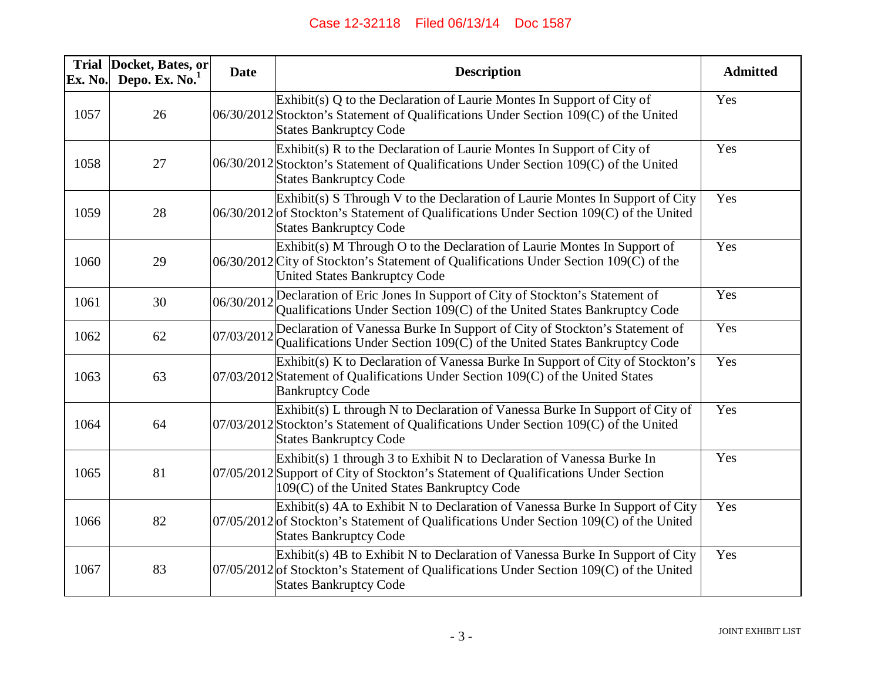| Trial Ex. No. | Docket, Bates, or Depo. Ex. No.[1] | Date | Description | Admitted |
|---|---|---|---|---|
| 1057 | 26 | 06/30/2012 | Exhibit(s) Q to the Declaration of Laurie Montes In Support of City of Stockton's Statement of Qualifications Under Section 109(C) of the United States Bankruptcy Code | Yes |
| 1058 | 27 | 06/30/2012 | Exhibit(s) R to the Declaration of Laurie Montes In Support of City of Stockton's Statement of Qualifications Under Section 109(C) of the United States Bankruptcy Code | Yes |
| 1059 | 28 | 06/30/2012 | Exhibit(s) S Through V to the Declaration of Laurie Montes In Support of City of Stockton's Statement of Qualifications Under Section 109(C) of the United States Bankruptcy Code | Yes |
| 1060 | 29 | 06/30/2012 | Exhibit(s) M Through O to the Declaration of Laurie Montes In Support of City of Stockton's Statement of Qualifications Under Section 109(C) of the United States Bankruptcy Code | Yes |
| 1061 | 30 | 06/30/2012 | Declaration of Eric Jones In Support of City of Stockton's Statement of Qualifications Under Section 109(C) of the United States Bankruptcy Code | Yes |
| 1062 | 62 | 07/03/2012 | Declaration of Vanessa Burke In Support of City of Stockton's Statement of Qualifications Under Section 109(C) of the United States Bankruptcy Code | Yes |
| 1063 | 63 | 07/03/2012 | Exhibit(s) K to Declaration of Vanessa Burke In Support of City of Stockton's Statement of Qualifications Under Section 109(C) of the United States Bankruptcy Code | Yes |
| 1064 | 64 | 07/03/2012 | Exhibit(s) L through N to Declaration of Vanessa Burke In Support of City of Stockton's Statement of Qualifications Under Section 109(C) of the United States Bankruptcy Code | Yes |
| 1065 | 81 | 07/05/2012 | Exhibit(s) 1 through 3 to Exhibit N to Declaration of Vanessa Burke In Support of City of Stockton's Statement of Qualifications Under Section 109(C) of the United States Bankruptcy Code | Yes |
| 1066 | 82 | 07/05/2012 | Exhibit(s) 4A to Exhibit N to Declaration of Vanessa Burke In Support of City of Stockton's Statement of Qualifications Under Section 109(C) of the United States Bankruptcy Code | Yes |
| 1067 | 83 | 07/05/2012 | Exhibit(s) 4B to Exhibit N to Declaration of Vanessa Burke In Support of City of Stockton's Statement of Qualifications Under Section 109(C) of the United States Bankruptcy Code | Yes |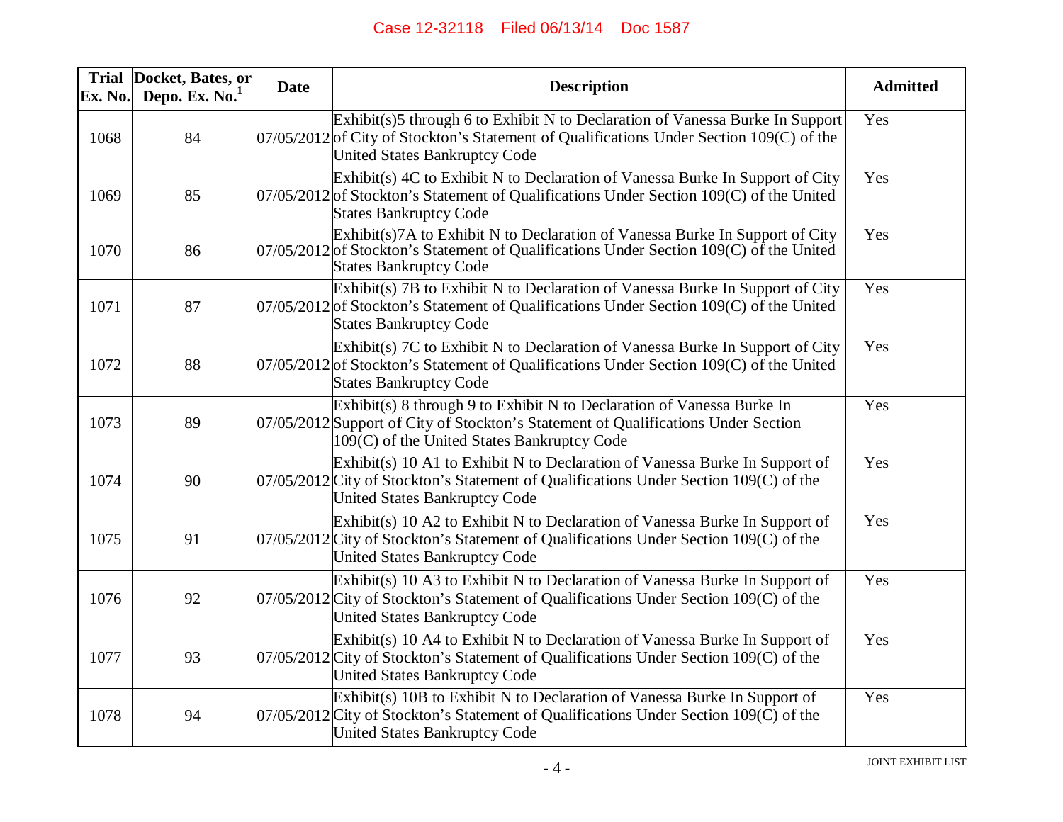| Trial Ex. No. | Docket, Bates, or Depo. Ex. No.[1] | Date | Description | Admitted |
|---|---|---|---|---|
| 1068 | 84 | 07/05/2012 | Exhibit(s)5 through 6 to Exhibit N to Declaration of Vanessa Burke In Support of City of Stockton's Statement of Qualifications Under Section 109(C) of the United States Bankruptcy Code | Yes |
| 1069 | 85 | 07/05/2012 | Exhibit(s) 4C to Exhibit N to Declaration of Vanessa Burke In Support of City of Stockton's Statement of Qualifications Under Section 109(C) of the United States Bankruptcy Code | Yes |
| 1070 | 86 | 07/05/2012 | Exhibit(s)7A to Exhibit N to Declaration of Vanessa Burke In Support of City of Stockton's Statement of Qualifications Under Section 109(C) of the United States Bankruptcy Code | Yes |
| 1071 | 87 | 07/05/2012 | Exhibit(s) 7B to Exhibit N to Declaration of Vanessa Burke In Support of City of Stockton's Statement of Qualifications Under Section 109(C) of the United States Bankruptcy Code | Yes |
| 1072 | 88 | 07/05/2012 | Exhibit(s) 7C to Exhibit N to Declaration of Vanessa Burke In Support of City of Stockton's Statement of Qualifications Under Section 109(C) of the United States Bankruptcy Code | Yes |
| 1073 | 89 | 07/05/2012 | Exhibit(s) 8 through 9 to Exhibit N to Declaration of Vanessa Burke In Support of City of Stockton's Statement of Qualifications Under Section 109(C) of the United States Bankruptcy Code | Yes |
| 1074 | 90 | 07/05/2012 | Exhibit(s) 10 A1 to Exhibit N to Declaration of Vanessa Burke In Support of City of Stockton's Statement of Qualifications Under Section 109(C) of the United States Bankruptcy Code | Yes |
| 1075 | 91 | 07/05/2012 | Exhibit(s) 10 A2 to Exhibit N to Declaration of Vanessa Burke In Support of City of Stockton's Statement of Qualifications Under Section 109(C) of the United States Bankruptcy Code | Yes |
| 1076 | 92 | 07/05/2012 | Exhibit(s) 10 A3 to Exhibit N to Declaration of Vanessa Burke In Support of City of Stockton's Statement of Qualifications Under Section 109(C) of the United States Bankruptcy Code | Yes |
| 1077 | 93 | 07/05/2012 | Exhibit(s) 10 A4 to Exhibit N to Declaration of Vanessa Burke In Support of City of Stockton's Statement of Qualifications Under Section 109(C) of the United States Bankruptcy Code | Yes |
| 1078 | 94 | 07/05/2012 | Exhibit(s) 10B to Exhibit N to Declaration of Vanessa Burke In Support of City of Stockton's Statement of Qualifications Under Section 109(C) of the United States Bankruptcy Code | Yes |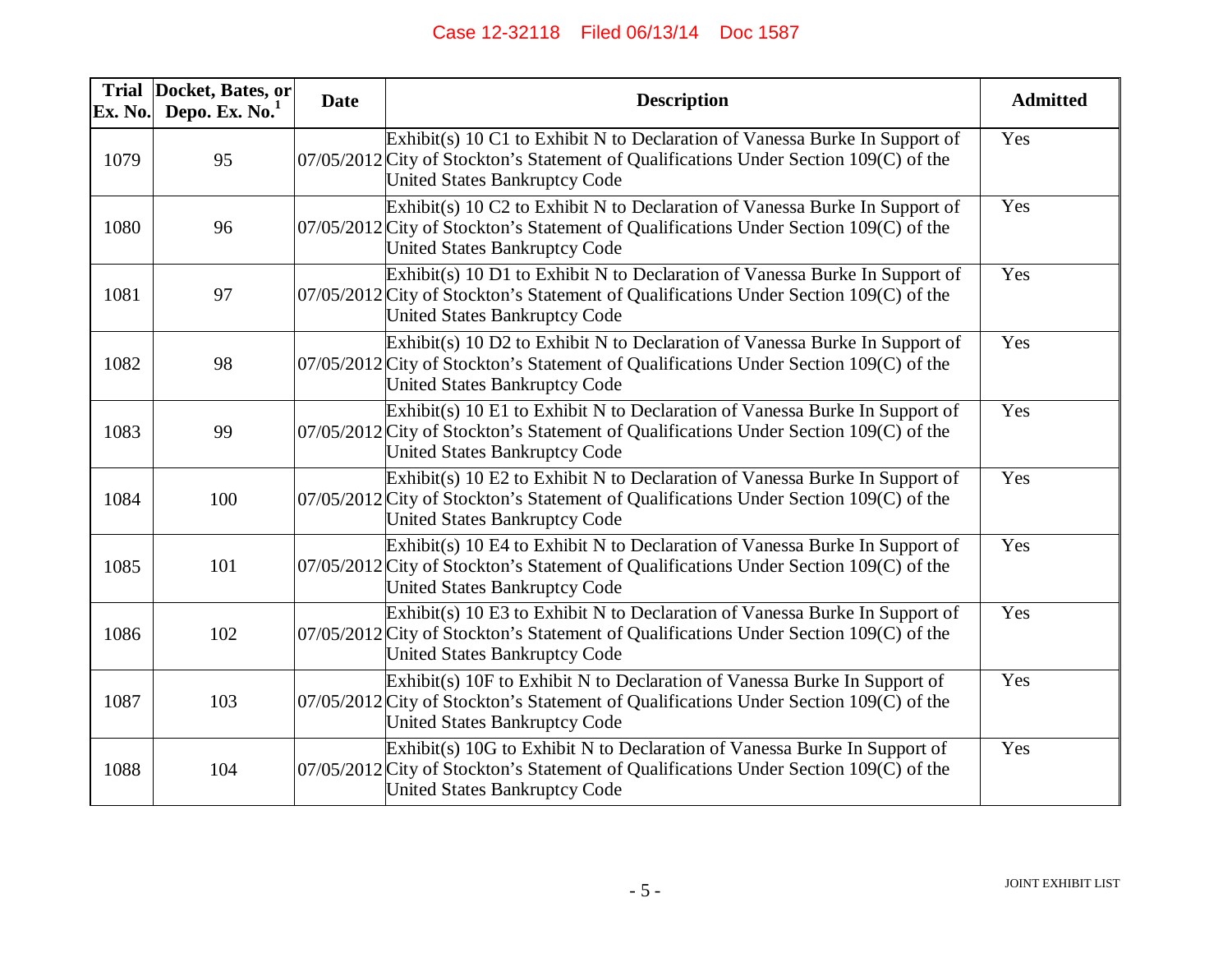| Trial Ex. No. | Docket, Bates, or Depo. Ex. No.[1] | Date | Description | Admitted |
|---|---|---|---|---|
| 1079 | 95 | 07/05/2012 | Exhibit(s) 10 C1 to Exhibit N to Declaration of Vanessa Burke In Support of City of Stockton's Statement of Qualifications Under Section 109(C) of the United States Bankruptcy Code | Yes |
| 1080 | 96 | 07/05/2012 | Exhibit(s) 10 C2 to Exhibit N to Declaration of Vanessa Burke In Support of City of Stockton's Statement of Qualifications Under Section 109(C) of the United States Bankruptcy Code | Yes |
| 1081 | 97 | 07/05/2012 | Exhibit(s) 10 D1 to Exhibit N to Declaration of Vanessa Burke In Support of City of Stockton's Statement of Qualifications Under Section 109(C) of the United States Bankruptcy Code | Yes |
| 1082 | 98 | 07/05/2012 | Exhibit(s) 10 D2 to Exhibit N to Declaration of Vanessa Burke In Support of City of Stockton's Statement of Qualifications Under Section 109(C) of the United States Bankruptcy Code | Yes |
| 1083 | 99 | 07/05/2012 | Exhibit(s) 10 E1 to Exhibit N to Declaration of Vanessa Burke In Support of City of Stockton's Statement of Qualifications Under Section 109(C) of the United States Bankruptcy Code | Yes |
| 1084 | 100 | 07/05/2012 | Exhibit(s) 10 E2 to Exhibit N to Declaration of Vanessa Burke In Support of City of Stockton's Statement of Qualifications Under Section 109(C) of the United States Bankruptcy Code | Yes |
| 1085 | 101 | 07/05/2012 | Exhibit(s) 10 E4 to Exhibit N to Declaration of Vanessa Burke In Support of City of Stockton's Statement of Qualifications Under Section 109(C) of the United States Bankruptcy Code | Yes |
| 1086 | 102 | 07/05/2012 | Exhibit(s) 10 E3 to Exhibit N to Declaration of Vanessa Burke In Support of City of Stockton's Statement of Qualifications Under Section 109(C) of the United States Bankruptcy Code | Yes |
| 1087 | 103 | 07/05/2012 | Exhibit(s) 10F to Exhibit N to Declaration of Vanessa Burke In Support of City of Stockton's Statement of Qualifications Under Section 109(C) of the United States Bankruptcy Code | Yes |
| 1088 | 104 | 07/05/2012 | Exhibit(s) 10G to Exhibit N to Declaration of Vanessa Burke In Support of City of Stockton's Statement of Qualifications Under Section 109(C) of the United States Bankruptcy Code | Yes |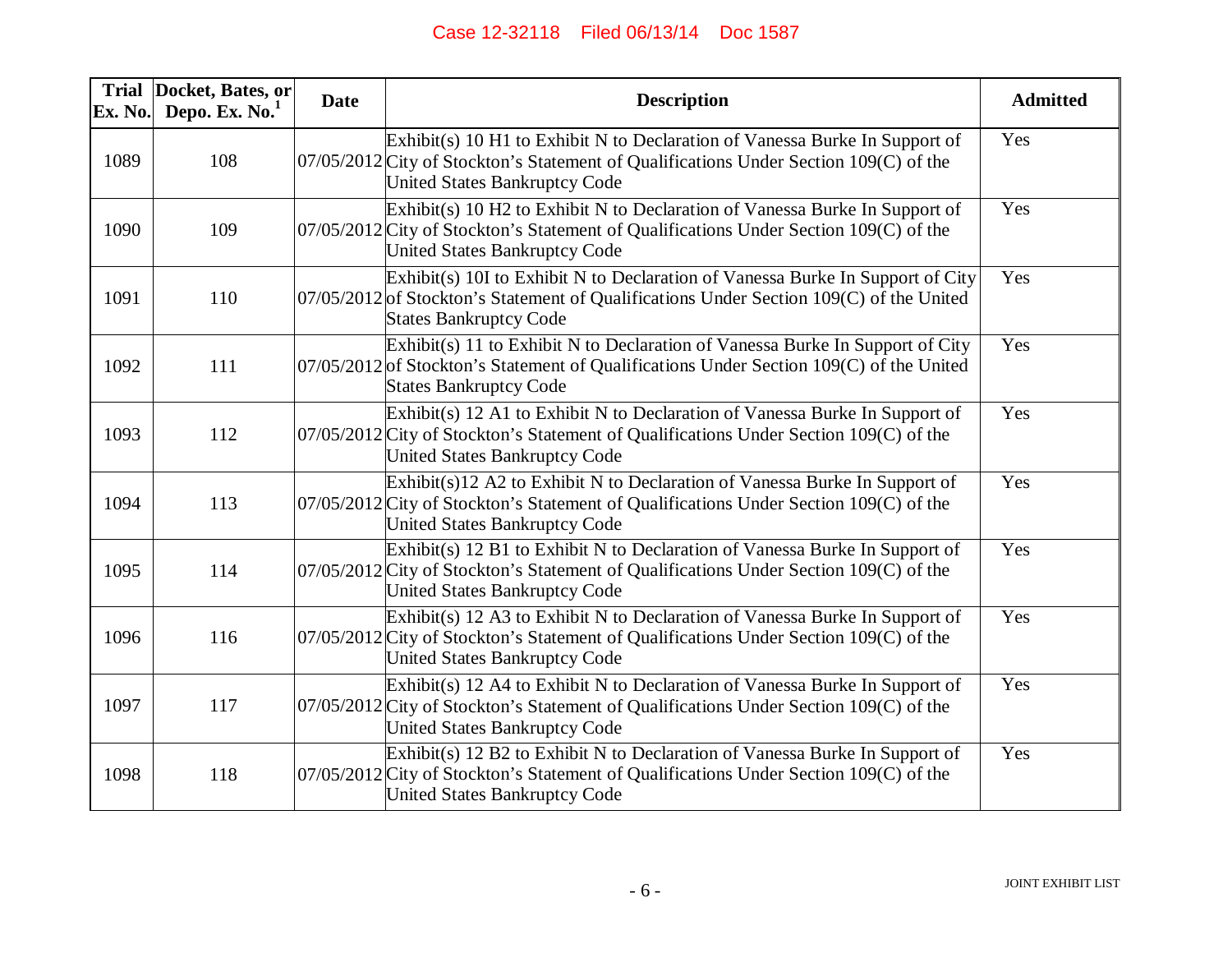| Trial Ex. No. | Docket, Bates, or Depo. Ex. No.[1] | Date | Description | Admitted |
|---|---|---|---|---|
| 1089 | 108 | 07/05/2012 | Exhibit(s) 10 H1 to Exhibit N to Declaration of Vanessa Burke In Support of City of Stockton's Statement of Qualifications Under Section 109(C) of the United States Bankruptcy Code | Yes |
| 1090 | 109 | 07/05/2012 | Exhibit(s) 10 H2 to Exhibit N to Declaration of Vanessa Burke In Support of City of Stockton's Statement of Qualifications Under Section 109(C) of the United States Bankruptcy Code | Yes |
| 1091 | 110 | 07/05/2012 | Exhibit(s) 10I to Exhibit N to Declaration of Vanessa Burke In Support of City of Stockton's Statement of Qualifications Under Section 109(C) of the United States Bankruptcy Code | Yes |
| 1092 | 111 | 07/05/2012 | Exhibit(s) 11 to Exhibit N to Declaration of Vanessa Burke In Support of City of Stockton's Statement of Qualifications Under Section 109(C) of the United States Bankruptcy Code | Yes |
| 1093 | 112 | 07/05/2012 | Exhibit(s) 12 A1 to Exhibit N to Declaration of Vanessa Burke In Support of City of Stockton's Statement of Qualifications Under Section 109(C) of the United States Bankruptcy Code | Yes |
| 1094 | 113 | 07/05/2012 | Exhibit(s)12 A2 to Exhibit N to Declaration of Vanessa Burke In Support of City of Stockton's Statement of Qualifications Under Section 109(C) of the United States Bankruptcy Code | Yes |
| 1095 | 114 | 07/05/2012 | Exhibit(s) 12 B1 to Exhibit N to Declaration of Vanessa Burke In Support of City of Stockton's Statement of Qualifications Under Section 109(C) of the United States Bankruptcy Code | Yes |
| 1096 | 116 | 07/05/2012 | Exhibit(s) 12 A3 to Exhibit N to Declaration of Vanessa Burke In Support of City of Stockton's Statement of Qualifications Under Section 109(C) of the United States Bankruptcy Code | Yes |
| 1097 | 117 | 07/05/2012 | Exhibit(s) 12 A4 to Exhibit N to Declaration of Vanessa Burke In Support of City of Stockton's Statement of Qualifications Under Section 109(C) of the United States Bankruptcy Code | Yes |
| 1098 | 118 | 07/05/2012 | Exhibit(s) 12 B2 to Exhibit N to Declaration of Vanessa Burke In Support of City of Stockton's Statement of Qualifications Under Section 109(C) of the United States Bankruptcy Code | Yes |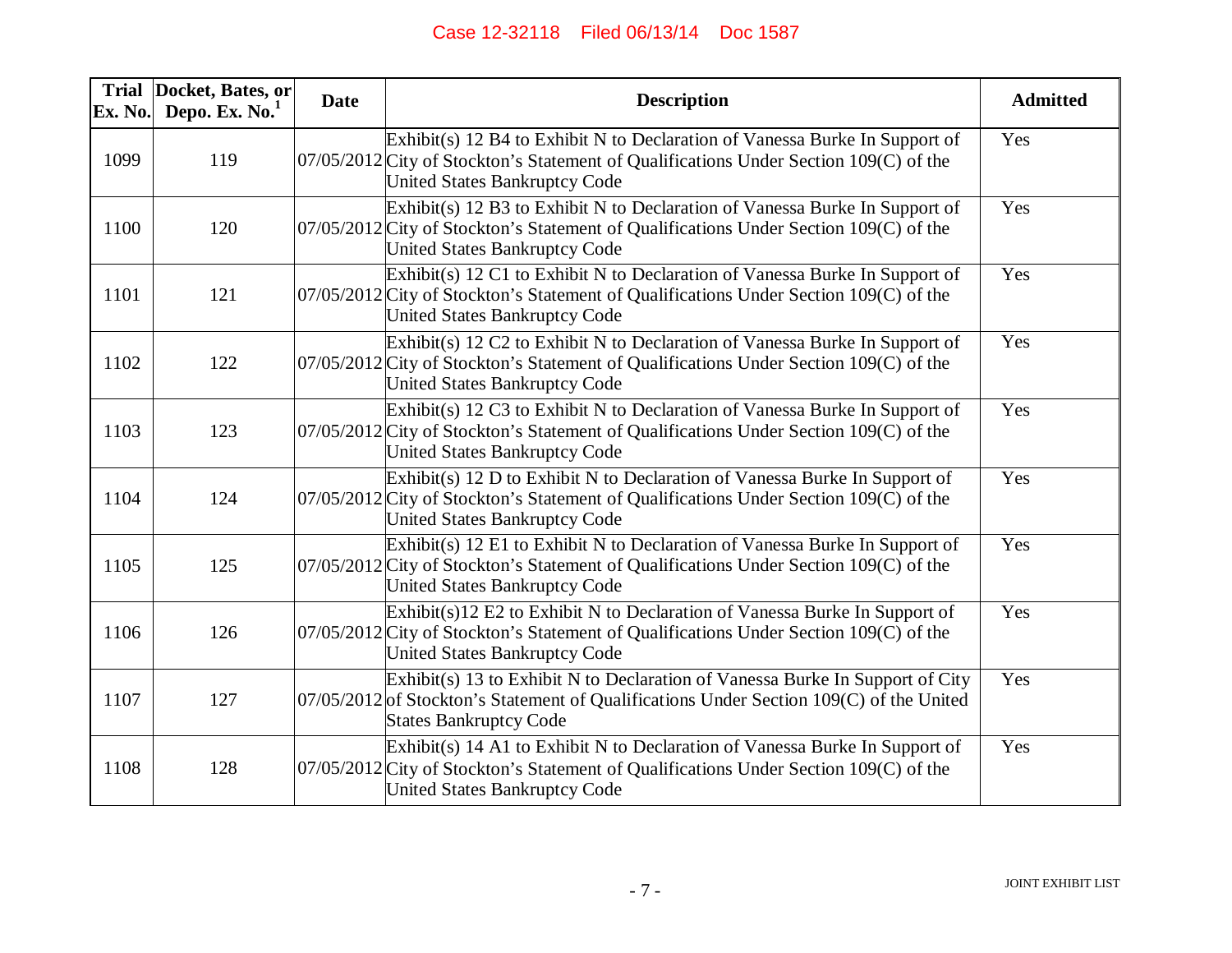| Trial Ex. No. | Docket, Bates, or Depo. Ex. No.[1] | Date | Description | Admitted |
|---|---|---|---|---|
| 1099 | 119 | 07/05/2012 | Exhibit(s) 12 B4 to Exhibit N to Declaration of Vanessa Burke In Support of City of Stockton's Statement of Qualifications Under Section 109(C) of the United States Bankruptcy Code | Yes |
| 1100 | 120 | 07/05/2012 | Exhibit(s) 12 B3 to Exhibit N to Declaration of Vanessa Burke In Support of City of Stockton's Statement of Qualifications Under Section 109(C) of the United States Bankruptcy Code | Yes |
| 1101 | 121 | 07/05/2012 | Exhibit(s) 12 C1 to Exhibit N to Declaration of Vanessa Burke In Support of City of Stockton's Statement of Qualifications Under Section 109(C) of the United States Bankruptcy Code | Yes |
| 1102 | 122 | 07/05/2012 | Exhibit(s) 12 C2 to Exhibit N to Declaration of Vanessa Burke In Support of City of Stockton's Statement of Qualifications Under Section 109(C) of the United States Bankruptcy Code | Yes |
| 1103 | 123 | 07/05/2012 | Exhibit(s) 12 C3 to Exhibit N to Declaration of Vanessa Burke In Support of City of Stockton's Statement of Qualifications Under Section 109(C) of the United States Bankruptcy Code | Yes |
| 1104 | 124 | 07/05/2012 | Exhibit(s) 12 D to Exhibit N to Declaration of Vanessa Burke In Support of City of Stockton's Statement of Qualifications Under Section 109(C) of the United States Bankruptcy Code | Yes |
| 1105 | 125 | 07/05/2012 | Exhibit(s) 12 E1 to Exhibit N to Declaration of Vanessa Burke In Support of City of Stockton's Statement of Qualifications Under Section 109(C) of the United States Bankruptcy Code | Yes |
| 1106 | 126 | 07/05/2012 | Exhibit(s)12 E2 to Exhibit N to Declaration of Vanessa Burke In Support of City of Stockton's Statement of Qualifications Under Section 109(C) of the United States Bankruptcy Code | Yes |
| 1107 | 127 | 07/05/2012 | Exhibit(s) 13 to Exhibit N to Declaration of Vanessa Burke In Support of City of Stockton's Statement of Qualifications Under Section 109(C) of the United States Bankruptcy Code | Yes |
| 1108 | 128 | 07/05/2012 | Exhibit(s) 14 A1 to Exhibit N to Declaration of Vanessa Burke In Support of City of Stockton's Statement of Qualifications Under Section 109(C) of the United States Bankruptcy Code | Yes |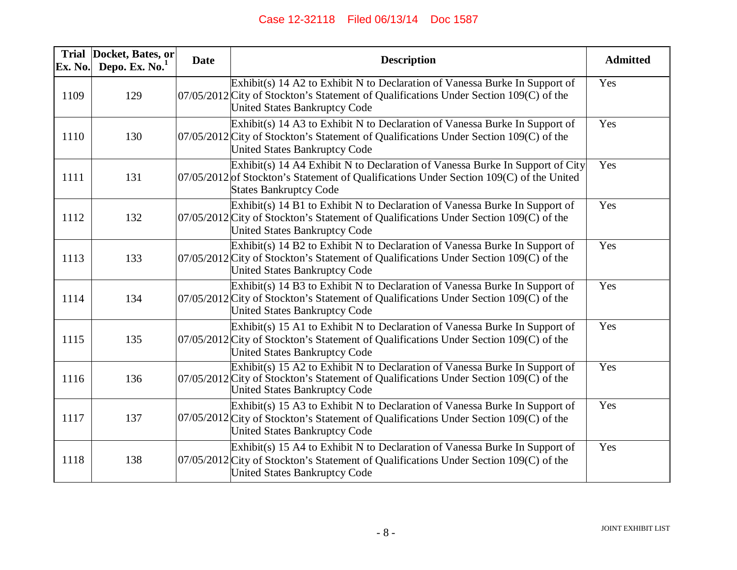| Trial Ex. No. | Docket, Bates, or Depo. Ex. No.[1] | Date | Description | Admitted |
|---|---|---|---|---|
| 1109 | 129 | 07/05/2012 | Exhibit(s) 14 A2 to Exhibit N to Declaration of Vanessa Burke In Support of City of Stockton's Statement of Qualifications Under Section 109(C) of the United States Bankruptcy Code | Yes |
| 1110 | 130 | 07/05/2012 | Exhibit(s) 14 A3 to Exhibit N to Declaration of Vanessa Burke In Support of City of Stockton's Statement of Qualifications Under Section 109(C) of the United States Bankruptcy Code | Yes |
| 1111 | 131 | 07/05/2012 | Exhibit(s) 14 A4 Exhibit N to Declaration of Vanessa Burke In Support of City of Stockton's Statement of Qualifications Under Section 109(C) of the United States Bankruptcy Code | Yes |
| 1112 | 132 | 07/05/2012 | Exhibit(s) 14 B1 to Exhibit N to Declaration of Vanessa Burke In Support of City of Stockton's Statement of Qualifications Under Section 109(C) of the United States Bankruptcy Code | Yes |
| 1113 | 133 | 07/05/2012 | Exhibit(s) 14 B2 to Exhibit N to Declaration of Vanessa Burke In Support of City of Stockton's Statement of Qualifications Under Section 109(C) of the United States Bankruptcy Code | Yes |
| 1114 | 134 | 07/05/2012 | Exhibit(s) 14 B3 to Exhibit N to Declaration of Vanessa Burke In Support of City of Stockton's Statement of Qualifications Under Section 109(C) of the United States Bankruptcy Code | Yes |
| 1115 | 135 | 07/05/2012 | Exhibit(s) 15 A1 to Exhibit N to Declaration of Vanessa Burke In Support of City of Stockton's Statement of Qualifications Under Section 109(C) of the United States Bankruptcy Code | Yes |
| 1116 | 136 | 07/05/2012 | Exhibit(s) 15 A2 to Exhibit N to Declaration of Vanessa Burke In Support of City of Stockton's Statement of Qualifications Under Section 109(C) of the United States Bankruptcy Code | Yes |
| 1117 | 137 | 07/05/2012 | Exhibit(s) 15 A3 to Exhibit N to Declaration of Vanessa Burke In Support of City of Stockton's Statement of Qualifications Under Section 109(C) of the United States Bankruptcy Code | Yes |
| 1118 | 138 | 07/05/2012 | Exhibit(s) 15 A4 to Exhibit N to Declaration of Vanessa Burke In Support of City of Stockton's Statement of Qualifications Under Section 109(C) of the United States Bankruptcy Code | Yes |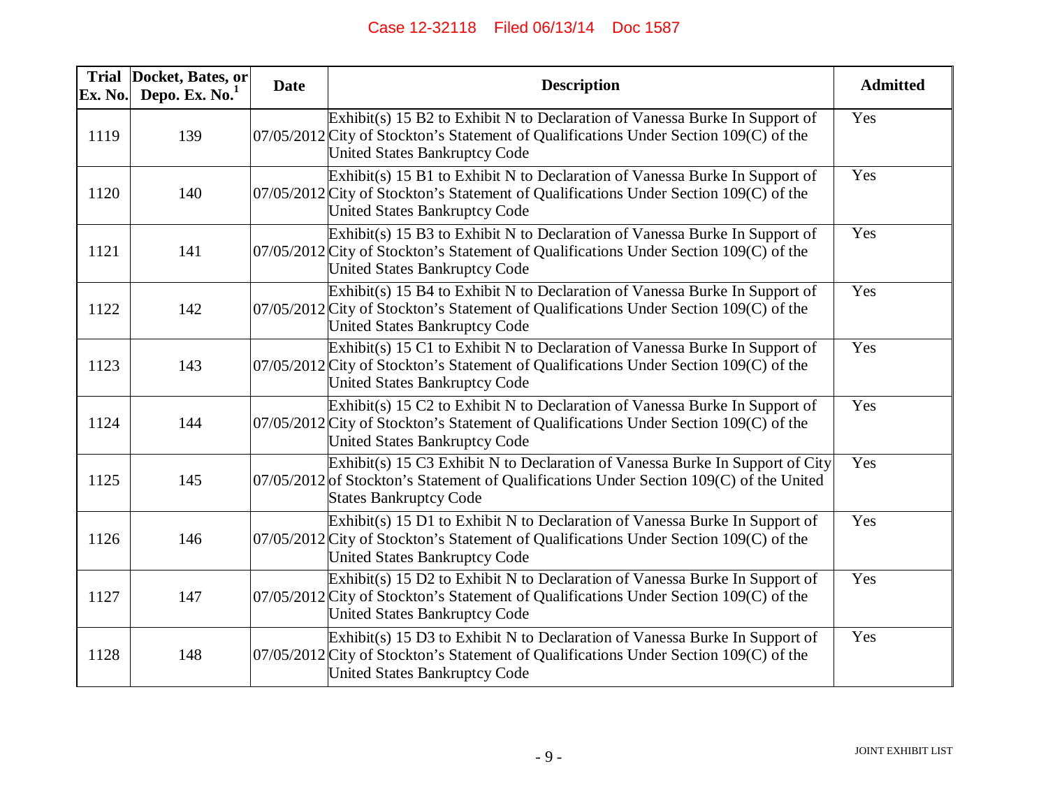| Trial Ex. No. | Docket, Bates, or Depo. Ex. No.[1] | Date | Description | Admitted |
|---|---|---|---|---|
| 1119 | 139 | 07/05/2012 | Exhibit(s) 15 B2 to Exhibit N to Declaration of Vanessa Burke In Support of City of Stockton's Statement of Qualifications Under Section 109(C) of the United States Bankruptcy Code | Yes |
| 1120 | 140 | 07/05/2012 | Exhibit(s) 15 B1 to Exhibit N to Declaration of Vanessa Burke In Support of City of Stockton's Statement of Qualifications Under Section 109(C) of the United States Bankruptcy Code | Yes |
| 1121 | 141 | 07/05/2012 | Exhibit(s) 15 B3 to Exhibit N to Declaration of Vanessa Burke In Support of City of Stockton's Statement of Qualifications Under Section 109(C) of the United States Bankruptcy Code | Yes |
| 1122 | 142 | 07/05/2012 | Exhibit(s) 15 B4 to Exhibit N to Declaration of Vanessa Burke In Support of City of Stockton's Statement of Qualifications Under Section 109(C) of the United States Bankruptcy Code | Yes |
| 1123 | 143 | 07/05/2012 | Exhibit(s) 15 C1 to Exhibit N to Declaration of Vanessa Burke In Support of City of Stockton's Statement of Qualifications Under Section 109(C) of the United States Bankruptcy Code | Yes |
| 1124 | 144 | 07/05/2012 | Exhibit(s) 15 C2 to Exhibit N to Declaration of Vanessa Burke In Support of City of Stockton's Statement of Qualifications Under Section 109(C) of the United States Bankruptcy Code | Yes |
| 1125 | 145 | 07/05/2012 | Exhibit(s) 15 C3 Exhibit N to Declaration of Vanessa Burke In Support of City of Stockton's Statement of Qualifications Under Section 109(C) of the United States Bankruptcy Code | Yes |
| 1126 | 146 | 07/05/2012 | Exhibit(s) 15 D1 to Exhibit N to Declaration of Vanessa Burke In Support of City of Stockton's Statement of Qualifications Under Section 109(C) of the United States Bankruptcy Code | Yes |
| 1127 | 147 | 07/05/2012 | Exhibit(s) 15 D2 to Exhibit N to Declaration of Vanessa Burke In Support of City of Stockton's Statement of Qualifications Under Section 109(C) of the United States Bankruptcy Code | Yes |
| 1128 | 148 | 07/05/2012 | Exhibit(s) 15 D3 to Exhibit N to Declaration of Vanessa Burke In Support of City of Stockton's Statement of Qualifications Under Section 109(C) of the United States Bankruptcy Code | Yes |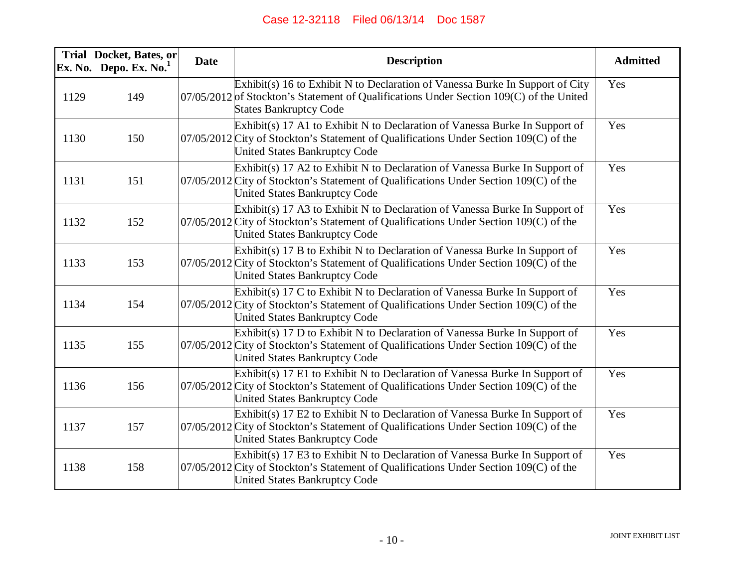| Trial Ex. No. | Docket, Bates, or Depo. Ex. No.[1] | Date | Description | Admitted |
|---|---|---|---|---|
| 1129 | 149 | 07/05/2012 | Exhibit(s) 16 to Exhibit N to Declaration of Vanessa Burke In Support of City of Stockton's Statement of Qualifications Under Section 109(C) of the United States Bankruptcy Code | Yes |
| 1130 | 150 | 07/05/2012 | Exhibit(s) 17 A1 to Exhibit N to Declaration of Vanessa Burke In Support of City of Stockton's Statement of Qualifications Under Section 109(C) of the United States Bankruptcy Code | Yes |
| 1131 | 151 | 07/05/2012 | Exhibit(s) 17 A2 to Exhibit N to Declaration of Vanessa Burke In Support of City of Stockton's Statement of Qualifications Under Section 109(C) of the United States Bankruptcy Code | Yes |
| 1132 | 152 | 07/05/2012 | Exhibit(s) 17 A3 to Exhibit N to Declaration of Vanessa Burke In Support of City of Stockton's Statement of Qualifications Under Section 109(C) of the United States Bankruptcy Code | Yes |
| 1133 | 153 | 07/05/2012 | Exhibit(s) 17 B to Exhibit N to Declaration of Vanessa Burke In Support of City of Stockton's Statement of Qualifications Under Section 109(C) of the United States Bankruptcy Code | Yes |
| 1134 | 154 | 07/05/2012 | Exhibit(s) 17 C to Exhibit N to Declaration of Vanessa Burke In Support of City of Stockton's Statement of Qualifications Under Section 109(C) of the United States Bankruptcy Code | Yes |
| 1135 | 155 | 07/05/2012 | Exhibit(s) 17 D to Exhibit N to Declaration of Vanessa Burke In Support of City of Stockton's Statement of Qualifications Under Section 109(C) of the United States Bankruptcy Code | Yes |
| 1136 | 156 | 07/05/2012 | Exhibit(s) 17 E1 to Exhibit N to Declaration of Vanessa Burke In Support of City of Stockton's Statement of Qualifications Under Section 109(C) of the United States Bankruptcy Code | Yes |
| 1137 | 157 | 07/05/2012 | Exhibit(s) 17 E2 to Exhibit N to Declaration of Vanessa Burke In Support of City of Stockton's Statement of Qualifications Under Section 109(C) of the United States Bankruptcy Code | Yes |
| 1138 | 158 | 07/05/2012 | Exhibit(s) 17 E3 to Exhibit N to Declaration of Vanessa Burke In Support of City of Stockton's Statement of Qualifications Under Section 109(C) of the United States Bankruptcy Code | Yes |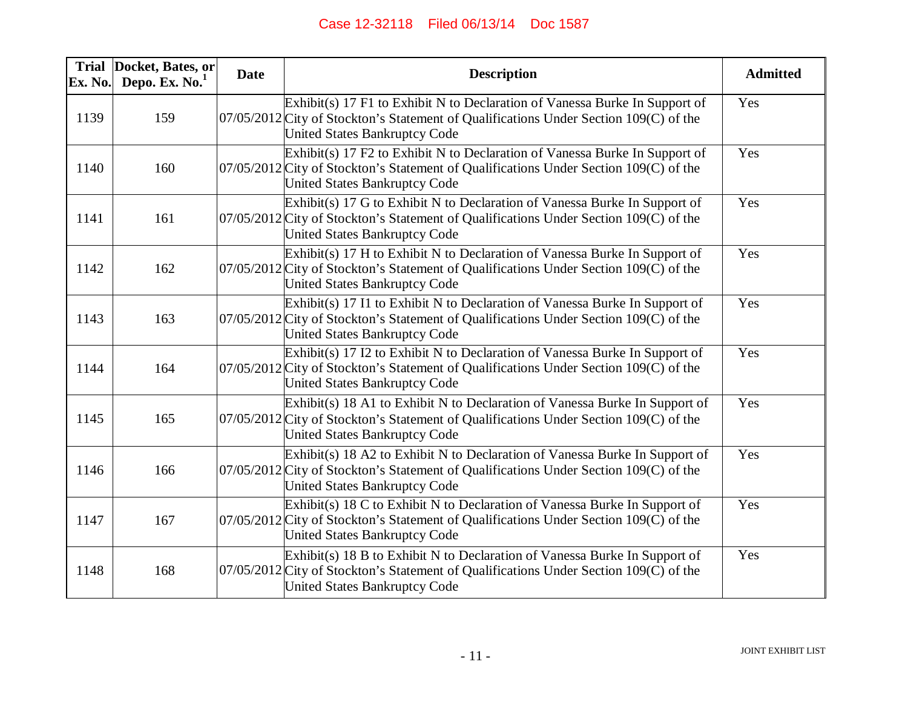| Trial Ex. No. | Docket, Bates, or Depo. Ex. No.[1] | Date | Description | Admitted |
|---|---|---|---|---|
| 1139 | 159 | 07/05/2012 | Exhibit(s) 17 F1 to Exhibit N to Declaration of Vanessa Burke In Support of City of Stockton's Statement of Qualifications Under Section 109(C) of the United States Bankruptcy Code | Yes |
| 1140 | 160 | 07/05/2012 | Exhibit(s) 17 F2 to Exhibit N to Declaration of Vanessa Burke In Support of City of Stockton's Statement of Qualifications Under Section 109(C) of the United States Bankruptcy Code | Yes |
| 1141 | 161 | 07/05/2012 | Exhibit(s) 17 G to Exhibit N to Declaration of Vanessa Burke In Support of City of Stockton's Statement of Qualifications Under Section 109(C) of the United States Bankruptcy Code | Yes |
| 1142 | 162 | 07/05/2012 | Exhibit(s) 17 H to Exhibit N to Declaration of Vanessa Burke In Support of City of Stockton's Statement of Qualifications Under Section 109(C) of the United States Bankruptcy Code | Yes |
| 1143 | 163 | 07/05/2012 | Exhibit(s) 17 I1 to Exhibit N to Declaration of Vanessa Burke In Support of City of Stockton's Statement of Qualifications Under Section 109(C) of the United States Bankruptcy Code | Yes |
| 1144 | 164 | 07/05/2012 | Exhibit(s) 17 I2 to Exhibit N to Declaration of Vanessa Burke In Support of City of Stockton's Statement of Qualifications Under Section 109(C) of the United States Bankruptcy Code | Yes |
| 1145 | 165 | 07/05/2012 | Exhibit(s) 18 A1 to Exhibit N to Declaration of Vanessa Burke In Support of City of Stockton's Statement of Qualifications Under Section 109(C) of the United States Bankruptcy Code | Yes |
| 1146 | 166 | 07/05/2012 | Exhibit(s) 18 A2 to Exhibit N to Declaration of Vanessa Burke In Support of City of Stockton's Statement of Qualifications Under Section 109(C) of the United States Bankruptcy Code | Yes |
| 1147 | 167 | 07/05/2012 | Exhibit(s) 18 C to Exhibit N to Declaration of Vanessa Burke In Support of City of Stockton's Statement of Qualifications Under Section 109(C) of the United States Bankruptcy Code | Yes |
| 1148 | 168 | 07/05/2012 | Exhibit(s) 18 B to Exhibit N to Declaration of Vanessa Burke In Support of City of Stockton's Statement of Qualifications Under Section 109(C) of the United States Bankruptcy Code | Yes |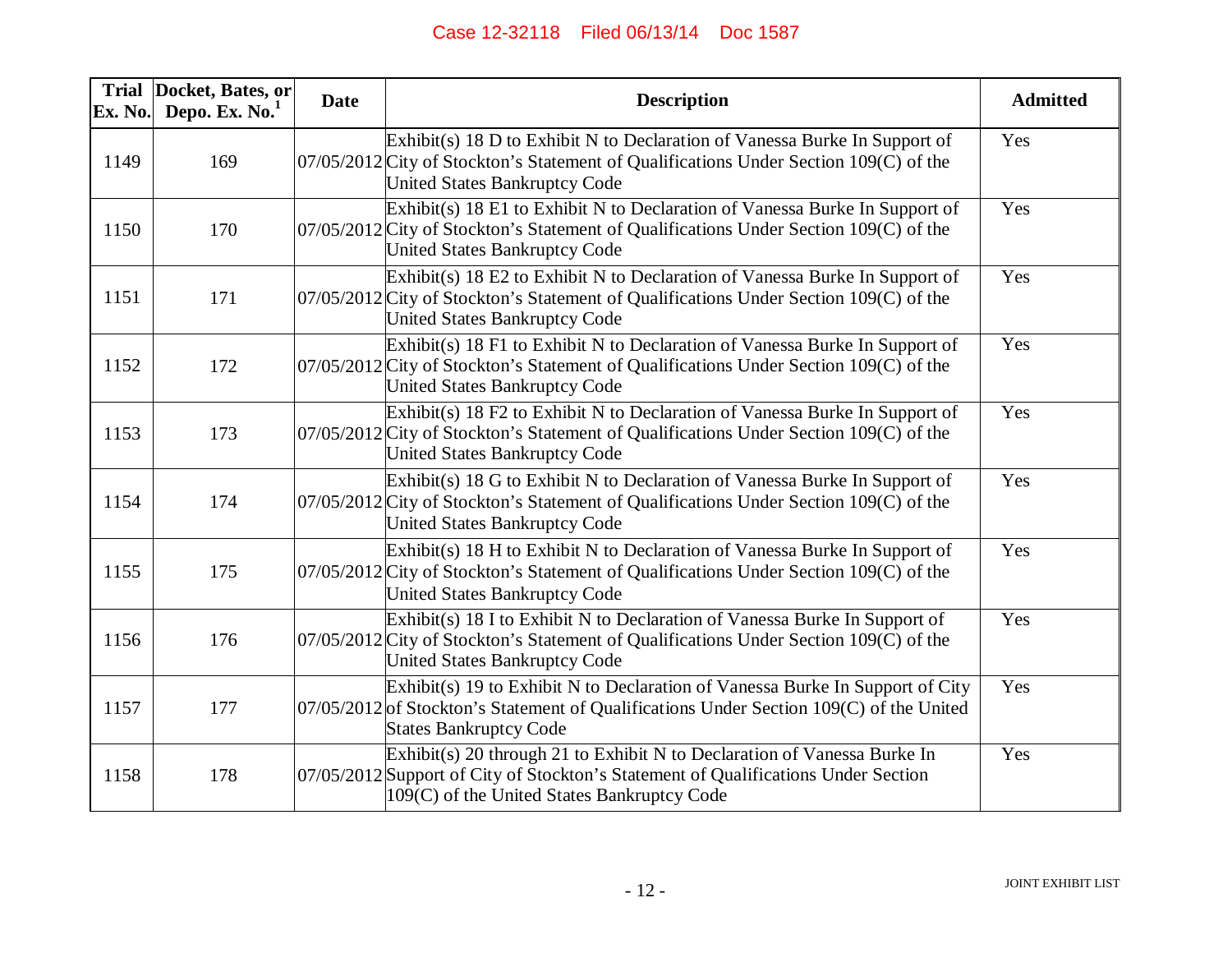| Trial Ex. No. | Docket, Bates, or Depo. Ex. No.[1] | Date | Description | Admitted |
|---|---|---|---|---|
| 1149 | 169 | 07/05/2012 | Exhibit(s) 18 D to Exhibit N to Declaration of Vanessa Burke In Support of City of Stockton's Statement of Qualifications Under Section 109(C) of the United States Bankruptcy Code | Yes |
| 1150 | 170 | 07/05/2012 | Exhibit(s) 18 E1 to Exhibit N to Declaration of Vanessa Burke In Support of City of Stockton's Statement of Qualifications Under Section 109(C) of the United States Bankruptcy Code | Yes |
| 1151 | 171 | 07/05/2012 | Exhibit(s) 18 E2 to Exhibit N to Declaration of Vanessa Burke In Support of City of Stockton's Statement of Qualifications Under Section 109(C) of the United States Bankruptcy Code | Yes |
| 1152 | 172 | 07/05/2012 | Exhibit(s) 18 F1 to Exhibit N to Declaration of Vanessa Burke In Support of City of Stockton's Statement of Qualifications Under Section 109(C) of the United States Bankruptcy Code | Yes |
| 1153 | 173 | 07/05/2012 | Exhibit(s) 18 F2 to Exhibit N to Declaration of Vanessa Burke In Support of City of Stockton's Statement of Qualifications Under Section 109(C) of the United States Bankruptcy Code | Yes |
| 1154 | 174 | 07/05/2012 | Exhibit(s) 18 G to Exhibit N to Declaration of Vanessa Burke In Support of City of Stockton's Statement of Qualifications Under Section 109(C) of the United States Bankruptcy Code | Yes |
| 1155 | 175 | 07/05/2012 | Exhibit(s) 18 H to Exhibit N to Declaration of Vanessa Burke In Support of City of Stockton's Statement of Qualifications Under Section 109(C) of the United States Bankruptcy Code | Yes |
| 1156 | 176 | 07/05/2012 | Exhibit(s) 18 I to Exhibit N to Declaration of Vanessa Burke In Support of City of Stockton's Statement of Qualifications Under Section 109(C) of the United States Bankruptcy Code | Yes |
| 1157 | 177 | 07/05/2012 | Exhibit(s) 19 to Exhibit N to Declaration of Vanessa Burke In Support of City of Stockton's Statement of Qualifications Under Section 109(C) of the United States Bankruptcy Code | Yes |
| 1158 | 178 | 07/05/2012 | Exhibit(s) 20 through 21 to Exhibit N to Declaration of Vanessa Burke In Support of City of Stockton's Statement of Qualifications Under Section 109(C) of the United States Bankruptcy Code | Yes |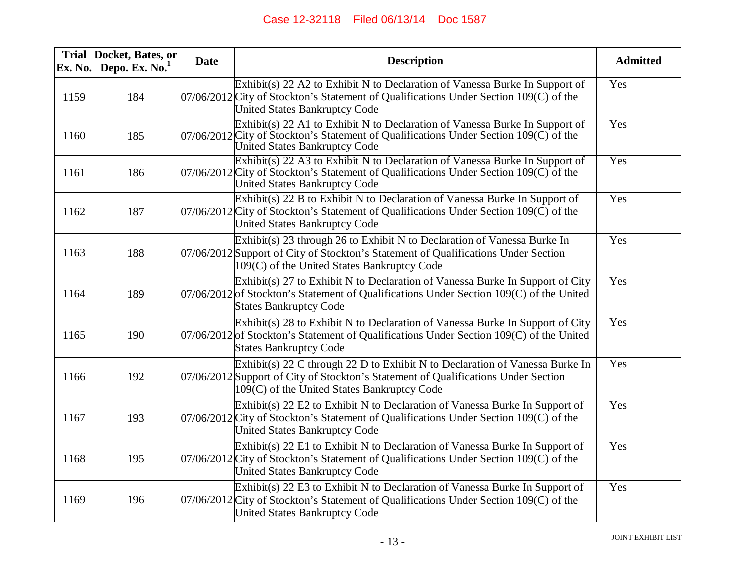| Trial Ex. No. | Docket, Bates, or Depo. Ex. No.[1] | Date | Description | Admitted |
|---|---|---|---|---|
| 1159 | 184 | 07/06/2012 | Exhibit(s) 22 A2 to Exhibit N to Declaration of Vanessa Burke In Support of City of Stockton's Statement of Qualifications Under Section 109(C) of the United States Bankruptcy Code | Yes |
| 1160 | 185 | 07/06/2012 | Exhibit(s) 22 A1 to Exhibit N to Declaration of Vanessa Burke In Support of City of Stockton's Statement of Qualifications Under Section 109(C) of the United States Bankruptcy Code | Yes |
| 1161 | 186 | 07/06/2012 | Exhibit(s) 22 A3 to Exhibit N to Declaration of Vanessa Burke In Support of City of Stockton's Statement of Qualifications Under Section 109(C) of the United States Bankruptcy Code | Yes |
| 1162 | 187 | 07/06/2012 | Exhibit(s) 22 B to Exhibit N to Declaration of Vanessa Burke In Support of City of Stockton's Statement of Qualifications Under Section 109(C) of the United States Bankruptcy Code | Yes |
| 1163 | 188 | 07/06/2012 | Exhibit(s) 23 through 26 to Exhibit N to Declaration of Vanessa Burke In Support of City of Stockton's Statement of Qualifications Under Section 109(C) of the United States Bankruptcy Code | Yes |
| 1164 | 189 | 07/06/2012 | Exhibit(s) 27 to Exhibit N to Declaration of Vanessa Burke In Support of City of Stockton's Statement of Qualifications Under Section 109(C) of the United States Bankruptcy Code | Yes |
| 1165 | 190 | 07/06/2012 | Exhibit(s) 28 to Exhibit N to Declaration of Vanessa Burke In Support of City of Stockton's Statement of Qualifications Under Section 109(C) of the United States Bankruptcy Code | Yes |
| 1166 | 192 | 07/06/2012 | Exhibit(s) 22 C through 22 D to Exhibit N to Declaration of Vanessa Burke In Support of City of Stockton's Statement of Qualifications Under Section 109(C) of the United States Bankruptcy Code | Yes |
| 1167 | 193 | 07/06/2012 | Exhibit(s) 22 E2 to Exhibit N to Declaration of Vanessa Burke In Support of City of Stockton's Statement of Qualifications Under Section 109(C) of the United States Bankruptcy Code | Yes |
| 1168 | 195 | 07/06/2012 | Exhibit(s) 22 E1 to Exhibit N to Declaration of Vanessa Burke In Support of City of Stockton's Statement of Qualifications Under Section 109(C) of the United States Bankruptcy Code | Yes |
| 1169 | 196 | 07/06/2012 | Exhibit(s) 22 E3 to Exhibit N to Declaration of Vanessa Burke In Support of City of Stockton's Statement of Qualifications Under Section 109(C) of the United States Bankruptcy Code | Yes |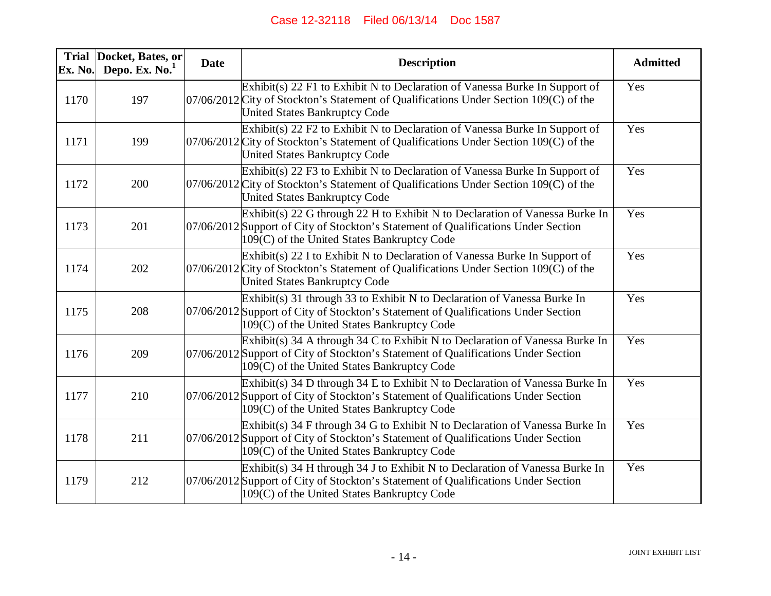| Trial Ex. No. | Docket, Bates, or Depo. Ex. No.[1] | Date | Description | Admitted |
|---|---|---|---|---|
| 1170 | 197 | 07/06/2012 | Exhibit(s) 22 F1 to Exhibit N to Declaration of Vanessa Burke In Support of City of Stockton's Statement of Qualifications Under Section 109(C) of the United States Bankruptcy Code | Yes |
| 1171 | 199 | 07/06/2012 | Exhibit(s) 22 F2 to Exhibit N to Declaration of Vanessa Burke In Support of City of Stockton's Statement of Qualifications Under Section 109(C) of the United States Bankruptcy Code | Yes |
| 1172 | 200 | 07/06/2012 | Exhibit(s) 22 F3 to Exhibit N to Declaration of Vanessa Burke In Support of City of Stockton's Statement of Qualifications Under Section 109(C) of the United States Bankruptcy Code | Yes |
| 1173 | 201 | 07/06/2012 | Exhibit(s) 22 G through 22 H to Exhibit N to Declaration of Vanessa Burke In Support of City of Stockton's Statement of Qualifications Under Section 109(C) of the United States Bankruptcy Code | Yes |
| 1174 | 202 | 07/06/2012 | Exhibit(s) 22 I to Exhibit N to Declaration of Vanessa Burke In Support of City of Stockton's Statement of Qualifications Under Section 109(C) of the United States Bankruptcy Code | Yes |
| 1175 | 208 | 07/06/2012 | Exhibit(s) 31 through 33 to Exhibit N to Declaration of Vanessa Burke In Support of City of Stockton's Statement of Qualifications Under Section 109(C) of the United States Bankruptcy Code | Yes |
| 1176 | 209 | 07/06/2012 | Exhibit(s) 34 A through 34 C to Exhibit N to Declaration of Vanessa Burke In Support of City of Stockton's Statement of Qualifications Under Section 109(C) of the United States Bankruptcy Code | Yes |
| 1177 | 210 | 07/06/2012 | Exhibit(s) 34 D through 34 E to Exhibit N to Declaration of Vanessa Burke In Support of City of Stockton's Statement of Qualifications Under Section 109(C) of the United States Bankruptcy Code | Yes |
| 1178 | 211 | 07/06/2012 | Exhibit(s) 34 F through 34 G to Exhibit N to Declaration of Vanessa Burke In Support of City of Stockton's Statement of Qualifications Under Section 109(C) of the United States Bankruptcy Code | Yes |
| 1179 | 212 | 07/06/2012 | Exhibit(s) 34 H through 34 J to Exhibit N to Declaration of Vanessa Burke In Support of City of Stockton's Statement of Qualifications Under Section 109(C) of the United States Bankruptcy Code | Yes |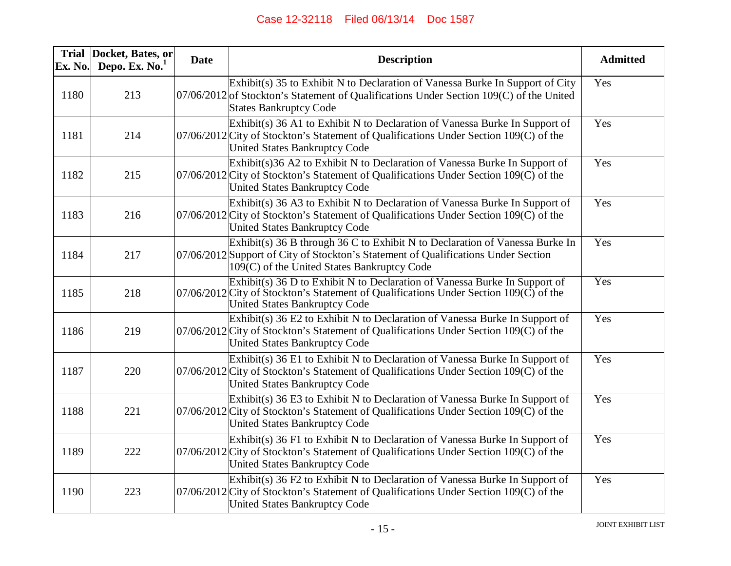| Trial Ex. No. | Docket, Bates, or Depo. Ex. No.[1] | Date | Description | Admitted |
|---|---|---|---|---|
| 1180 | 213 | 07/06/2012 | Exhibit(s) 35 to Exhibit N to Declaration of Vanessa Burke In Support of City of Stockton's Statement of Qualifications Under Section 109(C) of the United States Bankruptcy Code | Yes |
| 1181 | 214 | 07/06/2012 | Exhibit(s) 36 A1 to Exhibit N to Declaration of Vanessa Burke In Support of City of Stockton's Statement of Qualifications Under Section 109(C) of the United States Bankruptcy Code | Yes |
| 1182 | 215 | 07/06/2012 | Exhibit(s)36 A2 to Exhibit N to Declaration of Vanessa Burke In Support of City of Stockton's Statement of Qualifications Under Section 109(C) of the United States Bankruptcy Code | Yes |
| 1183 | 216 | 07/06/2012 | Exhibit(s) 36 A3 to Exhibit N to Declaration of Vanessa Burke In Support of City of Stockton's Statement of Qualifications Under Section 109(C) of the United States Bankruptcy Code | Yes |
| 1184 | 217 | 07/06/2012 | Exhibit(s) 36 B through 36 C to Exhibit N to Declaration of Vanessa Burke In Support of City of Stockton's Statement of Qualifications Under Section 109(C) of the United States Bankruptcy Code | Yes |
| 1185 | 218 | 07/06/2012 | Exhibit(s) 36 D to Exhibit N to Declaration of Vanessa Burke In Support of City of Stockton's Statement of Qualifications Under Section 109(C) of the United States Bankruptcy Code | Yes |
| 1186 | 219 | 07/06/2012 | Exhibit(s) 36 E2 to Exhibit N to Declaration of Vanessa Burke In Support of City of Stockton's Statement of Qualifications Under Section 109(C) of the United States Bankruptcy Code | Yes |
| 1187 | 220 | 07/06/2012 | Exhibit(s) 36 E1 to Exhibit N to Declaration of Vanessa Burke In Support of City of Stockton's Statement of Qualifications Under Section 109(C) of the United States Bankruptcy Code | Yes |
| 1188 | 221 | 07/06/2012 | Exhibit(s) 36 E3 to Exhibit N to Declaration of Vanessa Burke In Support of City of Stockton's Statement of Qualifications Under Section 109(C) of the United States Bankruptcy Code | Yes |
| 1189 | 222 | 07/06/2012 | Exhibit(s) 36 F1 to Exhibit N to Declaration of Vanessa Burke In Support of City of Stockton's Statement of Qualifications Under Section 109(C) of the United States Bankruptcy Code | Yes |
| 1190 | 223 | 07/06/2012 | Exhibit(s) 36 F2 to Exhibit N to Declaration of Vanessa Burke In Support of City of Stockton's Statement of Qualifications Under Section 109(C) of the United States Bankruptcy Code | Yes |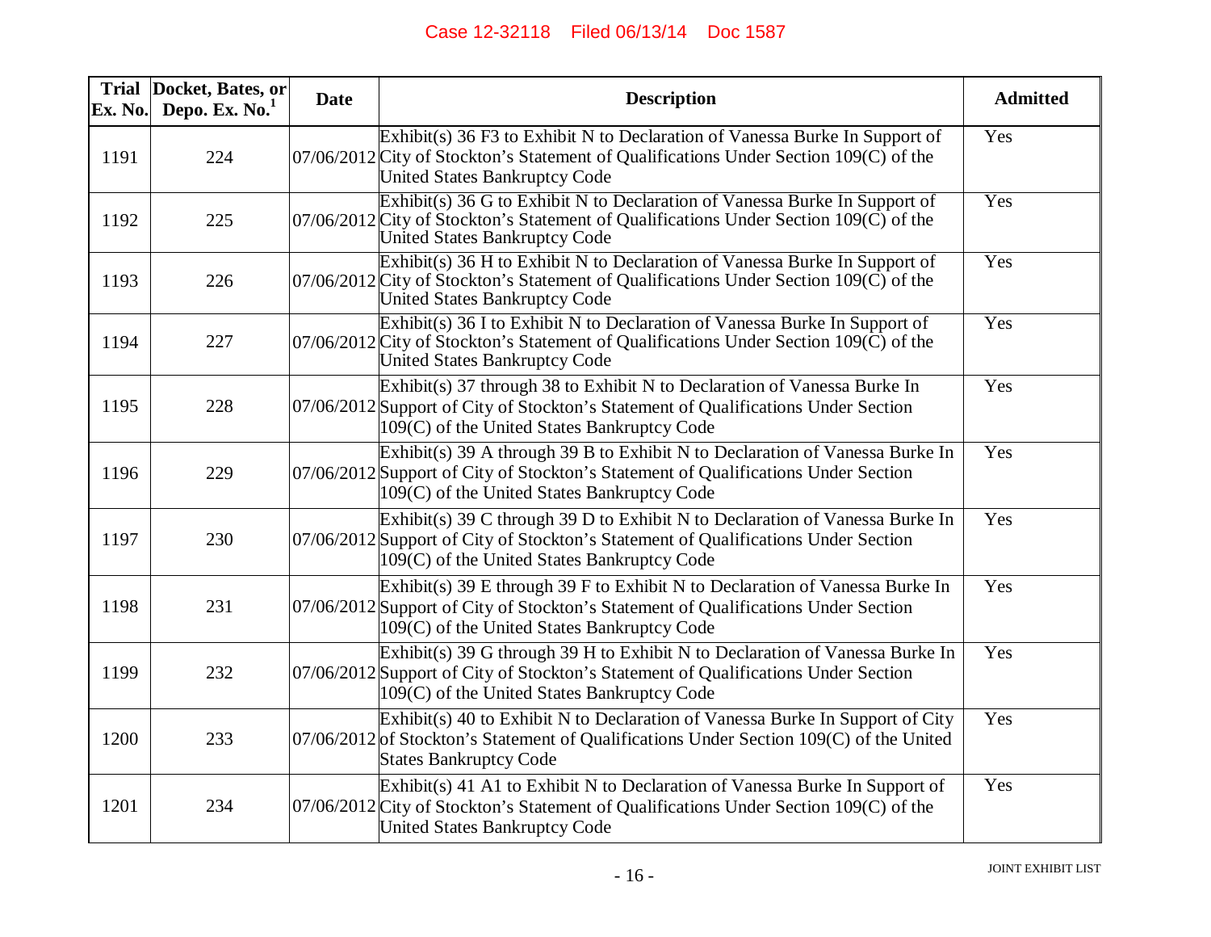| Trial Ex. No. | Docket, Bates, or Depo. Ex. No.[1] | Date | Description | Admitted |
|---|---|---|---|---|
| 1191 | 224 | 07/06/2012 | Exhibit(s) 36 F3 to Exhibit N to Declaration of Vanessa Burke In Support of City of Stockton's Statement of Qualifications Under Section 109(C) of the United States Bankruptcy Code | Yes |
| 1192 | 225 | 07/06/2012 | Exhibit(s) 36 G to Exhibit N to Declaration of Vanessa Burke In Support of City of Stockton's Statement of Qualifications Under Section 109(C) of the United States Bankruptcy Code | Yes |
| 1193 | 226 | 07/06/2012 | Exhibit(s) 36 H to Exhibit N to Declaration of Vanessa Burke In Support of City of Stockton's Statement of Qualifications Under Section 109(C) of the United States Bankruptcy Code | Yes |
| 1194 | 227 | 07/06/2012 | Exhibit(s) 36 I to Exhibit N to Declaration of Vanessa Burke In Support of City of Stockton's Statement of Qualifications Under Section 109(C) of the United States Bankruptcy Code | Yes |
| 1195 | 228 | 07/06/2012 | Exhibit(s) 37 through 38 to Exhibit N to Declaration of Vanessa Burke In Support of City of Stockton's Statement of Qualifications Under Section 109(C) of the United States Bankruptcy Code | Yes |
| 1196 | 229 | 07/06/2012 | Exhibit(s) 39 A through 39 B to Exhibit N to Declaration of Vanessa Burke In Support of City of Stockton's Statement of Qualifications Under Section 109(C) of the United States Bankruptcy Code | Yes |
| 1197 | 230 | 07/06/2012 | Exhibit(s) 39 C through 39 D to Exhibit N to Declaration of Vanessa Burke In Support of City of Stockton's Statement of Qualifications Under Section 109(C) of the United States Bankruptcy Code | Yes |
| 1198 | 231 | 07/06/2012 | Exhibit(s) 39 E through 39 F to Exhibit N to Declaration of Vanessa Burke In Support of City of Stockton's Statement of Qualifications Under Section 109(C) of the United States Bankruptcy Code | Yes |
| 1199 | 232 | 07/06/2012 | Exhibit(s) 39 G through 39 H to Exhibit N to Declaration of Vanessa Burke In Support of City of Stockton's Statement of Qualifications Under Section 109(C) of the United States Bankruptcy Code | Yes |
| 1200 | 233 | 07/06/2012 | Exhibit(s) 40 to Exhibit N to Declaration of Vanessa Burke In Support of City of Stockton's Statement of Qualifications Under Section 109(C) of the United States Bankruptcy Code | Yes |
| 1201 | 234 | 07/06/2012 | Exhibit(s) 41 A1 to Exhibit N to Declaration of Vanessa Burke In Support of City of Stockton's Statement of Qualifications Under Section 109(C) of the United States Bankruptcy Code | Yes |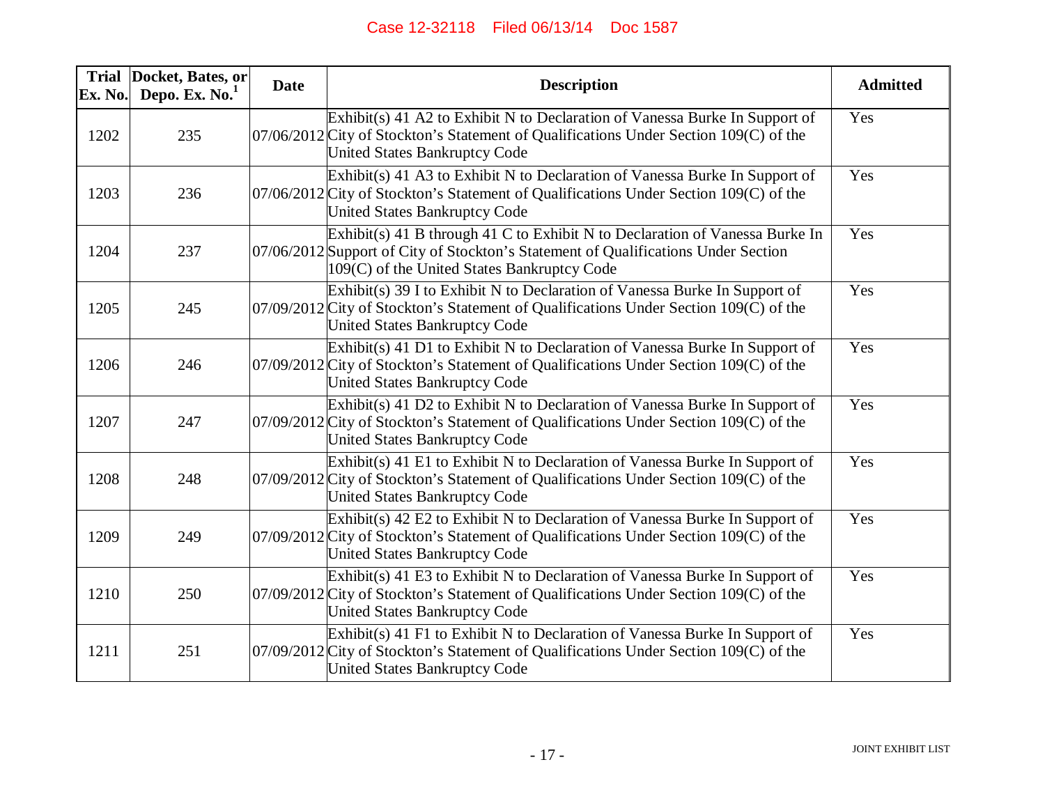| Trial Ex. No. | Docket, Bates, or Depo. Ex. No.[1] | Date | Description | Admitted |
|---|---|---|---|---|
| 1202 | 235 | 07/06/2012 | Exhibit(s) 41 A2 to Exhibit N to Declaration of Vanessa Burke In Support of City of Stockton's Statement of Qualifications Under Section 109(C) of the United States Bankruptcy Code | Yes |
| 1203 | 236 | 07/06/2012 | Exhibit(s) 41 A3 to Exhibit N to Declaration of Vanessa Burke In Support of City of Stockton's Statement of Qualifications Under Section 109(C) of the United States Bankruptcy Code | Yes |
| 1204 | 237 | 07/06/2012 | Exhibit(s) 41 B through 41 C to Exhibit N to Declaration of Vanessa Burke In Support of City of Stockton's Statement of Qualifications Under Section 109(C) of the United States Bankruptcy Code | Yes |
| 1205 | 245 | 07/09/2012 | Exhibit(s) 39 I to Exhibit N to Declaration of Vanessa Burke In Support of City of Stockton's Statement of Qualifications Under Section 109(C) of the United States Bankruptcy Code | Yes |
| 1206 | 246 | 07/09/2012 | Exhibit(s) 41 D1 to Exhibit N to Declaration of Vanessa Burke In Support of City of Stockton's Statement of Qualifications Under Section 109(C) of the United States Bankruptcy Code | Yes |
| 1207 | 247 | 07/09/2012 | Exhibit(s) 41 D2 to Exhibit N to Declaration of Vanessa Burke In Support of City of Stockton's Statement of Qualifications Under Section 109(C) of the United States Bankruptcy Code | Yes |
| 1208 | 248 | 07/09/2012 | Exhibit(s) 41 E1 to Exhibit N to Declaration of Vanessa Burke In Support of City of Stockton's Statement of Qualifications Under Section 109(C) of the United States Bankruptcy Code | Yes |
| 1209 | 249 | 07/09/2012 | Exhibit(s) 42 E2 to Exhibit N to Declaration of Vanessa Burke In Support of City of Stockton's Statement of Qualifications Under Section 109(C) of the United States Bankruptcy Code | Yes |
| 1210 | 250 | 07/09/2012 | Exhibit(s) 41 E3 to Exhibit N to Declaration of Vanessa Burke In Support of City of Stockton's Statement of Qualifications Under Section 109(C) of the United States Bankruptcy Code | Yes |
| 1211 | 251 | 07/09/2012 | Exhibit(s) 41 F1 to Exhibit N to Declaration of Vanessa Burke In Support of City of Stockton's Statement of Qualifications Under Section 109(C) of the United States Bankruptcy Code | Yes |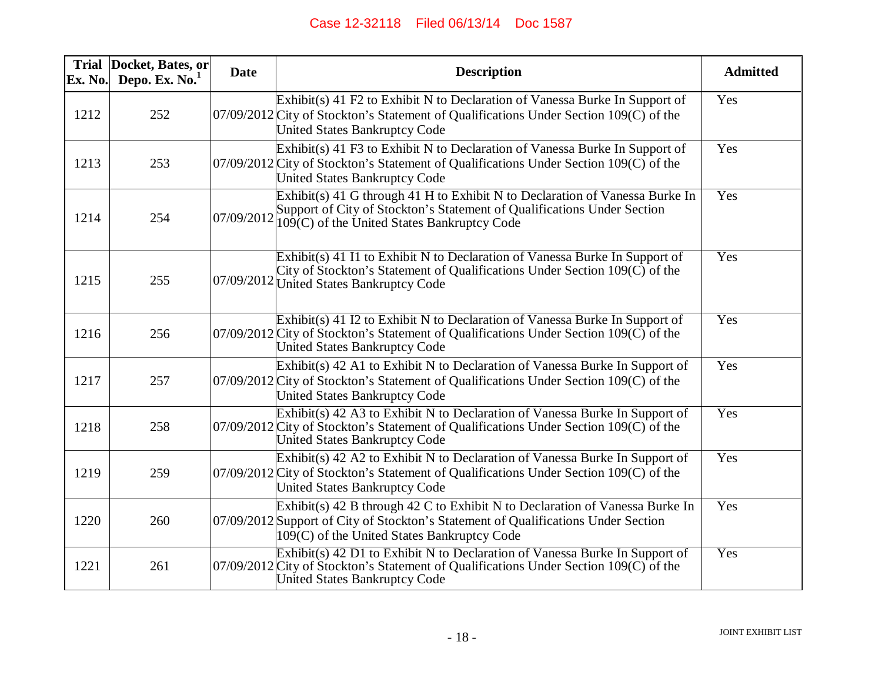| Trial Ex. No. | Docket, Bates, or Depo. Ex. No.[1] | Date | Description | Admitted |
|---|---|---|---|---|
| 1212 | 252 | 07/09/2012 | Exhibit(s) 41 F2 to Exhibit N to Declaration of Vanessa Burke In Support of City of Stockton's Statement of Qualifications Under Section 109(C) of the United States Bankruptcy Code | Yes |
| 1213 | 253 | 07/09/2012 | Exhibit(s) 41 F3 to Exhibit N to Declaration of Vanessa Burke In Support of City of Stockton's Statement of Qualifications Under Section 109(C) of the United States Bankruptcy Code | Yes |
| 1214 | 254 | 07/09/2012 | Exhibit(s) 41 G through 41 H to Exhibit N to Declaration of Vanessa Burke In Support of City of Stockton's Statement of Qualifications Under Section 109(C) of the United States Bankruptcy Code | Yes |
| 1215 | 255 | 07/09/2012 | Exhibit(s) 41 I1 to Exhibit N to Declaration of Vanessa Burke In Support of City of Stockton's Statement of Qualifications Under Section 109(C) of the United States Bankruptcy Code | Yes |
| 1216 | 256 | 07/09/2012 | Exhibit(s) 41 I2 to Exhibit N to Declaration of Vanessa Burke In Support of City of Stockton's Statement of Qualifications Under Section 109(C) of the United States Bankruptcy Code | Yes |
| 1217 | 257 | 07/09/2012 | Exhibit(s) 42 A1 to Exhibit N to Declaration of Vanessa Burke In Support of City of Stockton's Statement of Qualifications Under Section 109(C) of the United States Bankruptcy Code | Yes |
| 1218 | 258 | 07/09/2012 | Exhibit(s) 42 A3 to Exhibit N to Declaration of Vanessa Burke In Support of City of Stockton's Statement of Qualifications Under Section 109(C) of the United States Bankruptcy Code | Yes |
| 1219 | 259 | 07/09/2012 | Exhibit(s) 42 A2 to Exhibit N to Declaration of Vanessa Burke In Support of City of Stockton's Statement of Qualifications Under Section 109(C) of the United States Bankruptcy Code | Yes |
| 1220 | 260 | 07/09/2012 | Exhibit(s) 42 B through 42 C to Exhibit N to Declaration of Vanessa Burke In Support of City of Stockton's Statement of Qualifications Under Section 109(C) of the United States Bankruptcy Code | Yes |
| 1221 | 261 | 07/09/2012 | Exhibit(s) 42 D1 to Exhibit N to Declaration of Vanessa Burke In Support of City of Stockton's Statement of Qualifications Under Section 109(C) of the United States Bankruptcy Code | Yes |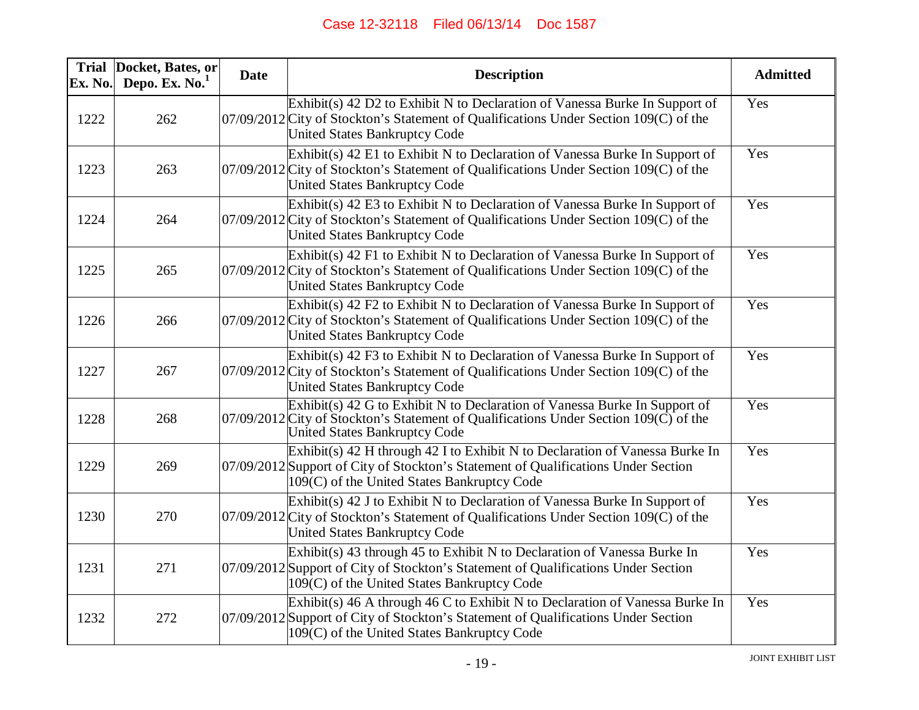| Trial Ex. No. | Docket, Bates, or Depo. Ex. No.[1] | Date | Description | Admitted |
|---|---|---|---|---|
| 1222 | 262 | 07/09/2012 | Exhibit(s) 42 D2 to Exhibit N to Declaration of Vanessa Burke In Support of City of Stockton's Statement of Qualifications Under Section 109(C) of the United States Bankruptcy Code | Yes |
| 1223 | 263 | 07/09/2012 | Exhibit(s) 42 E1 to Exhibit N to Declaration of Vanessa Burke In Support of City of Stockton's Statement of Qualifications Under Section 109(C) of the United States Bankruptcy Code | Yes |
| 1224 | 264 | 07/09/2012 | Exhibit(s) 42 E3 to Exhibit N to Declaration of Vanessa Burke In Support of City of Stockton's Statement of Qualifications Under Section 109(C) of the United States Bankruptcy Code | Yes |
| 1225 | 265 | 07/09/2012 | Exhibit(s) 42 F1 to Exhibit N to Declaration of Vanessa Burke In Support of City of Stockton's Statement of Qualifications Under Section 109(C) of the United States Bankruptcy Code | Yes |
| 1226 | 266 | 07/09/2012 | Exhibit(s) 42 F2 to Exhibit N to Declaration of Vanessa Burke In Support of City of Stockton's Statement of Qualifications Under Section 109(C) of the United States Bankruptcy Code | Yes |
| 1227 | 267 | 07/09/2012 | Exhibit(s) 42 F3 to Exhibit N to Declaration of Vanessa Burke In Support of City of Stockton's Statement of Qualifications Under Section 109(C) of the United States Bankruptcy Code | Yes |
| 1228 | 268 | 07/09/2012 | Exhibit(s) 42 G to Exhibit N to Declaration of Vanessa Burke In Support of City of Stockton's Statement of Qualifications Under Section 109(C) of the United States Bankruptcy Code | Yes |
| 1229 | 269 | 07/09/2012 | Exhibit(s) 42 H through 42 I to Exhibit N to Declaration of Vanessa Burke In Support of City of Stockton's Statement of Qualifications Under Section 109(C) of the United States Bankruptcy Code | Yes |
| 1230 | 270 | 07/09/2012 | Exhibit(s) 42 J to Exhibit N to Declaration of Vanessa Burke In Support of City of Stockton's Statement of Qualifications Under Section 109(C) of the United States Bankruptcy Code | Yes |
| 1231 | 271 | 07/09/2012 | Exhibit(s) 43 through 45 to Exhibit N to Declaration of Vanessa Burke In Support of City of Stockton's Statement of Qualifications Under Section 109(C) of the United States Bankruptcy Code | Yes |
| 1232 | 272 | 07/09/2012 | Exhibit(s) 46 A through 46 C to Exhibit N to Declaration of Vanessa Burke In Support of City of Stockton's Statement of Qualifications Under Section 109(C) of the United States Bankruptcy Code | Yes |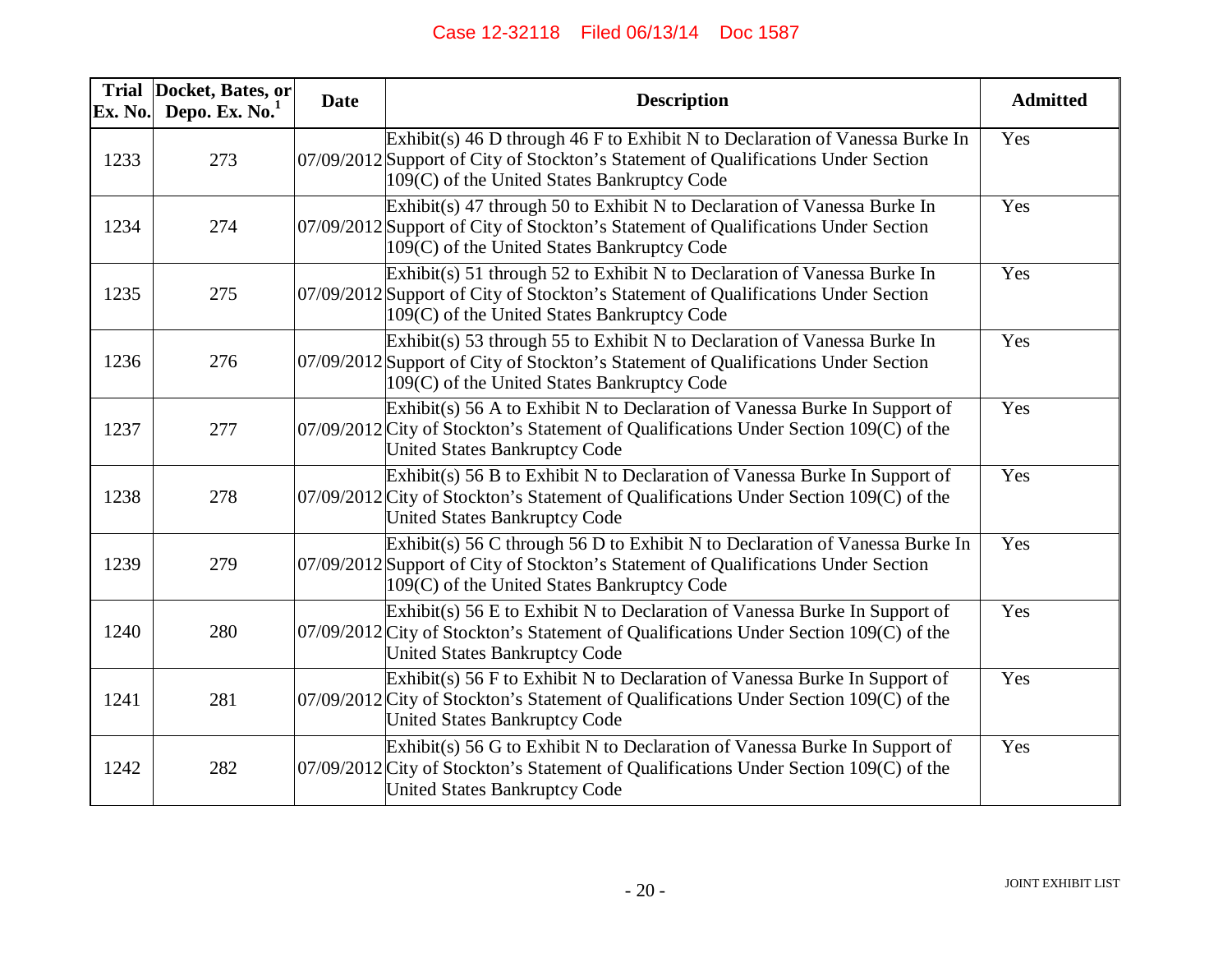| Trial Ex. No. | Docket, Bates, or Depo. Ex. No.[1] | Date | Description | Admitted |
|---|---|---|---|---|
| 1233 | 273 | 07/09/2012 | Exhibit(s) 46 D through 46 F to Exhibit N to Declaration of Vanessa Burke In Support of City of Stockton's Statement of Qualifications Under Section 109(C) of the United States Bankruptcy Code | Yes |
| 1234 | 274 | 07/09/2012 | Exhibit(s) 47 through 50 to Exhibit N to Declaration of Vanessa Burke In Support of City of Stockton's Statement of Qualifications Under Section 109(C) of the United States Bankruptcy Code | Yes |
| 1235 | 275 | 07/09/2012 | Exhibit(s) 51 through 52 to Exhibit N to Declaration of Vanessa Burke In Support of City of Stockton's Statement of Qualifications Under Section 109(C) of the United States Bankruptcy Code | Yes |
| 1236 | 276 | 07/09/2012 | Exhibit(s) 53 through 55 to Exhibit N to Declaration of Vanessa Burke In Support of City of Stockton's Statement of Qualifications Under Section 109(C) of the United States Bankruptcy Code | Yes |
| 1237 | 277 | 07/09/2012 | Exhibit(s) 56 A to Exhibit N to Declaration of Vanessa Burke In Support of City of Stockton's Statement of Qualifications Under Section 109(C) of the United States Bankruptcy Code | Yes |
| 1238 | 278 | 07/09/2012 | Exhibit(s) 56 B to Exhibit N to Declaration of Vanessa Burke In Support of City of Stockton's Statement of Qualifications Under Section 109(C) of the United States Bankruptcy Code | Yes |
| 1239 | 279 | 07/09/2012 | Exhibit(s) 56 C through 56 D to Exhibit N to Declaration of Vanessa Burke In Support of City of Stockton's Statement of Qualifications Under Section 109(C) of the United States Bankruptcy Code | Yes |
| 1240 | 280 | 07/09/2012 | Exhibit(s) 56 E to Exhibit N to Declaration of Vanessa Burke In Support of City of Stockton's Statement of Qualifications Under Section 109(C) of the United States Bankruptcy Code | Yes |
| 1241 | 281 | 07/09/2012 | Exhibit(s) 56 F to Exhibit N to Declaration of Vanessa Burke In Support of City of Stockton's Statement of Qualifications Under Section 109(C) of the United States Bankruptcy Code | Yes |
| 1242 | 282 | 07/09/2012 | Exhibit(s) 56 G to Exhibit N to Declaration of Vanessa Burke In Support of City of Stockton's Statement of Qualifications Under Section 109(C) of the United States Bankruptcy Code | Yes |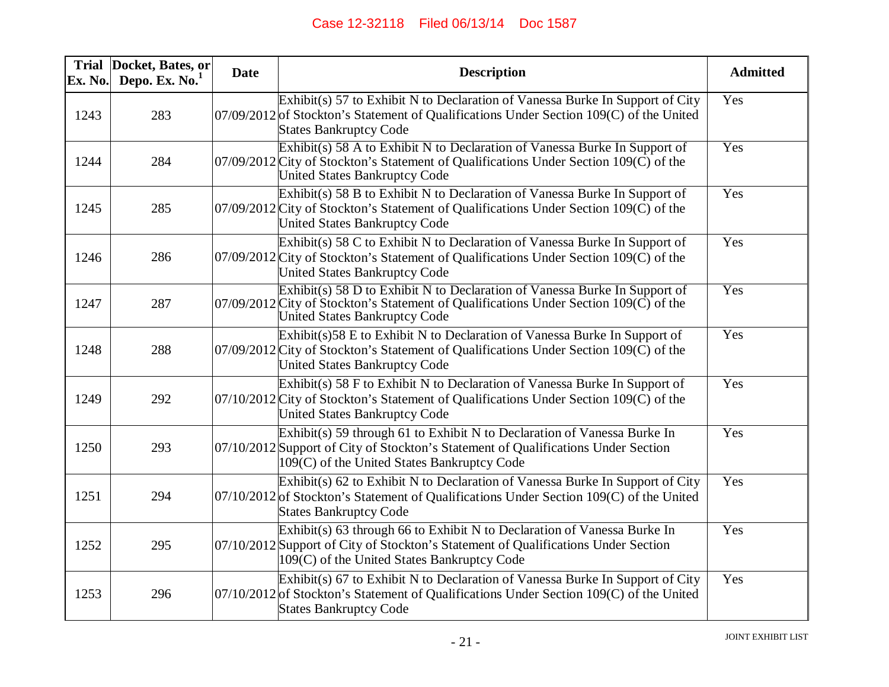| Trial Ex. No. | Docket, Bates, or Depo. Ex. No.[1] | Date | Description | Admitted |
|---|---|---|---|---|
| 1243 | 283 | 07/09/2012 | Exhibit(s) 57 to Exhibit N to Declaration of Vanessa Burke In Support of City of Stockton's Statement of Qualifications Under Section 109(C) of the United States Bankruptcy Code | Yes |
| 1244 | 284 | 07/09/2012 | Exhibit(s) 58 A to Exhibit N to Declaration of Vanessa Burke In Support of City of Stockton's Statement of Qualifications Under Section 109(C) of the United States Bankruptcy Code | Yes |
| 1245 | 285 | 07/09/2012 | Exhibit(s) 58 B to Exhibit N to Declaration of Vanessa Burke In Support of City of Stockton's Statement of Qualifications Under Section 109(C) of the United States Bankruptcy Code | Yes |
| 1246 | 286 | 07/09/2012 | Exhibit(s) 58 C to Exhibit N to Declaration of Vanessa Burke In Support of City of Stockton's Statement of Qualifications Under Section 109(C) of the United States Bankruptcy Code | Yes |
| 1247 | 287 | 07/09/2012 | Exhibit(s) 58 D to Exhibit N to Declaration of Vanessa Burke In Support of City of Stockton's Statement of Qualifications Under Section 109(C) of the United States Bankruptcy Code | Yes |
| 1248 | 288 | 07/09/2012 | Exhibit(s)58 E to Exhibit N to Declaration of Vanessa Burke In Support of City of Stockton's Statement of Qualifications Under Section 109(C) of the United States Bankruptcy Code | Yes |
| 1249 | 292 | 07/10/2012 | Exhibit(s) 58 F to Exhibit N to Declaration of Vanessa Burke In Support of City of Stockton's Statement of Qualifications Under Section 109(C) of the United States Bankruptcy Code | Yes |
| 1250 | 293 | 07/10/2012 | Exhibit(s) 59 through 61 to Exhibit N to Declaration of Vanessa Burke In Support of City of Stockton's Statement of Qualifications Under Section 109(C) of the United States Bankruptcy Code | Yes |
| 1251 | 294 | 07/10/2012 | Exhibit(s) 62 to Exhibit N to Declaration of Vanessa Burke In Support of City of Stockton's Statement of Qualifications Under Section 109(C) of the United States Bankruptcy Code | Yes |
| 1252 | 295 | 07/10/2012 | Exhibit(s) 63 through 66 to Exhibit N to Declaration of Vanessa Burke In Support of City of Stockton's Statement of Qualifications Under Section 109(C) of the United States Bankruptcy Code | Yes |
| 1253 | 296 | 07/10/2012 | Exhibit(s) 67 to Exhibit N to Declaration of Vanessa Burke In Support of City of Stockton's Statement of Qualifications Under Section 109(C) of the United States Bankruptcy Code | Yes |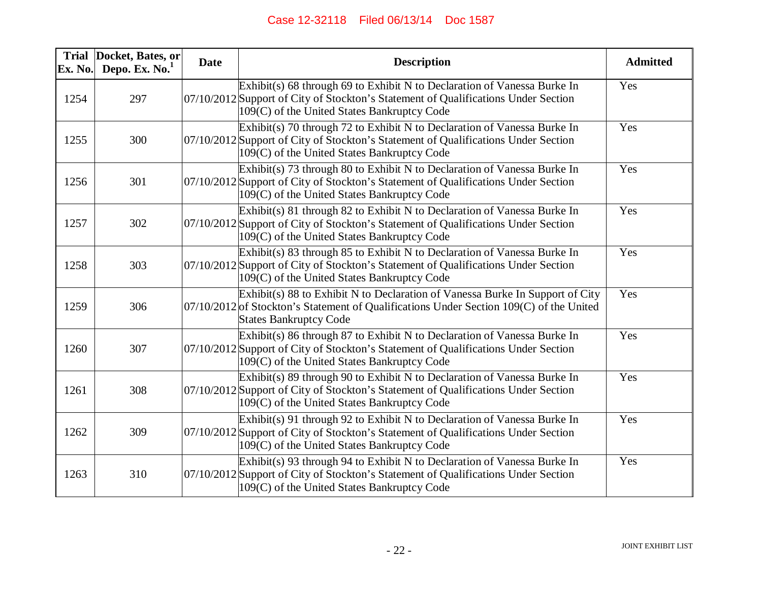| Trial Ex. No. | Docket, Bates, or Depo. Ex. No.[1] | Date | Description | Admitted |
|---|---|---|---|---|
| 1254 | 297 | 07/10/2012 | Exhibit(s) 68 through 69 to Exhibit N to Declaration of Vanessa Burke In Support of City of Stockton's Statement of Qualifications Under Section 109(C) of the United States Bankruptcy Code | Yes |
| 1255 | 300 | 07/10/2012 | Exhibit(s) 70 through 72 to Exhibit N to Declaration of Vanessa Burke In Support of City of Stockton's Statement of Qualifications Under Section 109(C) of the United States Bankruptcy Code | Yes |
| 1256 | 301 | 07/10/2012 | Exhibit(s) 73 through 80 to Exhibit N to Declaration of Vanessa Burke In Support of City of Stockton's Statement of Qualifications Under Section 109(C) of the United States Bankruptcy Code | Yes |
| 1257 | 302 | 07/10/2012 | Exhibit(s) 81 through 82 to Exhibit N to Declaration of Vanessa Burke In Support of City of Stockton's Statement of Qualifications Under Section 109(C) of the United States Bankruptcy Code | Yes |
| 1258 | 303 | 07/10/2012 | Exhibit(s) 83 through 85 to Exhibit N to Declaration of Vanessa Burke In Support of City of Stockton's Statement of Qualifications Under Section 109(C) of the United States Bankruptcy Code | Yes |
| 1259 | 306 | 07/10/2012 | Exhibit(s) 88 to Exhibit N to Declaration of Vanessa Burke In Support of City of Stockton's Statement of Qualifications Under Section 109(C) of the United States Bankruptcy Code | Yes |
| 1260 | 307 | 07/10/2012 | Exhibit(s) 86 through 87 to Exhibit N to Declaration of Vanessa Burke In Support of City of Stockton's Statement of Qualifications Under Section 109(C) of the United States Bankruptcy Code | Yes |
| 1261 | 308 | 07/10/2012 | Exhibit(s) 89 through 90 to Exhibit N to Declaration of Vanessa Burke In Support of City of Stockton's Statement of Qualifications Under Section 109(C) of the United States Bankruptcy Code | Yes |
| 1262 | 309 | 07/10/2012 | Exhibit(s) 91 through 92 to Exhibit N to Declaration of Vanessa Burke In Support of City of Stockton's Statement of Qualifications Under Section 109(C) of the United States Bankruptcy Code | Yes |
| 1263 | 310 | 07/10/2012 | Exhibit(s) 93 through 94 to Exhibit N to Declaration of Vanessa Burke In Support of City of Stockton's Statement of Qualifications Under Section 109(C) of the United States Bankruptcy Code | Yes |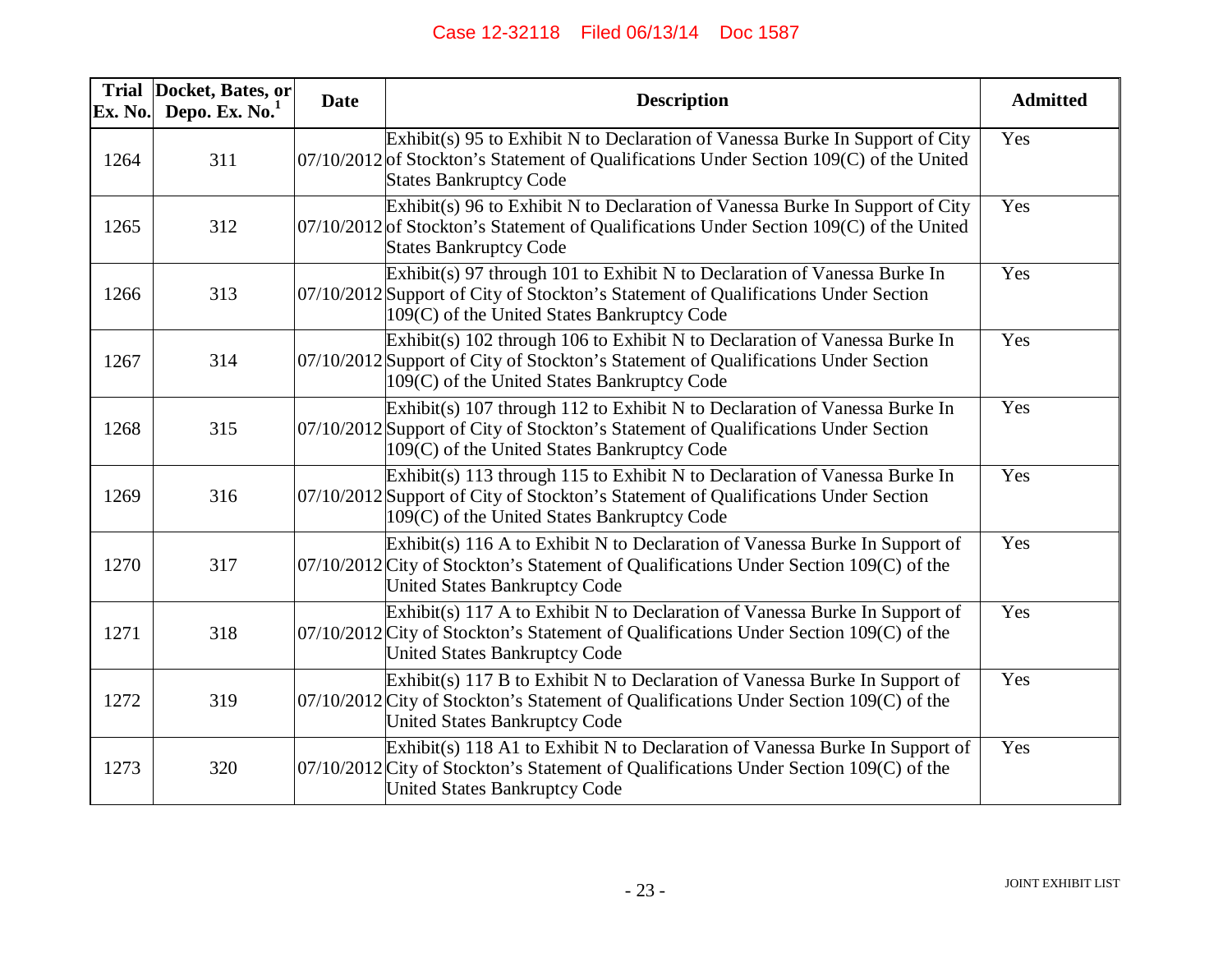| Trial Ex. No. | Docket, Bates, or Depo. Ex. No.[1] | Date | Description | Admitted |
|---|---|---|---|---|
| 1264 | 311 | 07/10/2012 | Exhibit(s) 95 to Exhibit N to Declaration of Vanessa Burke In Support of City of Stockton's Statement of Qualifications Under Section 109(C) of the United States Bankruptcy Code | Yes |
| 1265 | 312 | 07/10/2012 | Exhibit(s) 96 to Exhibit N to Declaration of Vanessa Burke In Support of City of Stockton's Statement of Qualifications Under Section 109(C) of the United States Bankruptcy Code | Yes |
| 1266 | 313 | 07/10/2012 | Exhibit(s) 97 through 101 to Exhibit N to Declaration of Vanessa Burke In Support of City of Stockton's Statement of Qualifications Under Section 109(C) of the United States Bankruptcy Code | Yes |
| 1267 | 314 | 07/10/2012 | Exhibit(s) 102 through 106 to Exhibit N to Declaration of Vanessa Burke In Support of City of Stockton's Statement of Qualifications Under Section 109(C) of the United States Bankruptcy Code | Yes |
| 1268 | 315 | 07/10/2012 | Exhibit(s) 107 through 112 to Exhibit N to Declaration of Vanessa Burke In Support of City of Stockton's Statement of Qualifications Under Section 109(C) of the United States Bankruptcy Code | Yes |
| 1269 | 316 | 07/10/2012 | Exhibit(s) 113 through 115 to Exhibit N to Declaration of Vanessa Burke In Support of City of Stockton's Statement of Qualifications Under Section 109(C) of the United States Bankruptcy Code | Yes |
| 1270 | 317 | 07/10/2012 | Exhibit(s) 116 A to Exhibit N to Declaration of Vanessa Burke In Support of City of Stockton's Statement of Qualifications Under Section 109(C) of the United States Bankruptcy Code | Yes |
| 1271 | 318 | 07/10/2012 | Exhibit(s) 117 A to Exhibit N to Declaration of Vanessa Burke In Support of City of Stockton's Statement of Qualifications Under Section 109(C) of the United States Bankruptcy Code | Yes |
| 1272 | 319 | 07/10/2012 | Exhibit(s) 117 B to Exhibit N to Declaration of Vanessa Burke In Support of City of Stockton's Statement of Qualifications Under Section 109(C) of the United States Bankruptcy Code | Yes |
| 1273 | 320 | 07/10/2012 | Exhibit(s) 118 A1 to Exhibit N to Declaration of Vanessa Burke In Support of City of Stockton's Statement of Qualifications Under Section 109(C) of the United States Bankruptcy Code | Yes |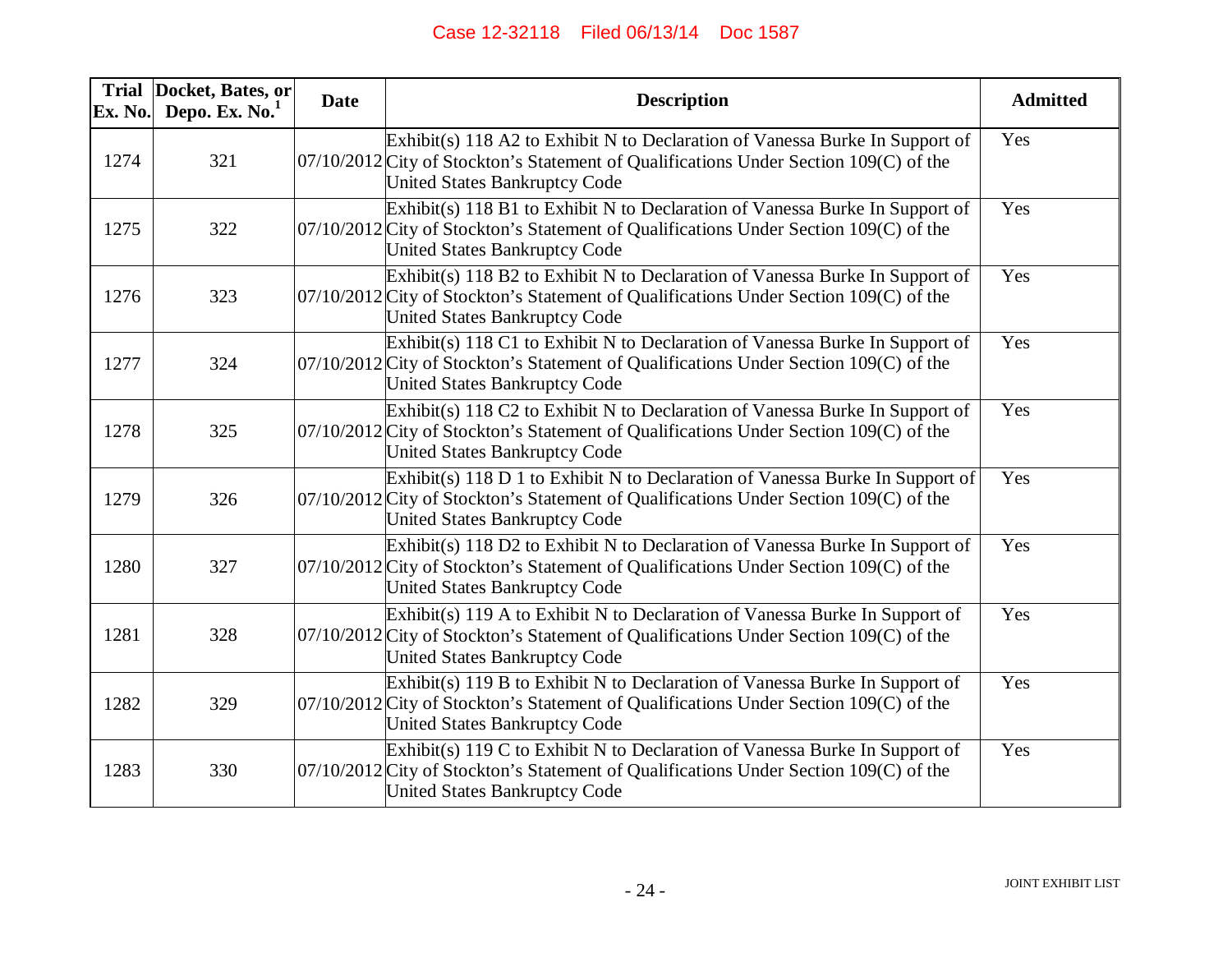| Trial Ex. No. | Docket, Bates, or Depo. Ex. No.[1] | Date | Description | Admitted |
|---|---|---|---|---|
| 1274 | 321 | 07/10/2012 | Exhibit(s) 118 A2 to Exhibit N to Declaration of Vanessa Burke In Support of City of Stockton's Statement of Qualifications Under Section 109(C) of the United States Bankruptcy Code | Yes |
| 1275 | 322 | 07/10/2012 | Exhibit(s) 118 B1 to Exhibit N to Declaration of Vanessa Burke In Support of City of Stockton's Statement of Qualifications Under Section 109(C) of the United States Bankruptcy Code | Yes |
| 1276 | 323 | 07/10/2012 | Exhibit(s) 118 B2 to Exhibit N to Declaration of Vanessa Burke In Support of City of Stockton's Statement of Qualifications Under Section 109(C) of the United States Bankruptcy Code | Yes |
| 1277 | 324 | 07/10/2012 | Exhibit(s) 118 C1 to Exhibit N to Declaration of Vanessa Burke In Support of City of Stockton's Statement of Qualifications Under Section 109(C) of the United States Bankruptcy Code | Yes |
| 1278 | 325 | 07/10/2012 | Exhibit(s) 118 C2 to Exhibit N to Declaration of Vanessa Burke In Support of City of Stockton's Statement of Qualifications Under Section 109(C) of the United States Bankruptcy Code | Yes |
| 1279 | 326 | 07/10/2012 | Exhibit(s) 118 D 1 to Exhibit N to Declaration of Vanessa Burke In Support of City of Stockton's Statement of Qualifications Under Section 109(C) of the United States Bankruptcy Code | Yes |
| 1280 | 327 | 07/10/2012 | Exhibit(s) 118 D2 to Exhibit N to Declaration of Vanessa Burke In Support of City of Stockton's Statement of Qualifications Under Section 109(C) of the United States Bankruptcy Code | Yes |
| 1281 | 328 | 07/10/2012 | Exhibit(s) 119 A to Exhibit N to Declaration of Vanessa Burke In Support of City of Stockton's Statement of Qualifications Under Section 109(C) of the United States Bankruptcy Code | Yes |
| 1282 | 329 | 07/10/2012 | Exhibit(s) 119 B to Exhibit N to Declaration of Vanessa Burke In Support of City of Stockton's Statement of Qualifications Under Section 109(C) of the United States Bankruptcy Code | Yes |
| 1283 | 330 | 07/10/2012 | Exhibit(s) 119 C to Exhibit N to Declaration of Vanessa Burke In Support of City of Stockton's Statement of Qualifications Under Section 109(C) of the United States Bankruptcy Code | Yes |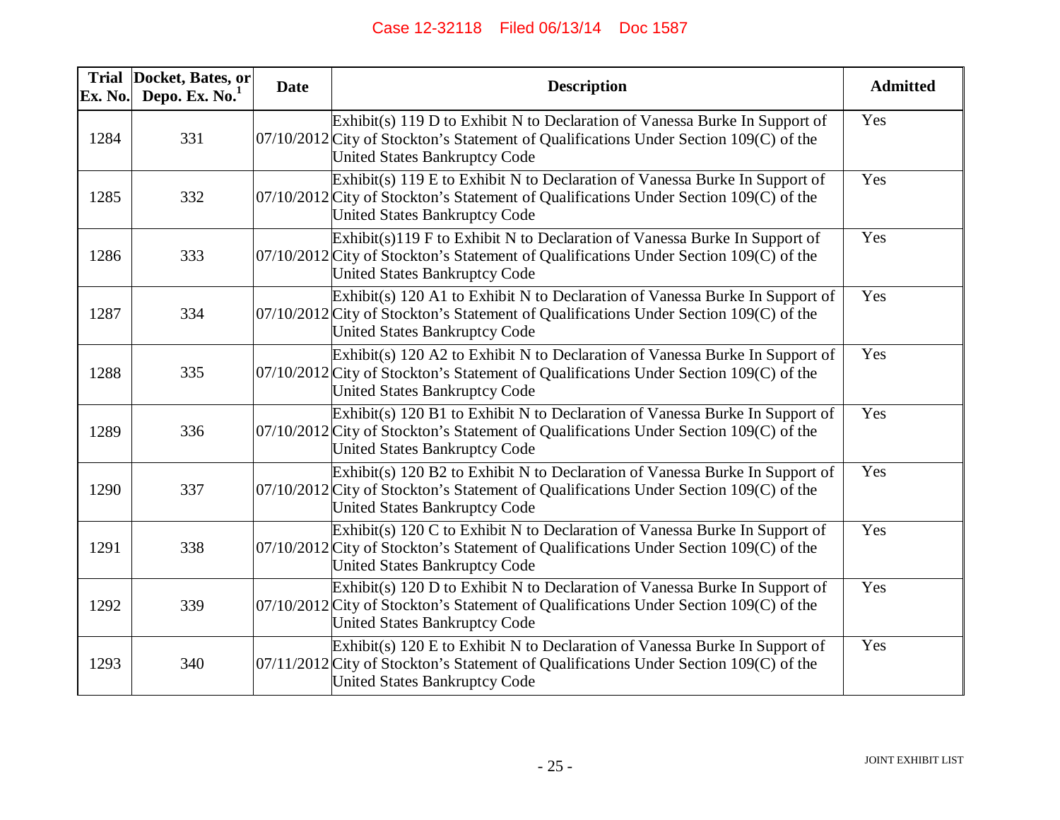| Trial Ex. No. | Docket, Bates, or Depo. Ex. No.[1] | Date | Description | Admitted |
|---|---|---|---|---|
| 1284 | 331 | 07/10/2012 | Exhibit(s) 119 D to Exhibit N to Declaration of Vanessa Burke In Support of City of Stockton's Statement of Qualifications Under Section 109(C) of the United States Bankruptcy Code | Yes |
| 1285 | 332 | 07/10/2012 | Exhibit(s) 119 E to Exhibit N to Declaration of Vanessa Burke In Support of City of Stockton's Statement of Qualifications Under Section 109(C) of the United States Bankruptcy Code | Yes |
| 1286 | 333 | 07/10/2012 | Exhibit(s)119 F to Exhibit N to Declaration of Vanessa Burke In Support of City of Stockton's Statement of Qualifications Under Section 109(C) of the United States Bankruptcy Code | Yes |
| 1287 | 334 | 07/10/2012 | Exhibit(s) 120 A1 to Exhibit N to Declaration of Vanessa Burke In Support of City of Stockton's Statement of Qualifications Under Section 109(C) of the United States Bankruptcy Code | Yes |
| 1288 | 335 | 07/10/2012 | Exhibit(s) 120 A2 to Exhibit N to Declaration of Vanessa Burke In Support of City of Stockton's Statement of Qualifications Under Section 109(C) of the United States Bankruptcy Code | Yes |
| 1289 | 336 | 07/10/2012 | Exhibit(s) 120 B1 to Exhibit N to Declaration of Vanessa Burke In Support of City of Stockton's Statement of Qualifications Under Section 109(C) of the United States Bankruptcy Code | Yes |
| 1290 | 337 | 07/10/2012 | Exhibit(s) 120 B2 to Exhibit N to Declaration of Vanessa Burke In Support of City of Stockton's Statement of Qualifications Under Section 109(C) of the United States Bankruptcy Code | Yes |
| 1291 | 338 | 07/10/2012 | Exhibit(s) 120 C to Exhibit N to Declaration of Vanessa Burke In Support of City of Stockton's Statement of Qualifications Under Section 109(C) of the United States Bankruptcy Code | Yes |
| 1292 | 339 | 07/10/2012 | Exhibit(s) 120 D to Exhibit N to Declaration of Vanessa Burke In Support of City of Stockton's Statement of Qualifications Under Section 109(C) of the United States Bankruptcy Code | Yes |
| 1293 | 340 | 07/11/2012 | Exhibit(s) 120 E to Exhibit N to Declaration of Vanessa Burke In Support of City of Stockton's Statement of Qualifications Under Section 109(C) of the United States Bankruptcy Code | Yes |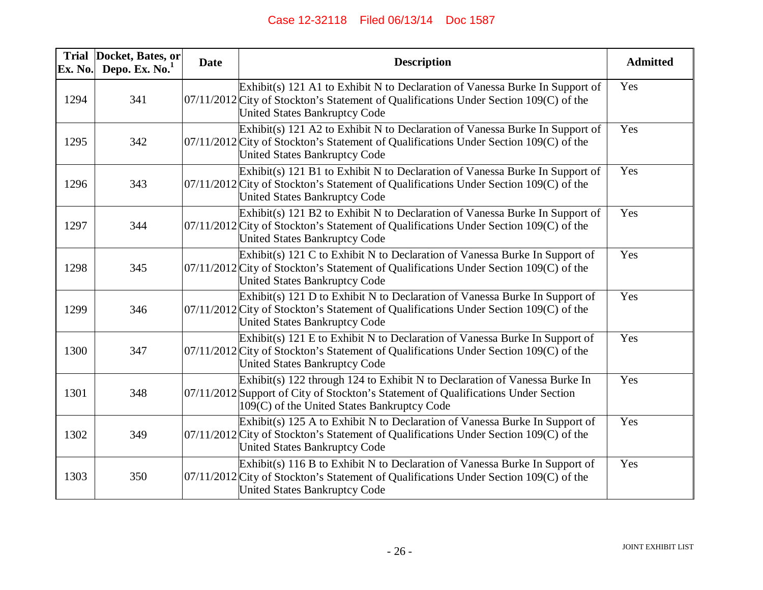| Trial Ex. No. | Docket, Bates, or Depo. Ex. No.[1] | Date | Description | Admitted |
|---|---|---|---|---|
| 1294 | 341 | 07/11/2012 | Exhibit(s) 121 A1 to Exhibit N to Declaration of Vanessa Burke In Support of City of Stockton's Statement of Qualifications Under Section 109(C) of the United States Bankruptcy Code | Yes |
| 1295 | 342 | 07/11/2012 | Exhibit(s) 121 A2 to Exhibit N to Declaration of Vanessa Burke In Support of City of Stockton's Statement of Qualifications Under Section 109(C) of the United States Bankruptcy Code | Yes |
| 1296 | 343 | 07/11/2012 | Exhibit(s) 121 B1 to Exhibit N to Declaration of Vanessa Burke In Support of City of Stockton's Statement of Qualifications Under Section 109(C) of the United States Bankruptcy Code | Yes |
| 1297 | 344 | 07/11/2012 | Exhibit(s) 121 B2 to Exhibit N to Declaration of Vanessa Burke In Support of City of Stockton's Statement of Qualifications Under Section 109(C) of the United States Bankruptcy Code | Yes |
| 1298 | 345 | 07/11/2012 | Exhibit(s) 121 C to Exhibit N to Declaration of Vanessa Burke In Support of City of Stockton's Statement of Qualifications Under Section 109(C) of the United States Bankruptcy Code | Yes |
| 1299 | 346 | 07/11/2012 | Exhibit(s) 121 D to Exhibit N to Declaration of Vanessa Burke In Support of City of Stockton's Statement of Qualifications Under Section 109(C) of the United States Bankruptcy Code | Yes |
| 1300 | 347 | 07/11/2012 | Exhibit(s) 121 E to Exhibit N to Declaration of Vanessa Burke In Support of City of Stockton's Statement of Qualifications Under Section 109(C) of the United States Bankruptcy Code | Yes |
| 1301 | 348 | 07/11/2012 | Exhibit(s) 122 through 124 to Exhibit N to Declaration of Vanessa Burke In Support of City of Stockton's Statement of Qualifications Under Section 109(C) of the United States Bankruptcy Code | Yes |
| 1302 | 349 | 07/11/2012 | Exhibit(s) 125 A to Exhibit N to Declaration of Vanessa Burke In Support of City of Stockton's Statement of Qualifications Under Section 109(C) of the United States Bankruptcy Code | Yes |
| 1303 | 350 | 07/11/2012 | Exhibit(s) 116 B to Exhibit N to Declaration of Vanessa Burke In Support of City of Stockton's Statement of Qualifications Under Section 109(C) of the United States Bankruptcy Code | Yes |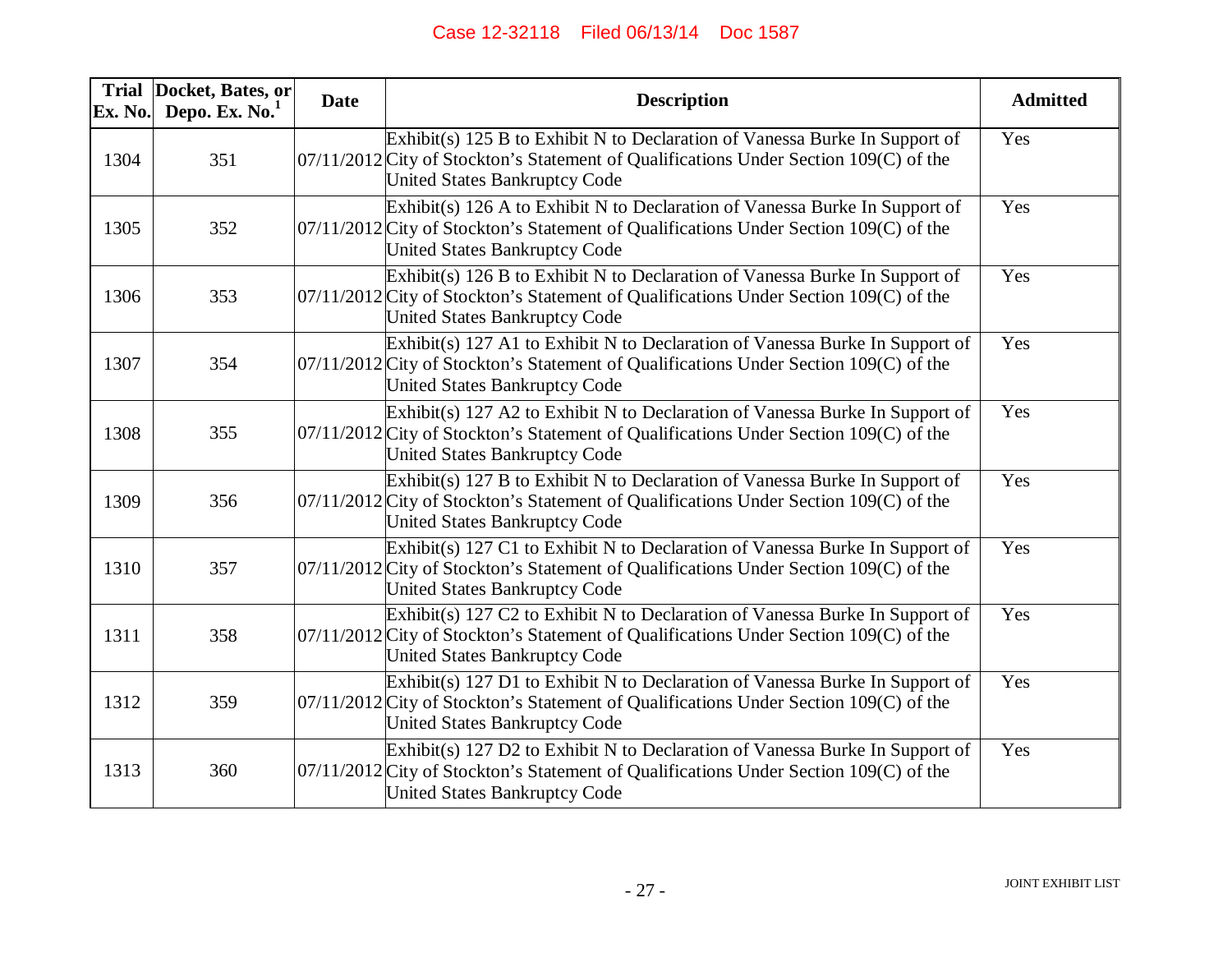| Trial Ex. No. | Docket, Bates, or Depo. Ex. No.[1] | Date | Description | Admitted |
|---|---|---|---|---|
| 1304 | 351 | 07/11/2012 | Exhibit(s) 125 B to Exhibit N to Declaration of Vanessa Burke In Support of City of Stockton's Statement of Qualifications Under Section 109(C) of the United States Bankruptcy Code | Yes |
| 1305 | 352 | 07/11/2012 | Exhibit(s) 126 A to Exhibit N to Declaration of Vanessa Burke In Support of City of Stockton's Statement of Qualifications Under Section 109(C) of the United States Bankruptcy Code | Yes |
| 1306 | 353 | 07/11/2012 | Exhibit(s) 126 B to Exhibit N to Declaration of Vanessa Burke In Support of City of Stockton's Statement of Qualifications Under Section 109(C) of the United States Bankruptcy Code | Yes |
| 1307 | 354 | 07/11/2012 | Exhibit(s) 127 A1 to Exhibit N to Declaration of Vanessa Burke In Support of City of Stockton's Statement of Qualifications Under Section 109(C) of the United States Bankruptcy Code | Yes |
| 1308 | 355 | 07/11/2012 | Exhibit(s) 127 A2 to Exhibit N to Declaration of Vanessa Burke In Support of City of Stockton's Statement of Qualifications Under Section 109(C) of the United States Bankruptcy Code | Yes |
| 1309 | 356 | 07/11/2012 | Exhibit(s) 127 B to Exhibit N to Declaration of Vanessa Burke In Support of City of Stockton's Statement of Qualifications Under Section 109(C) of the United States Bankruptcy Code | Yes |
| 1310 | 357 | 07/11/2012 | Exhibit(s) 127 C1 to Exhibit N to Declaration of Vanessa Burke In Support of City of Stockton's Statement of Qualifications Under Section 109(C) of the United States Bankruptcy Code | Yes |
| 1311 | 358 | 07/11/2012 | Exhibit(s) 127 C2 to Exhibit N to Declaration of Vanessa Burke In Support of City of Stockton's Statement of Qualifications Under Section 109(C) of the United States Bankruptcy Code | Yes |
| 1312 | 359 | 07/11/2012 | Exhibit(s) 127 D1 to Exhibit N to Declaration of Vanessa Burke In Support of City of Stockton's Statement of Qualifications Under Section 109(C) of the United States Bankruptcy Code | Yes |
| 1313 | 360 | 07/11/2012 | Exhibit(s) 127 D2 to Exhibit N to Declaration of Vanessa Burke In Support of City of Stockton's Statement of Qualifications Under Section 109(C) of the United States Bankruptcy Code | Yes |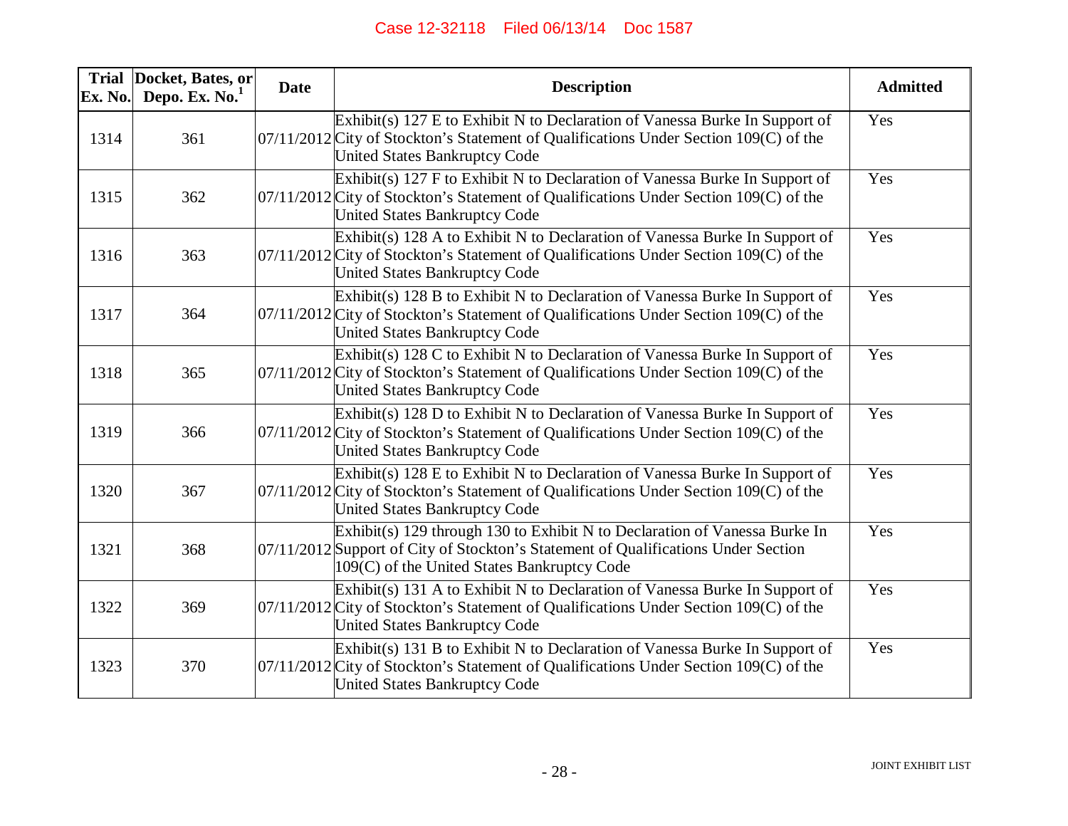| Trial Ex. No. | Docket, Bates, or Depo. Ex. No.[1] | Date | Description | Admitted |
|---|---|---|---|---|
| 1314 | 361 | 07/11/2012 | Exhibit(s) 127 E to Exhibit N to Declaration of Vanessa Burke In Support of City of Stockton's Statement of Qualifications Under Section 109(C) of the United States Bankruptcy Code | Yes |
| 1315 | 362 | 07/11/2012 | Exhibit(s) 127 F to Exhibit N to Declaration of Vanessa Burke In Support of City of Stockton's Statement of Qualifications Under Section 109(C) of the United States Bankruptcy Code | Yes |
| 1316 | 363 | 07/11/2012 | Exhibit(s) 128 A to Exhibit N to Declaration of Vanessa Burke In Support of City of Stockton's Statement of Qualifications Under Section 109(C) of the United States Bankruptcy Code | Yes |
| 1317 | 364 | 07/11/2012 | Exhibit(s) 128 B to Exhibit N to Declaration of Vanessa Burke In Support of City of Stockton's Statement of Qualifications Under Section 109(C) of the United States Bankruptcy Code | Yes |
| 1318 | 365 | 07/11/2012 | Exhibit(s) 128 C to Exhibit N to Declaration of Vanessa Burke In Support of City of Stockton's Statement of Qualifications Under Section 109(C) of the United States Bankruptcy Code | Yes |
| 1319 | 366 | 07/11/2012 | Exhibit(s) 128 D to Exhibit N to Declaration of Vanessa Burke In Support of City of Stockton's Statement of Qualifications Under Section 109(C) of the United States Bankruptcy Code | Yes |
| 1320 | 367 | 07/11/2012 | Exhibit(s) 128 E to Exhibit N to Declaration of Vanessa Burke In Support of City of Stockton's Statement of Qualifications Under Section 109(C) of the United States Bankruptcy Code | Yes |
| 1321 | 368 | 07/11/2012 | Exhibit(s) 129 through 130 to Exhibit N to Declaration of Vanessa Burke In Support of City of Stockton's Statement of Qualifications Under Section 109(C) of the United States Bankruptcy Code | Yes |
| 1322 | 369 | 07/11/2012 | Exhibit(s) 131 A to Exhibit N to Declaration of Vanessa Burke In Support of City of Stockton's Statement of Qualifications Under Section 109(C) of the United States Bankruptcy Code | Yes |
| 1323 | 370 | 07/11/2012 | Exhibit(s) 131 B to Exhibit N to Declaration of Vanessa Burke In Support of City of Stockton's Statement of Qualifications Under Section 109(C) of the United States Bankruptcy Code | Yes |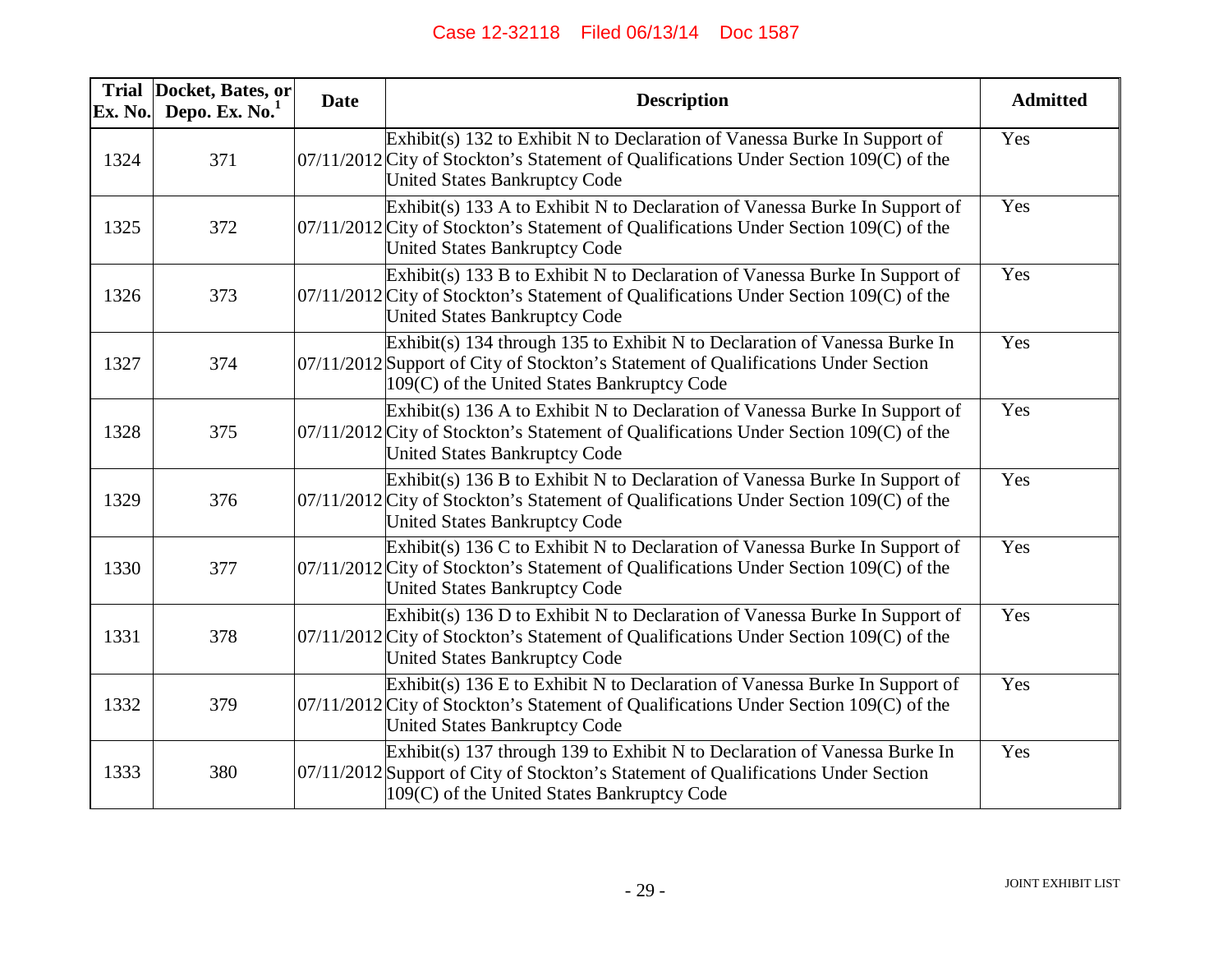| Trial Ex. No. | Docket, Bates, or Depo. Ex. No.[1] | Date | Description | Admitted |
|---|---|---|---|---|
| 1324 | 371 | 07/11/2012 | Exhibit(s) 132 to Exhibit N to Declaration of Vanessa Burke In Support of City of Stockton's Statement of Qualifications Under Section 109(C) of the United States Bankruptcy Code | Yes |
| 1325 | 372 | 07/11/2012 | Exhibit(s) 133 A to Exhibit N to Declaration of Vanessa Burke In Support of City of Stockton's Statement of Qualifications Under Section 109(C) of the United States Bankruptcy Code | Yes |
| 1326 | 373 | 07/11/2012 | Exhibit(s) 133 B to Exhibit N to Declaration of Vanessa Burke In Support of City of Stockton's Statement of Qualifications Under Section 109(C) of the United States Bankruptcy Code | Yes |
| 1327 | 374 | 07/11/2012 | Exhibit(s) 134 through 135 to Exhibit N to Declaration of Vanessa Burke In Support of City of Stockton's Statement of Qualifications Under Section 109(C) of the United States Bankruptcy Code | Yes |
| 1328 | 375 | 07/11/2012 | Exhibit(s) 136 A to Exhibit N to Declaration of Vanessa Burke In Support of City of Stockton's Statement of Qualifications Under Section 109(C) of the United States Bankruptcy Code | Yes |
| 1329 | 376 | 07/11/2012 | Exhibit(s) 136 B to Exhibit N to Declaration of Vanessa Burke In Support of City of Stockton's Statement of Qualifications Under Section 109(C) of the United States Bankruptcy Code | Yes |
| 1330 | 377 | 07/11/2012 | Exhibit(s) 136 C to Exhibit N to Declaration of Vanessa Burke In Support of City of Stockton's Statement of Qualifications Under Section 109(C) of the United States Bankruptcy Code | Yes |
| 1331 | 378 | 07/11/2012 | Exhibit(s) 136 D to Exhibit N to Declaration of Vanessa Burke In Support of City of Stockton's Statement of Qualifications Under Section 109(C) of the United States Bankruptcy Code | Yes |
| 1332 | 379 | 07/11/2012 | Exhibit(s) 136 E to Exhibit N to Declaration of Vanessa Burke In Support of City of Stockton's Statement of Qualifications Under Section 109(C) of the United States Bankruptcy Code | Yes |
| 1333 | 380 | 07/11/2012 | Exhibit(s) 137 through 139 to Exhibit N to Declaration of Vanessa Burke In Support of City of Stockton's Statement of Qualifications Under Section 109(C) of the United States Bankruptcy Code | Yes |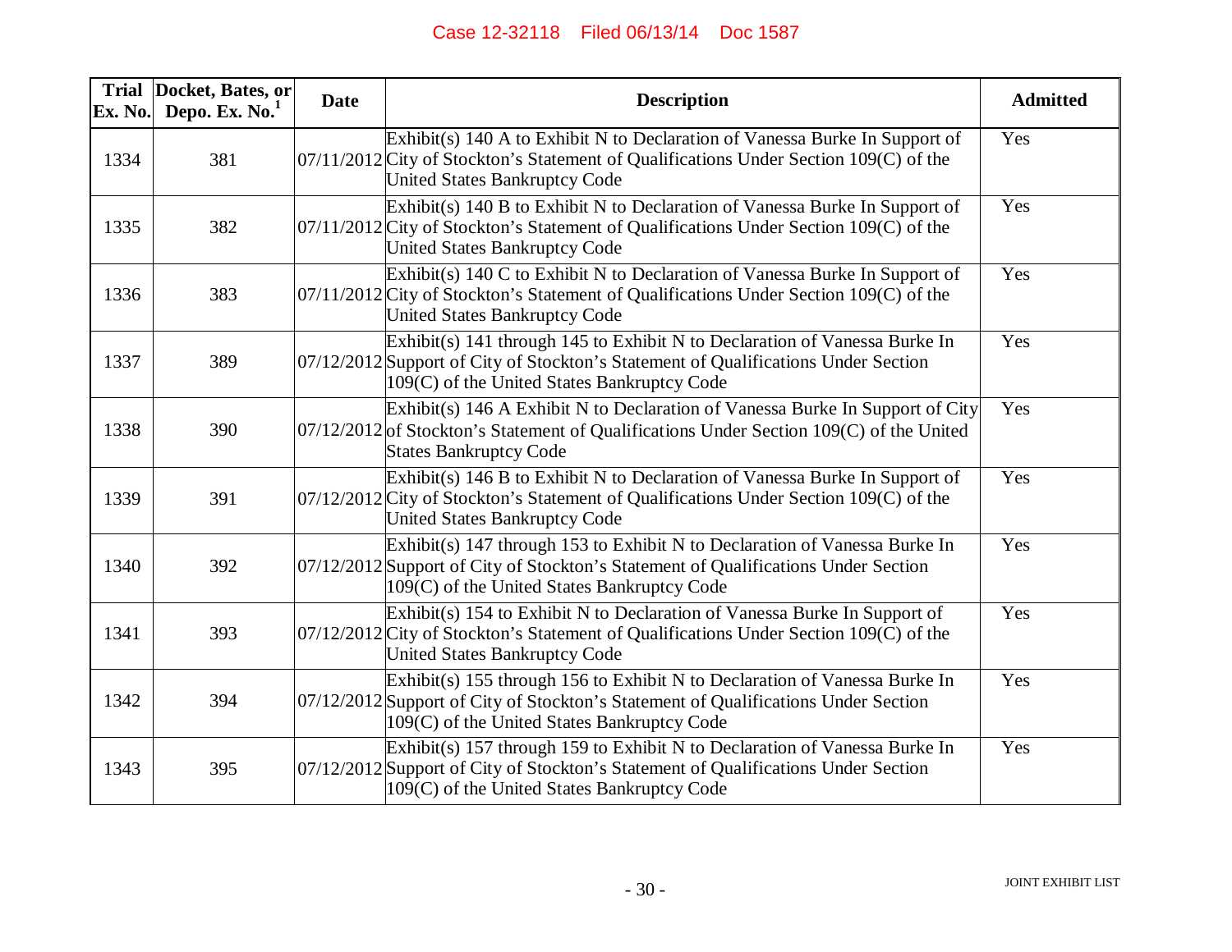| Trial Ex. No. | Docket, Bates, or Depo. Ex. No.[1] | Date | Description | Admitted |
|---|---|---|---|---|
| 1334 | 381 | 07/11/2012 | Exhibit(s) 140 A to Exhibit N to Declaration of Vanessa Burke In Support of City of Stockton's Statement of Qualifications Under Section 109(C) of the United States Bankruptcy Code | Yes |
| 1335 | 382 | 07/11/2012 | Exhibit(s) 140 B to Exhibit N to Declaration of Vanessa Burke In Support of City of Stockton's Statement of Qualifications Under Section 109(C) of the United States Bankruptcy Code | Yes |
| 1336 | 383 | 07/11/2012 | Exhibit(s) 140 C to Exhibit N to Declaration of Vanessa Burke In Support of City of Stockton's Statement of Qualifications Under Section 109(C) of the United States Bankruptcy Code | Yes |
| 1337 | 389 | 07/12/2012 | Exhibit(s) 141 through 145 to Exhibit N to Declaration of Vanessa Burke In Support of City of Stockton's Statement of Qualifications Under Section 109(C) of the United States Bankruptcy Code | Yes |
| 1338 | 390 | 07/12/2012 | Exhibit(s) 146 A Exhibit N to Declaration of Vanessa Burke In Support of City of Stockton's Statement of Qualifications Under Section 109(C) of the United States Bankruptcy Code | Yes |
| 1339 | 391 | 07/12/2012 | Exhibit(s) 146 B to Exhibit N to Declaration of Vanessa Burke In Support of City of Stockton's Statement of Qualifications Under Section 109(C) of the United States Bankruptcy Code | Yes |
| 1340 | 392 | 07/12/2012 | Exhibit(s) 147 through 153 to Exhibit N to Declaration of Vanessa Burke In Support of City of Stockton's Statement of Qualifications Under Section 109(C) of the United States Bankruptcy Code | Yes |
| 1341 | 393 | 07/12/2012 | Exhibit(s) 154 to Exhibit N to Declaration of Vanessa Burke In Support of City of Stockton's Statement of Qualifications Under Section 109(C) of the United States Bankruptcy Code | Yes |
| 1342 | 394 | 07/12/2012 | Exhibit(s) 155 through 156 to Exhibit N to Declaration of Vanessa Burke In Support of City of Stockton's Statement of Qualifications Under Section 109(C) of the United States Bankruptcy Code | Yes |
| 1343 | 395 | 07/12/2012 | Exhibit(s) 157 through 159 to Exhibit N to Declaration of Vanessa Burke In Support of City of Stockton's Statement of Qualifications Under Section 109(C) of the United States Bankruptcy Code | Yes |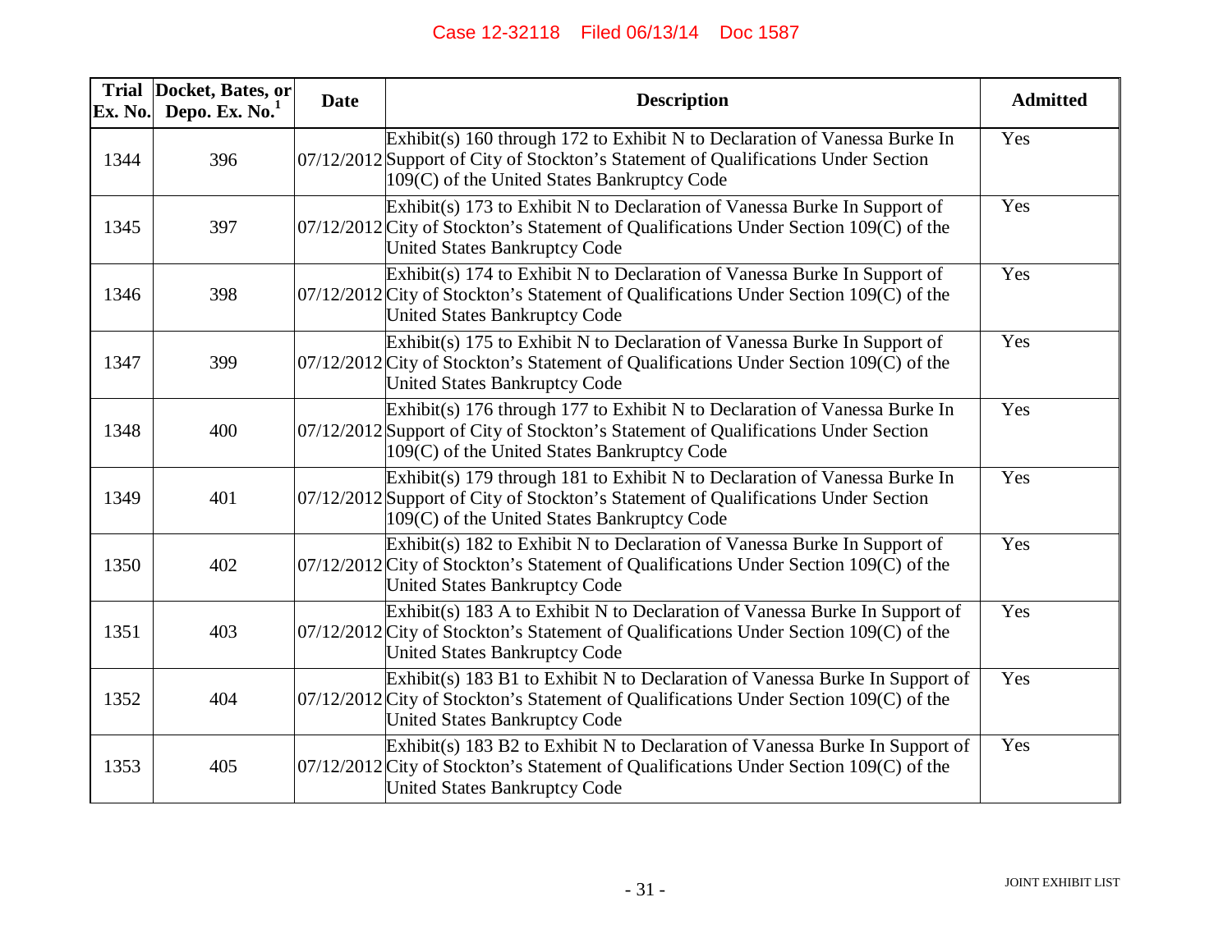| Trial Ex. No. | Docket, Bates, or Depo. Ex. No.[1] | Date | Description | Admitted |
|---|---|---|---|---|
| 1344 | 396 | 07/12/2012 | Exhibit(s) 160 through 172 to Exhibit N to Declaration of Vanessa Burke In Support of City of Stockton's Statement of Qualifications Under Section 109(C) of the United States Bankruptcy Code | Yes |
| 1345 | 397 | 07/12/2012 | Exhibit(s) 173 to Exhibit N to Declaration of Vanessa Burke In Support of City of Stockton's Statement of Qualifications Under Section 109(C) of the United States Bankruptcy Code | Yes |
| 1346 | 398 | 07/12/2012 | Exhibit(s) 174 to Exhibit N to Declaration of Vanessa Burke In Support of City of Stockton's Statement of Qualifications Under Section 109(C) of the United States Bankruptcy Code | Yes |
| 1347 | 399 | 07/12/2012 | Exhibit(s) 175 to Exhibit N to Declaration of Vanessa Burke In Support of City of Stockton's Statement of Qualifications Under Section 109(C) of the United States Bankruptcy Code | Yes |
| 1348 | 400 | 07/12/2012 | Exhibit(s) 176 through 177 to Exhibit N to Declaration of Vanessa Burke In Support of City of Stockton's Statement of Qualifications Under Section 109(C) of the United States Bankruptcy Code | Yes |
| 1349 | 401 | 07/12/2012 | Exhibit(s) 179 through 181 to Exhibit N to Declaration of Vanessa Burke In Support of City of Stockton's Statement of Qualifications Under Section 109(C) of the United States Bankruptcy Code | Yes |
| 1350 | 402 | 07/12/2012 | Exhibit(s) 182 to Exhibit N to Declaration of Vanessa Burke In Support of City of Stockton's Statement of Qualifications Under Section 109(C) of the United States Bankruptcy Code | Yes |
| 1351 | 403 | 07/12/2012 | Exhibit(s) 183 A to Exhibit N to Declaration of Vanessa Burke In Support of City of Stockton's Statement of Qualifications Under Section 109(C) of the United States Bankruptcy Code | Yes |
| 1352 | 404 | 07/12/2012 | Exhibit(s) 183 B1 to Exhibit N to Declaration of Vanessa Burke In Support of City of Stockton's Statement of Qualifications Under Section 109(C) of the United States Bankruptcy Code | Yes |
| 1353 | 405 | 07/12/2012 | Exhibit(s) 183 B2 to Exhibit N to Declaration of Vanessa Burke In Support of City of Stockton's Statement of Qualifications Under Section 109(C) of the United States Bankruptcy Code | Yes |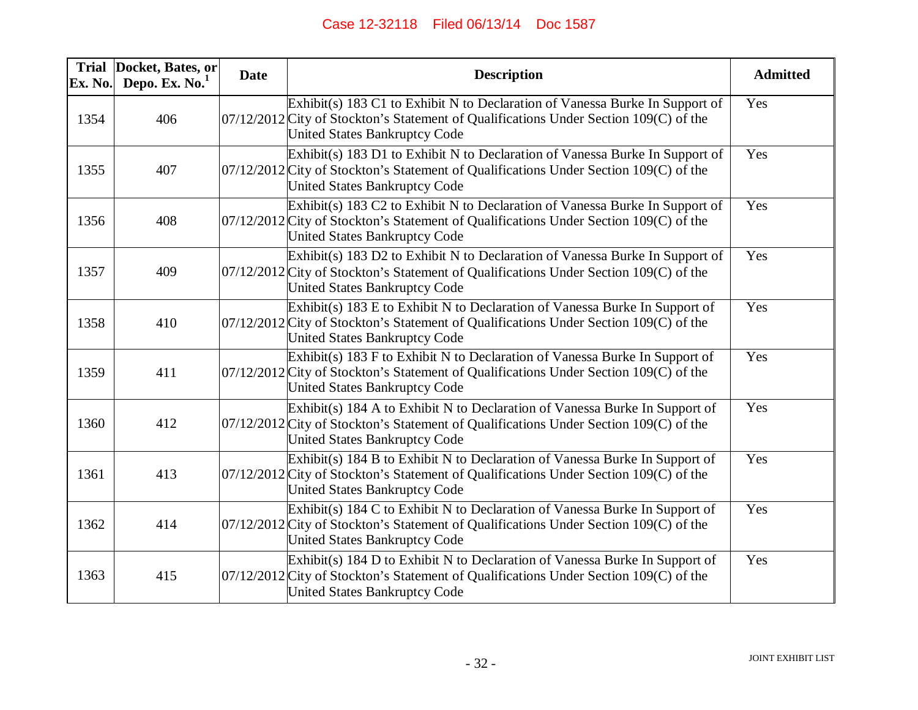| Trial Ex. No. | Docket, Bates, or Depo. Ex. No.[1] | Date | Description | Admitted |
|---|---|---|---|---|
| 1354 | 406 | 07/12/2012 | Exhibit(s) 183 C1 to Exhibit N to Declaration of Vanessa Burke In Support of City of Stockton's Statement of Qualifications Under Section 109(C) of the United States Bankruptcy Code | Yes |
| 1355 | 407 | 07/12/2012 | Exhibit(s) 183 D1 to Exhibit N to Declaration of Vanessa Burke In Support of City of Stockton's Statement of Qualifications Under Section 109(C) of the United States Bankruptcy Code | Yes |
| 1356 | 408 | 07/12/2012 | Exhibit(s) 183 C2 to Exhibit N to Declaration of Vanessa Burke In Support of City of Stockton's Statement of Qualifications Under Section 109(C) of the United States Bankruptcy Code | Yes |
| 1357 | 409 | 07/12/2012 | Exhibit(s) 183 D2 to Exhibit N to Declaration of Vanessa Burke In Support of City of Stockton's Statement of Qualifications Under Section 109(C) of the United States Bankruptcy Code | Yes |
| 1358 | 410 | 07/12/2012 | Exhibit(s) 183 E to Exhibit N to Declaration of Vanessa Burke In Support of City of Stockton's Statement of Qualifications Under Section 109(C) of the United States Bankruptcy Code | Yes |
| 1359 | 411 | 07/12/2012 | Exhibit(s) 183 F to Exhibit N to Declaration of Vanessa Burke In Support of City of Stockton's Statement of Qualifications Under Section 109(C) of the United States Bankruptcy Code | Yes |
| 1360 | 412 | 07/12/2012 | Exhibit(s) 184 A to Exhibit N to Declaration of Vanessa Burke In Support of City of Stockton's Statement of Qualifications Under Section 109(C) of the United States Bankruptcy Code | Yes |
| 1361 | 413 | 07/12/2012 | Exhibit(s) 184 B to Exhibit N to Declaration of Vanessa Burke In Support of City of Stockton's Statement of Qualifications Under Section 109(C) of the United States Bankruptcy Code | Yes |
| 1362 | 414 | 07/12/2012 | Exhibit(s) 184 C to Exhibit N to Declaration of Vanessa Burke In Support of City of Stockton's Statement of Qualifications Under Section 109(C) of the United States Bankruptcy Code | Yes |
| 1363 | 415 | 07/12/2012 | Exhibit(s) 184 D to Exhibit N to Declaration of Vanessa Burke In Support of City of Stockton's Statement of Qualifications Under Section 109(C) of the United States Bankruptcy Code | Yes |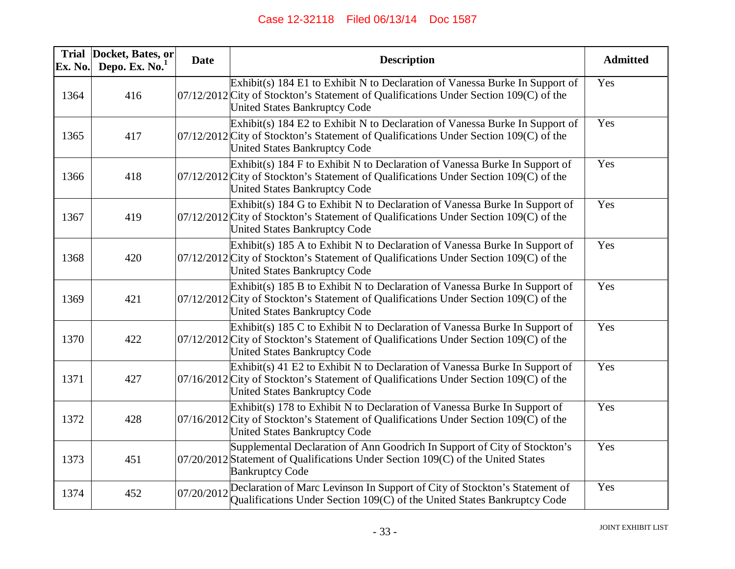| Trial Ex. No. | Docket, Bates, or Depo. Ex. No.[1] | Date | Description | Admitted |
|---|---|---|---|---|
| 1364 | 416 | 07/12/2012 | Exhibit(s) 184 E1 to Exhibit N to Declaration of Vanessa Burke In Support of City of Stockton's Statement of Qualifications Under Section 109(C) of the United States Bankruptcy Code | Yes |
| 1365 | 417 | 07/12/2012 | Exhibit(s) 184 E2 to Exhibit N to Declaration of Vanessa Burke In Support of City of Stockton's Statement of Qualifications Under Section 109(C) of the United States Bankruptcy Code | Yes |
| 1366 | 418 | 07/12/2012 | Exhibit(s) 184 F to Exhibit N to Declaration of Vanessa Burke In Support of City of Stockton's Statement of Qualifications Under Section 109(C) of the United States Bankruptcy Code | Yes |
| 1367 | 419 | 07/12/2012 | Exhibit(s) 184 G to Exhibit N to Declaration of Vanessa Burke In Support of City of Stockton's Statement of Qualifications Under Section 109(C) of the United States Bankruptcy Code | Yes |
| 1368 | 420 | 07/12/2012 | Exhibit(s) 185 A to Exhibit N to Declaration of Vanessa Burke In Support of City of Stockton's Statement of Qualifications Under Section 109(C) of the United States Bankruptcy Code | Yes |
| 1369 | 421 | 07/12/2012 | Exhibit(s) 185 B to Exhibit N to Declaration of Vanessa Burke In Support of City of Stockton's Statement of Qualifications Under Section 109(C) of the United States Bankruptcy Code | Yes |
| 1370 | 422 | 07/12/2012 | Exhibit(s) 185 C to Exhibit N to Declaration of Vanessa Burke In Support of City of Stockton's Statement of Qualifications Under Section 109(C) of the United States Bankruptcy Code | Yes |
| 1371 | 427 | 07/16/2012 | Exhibit(s) 41 E2 to Exhibit N to Declaration of Vanessa Burke In Support of City of Stockton's Statement of Qualifications Under Section 109(C) of the United States Bankruptcy Code | Yes |
| 1372 | 428 | 07/16/2012 | Exhibit(s) 178 to Exhibit N to Declaration of Vanessa Burke In Support of City of Stockton's Statement of Qualifications Under Section 109(C) of the United States Bankruptcy Code | Yes |
| 1373 | 451 | 07/20/2012 | Supplemental Declaration of Ann Goodrich In Support of City of Stockton's Statement of Qualifications Under Section 109(C) of the United States Bankruptcy Code | Yes |
| 1374 | 452 | 07/20/2012 | Declaration of Marc Levinson In Support of City of Stockton's Statement of Qualifications Under Section 109(C) of the United States Bankruptcy Code | Yes |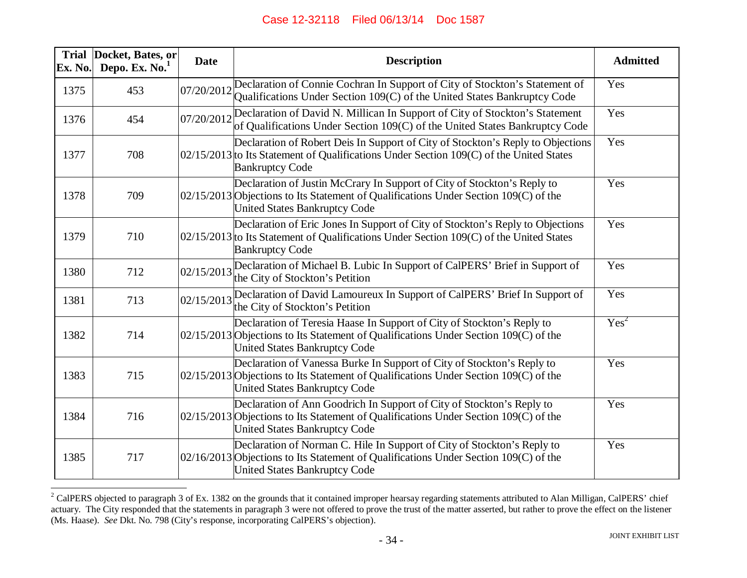| Trial Ex. No. | Docket, Bates, or Depo. Ex. No.[1] | Date | Description | Admitted |
|---|---|---|---|---|
| 1375 | 453 | 07/20/2012 | Declaration of Connie Cochran In Support of City of Stockton's Statement of Qualifications Under Section 109(C) of the United States Bankruptcy Code | Yes |
| 1376 | 454 | 07/20/2012 | Declaration of David N. Millican In Support of City of Stockton's Statement of Qualifications Under Section 109(C) of the United States Bankruptcy Code | Yes |
| 1377 | 708 | 02/15/2013 | Declaration of Robert Deis In Support of City of Stockton's Reply to Objections to Its Statement of Qualifications Under Section 109(C) of the United States Bankruptcy Code | Yes |
| 1378 | 709 | 02/15/2013 | Declaration of Justin McCrary In Support of City of Stockton's Reply to Objections to Its Statement of Qualifications Under Section 109(C) of the United States Bankruptcy Code | Yes |
| 1379 | 710 | 02/15/2013 | Declaration of Eric Jones In Support of City of Stockton's Reply to Objections to Its Statement of Qualifications Under Section 109(C) of the United States Bankruptcy Code | Yes |
| 1380 | 712 | 02/15/2013 | Declaration of Michael B. Lubic In Support of CalPERS' Brief in Support of the City of Stockton's Petition | Yes |
| 1381 | 713 | 02/15/2013 | Declaration of David Lamoureux In Support of CalPERS' Brief In Support of the City of Stockton's Petition | Yes |
| 1382 | 714 | 02/15/2013 | Declaration of Teresia Haase In Support of City of Stockton's Reply to Objections to Its Statement of Qualifications Under Section 109(C) of the United States Bankruptcy Code | Yes[2] |
| 1383 | 715 | 02/15/2013 | Declaration of Vanessa Burke In Support of City of Stockton's Reply to Objections to Its Statement of Qualifications Under Section 109(C) of the United States Bankruptcy Code | Yes |
| 1384 | 716 | 02/15/2013 | Declaration of Ann Goodrich In Support of City of Stockton's Reply to Objections to Its Statement of Qualifications Under Section 109(C) of the United States Bankruptcy Code | Yes |
| 1385 | 717 | 02/16/2013 | Declaration of Norman C. Hile In Support of City of Stockton's Reply to Objections to Its Statement of Qualifications Under Section 109(C) of the United States Bankruptcy Code | Yes |

[2] CalPERS objected to paragraph 3 of Ex. 1382 on the grounds that it contained improper hearsay regarding statements attributed to Alan Milligan, CalPERS' chief actuary. The City responded that the statements in paragraph 3 were not offered to prove the trust of the matter asserted, but rather to prove the effect on the listener (Ms. Haase). *See* Dkt. No. 798 (City's response, incorporating CalPERS's objection).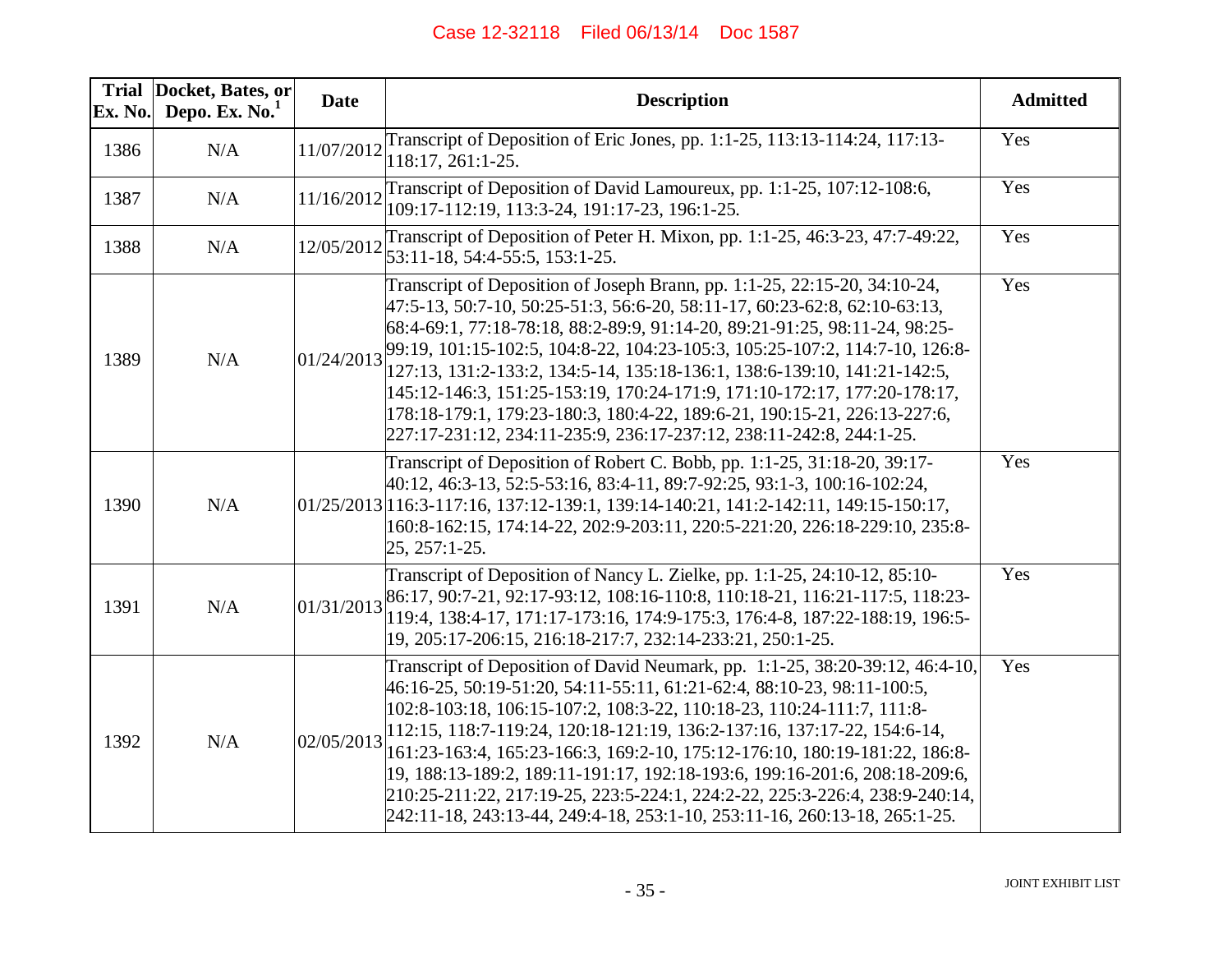| Trial Ex. No. | Docket, Bates, or Depo. Ex. No.[1] | Date | Description | Admitted |
|---|---|---|---|---|
| 1386 | N/A | 11/07/2012 | Transcript of Deposition of Eric Jones, pp. 1:1-25, 113:13-114:24, 117:13-118:17, 261:1-25. | Yes |
| 1387 | N/A | 11/16/2012 | Transcript of Deposition of David Lamoureux, pp. 1:1-25, 107:12-108:6, 109:17-112:19, 113:3-24, 191:17-23, 196:1-25. | Yes |
| 1388 | N/A | 12/05/2012 | Transcript of Deposition of Peter H. Mixon, pp. 1:1-25, 46:3-23, 47:7-49:22, 53:11-18, 54:4-55:5, 153:1-25. | Yes |
| 1389 | N/A | 01/24/2013 | Transcript of Deposition of Joseph Brann, pp. 1:1-25, 22:15-20, 34:10-24, 47:5-13, 50:7-10, 50:25-51:3, 56:6-20, 58:11-17, 60:23-62:8, 62:10-63:13, 68:4-69:1, 77:18-78:18, 88:2-89:9, 91:14-20, 89:21-91:25, 98:11-24, 98:25-99:19, 101:15-102:5, 104:8-22, 104:23-105:3, 105:25-107:2, 114:7-10, 126:8-127:13, 131:2-133:2, 134:5-14, 135:18-136:1, 138:6-139:10, 141:21-142:5, 145:12-146:3, 151:25-153:19, 170:24-171:9, 171:10-172:17, 177:20-178:17, 178:18-179:1, 179:23-180:3, 180:4-22, 189:6-21, 190:15-21, 226:13-227:6, 227:17-231:12, 234:11-235:9, 236:17-237:12, 238:11-242:8, 244:1-25. | Yes |
| 1390 | N/A | 01/25/2013 | Transcript of Deposition of Robert C. Bobb, pp. 1:1-25, 31:18-20, 39:17-40:12, 46:3-13, 52:5-53:16, 83:4-11, 89:7-92:25, 93:1-3, 100:16-102:24, 116:3-117:16, 137:12-139:1, 139:14-140:21, 141:2-142:11, 149:15-150:17, 160:8-162:15, 174:14-22, 202:9-203:11, 220:5-221:20, 226:18-229:10, 235:8-25, 257:1-25. | Yes |
| 1391 | N/A | 01/31/2013 | Transcript of Deposition of Nancy L. Zielke, pp. 1:1-25, 24:10-12, 85:10-86:17, 90:7-21, 92:17-93:12, 108:16-110:8, 110:18-21, 116:21-117:5, 118:23-119:4, 138:4-17, 171:17-173:16, 174:9-175:3, 176:4-8, 187:22-188:19, 196:5-19, 205:17-206:15, 216:18-217:7, 232:14-233:21, 250:1-25. | Yes |
| 1392 | N/A | 02/05/2013 | Transcript of Deposition of David Neumark, pp. 1:1-25, 38:20-39:12, 46:4-10, 46:16-25, 50:19-51:20, 54:11-55:11, 61:21-62:4, 88:10-23, 98:11-100:5, 102:8-103:18, 106:15-107:2, 108:3-22, 110:18-23, 110:24-111:7, 111:8-112:15, 118:7-119:24, 120:18-121:19, 136:2-137:16, 137:17-22, 154:6-14, 161:23-163:4, 165:23-166:3, 169:2-10, 175:12-176:10, 180:19-181:22, 186:8-19, 188:13-189:2, 189:11-191:17, 192:18-193:6, 199:16-201:6, 208:18-209:6, 210:25-211:22, 217:19-25, 223:5-224:1, 224:2-22, 225:3-226:4, 238:9-240:14, 242:11-18, 243:13-44, 249:4-18, 253:1-10, 253:11-16, 260:13-18, 265:1-25. | Yes |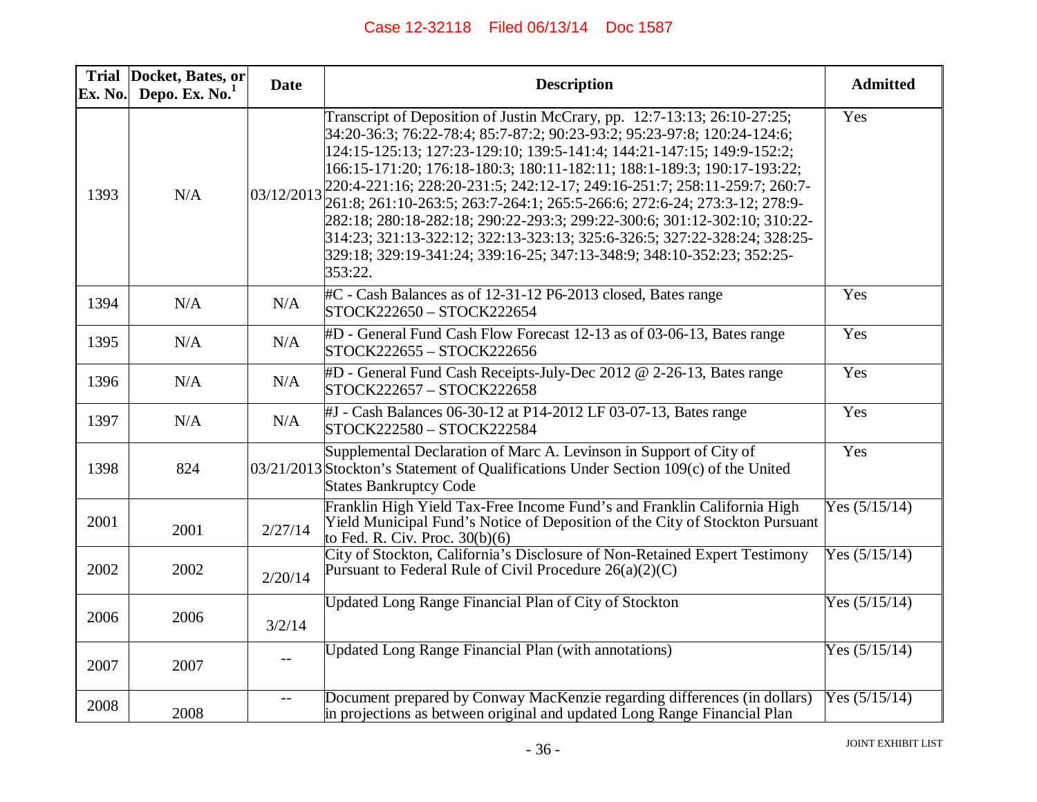| Trial Ex. No. | Docket, Bates, or Depo. Ex. No.[1] | Date | Description | Admitted |
|---|---|---|---|---|
| 1393 | N/A | 03/12/2013 | Transcript of Deposition of Justin McCrary, pp. 12:7-13:13; 26:10-27:25; 34:20-36:3; 76:22-78:4; 85:7-87:2; 90:23-93:2; 95:23-97:8; 120:24-124:6; 124:15-125:13; 127:23-129:10; 139:5-141:4; 144:21-147:15; 149:9-152:2; 166:15-171:20; 176:18-180:3; 180:11-182:11; 188:1-189:3; 190:17-193:22; 220:4-221:16; 228:20-231:5; 242:12-17; 249:16-251:7; 258:11-259:7; 260:7-261:8; 261:10-263:5; 263:7-264:1; 265:5-266:6; 272:6-24; 273:3-12; 278:9-282:18; 280:18-282:18; 290:22-293:3; 299:22-300:6; 301:12-302:10; 310:22-314:23; 321:13-322:12; 322:13-323:13; 325:6-326:5; 327:22-328:24; 328:25-329:18; 329:19-341:24; 339:16-25; 347:13-348:9; 348:10-352:23; 352:25-353:22. | Yes |
| 1394 | N/A | N/A | #C - Cash Balances as of 12-31-12 P6-2013 closed, Bates range STOCK222650 – STOCK222654 | Yes |
| 1395 | N/A | N/A | #D - General Fund Cash Flow Forecast 12-13 as of 03-06-13, Bates range STOCK222655 – STOCK222656 | Yes |
| 1396 | N/A | N/A | #D - General Fund Cash Receipts-July-Dec 2012 @ 2-26-13, Bates range STOCK222657 – STOCK222658 | Yes |
| 1397 | N/A | N/A | #J - Cash Balances 06-30-12 at P14-2012 LF 03-07-13, Bates range STOCK222580 – STOCK222584 | Yes |
| 1398 | 824 | 03/21/2013 | Supplemental Declaration of Marc A. Levinson in Support of City of Stockton's Statement of Qualifications Under Section 109(c) of the United States Bankruptcy Code | Yes |
| 2001 | 2001 | 2/27/14 | Franklin High Yield Tax-Free Income Fund's and Franklin California High Yield Municipal Fund's Notice of Deposition of the City of Stockton Pursuant to Fed. R. Civ. Proc. 30(b)(6) | Yes (5/15/14) |
| 2002 | 2002 | 2/20/14 | City of Stockton, California's Disclosure of Non-Retained Expert Testimony Pursuant to Federal Rule of Civil Procedure 26(a)(2)(C) | Yes (5/15/14) |
| 2006 | 2006 | 3/2/14 | Updated Long Range Financial Plan of City of Stockton | Yes (5/15/14) |
| 2007 | 2007 | -- | Updated Long Range Financial Plan (with annotations) | Yes (5/15/14) |
| 2008 | 2008 | -- | Document prepared by Conway MacKenzie regarding differences (in dollars) in projections as between original and updated Long Range Financial Plan | Yes (5/15/14) |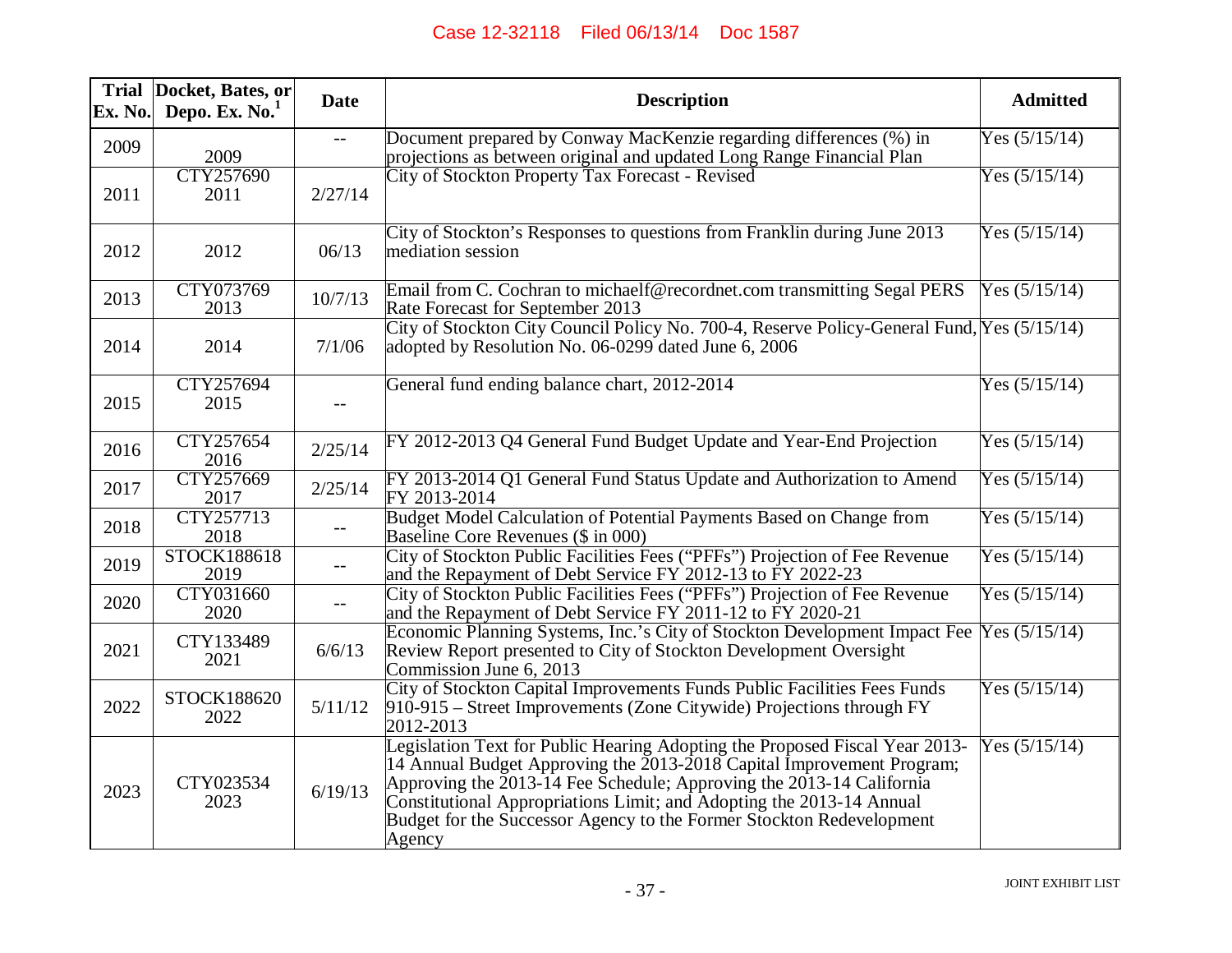| Trial Ex. No. | Docket, Bates, or Depo. Ex. No.[1] | Date | Description | Admitted |
|---|---|---|---|---|
| 2009 | 2009 | -- | Document prepared by Conway MacKenzie regarding differences (%) in projections as between original and updated Long Range Financial Plan | Yes (5/15/14) |
| 2011 | CTY257690 2011 | 2/27/14 | City of Stockton Property Tax Forecast - Revised | Yes (5/15/14) |
| 2012 | 2012 | 06/13 | City of Stockton's Responses to questions from Franklin during June 2013 mediation session | Yes (5/15/14) |
| 2013 | CTY073769 2013 | 10/7/13 | Email from C. Cochran to michaelf@recordnet.com transmitting Segal PERS Rate Forecast for September 2013 | Yes (5/15/14) |
| 2014 | 2014 | 7/1/06 | City of Stockton City Council Policy No. 700-4, Reserve Policy-General Fund, adopted by Resolution No. 06-0299 dated June 6, 2006 | Yes (5/15/14) |
| 2015 | CTY257694 2015 | -- | General fund ending balance chart, 2012-2014 | Yes (5/15/14) |
| 2016 | CTY257654 2016 | 2/25/14 | FY 2012-2013 Q4 General Fund Budget Update and Year-End Projection | Yes (5/15/14) |
| 2017 | CTY257669 2017 | 2/25/14 | FY 2013-2014 Q1 General Fund Status Update and Authorization to Amend FY 2013-2014 | Yes (5/15/14) |
| 2018 | CTY257713 2018 | -- | Budget Model Calculation of Potential Payments Based on Change from Baseline Core Revenues ($ in 000) | Yes (5/15/14) |
| 2019 | STOCK188618 2019 | -- | City of Stockton Public Facilities Fees ("PFFs") Projection of Fee Revenue and the Repayment of Debt Service FY 2012-13 to FY 2022-23 | Yes (5/15/14) |
| 2020 | CTY031660 2020 | -- | City of Stockton Public Facilities Fees ("PFFs") Projection of Fee Revenue and the Repayment of Debt Service FY 2011-12 to FY 2020-21 | Yes (5/15/14) |
| 2021 | CTY133489 2021 | 6/6/13 | Economic Planning Systems, Inc.'s City of Stockton Development Impact Fee Review Report presented to City of Stockton Development Oversight Commission June 6, 2013 | Yes (5/15/14) |
| 2022 | STOCK188620 2022 | 5/11/12 | City of Stockton Capital Improvements Funds Public Facilities Fees Funds 910-915 – Street Improvements (Zone Citywide) Projections through FY 2012-2013 | Yes (5/15/14) |
| 2023 | CTY023534 2023 | 6/19/13 | Legislation Text for Public Hearing Adopting the Proposed Fiscal Year 2013-14 Annual Budget Approving the 2013-2018 Capital Improvement Program; Approving the 2013-14 Fee Schedule; Approving the 2013-14 California Constitutional Appropriations Limit; and Adopting the 2013-14 Annual Budget for the Successor Agency to the Former Stockton Redevelopment Agency | Yes (5/15/14) |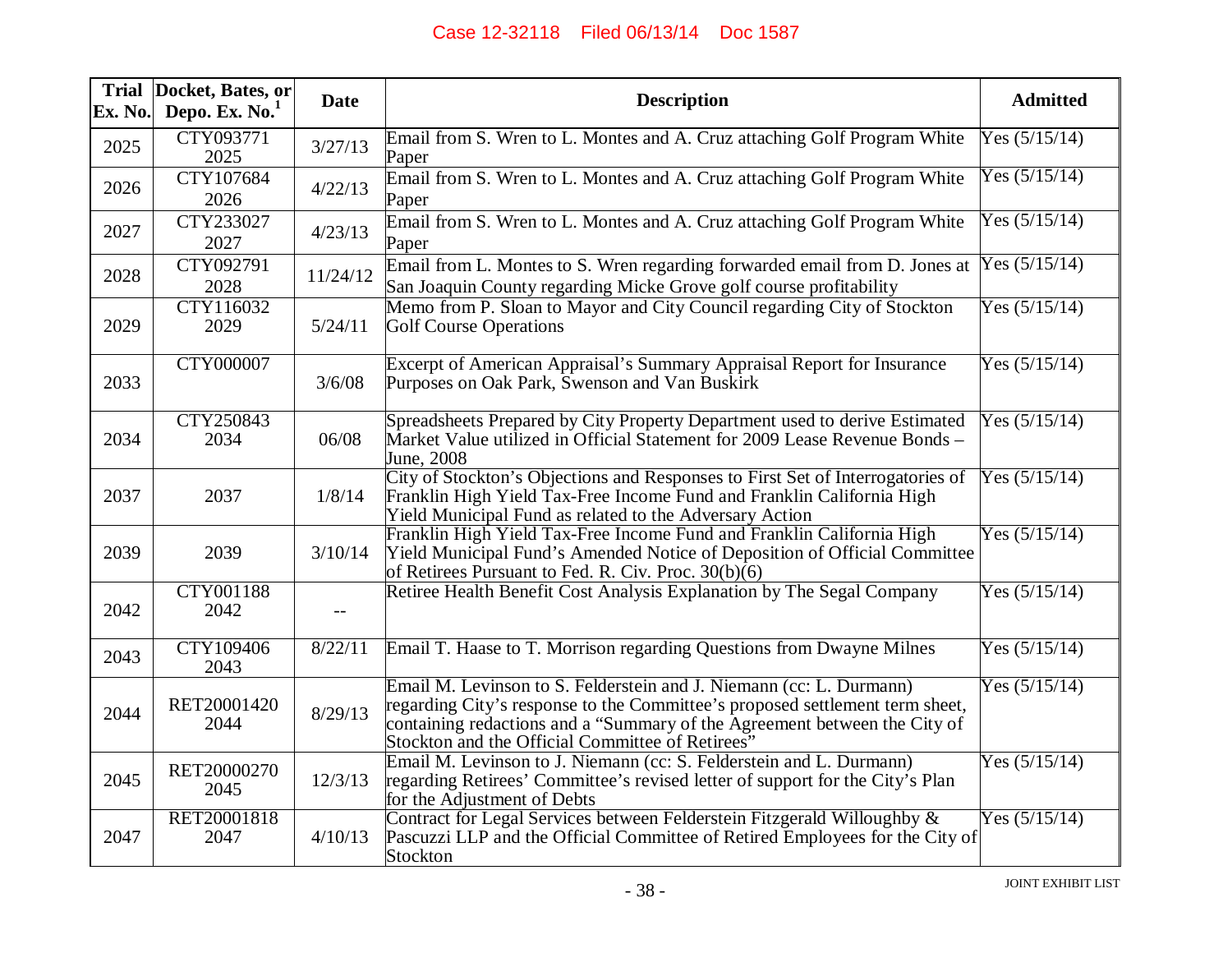| Trial Ex. No. | Docket, Bates, or Depo. Ex. No.[1] | Date | Description | Admitted |
|---|---|---|---|---|
| 2025 | CTY093771 2025 | 3/27/13 | Email from S. Wren to L. Montes and A. Cruz attaching Golf Program White Paper | Yes (5/15/14) |
| 2026 | CTY107684 2026 | 4/22/13 | Email from S. Wren to L. Montes and A. Cruz attaching Golf Program White Paper | Yes (5/15/14) |
| 2027 | CTY233027 2027 | 4/23/13 | Email from S. Wren to L. Montes and A. Cruz attaching Golf Program White Paper | Yes (5/15/14) |
| 2028 | CTY092791 2028 | 11/24/12 | Email from L. Montes to S. Wren regarding forwarded email from D. Jones at San Joaquin County regarding Micke Grove golf course profitability | Yes (5/15/14) |
| 2029 | CTY116032 2029 | 5/24/11 | Memo from P. Sloan to Mayor and City Council regarding City of Stockton Golf Course Operations | Yes (5/15/14) |
| 2033 | CTY000007 | 3/6/08 | Excerpt of American Appraisal's Summary Appraisal Report for Insurance Purposes on Oak Park, Swenson and Van Buskirk | Yes (5/15/14) |
| 2034 | CTY250843 2034 | 06/08 | Spreadsheets Prepared by City Property Department used to derive Estimated Market Value utilized in Official Statement for 2009 Lease Revenue Bonds – June, 2008 | Yes (5/15/14) |
| 2037 | 2037 | 1/8/14 | City of Stockton's Objections and Responses to First Set of Interrogatories of Franklin High Yield Tax-Free Income Fund and Franklin California High Yield Municipal Fund as related to the Adversary Action | Yes (5/15/14) |
| 2039 | 2039 | 3/10/14 | Franklin High Yield Tax-Free Income Fund and Franklin California High Yield Municipal Fund's Amended Notice of Deposition of Official Committee of Retirees Pursuant to Fed. R. Civ. Proc. 30(b)(6) | Yes (5/15/14) |
| 2042 | CTY001188 2042 | -- | Retiree Health Benefit Cost Analysis Explanation by The Segal Company | Yes (5/15/14) |
| 2043 | CTY109406 2043 | 8/22/11 | Email T. Haase to T. Morrison regarding Questions from Dwayne Milnes | Yes (5/15/14) |
| 2044 | RET20001420 2044 | 8/29/13 | Email M. Levinson to S. Felderstein and J. Niemann (cc: L. Durmann) regarding City's response to the Committee's proposed settlement term sheet, containing redactions and a "Summary of the Agreement between the City of Stockton and the Official Committee of Retirees" | Yes (5/15/14) |
| 2045 | RET20000270 2045 | 12/3/13 | Email M. Levinson to J. Niemann (cc: S. Felderstein and L. Durmann) regarding Retirees' Committee's revised letter of support for the City's Plan for the Adjustment of Debts | Yes (5/15/14) |
| 2047 | RET20001818 2047 | 4/10/13 | Contract for Legal Services between Felderstein Fitzgerald Willoughby & Pascuzzi LLP and the Official Committee of Retired Employees for the City of Stockton | Yes (5/15/14) |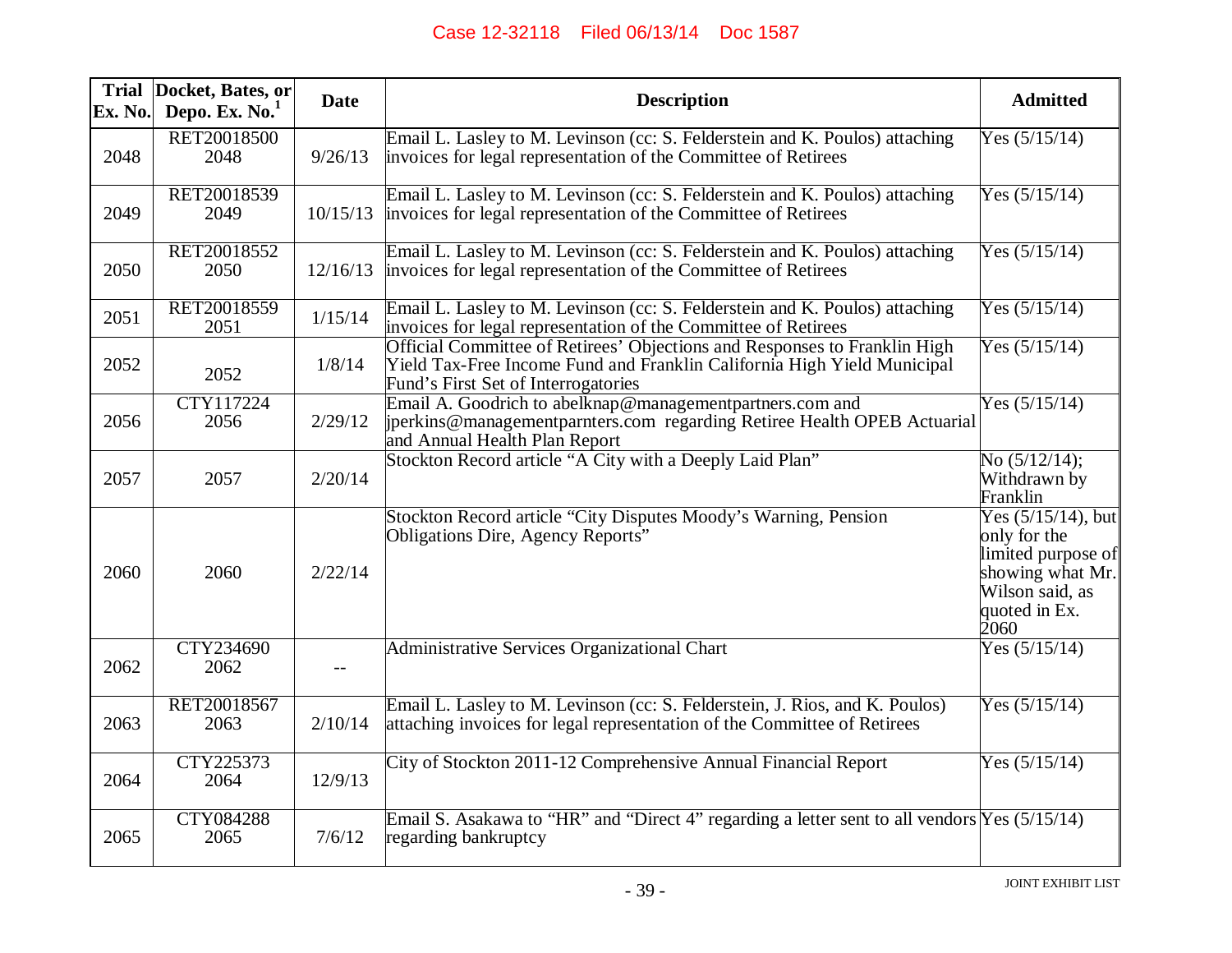| Trial Ex. No. | Docket, Bates, or Depo. Ex. No.[1] | Date | Description | Admitted |
|---|---|---|---|---|
| 2048 | RET20018500 2048 | 9/26/13 | Email L. Lasley to M. Levinson (cc: S. Felderstein and K. Poulos) attaching invoices for legal representation of the Committee of Retirees | Yes (5/15/14) |
| 2049 | RET20018539 2049 | 10/15/13 | Email L. Lasley to M. Levinson (cc: S. Felderstein and K. Poulos) attaching invoices for legal representation of the Committee of Retirees | Yes (5/15/14) |
| 2050 | RET20018552 2050 | 12/16/13 | Email L. Lasley to M. Levinson (cc: S. Felderstein and K. Poulos) attaching invoices for legal representation of the Committee of Retirees | Yes (5/15/14) |
| 2051 | RET20018559 2051 | 1/15/14 | Email L. Lasley to M. Levinson (cc: S. Felderstein and K. Poulos) attaching invoices for legal representation of the Committee of Retirees | Yes (5/15/14) |
| 2052 | 2052 | 1/8/14 | Official Committee of Retirees' Objections and Responses to Franklin High Yield Tax-Free Income Fund and Franklin California High Yield Municipal Fund's First Set of Interrogatories | Yes (5/15/14) |
| 2056 | CTY117224 2056 | 2/29/12 | Email A. Goodrich to abelknap@managementpartners.com and jperkins@managementparnters.com regarding Retiree Health OPEB Actuarial and Annual Health Plan Report | Yes (5/15/14) |
| 2057 | 2057 | 2/20/14 | Stockton Record article "A City with a Deeply Laid Plan" | No (5/12/14); Withdrawn by Franklin |
| 2060 | 2060 | 2/22/14 | Stockton Record article "City Disputes Moody's Warning, Pension Obligations Dire, Agency Reports" | Yes (5/15/14), but only for the limited purpose of showing what Mr. Wilson said, as quoted in Ex. 2060 |
| 2062 | CTY234690 2062 | -- | Administrative Services Organizational Chart | Yes (5/15/14) |
| 2063 | RET20018567 2063 | 2/10/14 | Email L. Lasley to M. Levinson (cc: S. Felderstein, J. Rios, and K. Poulos) attaching invoices for legal representation of the Committee of Retirees | Yes (5/15/14) |
| 2064 | CTY225373 2064 | 12/9/13 | City of Stockton 2011-12 Comprehensive Annual Financial Report | Yes (5/15/14) |
| 2065 | CTY084288 2065 | 7/6/12 | Email S. Asakawa to "HR" and "Direct 4" regarding a letter sent to all vendors regarding bankruptcy | Yes (5/15/14) |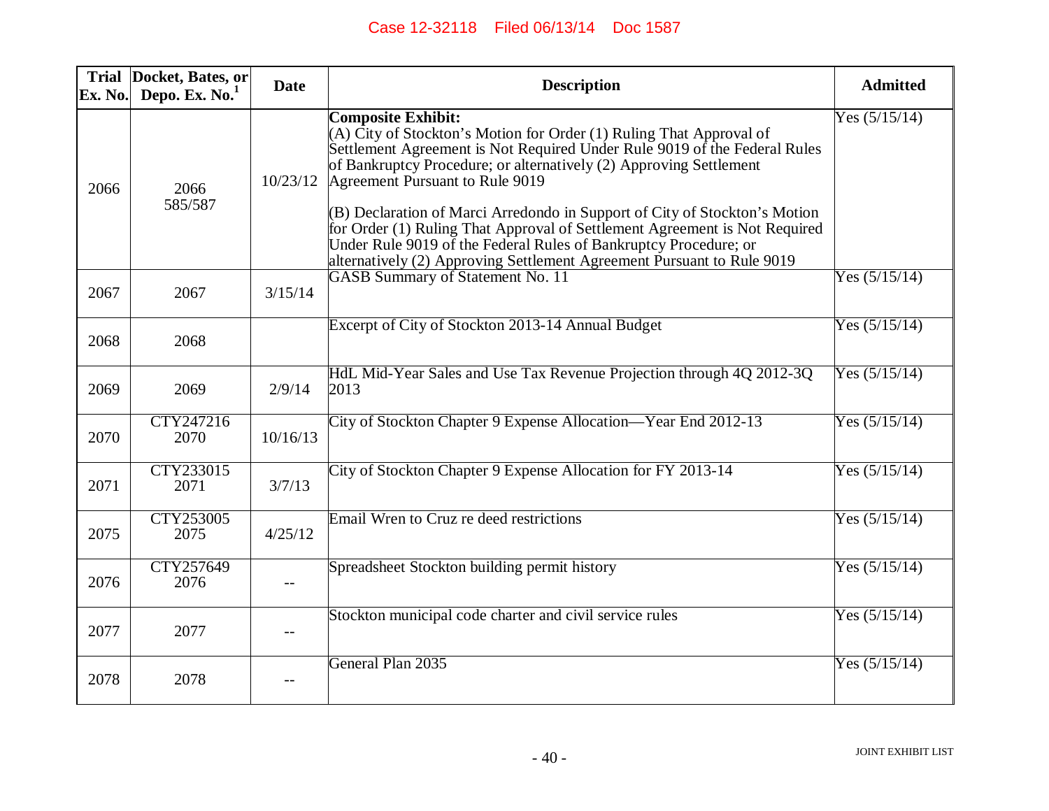| Trial Ex. No. | Docket, Bates, or Depo. Ex. No.[1] | Date | Description | Admitted |
|---|---|---|---|---|
| 2066 | 2066 585/587 | 10/23/12 | **Composite Exhibit:** (A) City of Stockton's Motion for Order (1) Ruling That Approval of Settlement Agreement is Not Required Under Rule 9019 of the Federal Rules of Bankruptcy Procedure; or alternatively (2) Approving Settlement Agreement Pursuant to Rule 9019 (B) Declaration of Marci Arredondo in Support of City of Stockton's Motion for Order (1) Ruling That Approval of Settlement Agreement is Not Required Under Rule 9019 of the Federal Rules of Bankruptcy Procedure; or alternatively (2) Approving Settlement Agreement Pursuant to Rule 9019 | Yes (5/15/14) |
| 2067 | 2067 | 3/15/14 | GASB Summary of Statement No. 11 | Yes (5/15/14) |
| 2068 | 2068 | | Excerpt of City of Stockton 2013-14 Annual Budget | Yes (5/15/14) |
| 2069 | 2069 | 2/9/14 | HdL Mid-Year Sales and Use Tax Revenue Projection through 4Q 2012-3Q 2013 | Yes (5/15/14) |
| 2070 | CTY247216 2070 | 10/16/13 | City of Stockton Chapter 9 Expense Allocation—Year End 2012-13 | Yes (5/15/14) |
| 2071 | CTY233015 2071 | 3/7/13 | City of Stockton Chapter 9 Expense Allocation for FY 2013-14 | Yes (5/15/14) |
| 2075 | CTY253005 2075 | 4/25/12 | Email Wren to Cruz re deed restrictions | Yes (5/15/14) |
| 2076 | CTY257649 2076 | -- | Spreadsheet Stockton building permit history | Yes (5/15/14) |
| 2077 | 2077 | -- | Stockton municipal code charter and civil service rules | Yes (5/15/14) |
| 2078 | 2078 | -- | General Plan 2035 | Yes (5/15/14) |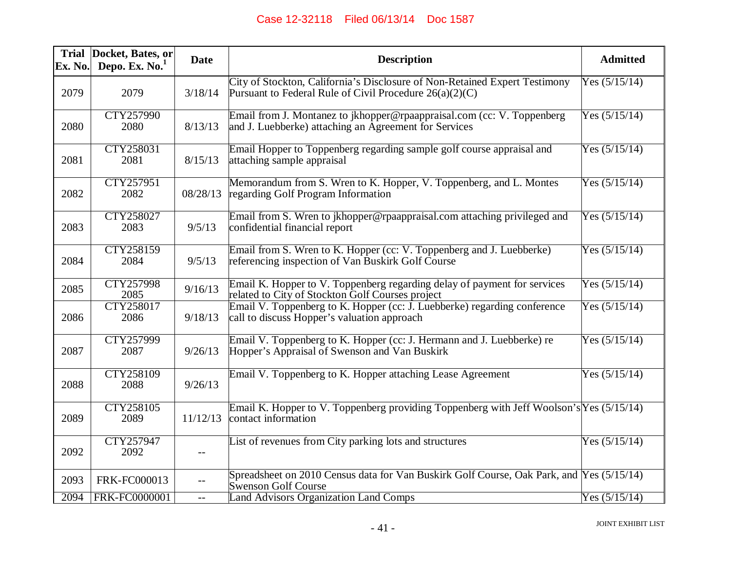| Trial Ex. No. | Docket, Bates, or Depo. Ex. No.[1] | Date | Description | Admitted |
|---|---|---|---|---|
| 2079 | 2079 | 3/18/14 | City of Stockton, California's Disclosure of Non-Retained Expert Testimony Pursuant to Federal Rule of Civil Procedure 26(a)(2)(C) | Yes (5/15/14) |
| 2080 | CTY257990 2080 | 8/13/13 | Email from J. Montanez to jkhopper@rpaappraisal.com (cc: V. Toppenberg and J. Luebberke) attaching an Agreement for Services | Yes (5/15/14) |
| 2081 | CTY258031 2081 | 8/15/13 | Email Hopper to Toppenberg regarding sample golf course appraisal and attaching sample appraisal | Yes (5/15/14) |
| 2082 | CTY257951 2082 | 08/28/13 | Memorandum from S. Wren to K. Hopper, V. Toppenberg, and L. Montes regarding Golf Program Information | Yes (5/15/14) |
| 2083 | CTY258027 2083 | 9/5/13 | Email from S. Wren to jkhopper@rpaappraisal.com attaching privileged and confidential financial report | Yes (5/15/14) |
| 2084 | CTY258159 2084 | 9/5/13 | Email from S. Wren to K. Hopper (cc: V. Toppenberg and J. Luebberke) referencing inspection of Van Buskirk Golf Course | Yes (5/15/14) |
| 2085 | CTY257998 2085 | 9/16/13 | Email K. Hopper to V. Toppenberg regarding delay of payment for services related to City of Stockton Golf Courses project | Yes (5/15/14) |
| 2086 | CTY258017 2086 | 9/18/13 | Email V. Toppenberg to K. Hopper (cc: J. Luebberke) regarding conference call to discuss Hopper's valuation approach | Yes (5/15/14) |
| 2087 | CTY257999 2087 | 9/26/13 | Email V. Toppenberg to K. Hopper (cc: J. Hermann and J. Luebberke) re Hopper's Appraisal of Swenson and Van Buskirk | Yes (5/15/14) |
| 2088 | CTY258109 2088 | 9/26/13 | Email V. Toppenberg to K. Hopper attaching Lease Agreement | Yes (5/15/14) |
| 2089 | CTY258105 2089 | 11/12/13 | Email K. Hopper to V. Toppenberg providing Toppenberg with Jeff Woolson's contact information | Yes (5/15/14) |
| 2092 | CTY257947 2092 | -- | List of revenues from City parking lots and structures | Yes (5/15/14) |
| 2093 | FRK-FC000013 | -- | Spreadsheet on 2010 Census data for Van Buskirk Golf Course, Oak Park, and Swenson Golf Course | Yes (5/15/14) |
| 2094 | FRK-FC0000001 | -- | Land Advisors Organization Land Comps | Yes (5/15/14) |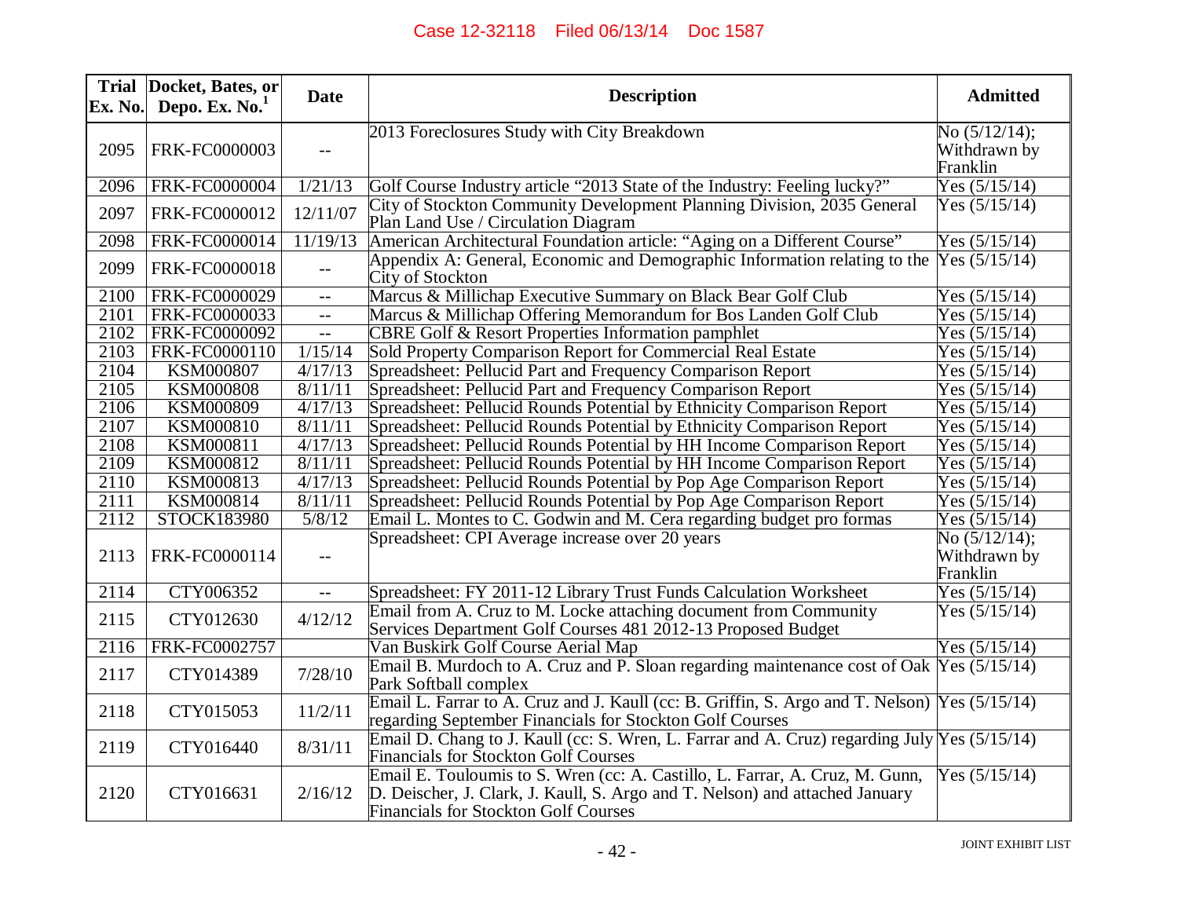| Trial Ex. No. | Docket, Bates, or Depo. Ex. No.[1] | Date | Description | Admitted |
|---|---|---|---|---|
| 2095 | FRK-FC0000003 | -- | 2013 Foreclosures Study with City Breakdown | No (5/12/14); Withdrawn by Franklin |
| 2096 | FRK-FC0000004 | 1/21/13 | Golf Course Industry article "2013 State of the Industry: Feeling lucky?" | Yes (5/15/14) |
| 2097 | FRK-FC0000012 | 12/11/07 | City of Stockton Community Development Planning Division, 2035 General Plan Land Use / Circulation Diagram | Yes (5/15/14) |
| 2098 | FRK-FC0000014 | 11/19/13 | American Architectural Foundation article: "Aging on a Different Course" | Yes (5/15/14) |
| 2099 | FRK-FC0000018 | -- | Appendix A: General, Economic and Demographic Information relating to the City of Stockton | Yes (5/15/14) |
| 2100 | FRK-FC0000029 | -- | Marcus & Millichap Executive Summary on Black Bear Golf Club | Yes (5/15/14) |
| 2101 | FRK-FC0000033 | -- | Marcus & Millichap Offering Memorandum for Bos Landen Golf Club | Yes (5/15/14) |
| 2102 | FRK-FC0000092 | -- | CBRE Golf & Resort Properties Information pamphlet | Yes (5/15/14) |
| 2103 | FRK-FC0000110 | 1/15/14 | Sold Property Comparison Report for Commercial Real Estate | Yes (5/15/14) |
| 2104 | KSM000807 | 4/17/13 | Spreadsheet: Pellucid Part and Frequency Comparison Report | Yes (5/15/14) |
| 2105 | KSM000808 | 8/11/11 | Spreadsheet: Pellucid Part and Frequency Comparison Report | Yes (5/15/14) |
| 2106 | KSM000809 | 4/17/13 | Spreadsheet: Pellucid Rounds Potential by Ethnicity Comparison Report | Yes (5/15/14) |
| 2107 | KSM000810 | 8/11/11 | Spreadsheet: Pellucid Rounds Potential by Ethnicity Income Comparison Report | Yes (5/15/14) |
| 2108 | KSM000811 | 4/17/13 | Spreadsheet: Pellucid Rounds Potential by HH Income Comparison Report | Yes (5/15/14) |
| 2109 | KSM000812 | 8/11/11 | Spreadsheet: Pellucid Rounds Potential by HH Income Comparison Report | Yes (5/15/14) |
| 2110 | KSM000813 | 4/17/13 | Spreadsheet: Pellucid Rounds Potential by Pop Age Comparison Report | Yes (5/15/14) |
| 2111 | KSM000814 | 8/11/11 | Spreadsheet: Pellucid Rounds Potential by Pop Age Comparison Report | Yes (5/15/14) |
| 2112 | STOCK183980 | 5/8/12 | Email L. Montes to C. Godwin and M. Cera regarding budget pro formas | Yes (5/15/14) |
| 2113 | FRK-FC0000114 | -- | Spreadsheet: CPI Average increase over 20 years | No (5/12/14); Withdrawn by Franklin |
| 2114 | CTY006352 | -- | Spreadsheet: FY 2011-12 Library Trust Funds Calculation Worksheet | Yes (5/15/14) |
| 2115 | CTY012630 | 4/12/12 | Email from A. Cruz to M. Locke attaching document from Community Services Department Golf Courses 481 2012-13 Proposed Budget | Yes (5/15/14) |
| 2116 | FRK-FC0002757 | | Van Buskirk Golf Course Aerial Map | Yes (5/15/14) |
| 2117 | CTY014389 | 7/28/10 | Email B. Murdoch to A. Cruz and P. Sloan regarding maintenance cost of Oak Park Softball complex | Yes (5/15/14) |
| 2118 | CTY015053 | 11/2/11 | Email L. Farrar to A. Cruz and J. Kaull (cc: B. Griffin, S. Argo and T. Nelson) regarding September Financials for Stockton Golf Courses | Yes (5/15/14) |
| 2119 | CTY016440 | 8/31/11 | Email D. Chang to J. Kaull (cc: S. Wren, L. Farrar and A. Cruz) regarding July Financials for Stockton Golf Courses | Yes (5/15/14) |
| 2120 | CTY016631 | 2/16/12 | Email E. Touloumis to S. Wren (cc: A. Castillo, L. Farrar, A. Cruz, M. Gunn, D. Deischer, J. Clark, J. Kaull, S. Argo and T. Nelson) and attached January Financials for Stockton Golf Courses | Yes (5/15/14) |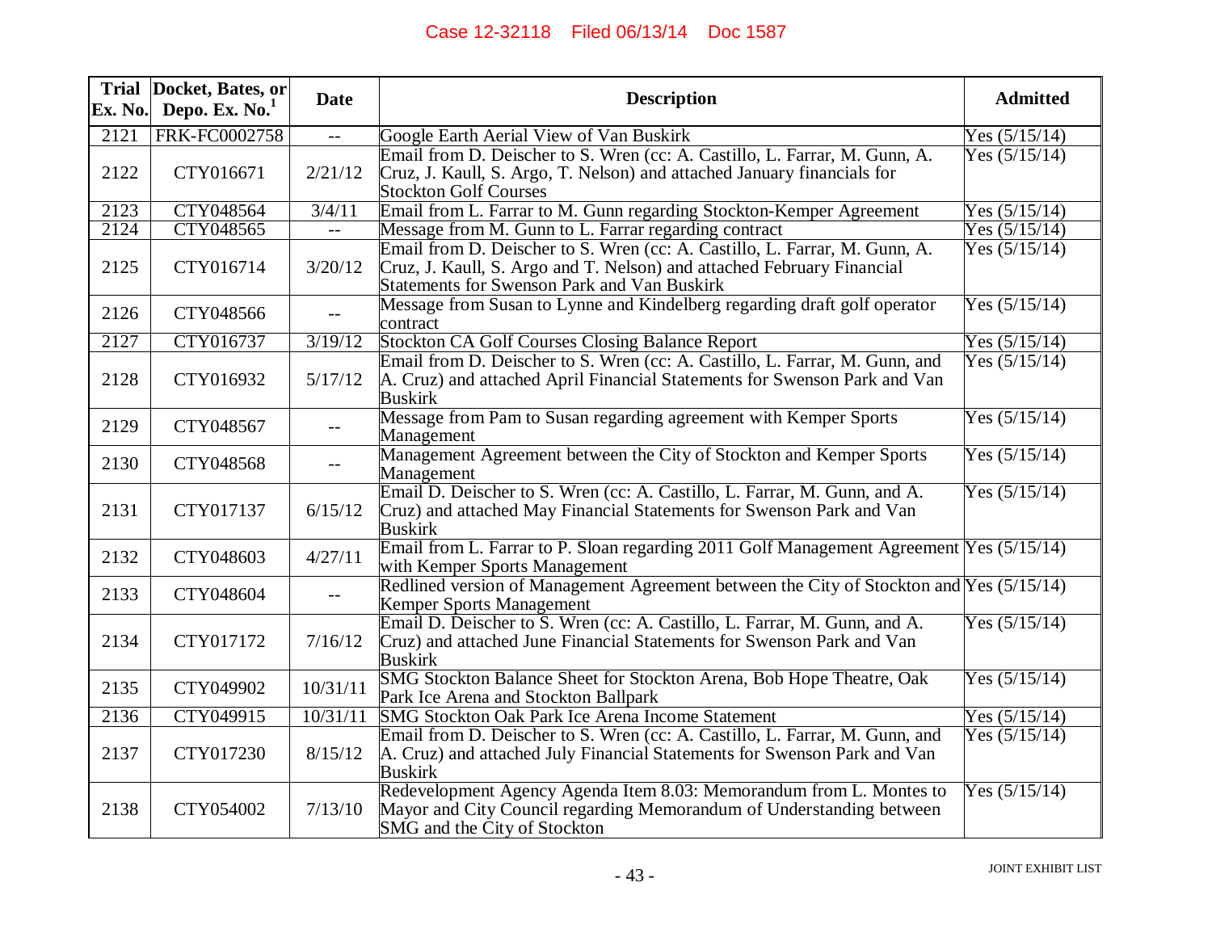| Trial Ex. No. | Docket, Bates, or Depo. Ex. No.[1] | Date | Description | Admitted |
|---|---|---|---|---|
| 2121 | FRK-FC0002758 | -- | Google Earth Aerial View of Van Buskirk | Yes (5/15/14) |
| 2122 | CTY016671 | 2/21/12 | Email from D. Deischer to S. Wren (cc: A. Castillo, L. Farrar, M. Gunn, A. Cruz, J. Kaull, S. Argo, T. Nelson) and attached January financials for Stockton Golf Courses | Yes (5/15/14) |
| 2123 | CTY048564 | 3/4/11 | Email from L. Farrar to M. Gunn regarding Stockton-Kemper Agreement | Yes (5/15/14) |
| 2124 | CTY048565 | -- | Message from M. Gunn to L. Farrar regarding contract | Yes (5/15/14) |
| 2125 | CTY016714 | 3/20/12 | Email from D. Deischer to S. Wren (cc: A. Castillo, L. Farrar, M. Gunn, A. Cruz, J. Kaull, S. Argo and T. Nelson) and attached February Financial Statements for Swenson Park and Van Buskirk | Yes (5/15/14) |
| 2126 | CTY048566 | -- | Message from Susan to Lynne and Kindelberg regarding draft golf operator contract | Yes (5/15/14) |
| 2127 | CTY016737 | 3/19/12 | Stockton CA Golf Courses Closing Balance Report | Yes (5/15/14) |
| 2128 | CTY016932 | 5/17/12 | Email from D. Deischer to S. Wren (cc: A. Castillo, L. Farrar, M. Gunn, and A. Cruz) and attached April Financial Statements for Swenson Park and Van Buskirk | Yes (5/15/14) |
| 2129 | CTY048567 | -- | Message from Pam to Susan regarding agreement with Kemper Sports Management | Yes (5/15/14) |
| 2130 | CTY048568 | -- | Management Agreement between the City of Stockton and Kemper Sports Management | Yes (5/15/14) |
| 2131 | CTY017137 | 6/15/12 | Email D. Deischer to S. Wren (cc: A. Castillo, L. Farrar, M. Gunn, and A. Cruz) and attached May Financial Statements for Swenson Park and Van Buskirk | Yes (5/15/14) |
| 2132 | CTY048603 | 4/27/11 | Email from L. Farrar to P. Sloan regarding 2011 Golf Management Agreement with Kemper Sports Management | Yes (5/15/14) |
| 2133 | CTY048604 | -- | Redlined version of Management Agreement between the City of Stockton and Kemper Sports Management | Yes (5/15/14) |
| 2134 | CTY017172 | 7/16/12 | Email D. Deischer to S. Wren (cc: A. Castillo, L. Farrar, M. Gunn, and A. Cruz) and attached June Financial Statements for Swenson Park and Van Buskirk | Yes (5/15/14) |
| 2135 | CTY049902 | 10/31/11 | SMG Stockton Balance Sheet for Stockton Arena, Bob Hope Theatre, Oak Park Ice Arena and Stockton Ballpark | Yes (5/15/14) |
| 2136 | CTY049915 | 10/31/11 | SMG Stockton Oak Park Ice Arena Income Statement | Yes (5/15/14) |
| 2137 | CTY017230 | 8/15/12 | Email from D. Deischer to S. Wren (cc: A. Castillo, L. Farrar, M. Gunn, and A. Cruz) and attached July Financial Statements for Swenson Park and Van Buskirk | Yes (5/15/14) |
| 2138 | CTY054002 | 7/13/10 | Redevelopment Agency Agenda Item 8.03: Memorandum from L. Montes to Mayor and City Council regarding Memorandum of Understanding between SMG and the City of Stockton | Yes (5/15/14) |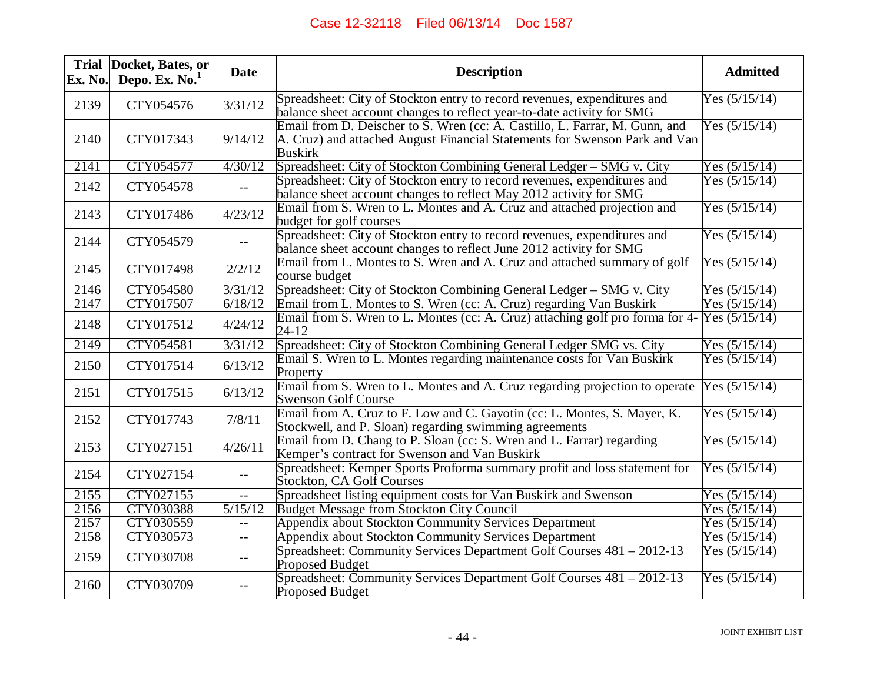| Trial Ex. No. | Docket, Bates, or Depo. Ex. No.[1] | Date | Description | Admitted |
|---|---|---|---|---|
| 2139 | CTY054576 | 3/31/12 | Spreadsheet: City of Stockton entry to record revenues, expenditures and balance sheet account changes to reflect year-to-date activity for SMG | Yes (5/15/14) |
| 2140 | CTY017343 | 9/14/12 | Email from D. Deischer to S. Wren (cc: A. Castillo, L. Farrar, M. Gunn, and A. Cruz) and attached August Financial Statements for Swenson Park and Van Buskirk | Yes (5/15/14) |
| 2141 | CTY054577 | 4/30/12 | Spreadsheet: City of Stockton Combining General Ledger – SMG v. City | Yes (5/15/14) |
| 2142 | CTY054578 | -- | Spreadsheet: City of Stockton entry to record revenues, expenditures and balance sheet account changes to reflect May 2012 activity for SMG | Yes (5/15/14) |
| 2143 | CTY017486 | 4/23/12 | Email from S. Wren to L. Montes and A. Cruz and attached projection and budget for golf courses | Yes (5/15/14) |
| 2144 | CTY054579 | -- | Spreadsheet: City of Stockton entry to record revenues, expenditures and balance sheet account changes to reflect June 2012 activity for SMG | Yes (5/15/14) |
| 2145 | CTY017498 | 2/2/12 | Email from L. Montes to S. Wren and A. Cruz and attached summary of golf course budget | Yes (5/15/14) |
| 2146 | CTY054580 | 3/31/12 | Spreadsheet: City of Stockton Combining General Ledger – SMG v. City | Yes (5/15/14) |
| 2147 | CTY017507 | 6/18/12 | Email from L. Montes to S. Wren (cc: A. Cruz) regarding Van Buskirk | Yes (5/15/14) |
| 2148 | CTY017512 | 4/24/12 | Email from S. Wren to L. Montes (cc: A. Cruz) attaching golf pro forma for 4-24-12 | Yes (5/15/14) |
| 2149 | CTY054581 | 3/31/12 | Spreadsheet: City of Stockton Combining General Ledger SMG vs. City | Yes (5/15/14) |
| 2150 | CTY017514 | 6/13/12 | Email S. Wren to L. Montes regarding maintenance costs for Van Buskirk Property | Yes (5/15/14) |
| 2151 | CTY017515 | 6/13/12 | Email from S. Wren to L. Montes and A. Cruz regarding projection to operate Swenson Golf Course | Yes (5/15/14) |
| 2152 | CTY017743 | 7/8/11 | Email from A. Cruz to F. Low and C. Gayotin (cc: L. Montes, S. Mayer, K. Stockwell, and P. Sloan) regarding swimming agreements | Yes (5/15/14) |
| 2153 | CTY027151 | 4/26/11 | Email from D. Chang to P. Sloan (cc: S. Wren and L. Farrar) regarding Kemper's contract for Swenson and Van Buskirk | Yes (5/15/14) |
| 2154 | CTY027154 | -- | Spreadsheet: Kemper Sports Proforma summary profit and loss statement for Stockton, CA Golf Courses | Yes (5/15/14) |
| 2155 | CTY027155 | -- | Spreadsheet listing equipment costs for Van Buskirk and Swenson | Yes (5/15/14) |
| 2156 | CTY030388 | 5/15/12 | Budget Message from Stockton City Council | Yes (5/15/14) |
| 2157 | CTY030559 | -- | Appendix about Stockton Community Services Department | Yes (5/15/14) |
| 2158 | CTY030573 | -- | Appendix about Stockton Community Services Department | Yes (5/15/14) |
| 2159 | CTY030708 | -- | Spreadsheet: Community Services Department Golf Courses 481 – 2012-13 Proposed Budget | Yes (5/15/14) |
| 2160 | CTY030709 | -- | Spreadsheet: Community Services Department Golf Courses 481 – 2012-13 Proposed Budget | Yes (5/15/14) |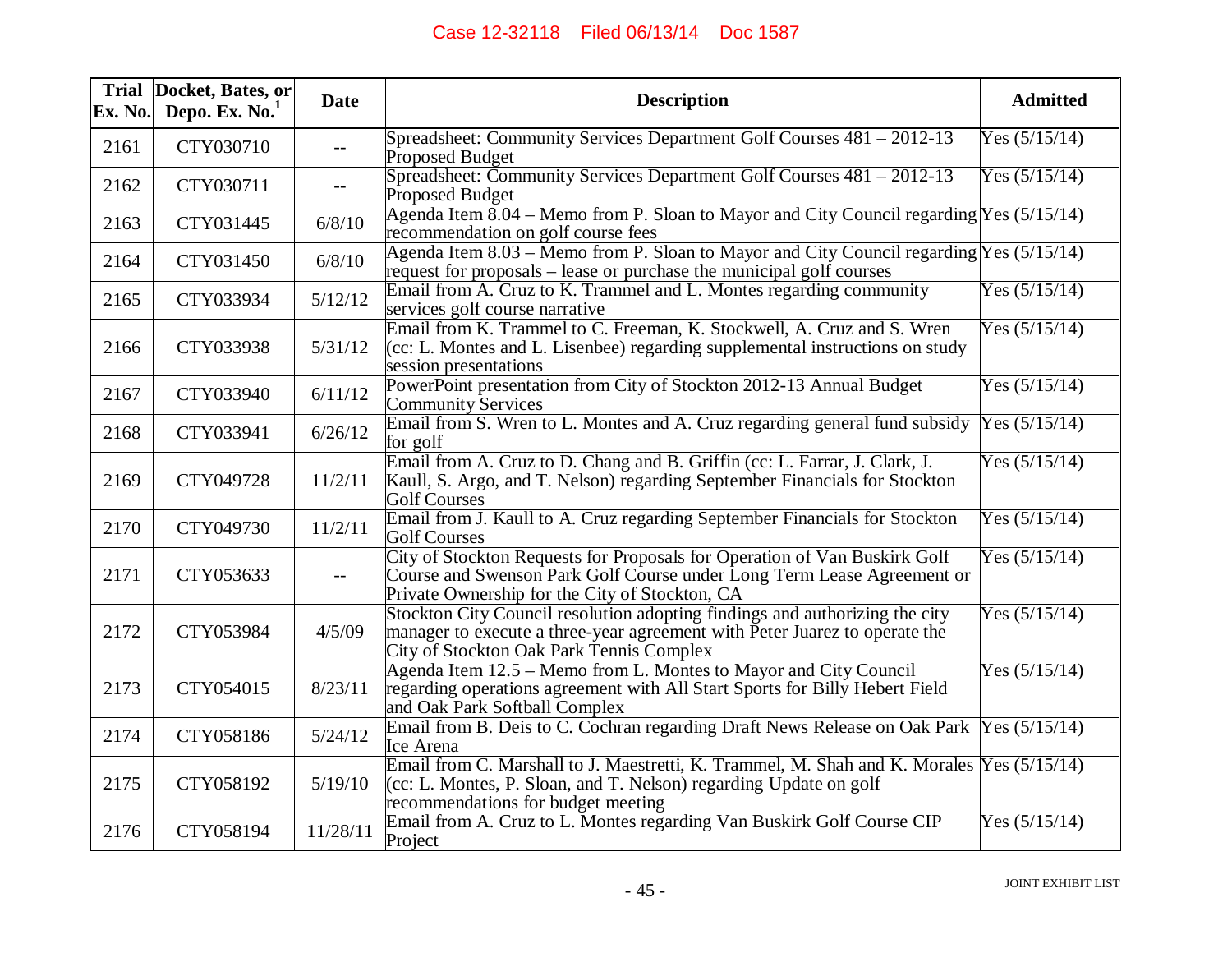| Trial Ex. No. | Docket, Bates, or Depo. Ex. No.[1] | Date | Description | Admitted |
|---|---|---|---|---|
| 2161 | CTY030710 | -- | Spreadsheet: Community Services Department Golf Courses 481 – 2012-13 Proposed Budget | Yes (5/15/14) |
| 2162 | CTY030711 | -- | Spreadsheet: Community Services Department Golf Courses 481 – 2012-13 Proposed Budget | Yes (5/15/14) |
| 2163 | CTY031445 | 6/8/10 | Agenda Item 8.04 – Memo from P. Sloan to Mayor and City Council regarding recommendation on golf course fees | Yes (5/15/14) |
| 2164 | CTY031450 | 6/8/10 | Agenda Item 8.03 – Memo from P. Sloan to Mayor and City Council regarding request for proposals – lease or purchase the municipal golf courses | Yes (5/15/14) |
| 2165 | CTY033934 | 5/12/12 | Email from A. Cruz to K. Trammel and L. Montes regarding community services golf course narrative | Yes (5/15/14) |
| 2166 | CTY033938 | 5/31/12 | Email from K. Trammel to C. Freeman, K. Stockwell, A. Cruz and S. Wren (cc: L. Montes and L. Lisenbee) regarding supplemental instructions on study session presentations | Yes (5/15/14) |
| 2167 | CTY033940 | 6/11/12 | PowerPoint presentation from City of Stockton 2012-13 Annual Budget Community Services | Yes (5/15/14) |
| 2168 | CTY033941 | 6/26/12 | Email from S. Wren to L. Montes and A. Cruz regarding general fund subsidy for golf | Yes (5/15/14) |
| 2169 | CTY049728 | 11/2/11 | Email from A. Cruz to D. Chang and B. Griffin (cc: L. Farrar, J. Clark, J. Kaull, S. Argo, and T. Nelson) regarding September Financials for Stockton Golf Courses | Yes (5/15/14) |
| 2170 | CTY049730 | 11/2/11 | Email from J. Kaull to A. Cruz regarding September Financials for Stockton Golf Courses | Yes (5/15/14) |
| 2171 | CTY053633 | -- | City of Stockton Requests for Proposals for Operation of Van Buskirk Golf Course and Swenson Park Golf Course under Long Term Lease Agreement or Private Ownership for the City of Stockton, CA | Yes (5/15/14) |
| 2172 | CTY053984 | 4/5/09 | Stockton City Council resolution adopting findings and authorizing the city manager to execute a three-year agreement with Peter Juarez to operate the City of Stockton Oak Park Tennis Complex | Yes (5/15/14) |
| 2173 | CTY054015 | 8/23/11 | Agenda Item 12.5 – Memo from L. Montes to Mayor and City Council regarding operations agreement with All Start Sports for Billy Hebert Field and Oak Park Softball Complex | Yes (5/15/14) |
| 2174 | CTY058186 | 5/24/12 | Email from B. Deis to C. Cochran regarding Draft News Release on Oak Park Ice Arena | Yes (5/15/14) |
| 2175 | CTY058192 | 5/19/10 | Email from C. Marshall to J. Maestretti, K. Trammel, M. Shah and K. Morales (cc: L. Montes, P. Sloan, and T. Nelson) regarding Update on golf recommendations for budget meeting | Yes (5/15/14) |
| 2176 | CTY058194 | 11/28/11 | Email from A. Cruz to L. Montes regarding Van Buskirk Golf Course CIP Project | Yes (5/15/14) |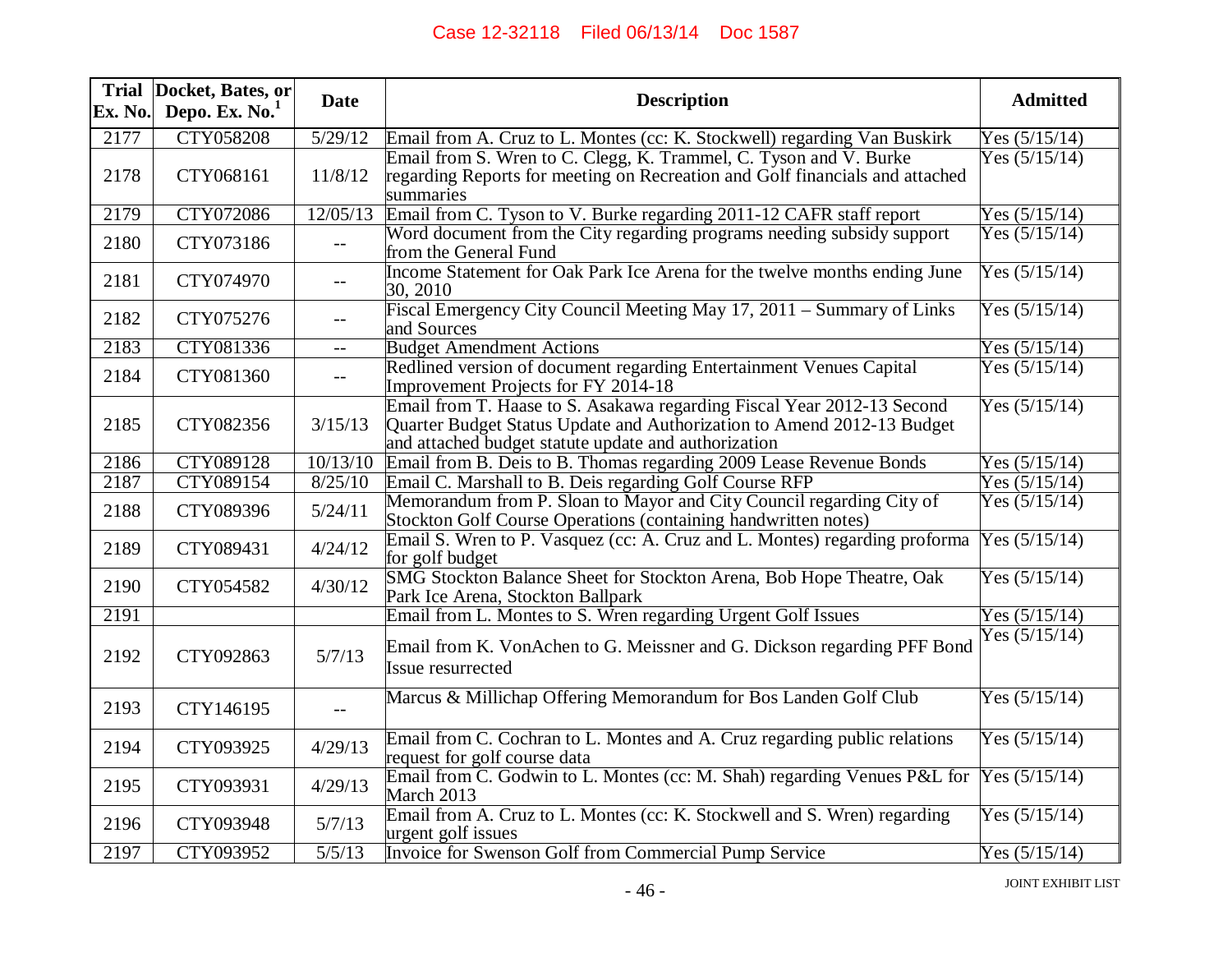| Trial Ex. No. | Docket, Bates, or Depo. Ex. No.[1] | Date | Description | Admitted |
|---|---|---|---|---|
| 2177 | CTY058208 | 5/29/12 | Email from A. Cruz to L. Montes (cc: K. Stockwell) regarding Van Buskirk | Yes (5/15/14) |
| 2178 | CTY068161 | 11/8/12 | Email from S. Wren to C. Clegg, K. Trammel, C. Tyson and V. Burke regarding Reports for meeting on Recreation and Golf financials and attached summaries | Yes (5/15/14) |
| 2179 | CTY072086 | 12/05/13 | Email from C. Tyson to V. Burke regarding 2011-12 CAFR staff report | Yes (5/15/14) |
| 2180 | CTY073186 | -- | Word document from the City regarding programs needing subsidy support from the General Fund | Yes (5/15/14) |
| 2181 | CTY074970 | -- | Income Statement for Oak Park Ice Arena for the twelve months ending June 30, 2010 | Yes (5/15/14) |
| 2182 | CTY075276 | -- | Fiscal Emergency City Council Meeting May 17, 2011 – Summary of Links and Sources | Yes (5/15/14) |
| 2183 | CTY081336 | -- | Budget Amendment Actions | Yes (5/15/14) |
| 2184 | CTY081360 | -- | Redlined version of document regarding Entertainment Venues Capital Improvement Projects for FY 2014-18 | Yes (5/15/14) |
| 2185 | CTY082356 | 3/15/13 | Email from T. Haase to S. Asakawa regarding Fiscal Year 2012-13 Second Quarter Budget Status Update and Authorization to Amend 2012-13 Budget and attached budget statute update and authorization | Yes (5/15/14) |
| 2186 | CTY089128 | 10/13/10 | Email from B. Deis to B. Thomas regarding 2009 Lease Revenue Bonds | Yes (5/15/14) |
| 2187 | CTY089154 | 8/25/10 | Email C. Marshall to B. Deis regarding Golf Course RFP | Yes (5/15/14) |
| 2188 | CTY089396 | 5/24/11 | Memorandum from P. Sloan to Mayor and City Council regarding City of Stockton Golf Course Operations (containing handwritten notes) | Yes (5/15/14) |
| 2189 | CTY089431 | 4/24/12 | Email S. Wren to P. Vasquez (cc: A. Cruz and L. Montes) regarding proforma for golf budget | Yes (5/15/14) |
| 2190 | CTY054582 | 4/30/12 | SMG Stockton Balance Sheet for Stockton Arena, Bob Hope Theatre, Oak Park Ice Arena, Stockton Ballpark | Yes (5/15/14) |
| 2191 | | | Email from L. Montes to S. Wren regarding Urgent Golf Issues | Yes (5/15/14) |
| 2192 | CTY092863 | 5/7/13 | Email from K. VonAchen to G. Meissner and G. Dickson regarding PFF Bond Issue resurrected | Yes (5/15/14) |
| 2193 | CTY146195 | -- | Marcus & Millichap Offering Memorandum for Bos Landen Golf Club | Yes (5/15/14) |
| 2194 | CTY093925 | 4/29/13 | Email from C. Cochran to L. Montes and A. Cruz regarding public relations request for golf course data | Yes (5/15/14) |
| 2195 | CTY093931 | 4/29/13 | Email from C. Godwin to L. Montes (cc: M. Shah) regarding Venues P&L for March 2013 | Yes (5/15/14) |
| 2196 | CTY093948 | 5/7/13 | Email from A. Cruz to L. Montes (cc: K. Stockwell and S. Wren) regarding urgent golf issues | Yes (5/15/14) |
| 2197 | CTY093952 | 5/5/13 | Invoice for Swenson Golf from Commercial Pump Service | Yes (5/15/14) |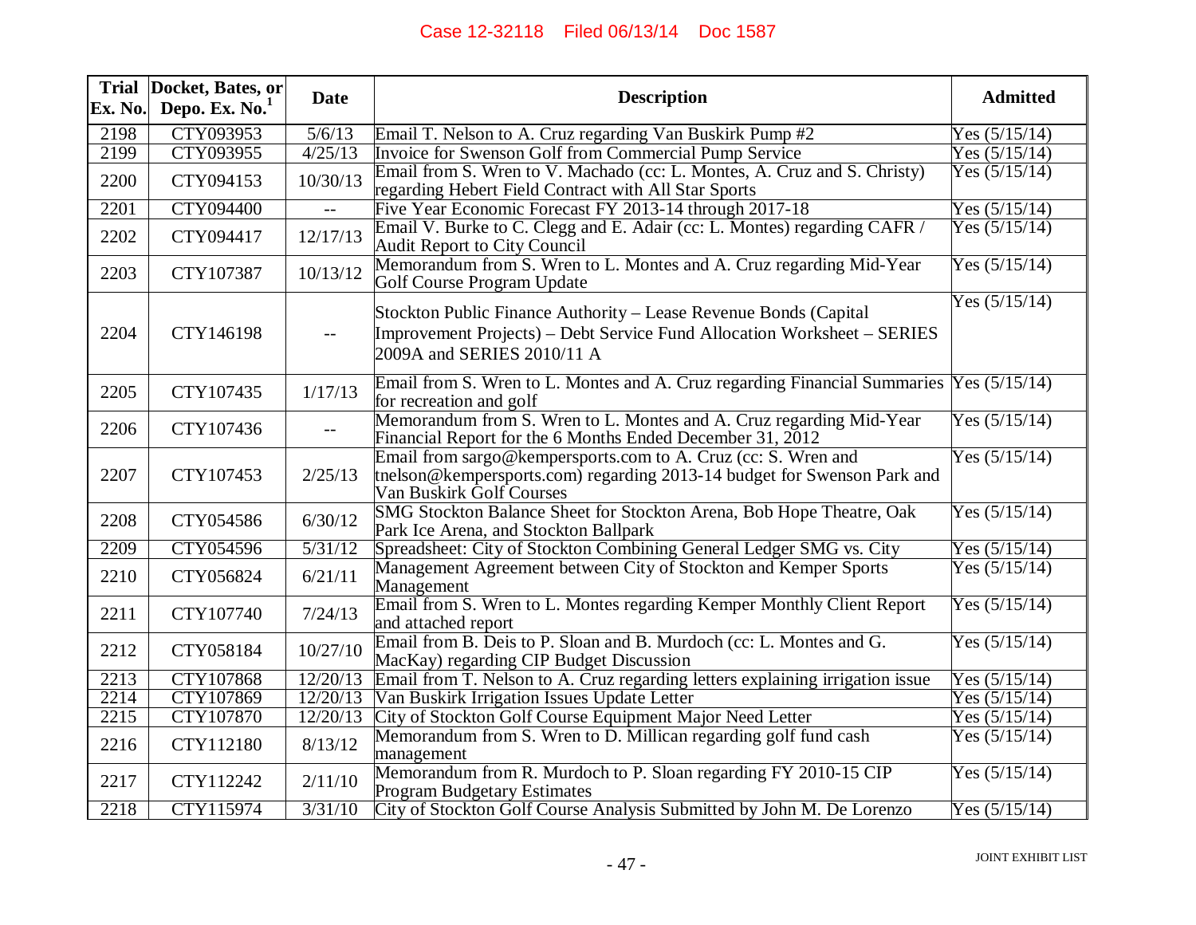| Trial Ex. No. | Docket, Bates, or Depo. Ex. No.[1] | Date | Description | Admitted |
|---|---|---|---|---|
| 2198 | CTY093953 | 5/6/13 | Email T. Nelson to A. Cruz regarding Van Buskirk Pump #2 | Yes (5/15/14) |
| 2199 | CTY093955 | 4/25/13 | Invoice for Swenson Golf from Commercial Pump Service | Yes (5/15/14) |
| 2200 | CTY094153 | 10/30/13 | Email from S. Wren to V. Machado (cc: L. Montes, A. Cruz and S. Christy) regarding Hebert Field Contract with All Star Sports | Yes (5/15/14) |
| 2201 | CTY094400 | -- | Five Year Economic Forecast FY 2013-14 through 2017-18 | Yes (5/15/14) |
| 2202 | CTY094417 | 12/17/13 | Email V. Burke to C. Clegg and E. Adair (cc: L. Montes) regarding CAFR / Audit Report to City Council | Yes (5/15/14) |
| 2203 | CTY107387 | 10/13/12 | Memorandum from S. Wren to L. Montes and A. Cruz regarding Mid-Year Golf Course Program Update | Yes (5/15/14) |
| 2204 | CTY146198 | -- | Stockton Public Finance Authority – Lease Revenue Bonds (Capital Improvement Projects) – Debt Service Fund Allocation Worksheet – SERIES 2009A and SERIES 2010/11 A | Yes (5/15/14) |
| 2205 | CTY107435 | 1/17/13 | Email from S. Wren to L. Montes and A. Cruz regarding Financial Summaries for recreation and golf | Yes (5/15/14) |
| 2206 | CTY107436 | -- | Memorandum from S. Wren to L. Montes and A. Cruz regarding Mid-Year Financial Report for the 6 Months Ended December 31, 2012 | Yes (5/15/14) |
| 2207 | CTY107453 | 2/25/13 | Email from sargo@kempersports.com to A. Cruz (cc: S. Wren and tnelson@kempersports.com) regarding 2013-14 budget for Swenson Park and Van Buskirk Golf Courses | Yes (5/15/14) |
| 2208 | CTY054586 | 6/30/12 | SMG Stockton Balance Sheet for Stockton Arena, Bob Hope Theatre, Oak Park Ice Arena, and Stockton Ballpark | Yes (5/15/14) |
| 2209 | CTY054596 | 5/31/12 | Spreadsheet: City of Stockton Combining General Ledger SMG vs. City | Yes (5/15/14) |
| 2210 | CTY056824 | 6/21/11 | Management Agreement between City of Stockton and Kemper Sports Management | Yes (5/15/14) |
| 2211 | CTY107740 | 7/24/13 | Email from S. Wren to L. Montes regarding Kemper Monthly Client Report and attached report | Yes (5/15/14) |
| 2212 | CTY058184 | 10/27/10 | Email from B. Deis to P. Sloan and B. Murdoch (cc: L. Montes and G. MacKay) regarding CIP Budget Discussion | Yes (5/15/14) |
| 2213 | CTY107868 | 12/20/13 | Email from T. Nelson to A. Cruz regarding letters explaining irrigation issue | Yes (5/15/14) |
| 2214 | CTY107869 | 12/20/13 | Van Buskirk Irrigation Issues Update Letter | Yes (5/15/14) |
| 2215 | CTY107870 | 12/20/13 | City of Stockton Golf Course Equipment Major Need Letter | Yes (5/15/14) |
| 2216 | CTY112180 | 8/13/12 | Memorandum from S. Wren to D. Millican regarding golf fund cash management | Yes (5/15/14) |
| 2217 | CTY112242 | 2/11/10 | Memorandum from R. Murdoch to P. Sloan regarding FY 2010-15 CIP Program Budgetary Estimates | Yes (5/15/14) |
| 2218 | CTY115974 | 3/31/10 | City of Stockton Golf Course Analysis Submitted by John M. De Lorenzo | Yes (5/15/14) |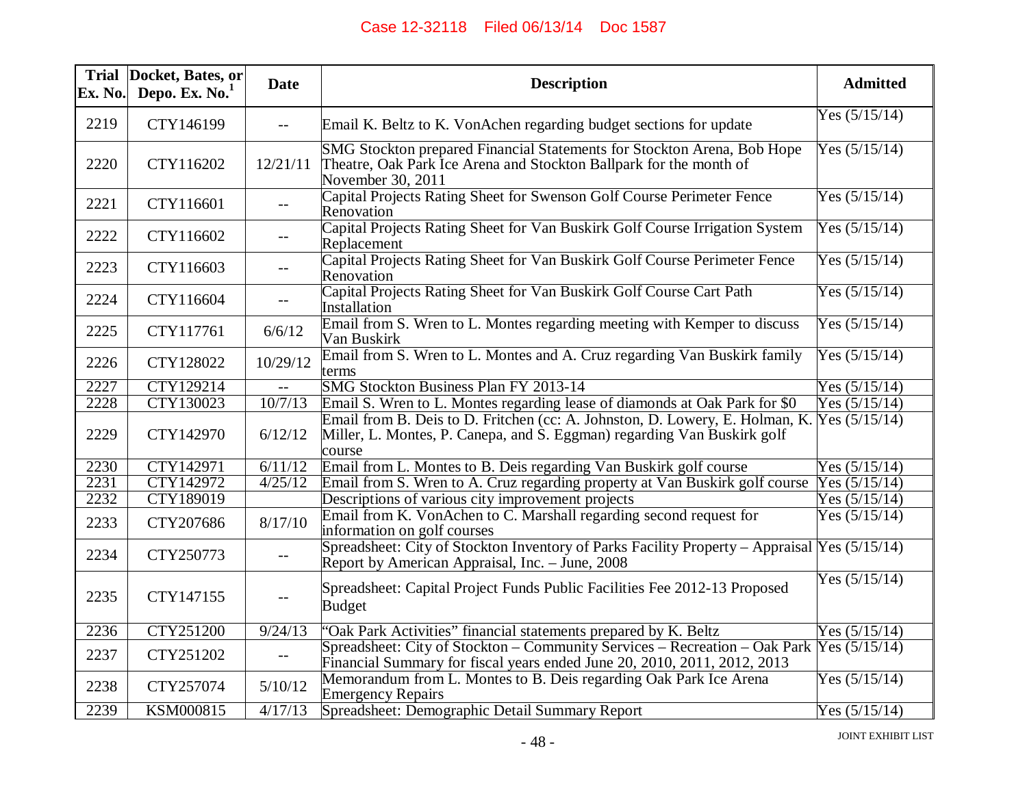| Trial Ex. No. | Docket, Bates, or Depo. Ex. No.[1] | Date | Description | Admitted |
|---|---|---|---|---|
| 2219 | CTY146199 | -- | Email K. Beltz to K. VonAchen regarding budget sections for update | Yes (5/15/14) |
| 2220 | CTY116202 | 12/21/11 | SMG Stockton prepared Financial Statements for Stockton Arena, Bob Hope Theatre, Oak Park Ice Arena and Stockton Ballpark for the month of November 30, 2011 | Yes (5/15/14) |
| 2221 | CTY116601 | -- | Capital Projects Rating Sheet for Swenson Golf Course Perimeter Fence Renovation | Yes (5/15/14) |
| 2222 | CTY116602 | -- | Capital Projects Rating Sheet for Van Buskirk Golf Course Irrigation System Replacement | Yes (5/15/14) |
| 2223 | CTY116603 | -- | Capital Projects Rating Sheet for Van Buskirk Golf Course Perimeter Fence Renovation | Yes (5/15/14) |
| 2224 | CTY116604 | -- | Capital Projects Rating Sheet for Van Buskirk Golf Course Cart Path Installation | Yes (5/15/14) |
| 2225 | CTY117761 | 6/6/12 | Email from S. Wren to L. Montes regarding meeting with Kemper to discuss Van Buskirk | Yes (5/15/14) |
| 2226 | CTY128022 | 10/29/12 | Email from S. Wren to L. Montes and A. Cruz regarding Van Buskirk family terms | Yes (5/15/14) |
| 2227 | CTY129214 | -- | SMG Stockton Business Plan FY 2013-14 | Yes (5/15/14) |
| 2228 | CTY130023 | 10/7/13 | Email S. Wren to L. Montes regarding lease of diamonds at Oak Park for $0 | Yes (5/15/14) |
| 2229 | CTY142970 | 6/12/12 | Email from B. Deis to D. Fritchen (cc: A. Johnston, D. Lowery, E. Holman, K. Miller, L. Montes, P. Canepa, and S. Eggman) regarding Van Buskirk golf course | Yes (5/15/14) |
| 2230 | CTY142971 | 6/11/12 | Email from L. Montes to B. Deis regarding Van Buskirk golf course | Yes (5/15/14) |
| 2231 | CTY142972 | 4/25/12 | Email from S. Wren to A. Cruz regarding property at Van Buskirk golf course | Yes (5/15/14) |
| 2232 | CTY189019 | | Descriptions of various city improvement projects | Yes (5/15/14) |
| 2233 | CTY207686 | 8/17/10 | Email from K. VonAchen to C. Marshall regarding second request for information on golf courses | Yes (5/15/14) |
| 2234 | CTY250773 | -- | Spreadsheet: City of Stockton Inventory of Parks Facility Property – Appraisal Report by American Appraisal, Inc. – June, 2008 | Yes (5/15/14) |
| 2235 | CTY147155 | -- | Spreadsheet: Capital Project Funds Public Facilities Fee 2012-13 Proposed Budget | Yes (5/15/14) |
| 2236 | CTY251200 | 9/24/13 | "Oak Park Activities" financial statements prepared by K. Beltz | Yes (5/15/14) |
| 2237 | CTY251202 | -- | Spreadsheet: City of Stockton – Community Services – Recreation – Oak Park Financial Summary for fiscal years ended June 20, 2010, 2011, 2012, 2013 | Yes (5/15/14) |
| 2238 | CTY257074 | 5/10/12 | Memorandum from L. Montes to B. Deis regarding Oak Park Ice Arena Emergency Repairs | Yes (5/15/14) |
| 2239 | KSM000815 | 4/17/13 | Spreadsheet: Demographic Detail Summary Report | Yes (5/15/14) |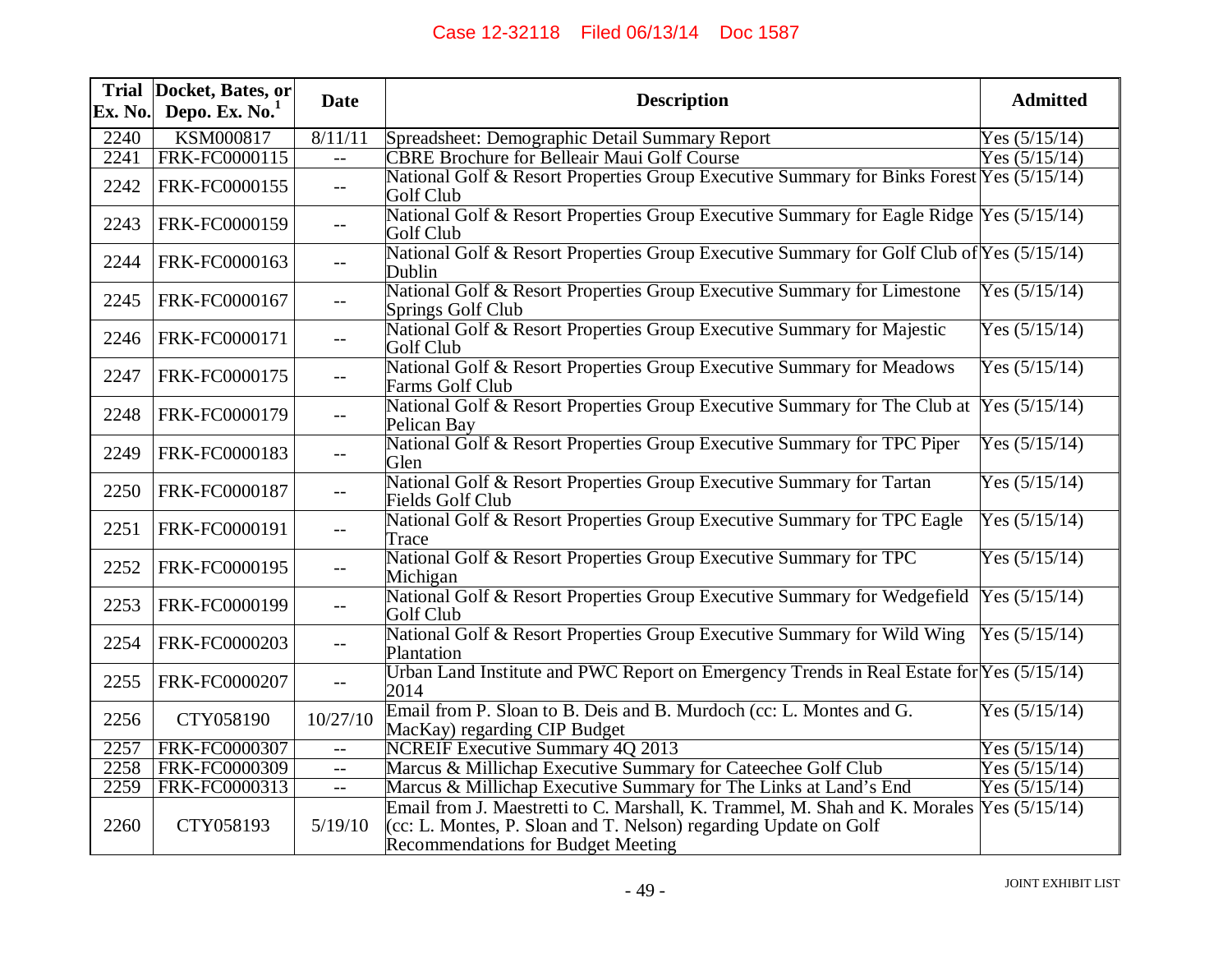| Trial Ex. No. | Docket, Bates, or Depo. Ex. No.[1] | Date | Description | Admitted |
|---|---|---|---|---|
| 2240 | KSM000817 | 8/11/11 | Spreadsheet: Demographic Detail Summary Report | Yes (5/15/14) |
| 2241 | FRK-FC0000115 | -- | CBRE Brochure for Belleair Maui Golf Course | Yes (5/15/14) |
| 2242 | FRK-FC0000155 | -- | National Golf & Resort Properties Group Executive Summary for Binks Forest Golf Club | Yes (5/15/14) |
| 2243 | FRK-FC0000159 | -- | National Golf & Resort Properties Group Executive Summary for Eagle Ridge Golf Club | Yes (5/15/14) |
| 2244 | FRK-FC0000163 | -- | National Golf & Resort Properties Group Executive Summary for Golf Club of Dublin | Yes (5/15/14) |
| 2245 | FRK-FC0000167 | -- | National Golf & Resort Properties Group Executive Summary for Limestone Springs Golf Club | Yes (5/15/14) |
| 2246 | FRK-FC0000171 | -- | National Golf & Resort Properties Group Executive Summary for Majestic Golf Club | Yes (5/15/14) |
| 2247 | FRK-FC0000175 | -- | National Golf & Resort Properties Group Executive Summary for Meadows Farms Golf Club | Yes (5/15/14) |
| 2248 | FRK-FC0000179 | -- | National Golf & Resort Properties Group Executive Summary for The Club at Pelican Bay | Yes (5/15/14) |
| 2249 | FRK-FC0000183 | -- | National Golf & Resort Properties Group Executive Summary for TPC Piper Glen | Yes (5/15/14) |
| 2250 | FRK-FC0000187 | -- | National Golf & Resort Properties Group Executive Summary for Tartan Fields Golf Club | Yes (5/15/14) |
| 2251 | FRK-FC0000191 | -- | National Golf & Resort Properties Group Executive Summary for TPC Eagle Trace | Yes (5/15/14) |
| 2252 | FRK-FC0000195 | -- | National Golf & Resort Properties Group Executive Summary for TPC Michigan | Yes (5/15/14) |
| 2253 | FRK-FC0000199 | -- | National Golf & Resort Properties Group Executive Summary for Wedgefield Golf Club | Yes (5/15/14) |
| 2254 | FRK-FC0000203 | -- | National Golf & Resort Properties Group Executive Summary for Wild Wing Plantation | Yes (5/15/14) |
| 2255 | FRK-FC0000207 | -- | Urban Land Institute and PWC Report on Emergency Trends in Real Estate for 2014 | Yes (5/15/14) |
| 2256 | CTY058190 | 10/27/10 | Email from P. Sloan to B. Deis and B. Murdoch (cc: L. Montes and G. MacKay) regarding CIP Budget | Yes (5/15/14) |
| 2257 | FRK-FC0000307 | -- | NCREIF Executive Summary 4Q 2013 | Yes (5/15/14) |
| 2258 | FRK-FC0000309 | -- | Marcus & Millichap Executive Summary for Cateechee Golf Club | Yes (5/15/14) |
| 2259 | FRK-FC0000313 | -- | Marcus & Millichap Executive Summary for The Links at Land's End | Yes (5/15/14) |
| 2260 | CTY058193 | 5/19/10 | Email from J. Maestretti to C. Marshall, K. Trammel, M. Shah and K. Morales (cc: L. Montes, P. Sloan and T. Nelson) regarding Update on Golf Recommendations for Budget Meeting | Yes (5/15/14) |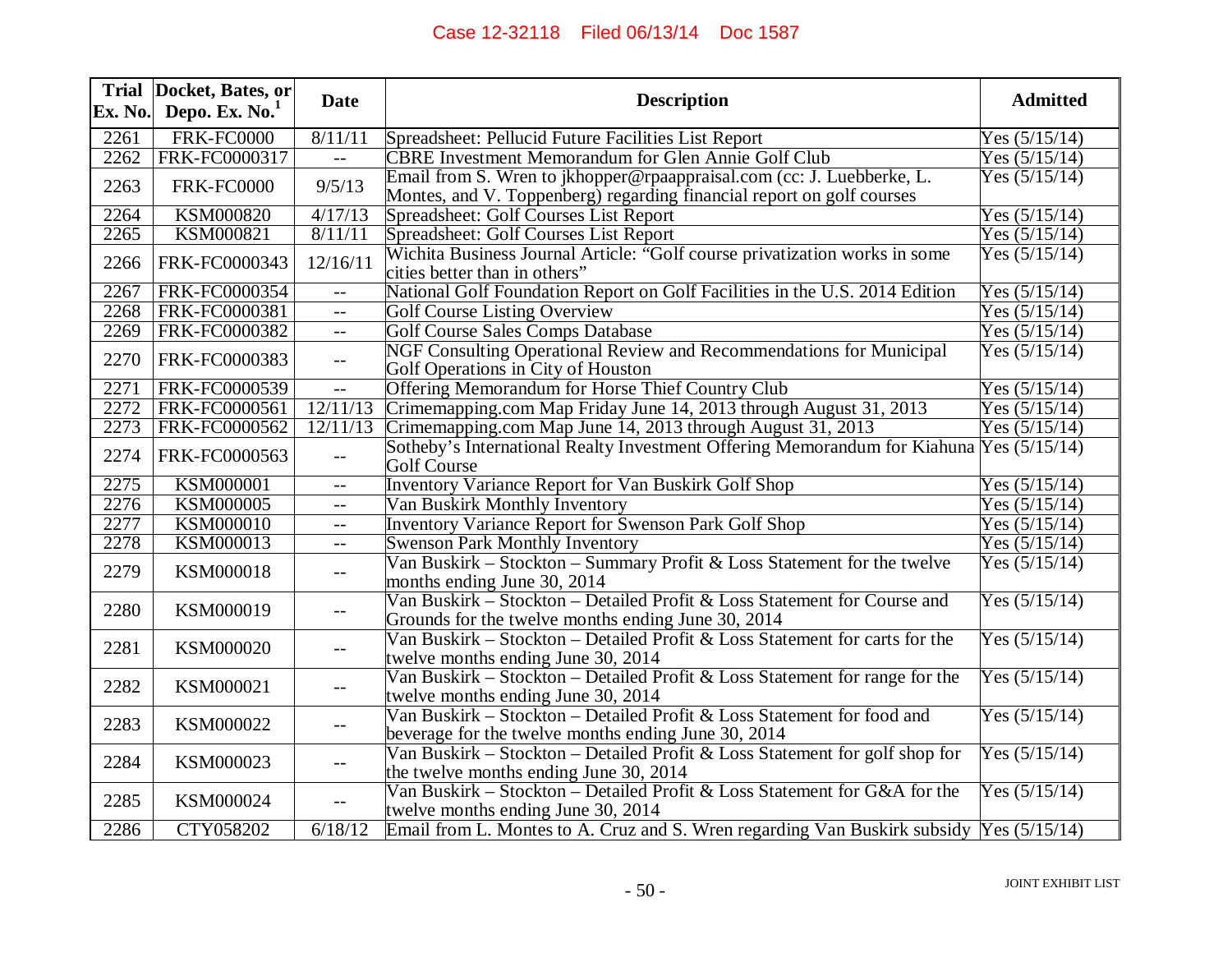| Trial Ex. No. | Docket, Bates, or Depo. Ex. No.[1] | Date | Description | Admitted |
|---|---|---|---|---|
| 2261 | FRK-FC0000 | 8/11/11 | Spreadsheet: Pellucid Future Facilities List Report | Yes (5/15/14) |
| 2262 | FRK-FC0000317 | -- | CBRE Investment Memorandum for Glen Annie Golf Club | Yes (5/15/14) |
| 2263 | FRK-FC0000 | 9/5/13 | Email from S. Wren to jkhopper@rpaappraisal.com (cc: J. Luebberke, L. Montes, and V. Toppenberg) regarding financial report on golf courses | Yes (5/15/14) |
| 2264 | KSM000820 | 4/17/13 | Spreadsheet: Golf Courses List Report | Yes (5/15/14) |
| 2265 | KSM000821 | 8/11/11 | Spreadsheet: Golf Courses List Report | Yes (5/15/14) |
| 2266 | FRK-FC0000343 | 12/16/11 | Wichita Business Journal Article: "Golf course privatization works in some cities better than in others" | Yes (5/15/14) |
| 2267 | FRK-FC0000354 | -- | National Golf Foundation Report on Golf Facilities in the U.S. 2014 Edition | Yes (5/15/14) |
| 2268 | FRK-FC0000381 | -- | Golf Course Listing Overview | Yes (5/15/14) |
| 2269 | FRK-FC0000382 | -- | Golf Course Sales Comps Database | Yes (5/15/14) |
| 2270 | FRK-FC0000383 | -- | NGF Consulting Operational Review and Recommendations for Municipal Golf Operations in City of Houston | Yes (5/15/14) |
| 2271 | FRK-FC0000539 | -- | Offering Memorandum for Horse Thief Country Club | Yes (5/15/14) |
| 2272 | FRK-FC0000561 | 12/11/13 | Crimemapping.com Map Friday June 14, 2013 through August 31, 2013 | Yes (5/15/14) |
| 2273 | FRK-FC0000562 | 12/11/13 | Crimemapping.com Map June 14, 2013 through August 31, 2013 | Yes (5/15/14) |
| 2274 | FRK-FC0000563 | -- | Sotheby's International Realty Investment Offering Memorandum for Kiahuna Golf Course | Yes (5/15/14) |
| 2275 | KSM000001 | -- | Inventory Variance Report for Van Buskirk Golf Shop | Yes (5/15/14) |
| 2276 | KSM000005 | -- | Van Buskirk Monthly Inventory | Yes (5/15/14) |
| 2277 | KSM000010 | -- | Inventory Variance Report for Swenson Park Golf Shop | Yes (5/15/14) |
| 2278 | KSM000013 | -- | Swenson Park Monthly Inventory | Yes (5/15/14) |
| 2279 | KSM000018 | -- | Van Buskirk – Stockton – Summary Profit & Loss Statement for the twelve months ending June 30, 2014 | Yes (5/15/14) |
| 2280 | KSM000019 | -- | Van Buskirk – Stockton – Detailed Profit & Loss Statement for Course and Grounds for the twelve months ending June 30, 2014 | Yes (5/15/14) |
| 2281 | KSM000020 | -- | Van Buskirk – Stockton – Detailed Profit & Loss Statement for carts for the twelve months ending June 30, 2014 | Yes (5/15/14) |
| 2282 | KSM000021 | -- | Van Buskirk – Stockton – Detailed Profit & Loss Statement for range for the twelve months ending June 30, 2014 | Yes (5/15/14) |
| 2283 | KSM000022 | -- | Van Buskirk – Stockton – Detailed Profit & Loss Statement for food and beverage for the twelve months ending June 30, 2014 | Yes (5/15/14) |
| 2284 | KSM000023 | -- | Van Buskirk – Stockton – Detailed Profit & Loss Statement for golf shop for the twelve months ending June 30, 2014 | Yes (5/15/14) |
| 2285 | KSM000024 | -- | Van Buskirk – Stockton – Detailed Profit & Loss Statement for G&A for the twelve months ending June 30, 2014 | Yes (5/15/14) |
| 2286 | CTY058202 | 6/18/12 | Email from L. Montes to A. Cruz and S. Wren regarding Van Buskirk subsidy | Yes (5/15/14) |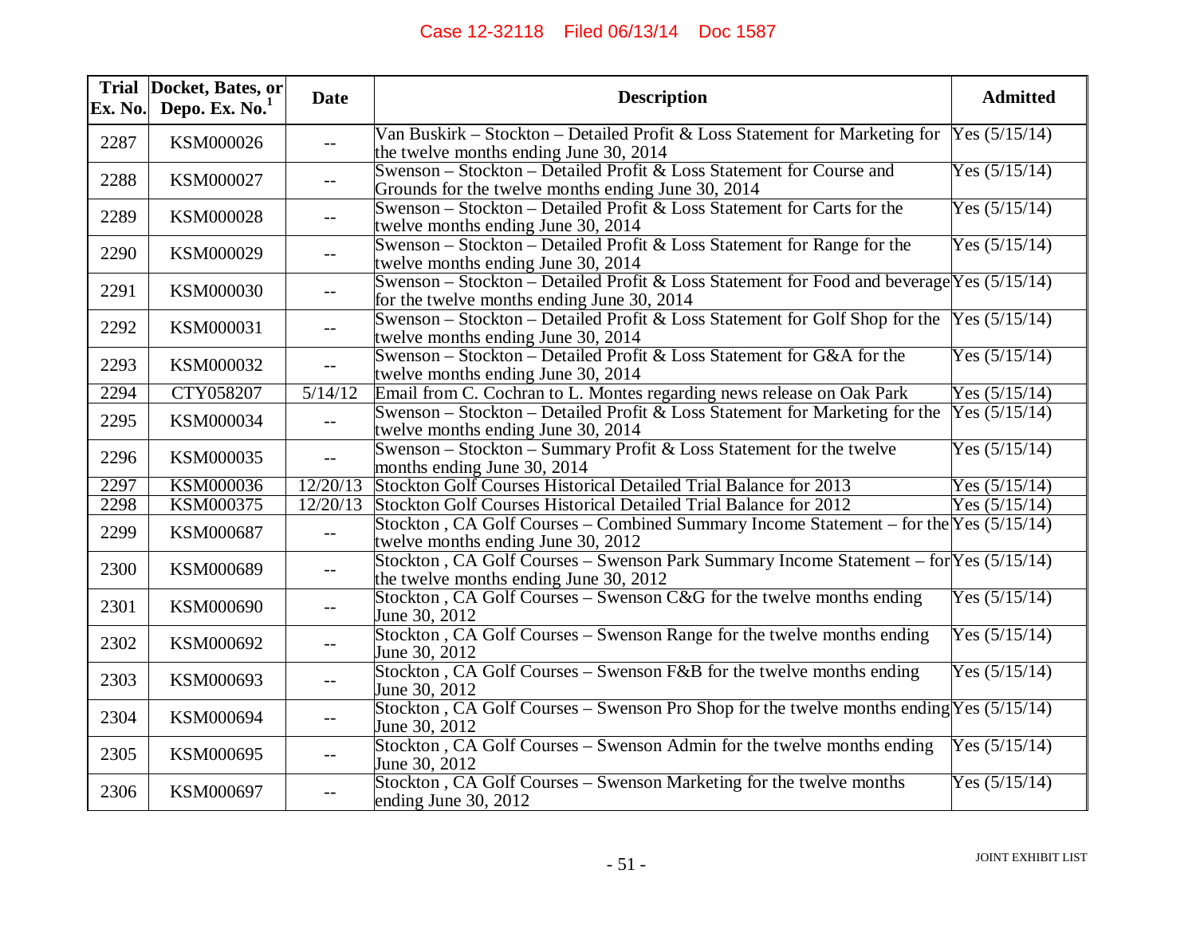| Trial Ex. No. | Docket, Bates, or Depo. Ex. No.[1] | Date | Description | Admitted |
|---|---|---|---|---|
| 2287 | KSM000026 | -- | Van Buskirk – Stockton – Detailed Profit & Loss Statement for Marketing for the twelve months ending June 30, 2014 | Yes (5/15/14) |
| 2288 | KSM000027 | -- | Swenson – Stockton – Detailed Profit & Loss Statement for Course and Grounds for the twelve months ending June 30, 2014 | Yes (5/15/14) |
| 2289 | KSM000028 | -- | Swenson – Stockton – Detailed Profit & Loss Statement for Carts for the twelve months ending June 30, 2014 | Yes (5/15/14) |
| 2290 | KSM000029 | -- | Swenson – Stockton – Detailed Profit & Loss Statement for Range for the twelve months ending June 30, 2014 | Yes (5/15/14) |
| 2291 | KSM000030 | -- | Swenson – Stockton – Detailed Profit & Loss Statement for Food and beverage for the twelve months ending June 30, 2014 | Yes (5/15/14) |
| 2292 | KSM000031 | -- | Swenson – Stockton – Detailed Profit & Loss Statement for Golf Shop for the twelve months ending June 30, 2014 | Yes (5/15/14) |
| 2293 | KSM000032 | -- | Swenson – Stockton – Detailed Profit & Loss Statement for G&A for the twelve months ending June 30, 2014 | Yes (5/15/14) |
| 2294 | CTY058207 | 5/14/12 | Email from C. Cochran to L. Montes regarding news release on Oak Park | Yes (5/15/14) |
| 2295 | KSM000034 | -- | Swenson – Stockton – Detailed Profit & Loss Statement for Marketing for the twelve months ending June 30, 2014 | Yes (5/15/14) |
| 2296 | KSM000035 | -- | Swenson – Stockton – Summary Profit & Loss Statement for the twelve months ending June 30, 2014 | Yes (5/15/14) |
| 2297 | KSM000036 | 12/20/13 | Stockton Golf Courses Historical Detailed Trial Balance for 2013 | Yes (5/15/14) |
| 2298 | KSM000375 | 12/20/13 | Stockton Golf Courses Historical Detailed Trial Balance for 2012 | Yes (5/15/14) |
| 2299 | KSM000687 | -- | Stockton , CA Golf Courses – Combined Summary Income Statement – for the twelve months ending June 30, 2012 | Yes (5/15/14) |
| 2300 | KSM000689 | -- | Stockton , CA Golf Courses – Swenson Park Summary Income Statement – for the twelve months ending June 30, 2012 | Yes (5/15/14) |
| 2301 | KSM000690 | -- | Stockton , CA Golf Courses – Swenson C&G for the twelve months ending June 30, 2012 | Yes (5/15/14) |
| 2302 | KSM000692 | -- | Stockton , CA Golf Courses – Swenson Range for the twelve months ending June 30, 2012 | Yes (5/15/14) |
| 2303 | KSM000693 | -- | Stockton , CA Golf Courses – Swenson F&B for the twelve months ending June 30, 2012 | Yes (5/15/14) |
| 2304 | KSM000694 | -- | Stockton , CA Golf Courses – Swenson Pro Shop for the twelve months ending June 30, 2012 | Yes (5/15/14) |
| 2305 | KSM000695 | -- | Stockton , CA Golf Courses – Swenson Admin for the twelve months ending June 30, 2012 | Yes (5/15/14) |
| 2306 | KSM000697 | -- | Stockton , CA Golf Courses – Swenson Marketing for the twelve months ending June 30, 2012 | Yes (5/15/14) |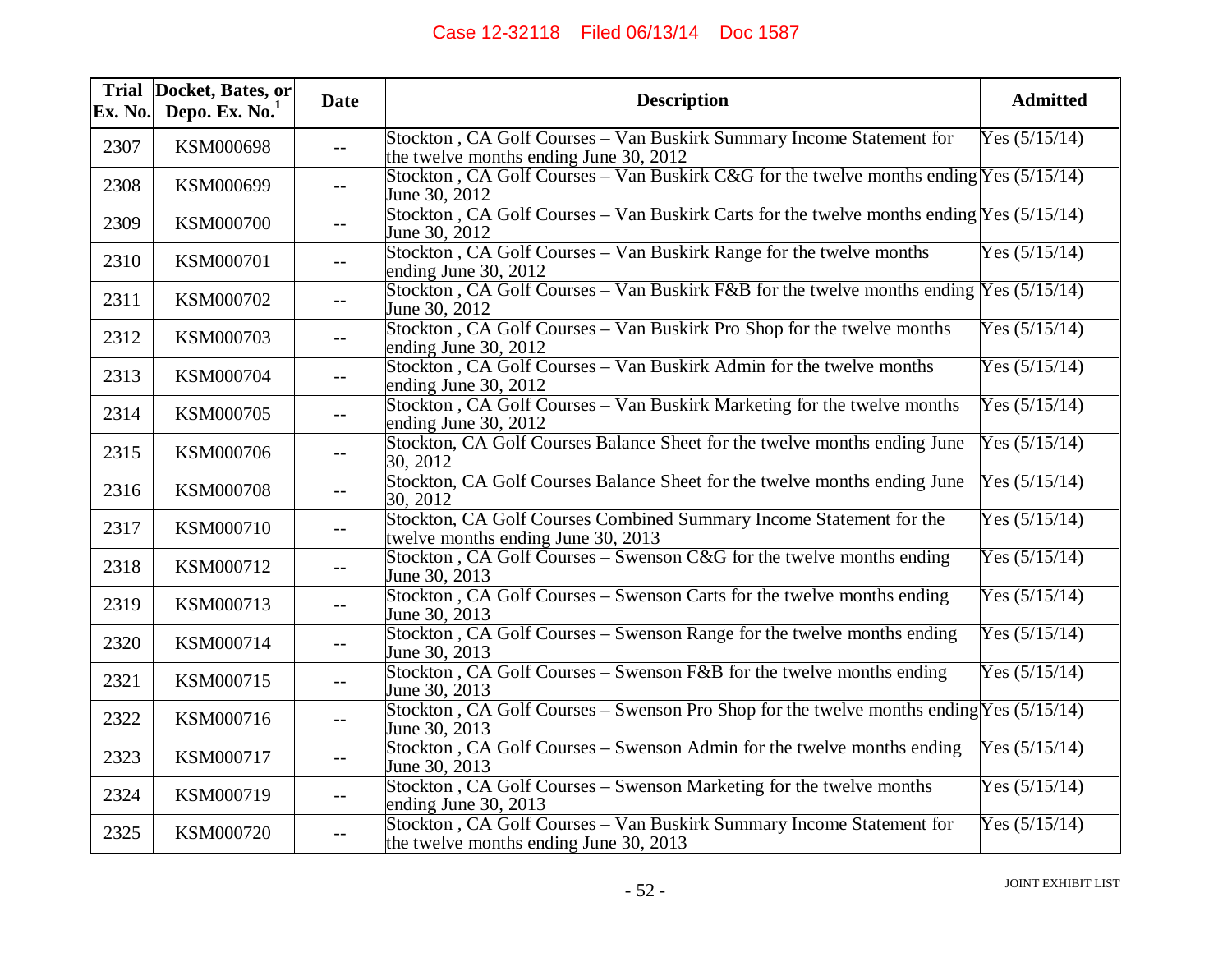| Trial Ex. No. | Docket, Bates, or Depo. Ex. No.[1] | Date | Description | Admitted |
|---|---|---|---|---|
| 2307 | KSM000698 | -- | Stockton , CA Golf Courses – Van Buskirk Summary Income Statement for the twelve months ending June 30, 2012 | Yes (5/15/14) |
| 2308 | KSM000699 | -- | Stockton , CA Golf Courses – Van Buskirk C&G for the twelve months ending June 30, 2012 | Yes (5/15/14) |
| 2309 | KSM000700 | -- | Stockton , CA Golf Courses – Van Buskirk Carts for the twelve months ending June 30, 2012 | Yes (5/15/14) |
| 2310 | KSM000701 | -- | Stockton , CA Golf Courses – Van Buskirk Range for the twelve months ending June 30, 2012 | Yes (5/15/14) |
| 2311 | KSM000702 | -- | Stockton , CA Golf Courses – Van Buskirk F&B for the twelve months ending June 30, 2012 | Yes (5/15/14) |
| 2312 | KSM000703 | -- | Stockton , CA Golf Courses – Van Buskirk Pro Shop for the twelve months ending June 30, 2012 | Yes (5/15/14) |
| 2313 | KSM000704 | -- | Stockton , CA Golf Courses – Van Buskirk Admin for the twelve months ending June 30, 2012 | Yes (5/15/14) |
| 2314 | KSM000705 | -- | Stockton , CA Golf Courses – Van Buskirk Marketing for the twelve months ending June 30, 2012 | Yes (5/15/14) |
| 2315 | KSM000706 | -- | Stockton, CA Golf Courses Balance Sheet for the twelve months ending June 30, 2012 | Yes (5/15/14) |
| 2316 | KSM000708 | -- | Stockton, CA Golf Courses Balance Sheet for the twelve months ending June 30, 2012 | Yes (5/15/14) |
| 2317 | KSM000710 | -- | Stockton, CA Golf Courses Combined Summary Income Statement for the twelve months ending June 30, 2013 | Yes (5/15/14) |
| 2318 | KSM000712 | -- | Stockton , CA Golf Courses – Swenson C&G for the twelve months ending June 30, 2013 | Yes (5/15/14) |
| 2319 | KSM000713 | -- | Stockton , CA Golf Courses – Swenson Carts for the twelve months ending June 30, 2013 | Yes (5/15/14) |
| 2320 | KSM000714 | -- | Stockton , CA Golf Courses – Swenson Range for the twelve months ending June 30, 2013 | Yes (5/15/14) |
| 2321 | KSM000715 | -- | Stockton , CA Golf Courses – Swenson F&B for the twelve months ending June 30, 2013 | Yes (5/15/14) |
| 2322 | KSM000716 | -- | Stockton , CA Golf Courses – Swenson Pro Shop for the twelve months ending June 30, 2013 | Yes (5/15/14) |
| 2323 | KSM000717 | -- | Stockton , CA Golf Courses – Swenson Admin for the twelve months ending June 30, 2013 | Yes (5/15/14) |
| 2324 | KSM000719 | -- | Stockton , CA Golf Courses – Swenson Marketing for the twelve months ending June 30, 2013 | Yes (5/15/14) |
| 2325 | KSM000720 | -- | Stockton , CA Golf Courses – Van Buskirk Summary Income Statement for the twelve months ending June 30, 2013 | Yes (5/15/14) |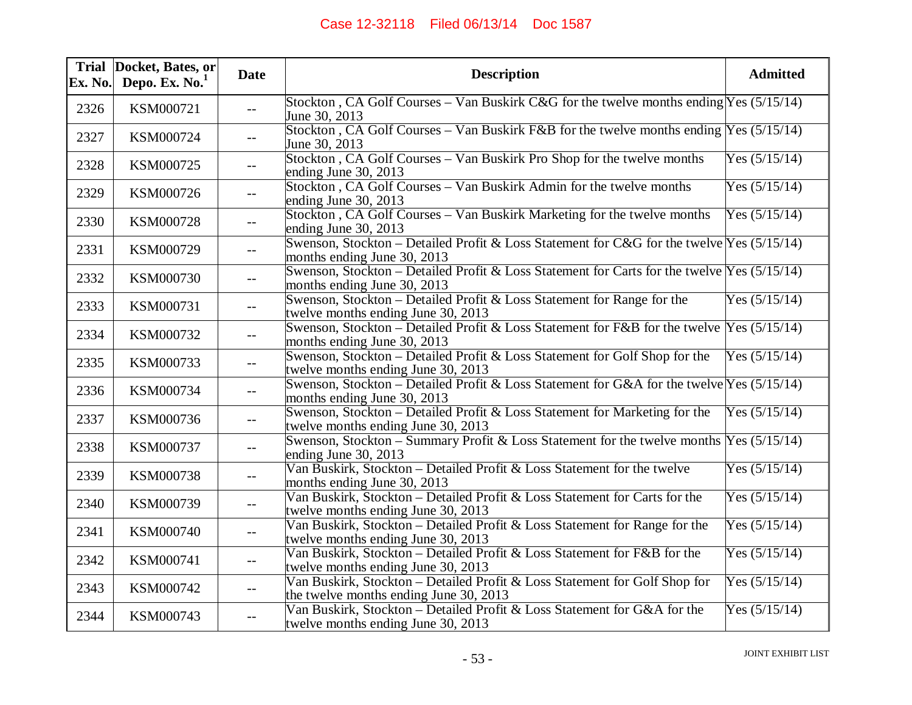| Trial Ex. No. | Docket, Bates, or Depo. Ex. No.[1] | Date | Description | Admitted |
|---|---|---|---|---|
| 2326 | KSM000721 | -- | Stockton , CA Golf Courses – Van Buskirk C&G for the twelve months ending June 30, 2013 | Yes (5/15/14) |
| 2327 | KSM000724 | -- | Stockton , CA Golf Courses – Van Buskirk F&B for the twelve months ending June 30, 2013 | Yes (5/15/14) |
| 2328 | KSM000725 | -- | Stockton , CA Golf Courses – Van Buskirk Pro Shop for the twelve months ending June 30, 2013 | Yes (5/15/14) |
| 2329 | KSM000726 | -- | Stockton , CA Golf Courses – Van Buskirk Admin for the twelve months ending June 30, 2013 | Yes (5/15/14) |
| 2330 | KSM000728 | -- | Stockton , CA Golf Courses – Van Buskirk Marketing for the twelve months ending June 30, 2013 | Yes (5/15/14) |
| 2331 | KSM000729 | -- | Swenson, Stockton – Detailed Profit & Loss Statement for C&G for the twelve months ending June 30, 2013 | Yes (5/15/14) |
| 2332 | KSM000730 | -- | Swenson, Stockton – Detailed Profit & Loss Statement for Carts for the twelve months ending June 30, 2013 | Yes (5/15/14) |
| 2333 | KSM000731 | -- | Swenson, Stockton – Detailed Profit & Loss Statement for Range for the twelve months ending June 30, 2013 | Yes (5/15/14) |
| 2334 | KSM000732 | -- | Swenson, Stockton – Detailed Profit & Loss Statement for F&B for the twelve months ending June 30, 2013 | Yes (5/15/14) |
| 2335 | KSM000733 | -- | Swenson, Stockton – Detailed Profit & Loss Statement for Golf Shop for the twelve months ending June 30, 2013 | Yes (5/15/14) |
| 2336 | KSM000734 | -- | Swenson, Stockton – Detailed Profit & Loss Statement for G&A for the twelve months ending June 30, 2013 | Yes (5/15/14) |
| 2337 | KSM000736 | -- | Swenson, Stockton – Detailed Profit & Loss Statement for Marketing for the twelve months ending June 30, 2013 | Yes (5/15/14) |
| 2338 | KSM000737 | -- | Swenson, Stockton – Summary Profit & Loss Statement for the twelve months ending June 30, 2013 | Yes (5/15/14) |
| 2339 | KSM000738 | -- | Van Buskirk, Stockton – Detailed Profit & Loss Statement for the twelve months ending June 30, 2013 | Yes (5/15/14) |
| 2340 | KSM000739 | -- | Van Buskirk, Stockton – Detailed Profit & Loss Statement for Carts for the twelve months ending June 30, 2013 | Yes (5/15/14) |
| 2341 | KSM000740 | -- | Van Buskirk, Stockton – Detailed Profit & Loss Statement for Range for the twelve months ending June 30, 2013 | Yes (5/15/14) |
| 2342 | KSM000741 | -- | Van Buskirk, Stockton – Detailed Profit & Loss Statement for F&B for the twelve months ending June 30, 2013 | Yes (5/15/14) |
| 2343 | KSM000742 | -- | Van Buskirk, Stockton – Detailed Profit & Loss Statement for Golf Shop for the twelve months ending June 30, 2013 | Yes (5/15/14) |
| 2344 | KSM000743 | -- | Van Buskirk, Stockton – Detailed Profit & Loss Statement for G&A for the twelve months ending June 30, 2013 | Yes (5/15/14) |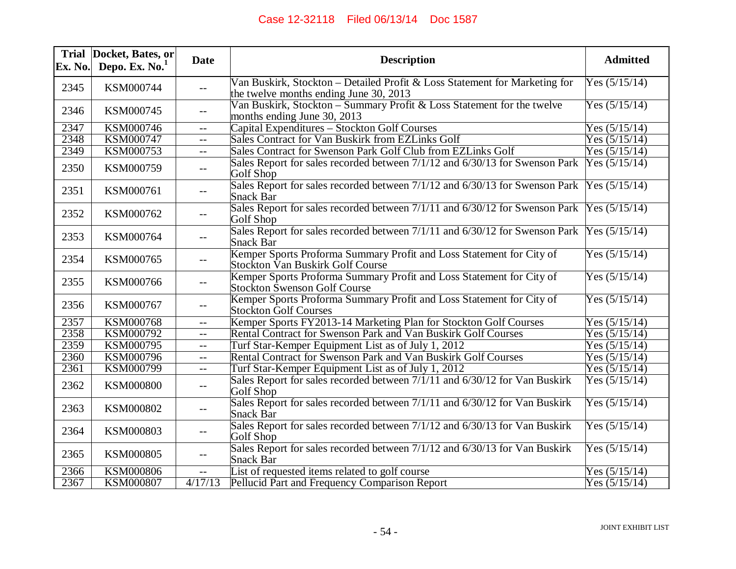| Trial Ex. No. | Docket, Bates, or Depo. Ex. No.[1] | Date | Description | Admitted |
|---|---|---|---|---|
| 2345 | KSM000744 | -- | Van Buskirk, Stockton – Detailed Profit & Loss Statement for Marketing for the twelve months ending June 30, 2013 | Yes (5/15/14) |
| 2346 | KSM000745 | -- | Van Buskirk, Stockton – Summary Profit & Loss Statement for the twelve months ending June 30, 2013 | Yes (5/15/14) |
| 2347 | KSM000746 | -- | Capital Expenditures – Stockton Golf Courses | Yes (5/15/14) |
| 2348 | KSM000747 | -- | Sales Contract for Van Buskirk from EZLinks Golf | Yes (5/15/14) |
| 2349 | KSM000753 | -- | Sales Contract for Swenson Park Golf Club from EZLinks Golf | Yes (5/15/14) |
| 2350 | KSM000759 | -- | Sales Report for sales recorded between 7/1/12 and 6/30/13 for Swenson Park Golf Shop | Yes (5/15/14) |
| 2351 | KSM000761 | -- | Sales Report for sales recorded between 7/1/12 and 6/30/13 for Swenson Park Snack Bar | Yes (5/15/14) |
| 2352 | KSM000762 | -- | Sales Report for sales recorded between 7/1/11 and 6/30/12 for Swenson Park Golf Shop | Yes (5/15/14) |
| 2353 | KSM000764 | -- | Sales Report for sales recorded between 7/1/11 and 6/30/12 for Swenson Park Snack Bar | Yes (5/15/14) |
| 2354 | KSM000765 | -- | Kemper Sports Proforma Summary Profit and Loss Statement for City of Stockton Van Buskirk Golf Course | Yes (5/15/14) |
| 2355 | KSM000766 | -- | Kemper Sports Proforma Summary Profit and Loss Statement for City of Stockton Swenson Golf Course | Yes (5/15/14) |
| 2356 | KSM000767 | -- | Kemper Sports Proforma Summary Profit and Loss Statement for City of Stockton Golf Courses | Yes (5/15/14) |
| 2357 | KSM000768 | -- | Kemper Sports FY2013-14 Marketing Plan for Stockton Golf Courses | Yes (5/15/14) |
| 2358 | KSM000792 | -- | Rental Contract for Swenson Park and Van Buskirk Golf Courses | Yes (5/15/14) |
| 2359 | KSM000795 | -- | Turf Star-Kemper Equipment List as of July 1, 2012 | Yes (5/15/14) |
| 2360 | KSM000796 | -- | Rental Contract for Swenson Park and Van Buskirk Golf Courses | Yes (5/15/14) |
| 2361 | KSM000799 | -- | Turf Star-Kemper Equipment List as of July 1, 2012 | Yes (5/15/14) |
| 2362 | KSM000800 | -- | Sales Report for sales recorded between 7/1/11 and 6/30/12 for Van Buskirk Golf Shop | Yes (5/15/14) |
| 2363 | KSM000802 | -- | Sales Report for sales recorded between 7/1/11 and 6/30/12 for Van Buskirk Snack Bar | Yes (5/15/14) |
| 2364 | KSM000803 | -- | Sales Report for sales recorded between 7/1/12 and 6/30/13 for Van Buskirk Golf Shop | Yes (5/15/14) |
| 2365 | KSM000805 | -- | Sales Report for sales recorded between 7/1/12 and 6/30/13 for Van Buskirk Snack Bar | Yes (5/15/14) |
| 2366 | KSM000806 | -- | List of requested items related to golf course | Yes (5/15/14) |
| 2367 | KSM000807 | 4/17/13 | Pellucid Part and Frequency Comparison Report | Yes (5/15/14) |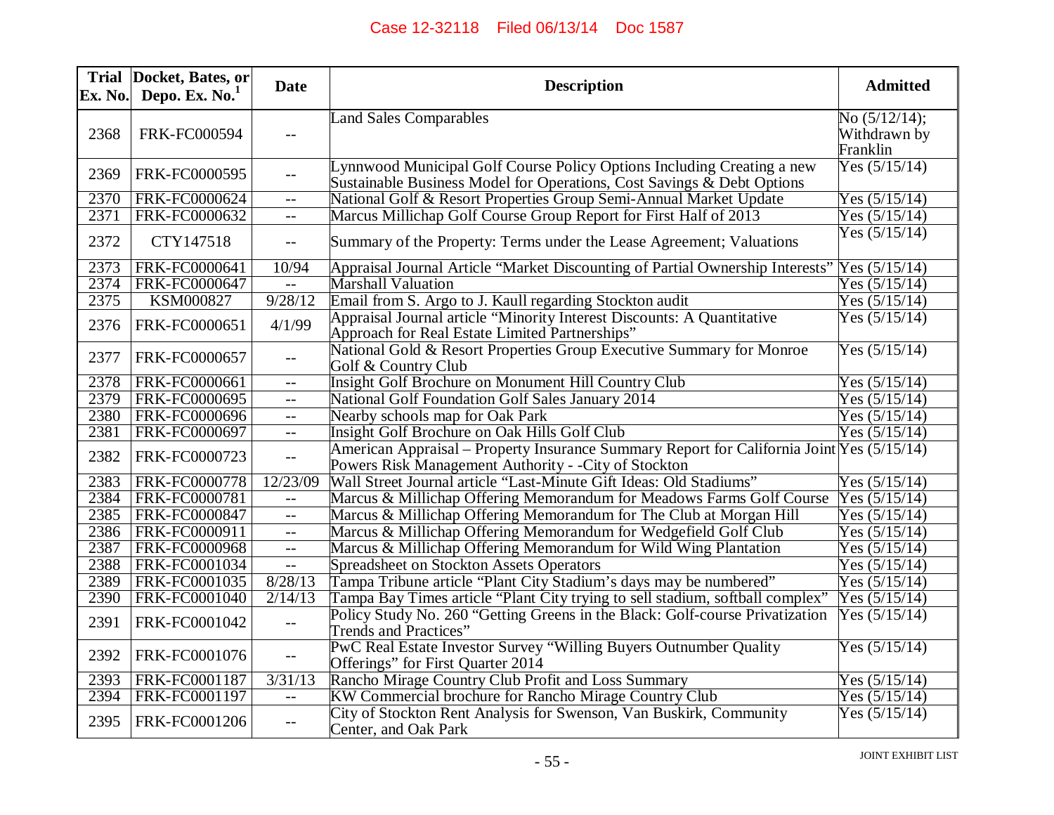Case 12-32118 Filed 06/13/14 Doc 1587

| Trial Ex. No. | Docket, Bates, or Depo. Ex. No.[1] | Date | Description | Admitted |
|---|---|---|---|---|
| 2368 | FRK-FC000594 | -- | Land Sales Comparables | No (5/12/14); Withdrawn by Franklin |
| 2369 | FRK-FC0000595 | -- | Lynnwood Municipal Golf Course Policy Options Including Creating a new Sustainable Business Model for Operations, Cost Savings & Debt Options | Yes (5/15/14) |
| 2370 | FRK-FC0000624 | -- | National Golf & Resort Properties Group Semi-Annual Market Update | Yes (5/15/14) |
| 2371 | FRK-FC0000632 | -- | Marcus Millichap Golf Course Group Report for First Half of 2013 | Yes (5/15/14) |
| 2372 | CTY147518 | -- | Summary of the Property: Terms under the Lease Agreement; Valuations | Yes (5/15/14) |
| 2373 | FRK-FC0000641 | 10/94 | Appraisal Journal Article "Market Discounting of Partial Ownership Interests" | Yes (5/15/14) |
| 2374 | FRK-FC0000647 | -- | Marshall Valuation | Yes (5/15/14) |
| 2375 | KSM000827 | 9/28/12 | Email from S. Argo to J. Kaull regarding Stockton audit | Yes (5/15/14) |
| 2376 | FRK-FC0000651 | 4/1/99 | Appraisal Journal article "Minority Interest Discounts: A Quantitative Approach for Real Estate Limited Partnerships" | Yes (5/15/14) |
| 2377 | FRK-FC0000657 | -- | National Gold & Resort Properties Group Executive Summary for Monroe Golf & Country Club | Yes (5/15/14) |
| 2378 | FRK-FC0000661 | -- | Insight Golf Brochure on Monument Hill Country Club | Yes (5/15/14) |
| 2379 | FRK-FC0000695 | -- | National Golf Foundation Golf Sales January 2014 | Yes (5/15/14) |
| 2380 | FRK-FC0000696 | -- | Nearby schools map for Oak Park | Yes (5/15/14) |
| 2381 | FRK-FC0000697 | -- | Insight Golf Brochure on Oak Hills Golf Club | Yes (5/15/14) |
| 2382 | FRK-FC0000723 | -- | American Appraisal – Property Insurance Summary Report for California Joint Powers Risk Management Authority - -City of Stockton | Yes (5/15/14) |
| 2383 | FRK-FC0000778 | 12/23/09 | Wall Street Journal article "Last-Minute Gift Ideas: Old Stadiums" | Yes (5/15/14) |
| 2384 | FRK-FC0000781 | -- | Marcus & Millichap Offering Memorandum for Meadows Farms Golf Course | Yes (5/15/14) |
| 2385 | FRK-FC0000847 | -- | Marcus & Millichap Offering Memorandum for The Club at Morgan Hill | Yes (5/15/14) |
| 2386 | FRK-FC0000911 | -- | Marcus & Millichap Offering Memorandum for Wedgefield Golf Club | Yes (5/15/14) |
| 2387 | FRK-FC0000968 | -- | Marcus & Millichap Offering Memorandum for Wild Wing Plantation | Yes (5/15/14) |
| 2388 | FRK-FC0001034 | -- | Spreadsheet on Stockton Assets Operators | Yes (5/15/14) |
| 2389 | FRK-FC0001035 | 8/28/13 | Tampa Tribune article "Plant City Stadium's days may be numbered" | Yes (5/15/14) |
| 2390 | FRK-FC0001040 | 2/14/13 | Tampa Bay Times article "Plant City trying to sell stadium, softball complex" | Yes (5/15/14) |
| 2391 | FRK-FC0001042 | -- | Policy Study No. 260 "Getting Greens in the Black: Golf-course Privatization Trends and Practices" | Yes (5/15/14) |
| 2392 | FRK-FC0001076 | -- | PwC Real Estate Investor Survey "Willing Buyers Outnumber Quality Offerings" for First Quarter 2014 | Yes (5/15/14) |
| 2393 | FRK-FC0001187 | 3/31/13 | Rancho Mirage Country Club Profit and Loss Summary | Yes (5/15/14) |
| 2394 | FRK-FC0001197 | -- | KW Commercial brochure for Rancho Mirage Country Club | Yes (5/15/14) |
| 2395 | FRK-FC0001206 | -- | City of Stockton Rent Analysis for Swenson, Van Buskirk, Community Center, and Oak Park | Yes (5/15/14) |

JOINT EXHIBIT LIST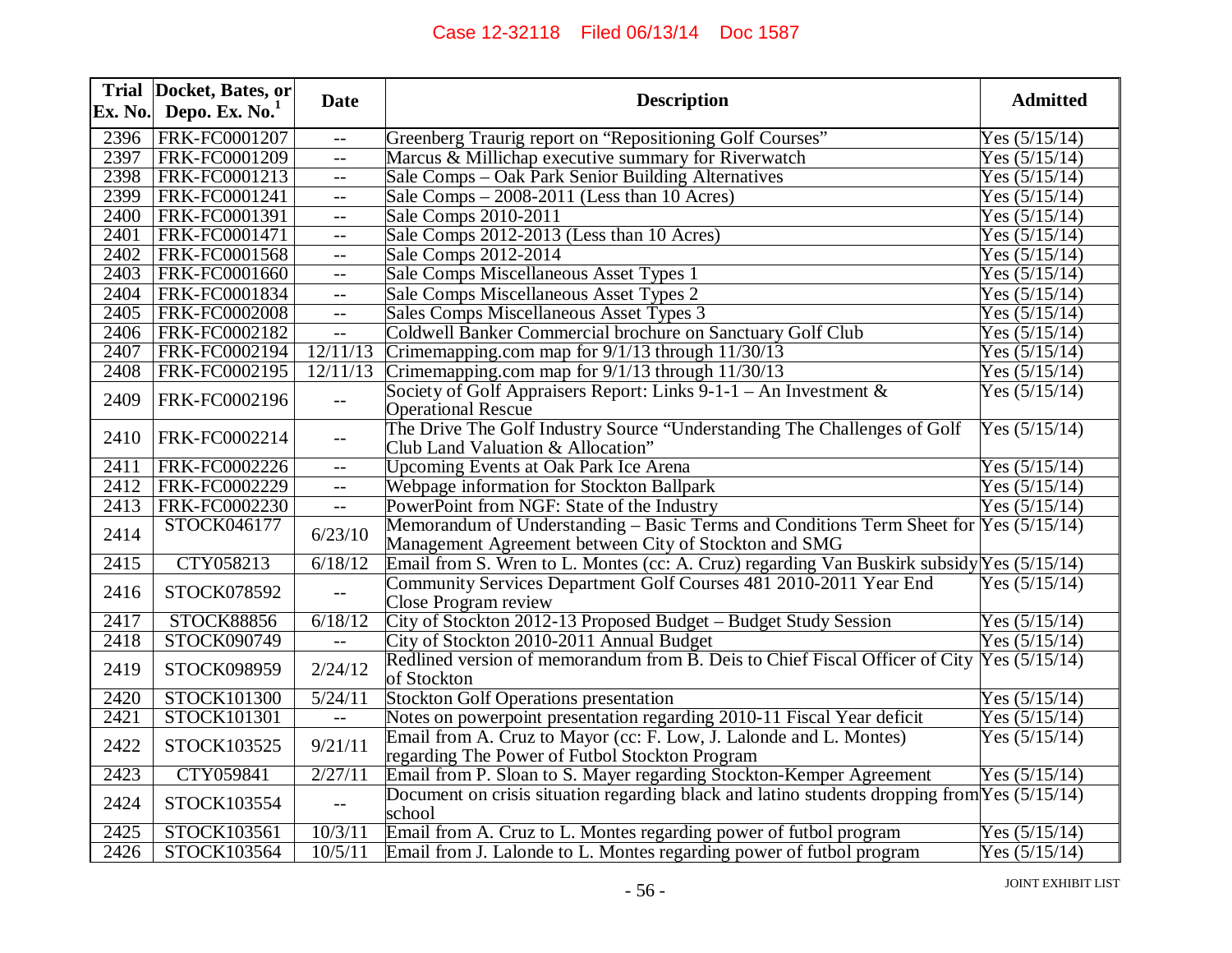| Trial Ex. No. | Docket, Bates, or Depo. Ex. No.[1] | Date | Description | Admitted |
|---|---|---|---|---|
| 2396 | FRK-FC0001207 | -- | Greenberg Traurig report on "Repositioning Golf Courses" | Yes (5/15/14) |
| 2397 | FRK-FC0001209 | -- | Marcus & Millichap executive summary for Riverwatch | Yes (5/15/14) |
| 2398 | FRK-FC0001213 | -- | Sale Comps – Oak Park Senior Building Alternatives | Yes (5/15/14) |
| 2399 | FRK-FC0001241 | -- | Sale Comps – 2008-2011 (Less than 10 Acres) | Yes (5/15/14) |
| 2400 | FRK-FC0001391 | -- | Sale Comps 2010-2011 | Yes (5/15/14) |
| 2401 | FRK-FC0001471 | -- | Sale Comps 2012-2013 (Less than 10 Acres) | Yes (5/15/14) |
| 2402 | FRK-FC0001568 | -- | Sale Comps 2012-2014 | Yes (5/15/14) |
| 2403 | FRK-FC0001660 | -- | Sale Comps Miscellaneous Asset Types 1 | Yes (5/15/14) |
| 2404 | FRK-FC0001834 | -- | Sale Comps Miscellaneous Asset Types 2 | Yes (5/15/14) |
| 2405 | FRK-FC0002008 | -- | Sales Comps Miscellaneous Asset Types 3 | Yes (5/15/14) |
| 2406 | FRK-FC0002182 | -- | Coldwell Banker Commercial brochure on Sanctuary Golf Club | Yes (5/15/14) |
| 2407 | FRK-FC0002194 | 12/11/13 | Crimemapping.com map for 9/1/13 through 11/30/13 | Yes (5/15/14) |
| 2408 | FRK-FC0002195 | 12/11/13 | Crimemapping.com map for 9/1/13 through 11/30/13 | Yes (5/15/14) |
| 2409 | FRK-FC0002196 | -- | Society of Golf Appraisers Report: Links 9-1-1 – An Investment & Operational Rescue | Yes (5/15/14) |
| 2410 | FRK-FC0002214 | -- | The Drive The Golf Industry Source "Understanding The Challenges of Golf Club Land Valuation & Allocation" | Yes (5/15/14) |
| 2411 | FRK-FC0002226 | -- | Upcoming Events at Oak Park Ice Arena | Yes (5/15/14) |
| 2412 | FRK-FC0002229 | -- | Webpage information for Stockton Ballpark | Yes (5/15/14) |
| 2413 | FRK-FC0002230 | -- | PowerPoint from NGF: State of the Industry | Yes (5/15/14) |
| 2414 | STOCK046177 | 6/23/10 | Memorandum of Understanding – Basic Terms and Conditions Term Sheet for Management Agreement between City of Stockton and SMG | Yes (5/15/14) |
| 2415 | CTY058213 | 6/18/12 | Email from S. Wren to L. Montes (cc: A. Cruz) regarding Van Buskirk subsidy | Yes (5/15/14) |
| 2416 | STOCK078592 | -- | Community Services Department Golf Courses 481 2010-2011 Year End Close Program review | Yes (5/15/14) |
| 2417 | STOCK88856 | 6/18/12 | City of Stockton 2012-13 Proposed Budget – Budget Study Session | Yes (5/15/14) |
| 2418 | STOCK090749 | -- | City of Stockton 2010-2011 Annual Budget | Yes (5/15/14) |
| 2419 | STOCK098959 | 2/24/12 | Redlined version of memorandum from B. Deis to Chief Fiscal Officer of City of Stockton | Yes (5/15/14) |
| 2420 | STOCK101300 | 5/24/11 | Stockton Golf Operations presentation | Yes (5/15/14) |
| 2421 | STOCK101301 | -- | Notes on powerpoint presentation regarding 2010-11 Fiscal Year deficit | Yes (5/15/14) |
| 2422 | STOCK103525 | 9/21/11 | Email from A. Cruz to Mayor (cc: F. Low, J. Lalonde and L. Montes) regarding The Power of Futbol Stockton Program | Yes (5/15/14) |
| 2423 | CTY059841 | 2/27/11 | Email from P. Sloan to S. Mayer regarding Stockton-Kemper Agreement | Yes (5/15/14) |
| 2424 | STOCK103554 | -- | Document on crisis situation regarding black and latino students dropping from school | Yes (5/15/14) |
| 2425 | STOCK103561 | 10/3/11 | Email from A. Cruz to L. Montes regarding power of futbol program | Yes (5/15/14) |
| 2426 | STOCK103564 | 10/5/11 | Email from J. Lalonde to L. Montes regarding power of futbol program | Yes (5/15/14) |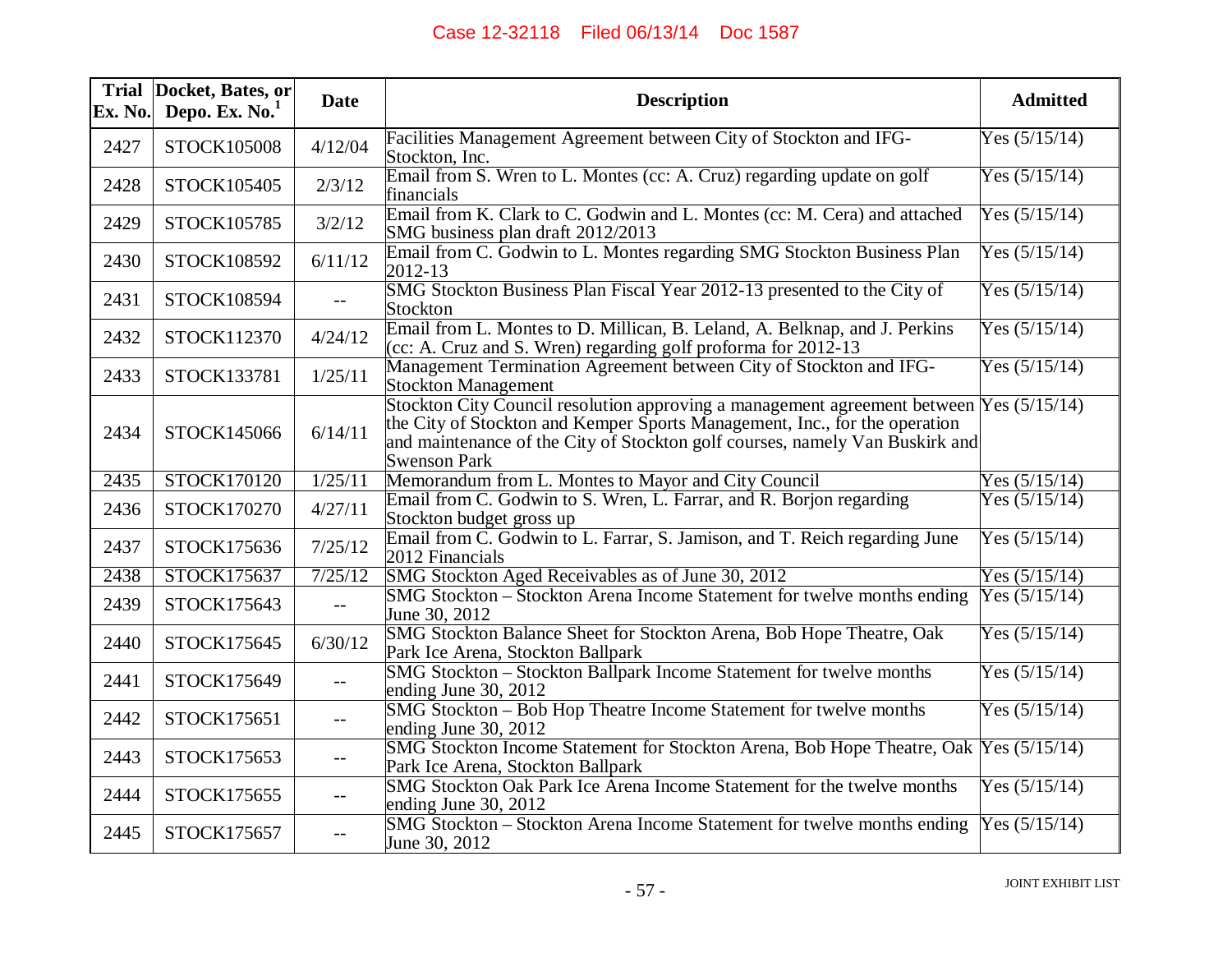| Trial Ex. No. | Docket, Bates, or Depo. Ex. No.[1] | Date | Description | Admitted |
|---|---|---|---|---|
| 2427 | STOCK105008 | 4/12/04 | Facilities Management Agreement between City of Stockton and IFG-Stockton, Inc. | Yes (5/15/14) |
| 2428 | STOCK105405 | 2/3/12 | Email from S. Wren to L. Montes (cc: A. Cruz) regarding update on golf financials | Yes (5/15/14) |
| 2429 | STOCK105785 | 3/2/12 | Email from K. Clark to C. Godwin and L. Montes (cc: M. Cera) and attached SMG business plan draft 2012/2013 | Yes (5/15/14) |
| 2430 | STOCK108592 | 6/11/12 | Email from C. Godwin to L. Montes regarding SMG Stockton Business Plan 2012-13 | Yes (5/15/14) |
| 2431 | STOCK108594 | -- | SMG Stockton Business Plan Fiscal Year 2012-13 presented to the City of Stockton | Yes (5/15/14) |
| 2432 | STOCK112370 | 4/24/12 | Email from L. Montes to D. Millican, B. Leland, A. Belknap, and J. Perkins (cc: A. Cruz and S. Wren) regarding golf proforma for 2012-13 | Yes (5/15/14) |
| 2433 | STOCK133781 | 1/25/11 | Management Termination Agreement between City of Stockton and IFG-Stockton Management | Yes (5/15/14) |
| 2434 | STOCK145066 | 6/14/11 | Stockton City Council resolution approving a management agreement between the City of Stockton and Kemper Sports Management, Inc., for the operation and maintenance of the City of Stockton golf courses, namely Van Buskirk and Swenson Park | Yes (5/15/14) |
| 2435 | STOCK170120 | 1/25/11 | Memorandum from L. Montes to Mayor and City Council | Yes (5/15/14) |
| 2436 | STOCK170270 | 4/27/11 | Email from C. Godwin to S. Wren, L. Farrar, and R. Borjon regarding Stockton budget gross up | Yes (5/15/14) |
| 2437 | STOCK175636 | 7/25/12 | Email from C. Godwin to L. Farrar, S. Jamison, and T. Reich regarding June 2012 Financials | Yes (5/15/14) |
| 2438 | STOCK175637 | 7/25/12 | SMG Stockton Aged Receivables as of June 30, 2012 | Yes (5/15/14) |
| 2439 | STOCK175643 | -- | SMG Stockton – Stockton Arena Income Statement for twelve months ending June 30, 2012 | Yes (5/15/14) |
| 2440 | STOCK175645 | 6/30/12 | SMG Stockton Balance Sheet for Stockton Arena, Bob Hope Theatre, Oak Park Ice Arena, Stockton Ballpark | Yes (5/15/14) |
| 2441 | STOCK175649 | -- | SMG Stockton – Stockton Ballpark Income Statement for twelve months ending June 30, 2012 | Yes (5/15/14) |
| 2442 | STOCK175651 | -- | SMG Stockton – Bob Hop Theatre Income Statement for twelve months ending June 30, 2012 | Yes (5/15/14) |
| 2443 | STOCK175653 | -- | SMG Stockton Income Statement for Stockton Arena, Bob Hope Theatre, Oak Park Ice Arena, Stockton Ballpark | Yes (5/15/14) |
| 2444 | STOCK175655 | -- | SMG Stockton Oak Park Ice Arena Income Statement for the twelve months ending June 30, 2012 | Yes (5/15/14) |
| 2445 | STOCK175657 | -- | SMG Stockton – Stockton Arena Income Statement for twelve months ending June 30, 2012 | Yes (5/15/14) |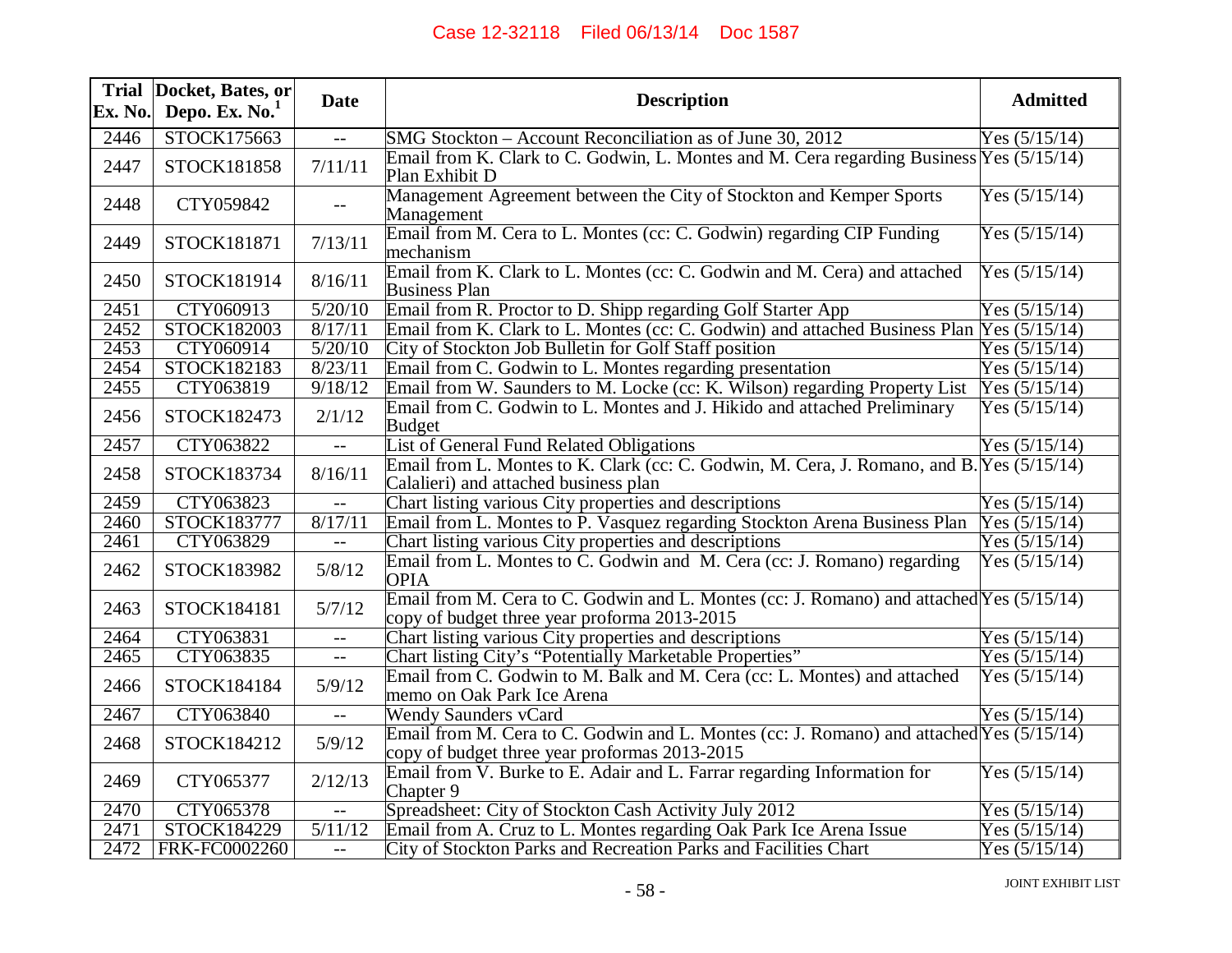| Trial Ex. No. | Docket, Bates, or Depo. Ex. No.[1] | Date | Description | Admitted |
|---|---|---|---|---|
| 2446 | STOCK175663 | -- | SMG Stockton – Account Reconciliation as of June 30, 2012 | Yes (5/15/14) |
| 2447 | STOCK181858 | 7/11/11 | Email from K. Clark to C. Godwin, L. Montes and M. Cera regarding Business Plan Exhibit D | Yes (5/15/14) |
| 2448 | CTY059842 | -- | Management Agreement between the City of Stockton and Kemper Sports Management | Yes (5/15/14) |
| 2449 | STOCK181871 | 7/13/11 | Email from M. Cera to L. Montes (cc: C. Godwin) regarding CIP Funding mechanism | Yes (5/15/14) |
| 2450 | STOCK181914 | 8/16/11 | Email from K. Clark to L. Montes (cc: C. Godwin and M. Cera) and attached Business Plan | Yes (5/15/14) |
| 2451 | CTY060913 | 5/20/10 | Email from R. Proctor to D. Shipp regarding Golf Starter App | Yes (5/15/14) |
| 2452 | STOCK182003 | 8/17/11 | Email from K. Clark to L. Montes (cc: C. Godwin) and attached Business Plan | Yes (5/15/14) |
| 2453 | CTY060914 | 5/20/10 | City of Stockton Job Bulletin for Golf Staff position | Yes (5/15/14) |
| 2454 | STOCK182183 | 8/23/11 | Email from C. Godwin to L. Montes regarding presentation | Yes (5/15/14) |
| 2455 | CTY063819 | 9/18/12 | Email from W. Saunders to M. Locke (cc: K. Wilson) regarding Property List | Yes (5/15/14) |
| 2456 | STOCK182473 | 2/1/12 | Email from C. Godwin to L. Montes and J. Hikido and attached Preliminary Budget | Yes (5/15/14) |
| 2457 | CTY063822 | -- | List of General Fund Related Obligations | Yes (5/15/14) |
| 2458 | STOCK183734 | 8/16/11 | Email from L. Montes to K. Clark (cc: C. Godwin, M. Cera, J. Romano, and B. Calalieri) and attached business plan | Yes (5/15/14) |
| 2459 | CTY063823 | -- | Chart listing various City properties and descriptions | Yes (5/15/14) |
| 2460 | STOCK183777 | 8/17/11 | Email from L. Montes to P. Vasquez regarding Stockton Arena Business Plan | Yes (5/15/14) |
| 2461 | CTY063829 | -- | Chart listing various City properties and descriptions | Yes (5/15/14) |
| 2462 | STOCK183982 | 5/8/12 | Email from L. Montes to C. Godwin and M. Cera (cc: J. Romano) regarding OPIA | Yes (5/15/14) |
| 2463 | STOCK184181 | 5/7/12 | Email from M. Cera to C. Godwin and L. Montes (cc: J. Romano) and attached copy of budget three year proforma 2013-2015 | Yes (5/15/14) |
| 2464 | CTY063831 | -- | Chart listing various City properties and descriptions | Yes (5/15/14) |
| 2465 | CTY063835 | -- | Chart listing City's "Potentially Marketable Properties" | Yes (5/15/14) |
| 2466 | STOCK184184 | 5/9/12 | Email from C. Godwin to M. Balk and M. Cera (cc: L. Montes) and attached memo on Oak Park Ice Arena | Yes (5/15/14) |
| 2467 | CTY063840 | -- | Wendy Saunders vCard | Yes (5/15/14) |
| 2468 | STOCK184212 | 5/9/12 | Email from M. Cera to C. Godwin and L. Montes (cc: J. Romano) and attached copy of budget three year proformas 2013-2015 | Yes (5/15/14) |
| 2469 | CTY065377 | 2/12/13 | Email from V. Burke to E. Adair and L. Farrar regarding Information for Chapter 9 | Yes (5/15/14) |
| 2470 | CTY065378 | -- | Spreadsheet: City of Stockton Cash Activity July 2012 | Yes (5/15/14) |
| 2471 | STOCK184229 | 5/11/12 | Email from A. Cruz to L. Montes regarding Oak Park Ice Arena Issue | Yes (5/15/14) |
| 2472 | FRK-FC0002260 | -- | City of Stockton Parks and Recreation Parks and Facilities Chart | Yes (5/15/14) |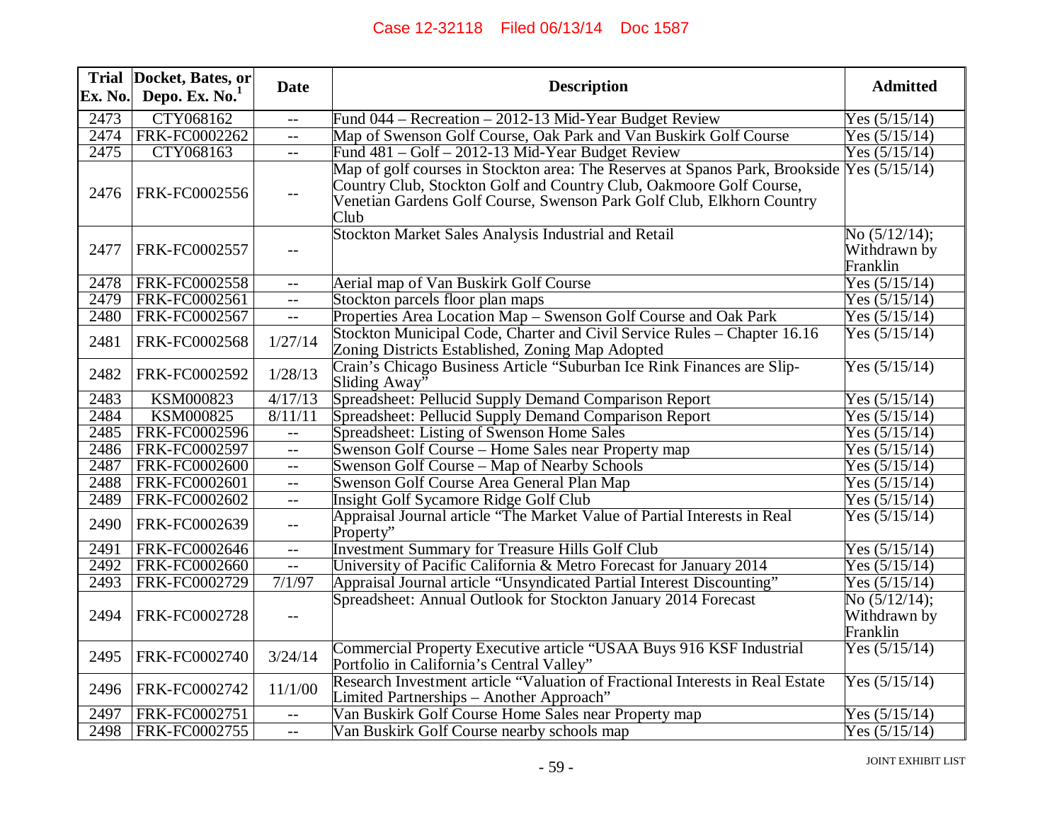| Trial Ex. No. | Docket, Bates, or Depo. Ex. No.[1] | Date | Description | Admitted |
|---|---|---|---|---|
| 2473 | CTY068162 | -- | Fund 044 – Recreation – 2012-13 Mid-Year Budget Review | Yes (5/15/14) |
| 2474 | FRK-FC0002262 | -- | Map of Swenson Golf Course, Oak Park and Van Buskirk Golf Course | Yes (5/15/14) |
| 2475 | CTY068163 | -- | Fund 481 – Golf – 2012-13 Mid-Year Budget Review | Yes (5/15/14) |
| 2476 | FRK-FC0002556 | -- | Map of golf courses in Stockton area: The Reserves at Spanos Park, Brookside Country Club, Stockton Golf and Country Club, Oakmoore Golf Course, Venetian Gardens Golf Course, Swenson Park Golf Club, Elkhorn Country Club | Yes (5/15/14) |
| 2477 | FRK-FC0002557 | -- | Stockton Market Sales Analysis Industrial and Retail | No (5/12/14); Withdrawn by Franklin |
| 2478 | FRK-FC0002558 | -- | Aerial map of Van Buskirk Golf Course | Yes (5/15/14) |
| 2479 | FRK-FC0002561 | -- | Stockton parcels floor plan maps | Yes (5/15/14) |
| 2480 | FRK-FC0002567 | -- | Properties Area Location Map – Swenson Golf Course and Oak Park | Yes (5/15/14) |
| 2481 | FRK-FC0002568 | 1/27/14 | Stockton Municipal Code, Charter and Civil Service Rules – Chapter 16.16 Zoning Districts Established, Zoning Map Adopted | Yes (5/15/14) |
| 2482 | FRK-FC0002592 | 1/28/13 | Crain's Chicago Business Article "Suburban Ice Rink Finances are Slip-Sliding Away" | Yes (5/15/14) |
| 2483 | KSM000823 | 4/17/13 | Spreadsheet: Pellucid Supply Demand Comparison Report | Yes (5/15/14) |
| 2484 | KSM000825 | 8/11/11 | Spreadsheet: Pellucid Supply Demand Comparison Report | Yes (5/15/14) |
| 2485 | FRK-FC0002596 | -- | Spreadsheet: Listing of Swenson Home Sales | Yes (5/15/14) |
| 2486 | FRK-FC0002597 | -- | Swenson Golf Course – Home Sales near Property map | Yes (5/15/14) |
| 2487 | FRK-FC0002600 | -- | Swenson Golf Course – Map of Nearby Schools | Yes (5/15/14) |
| 2488 | FRK-FC0002601 | -- | Swenson Golf Course Area General Plan Map | Yes (5/15/14) |
| 2489 | FRK-FC0002602 | -- | Insight Golf Sycamore Ridge Golf Club | Yes (5/15/14) |
| 2490 | FRK-FC0002639 | -- | Appraisal Journal article "The Market Value of Partial Interests in Real Property" | Yes (5/15/14) |
| 2491 | FRK-FC0002646 | -- | Investment Summary for Treasure Hills Golf Club | Yes (5/15/14) |
| 2492 | FRK-FC0002660 | -- | University of Pacific California & Metro Forecast for January 2014 | Yes (5/15/14) |
| 2493 | FRK-FC0002729 | 7/1/97 | Appraisal Journal article "Unsyndicated Partial Interest Discounting" | Yes (5/15/14) |
| 2494 | FRK-FC0002728 | -- | Spreadsheet: Annual Outlook for Stockton January 2014 Forecast | No (5/12/14); Withdrawn by Franklin |
| 2495 | FRK-FC0002740 | 3/24/14 | Commercial Property Executive article "USAA Buys 916 KSF Industrial Portfolio in California's Central Valley" | Yes (5/15/14) |
| 2496 | FRK-FC0002742 | 11/1/00 | Research Investment article "Valuation of Fractional Interests in Real Estate Limited Partnerships – Another Approach" | Yes (5/15/14) |
| 2497 | FRK-FC0002751 | -- | Van Buskirk Golf Course Home Sales near Property map | Yes (5/15/14) |
| 2498 | FRK-FC0002755 | -- | Van Buskirk Golf Course nearby schools map | Yes (5/15/14) |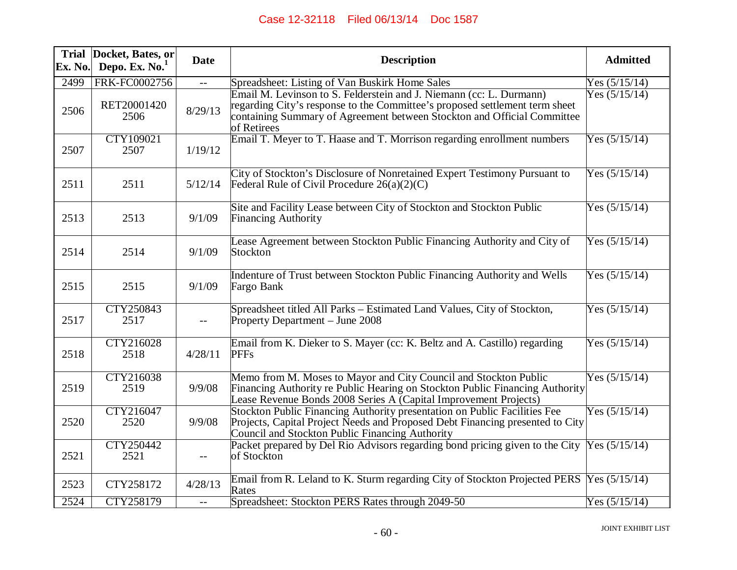| Trial Ex. No. | Docket, Bates, or Depo. Ex. No.[1] | Date | Description | Admitted |
|---|---|---|---|---|
| 2499 | FRK-FC0002756 | -- | Spreadsheet: Listing of Van Buskirk Home Sales | Yes (5/15/14) |
| 2506 | RET20001420 2506 | 8/29/13 | Email M. Levinson to S. Felderstein and J. Niemann (cc: L. Durmann) regarding City's response to the Committee's proposed settlement term sheet containing Summary of Agreement between Stockton and Official Committee of Retirees | Yes (5/15/14) |
| 2507 | CTY109021 2507 | 1/19/12 | Email T. Meyer to T. Haase and T. Morrison regarding enrollment numbers | Yes (5/15/14) |
| 2511 | 2511 | 5/12/14 | City of Stockton's Disclosure of Nonretained Expert Testimony Pursuant to Federal Rule of Civil Procedure 26(a)(2)(C) | Yes (5/15/14) |
| 2513 | 2513 | 9/1/09 | Site and Facility Lease between City of Stockton and Stockton Public Financing Authority | Yes (5/15/14) |
| 2514 | 2514 | 9/1/09 | Lease Agreement between Stockton Public Financing Authority and City of Stockton | Yes (5/15/14) |
| 2515 | 2515 | 9/1/09 | Indenture of Trust between Stockton Public Financing Authority and Wells Fargo Bank | Yes (5/15/14) |
| 2517 | CTY250843 2517 | -- | Spreadsheet titled All Parks – Estimated Land Values, City of Stockton, Property Department – June 2008 | Yes (5/15/14) |
| 2518 | CTY216028 2518 | 4/28/11 | Email from K. Dieker to S. Mayer (cc: K. Beltz and A. Castillo) regarding PFFs | Yes (5/15/14) |
| 2519 | CTY216038 2519 | 9/9/08 | Memo from M. Moses to Mayor and City Council and Stockton Public Financing Authority re Public Hearing on Stockton Public Financing Authority Lease Revenue Bonds 2008 Series A (Capital Improvement Projects) | Yes (5/15/14) |
| 2520 | CTY216047 2520 | 9/9/08 | Stockton Public Financing Authority presentation on Public Facilities Fee Projects, Capital Project Needs and Proposed Debt Financing presented to City Council and Stockton Public Financing Authority | Yes (5/15/14) |
| 2521 | CTY250442 2521 | -- | Packet prepared by Del Rio Advisors regarding bond pricing given to the City of Stockton | Yes (5/15/14) |
| 2523 | CTY258172 | 4/28/13 | Email from R. Leland to K. Sturm regarding City of Stockton Projected PERS Rates | Yes (5/15/14) |
| 2524 | CTY258179 | -- | Spreadsheet: Stockton PERS Rates through 2049-50 | Yes (5/15/14) |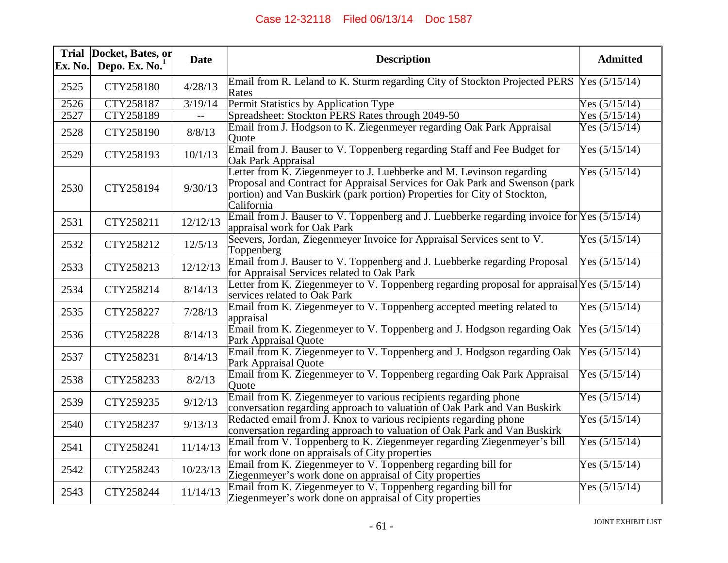| Trial Ex. No. | Docket, Bates, or Depo. Ex. No.[1] | Date | Description | Admitted |
|---|---|---|---|---|
| 2525 | CTY258180 | 4/28/13 | Email from R. Leland to K. Sturm regarding City of Stockton Projected PERS Rates | Yes (5/15/14) |
| 2526 | CTY258187 | 3/19/14 | Permit Statistics by Application Type | Yes (5/15/14) |
| 2527 | CTY258189 | -- | Spreadsheet: Stockton PERS Rates through 2049-50 | Yes (5/15/14) |
| 2528 | CTY258190 | 8/8/13 | Email from J. Hodgson to K. Ziegenmeyer regarding Oak Park Appraisal Quote | Yes (5/15/14) |
| 2529 | CTY258193 | 10/1/13 | Email from J. Bauser to V. Toppenberg regarding Staff and Fee Budget for Oak Park Appraisal | Yes (5/15/14) |
| 2530 | CTY258194 | 9/30/13 | Letter from K. Ziegenmeyer to J. Luebberke and M. Levinson regarding Proposal and Contract for Appraisal Services for Oak Park and Swenson (park portion) and Van Buskirk (park portion) Properties for City of Stockton, California | Yes (5/15/14) |
| 2531 | CTY258211 | 12/12/13 | Email from J. Bauser to V. Toppenberg and J. Luebberke regarding invoice for appraisal work for Oak Park | Yes (5/15/14) |
| 2532 | CTY258212 | 12/5/13 | Seevers, Jordan, Ziegenmeyer Invoice for Appraisal Services sent to V. Toppenberg | Yes (5/15/14) |
| 2533 | CTY258213 | 12/12/13 | Email from J. Bauser to V. Toppenberg and J. Luebberke regarding Proposal for Appraisal Services related to Oak Park | Yes (5/15/14) |
| 2534 | CTY258214 | 8/14/13 | Letter from K. Ziegenmeyer to V. Toppenberg regarding proposal for appraisal services related to Oak Park | Yes (5/15/14) |
| 2535 | CTY258227 | 7/28/13 | Email from K. Ziegenmeyer to V. Toppenberg accepted meeting related to appraisal | Yes (5/15/14) |
| 2536 | CTY258228 | 8/14/13 | Email from K. Ziegenmeyer to V. Toppenberg and J. Hodgson regarding Oak Park Appraisal Quote | Yes (5/15/14) |
| 2537 | CTY258231 | 8/14/13 | Email from K. Ziegenmeyer to V. Toppenberg and J. Hodgson regarding Oak Park Appraisal Quote | Yes (5/15/14) |
| 2538 | CTY258233 | 8/2/13 | Email from K. Ziegenmeyer to V. Toppenberg regarding Oak Park Appraisal Quote | Yes (5/15/14) |
| 2539 | CTY259235 | 9/12/13 | Email from K. Ziegenmeyer to various recipients regarding phone conversation regarding approach to valuation of Oak Park and Van Buskirk | Yes (5/15/14) |
| 2540 | CTY258237 | 9/13/13 | Redacted email from J. Knox to various recipients regarding phone conversation regarding approach to valuation of Oak Park and Van Buskirk | Yes (5/15/14) |
| 2541 | CTY258241 | 11/14/13 | Email from V. Toppenberg to K. Ziegenmeyer regarding Ziegenmeyer's bill for work done on appraisals of City properties | Yes (5/15/14) |
| 2542 | CTY258243 | 10/23/13 | Email from K. Ziegenmeyer to V. Toppenberg regarding bill for Ziegenmeyer's work done on appraisal of City properties | Yes (5/15/14) |
| 2543 | CTY258244 | 11/14/13 | Email from K. Ziegenmeyer to V. Toppenberg regarding bill for Ziegenmeyer's work done on appraisal of City properties | Yes (5/15/14) |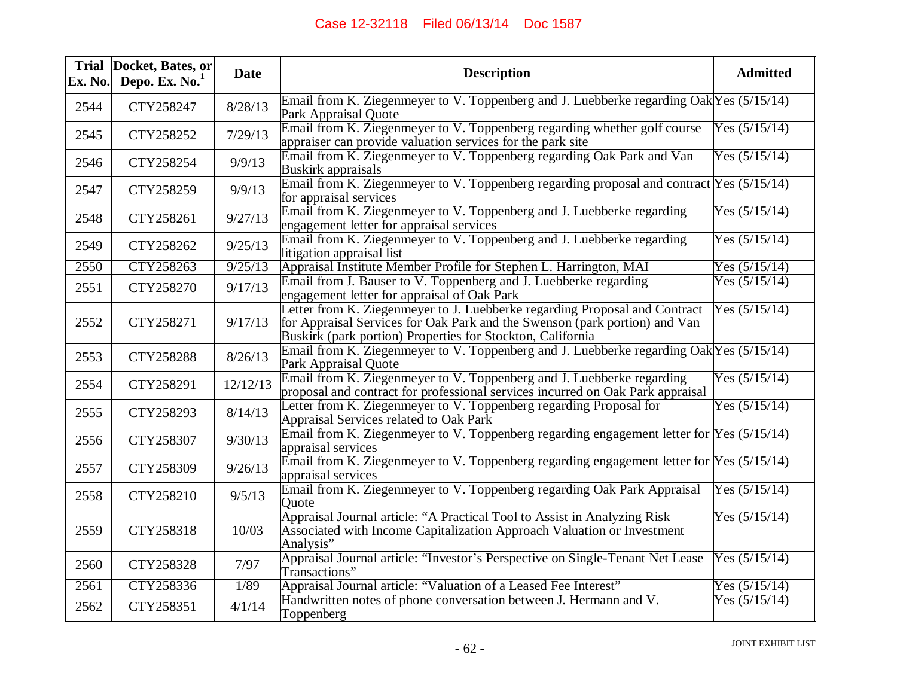| Trial Ex. No. | Docket, Bates, or Depo. Ex. No.[1] | Date | Description | Admitted |
|---|---|---|---|---|
| 2544 | CTY258247 | 8/28/13 | Email from K. Ziegenmeyer to V. Toppenberg and J. Luebberke regarding Oak Park Appraisal Quote | Yes (5/15/14) |
| 2545 | CTY258252 | 7/29/13 | Email from K. Ziegenmeyer to V. Toppenberg regarding whether golf course appraiser can provide valuation services for the park site | Yes (5/15/14) |
| 2546 | CTY258254 | 9/9/13 | Email from K. Ziegenmeyer to V. Toppenberg regarding Oak Park and Van Buskirk appraisals | Yes (5/15/14) |
| 2547 | CTY258259 | 9/9/13 | Email from K. Ziegenmeyer to V. Toppenberg regarding proposal and contract for appraisal services | Yes (5/15/14) |
| 2548 | CTY258261 | 9/27/13 | Email from K. Ziegenmeyer to V. Toppenberg and J. Luebberke regarding engagement letter for appraisal services | Yes (5/15/14) |
| 2549 | CTY258262 | 9/25/13 | Email from K. Ziegenmeyer to V. Toppenberg and J. Luebberke regarding litigation appraisal list | Yes (5/15/14) |
| 2550 | CTY258263 | 9/25/13 | Appraisal Institute Member Profile for Stephen L. Harrington, MAI | Yes (5/15/14) |
| 2551 | CTY258270 | 9/17/13 | Email from J. Bauser to V. Toppenberg and J. Luebberke regarding engagement letter for appraisal of Oak Park | Yes (5/15/14) |
| 2552 | CTY258271 | 9/17/13 | Letter from K. Ziegenmeyer to J. Luebberke regarding Proposal and Contract for Appraisal Services for Oak Park and the Swenson (park portion) and Van Buskirk (park portion) Properties for Stockton, California | Yes (5/15/14) |
| 2553 | CTY258288 | 8/26/13 | Email from K. Ziegenmeyer to V. Toppenberg and J. Luebberke regarding Oak Park Appraisal Quote | Yes (5/15/14) |
| 2554 | CTY258291 | 12/12/13 | Email from K. Ziegenmeyer to V. Toppenberg and J. Luebberke regarding proposal and contract for professional services incurred on Oak Park appraisal | Yes (5/15/14) |
| 2555 | CTY258293 | 8/14/13 | Letter from K. Ziegenmeyer to V. Toppenberg regarding Proposal for Appraisal Services related to Oak Park | Yes (5/15/14) |
| 2556 | CTY258307 | 9/30/13 | Email from K. Ziegenmeyer to V. Toppenberg regarding engagement letter for appraisal services | Yes (5/15/14) |
| 2557 | CTY258309 | 9/26/13 | Email from K. Ziegenmeyer to V. Toppenberg regarding engagement letter for appraisal services | Yes (5/15/14) |
| 2558 | CTY258210 | 9/5/13 | Email from K. Ziegenmeyer to V. Toppenberg regarding Oak Park Appraisal Quote | Yes (5/15/14) |
| 2559 | CTY258318 | 10/03 | Appraisal Journal article: "A Practical Tool to Assist in Analyzing Risk Associated with Income Capitalization Approach Valuation or Investment Analysis" | Yes (5/15/14) |
| 2560 | CTY258328 | 7/97 | Appraisal Journal article: "Investor's Perspective on Single-Tenant Net Lease Transactions" | Yes (5/15/14) |
| 2561 | CTY258336 | 1/89 | Appraisal Journal article: "Valuation of a Leased Fee Interest" | Yes (5/15/14) |
| 2562 | CTY258351 | 4/1/14 | Handwritten notes of phone conversation between J. Hermann and V. Toppenberg | Yes (5/15/14) |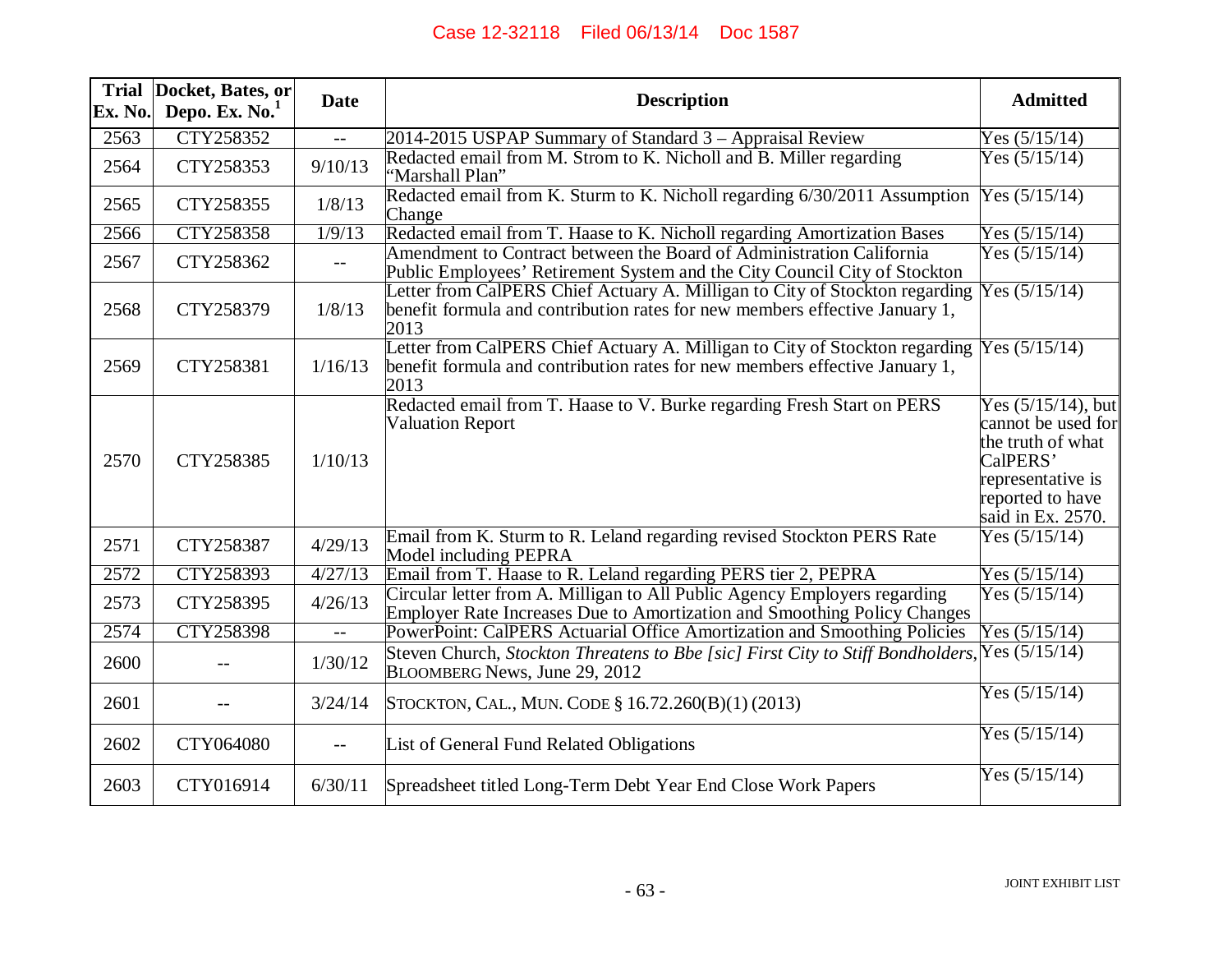| Trial Ex. No. | Docket, Bates, or Depo. Ex. No.[1] | Date | Description | Admitted |
|---|---|---|---|---|
| 2563 | CTY258352 | -- | 2014-2015 USPAP Summary of Standard 3 – Appraisal Review | Yes (5/15/14) |
| 2564 | CTY258353 | 9/10/13 | Redacted email from M. Strom to K. Nicholl and B. Miller regarding "Marshall Plan" | Yes (5/15/14) |
| 2565 | CTY258355 | 1/8/13 | Redacted email from K. Sturm to K. Nicholl regarding 6/30/2011 Assumption Change | Yes (5/15/14) |
| 2566 | CTY258358 | 1/9/13 | Redacted email from T. Haase to K. Nicholl regarding Amortization Bases | Yes (5/15/14) |
| 2567 | CTY258362 | -- | Amendment to Contract between the Board of Administration California Public Employees' Retirement System and the City Council City of Stockton | Yes (5/15/14) |
| 2568 | CTY258379 | 1/8/13 | Letter from CalPERS Chief Actuary A. Milligan to City of Stockton regarding benefit formula and contribution rates for new members effective January 1, 2013 | Yes (5/15/14) |
| 2569 | CTY258381 | 1/16/13 | Letter from CalPERS Chief Actuary A. Milligan to City of Stockton regarding benefit formula and contribution rates for new members effective January 1, 2013 | Yes (5/15/14) |
| 2570 | CTY258385 | 1/10/13 | Redacted email from T. Haase to V. Burke regarding Fresh Start on PERS Valuation Report | Yes (5/15/14), but cannot be used for the truth of what CalPERS' representative is reported to have said in Ex. 2570. |
| 2571 | CTY258387 | 4/29/13 | Email from K. Sturm to R. Leland regarding revised Stockton PERS Rate Model including PEPRA | Yes (5/15/14) |
| 2572 | CTY258393 | 4/27/13 | Email from T. Haase to R. Leland regarding PERS tier 2, PEPRA | Yes (5/15/14) |
| 2573 | CTY258395 | 4/26/13 | Circular letter from A. Milligan to All Public Agency Employers regarding Employer Rate Increases Due to Amortization and Smoothing Policy Changes | Yes (5/15/14) |
| 2574 | CTY258398 | -- | PowerPoint: CalPERS Actuarial Office Amortization and Smoothing Policies | Yes (5/15/14) |
| 2600 | -- | 1/30/12 | Steven Church, *Stockton Threatens to Bbe [sic] First City to Stiff Bondholders*, BLOOMBERG News, June 29, 2012 | Yes (5/15/14) |
| 2601 | -- | 3/24/14 | STOCKTON, CAL., MUN. CODE § 16.72.260(B)(1) (2013) | Yes (5/15/14) |
| 2602 | CTY064080 | -- | List of General Fund Related Obligations | Yes (5/15/14) |
| 2603 | CTY016914 | 6/30/11 | Spreadsheet titled Long-Term Debt Year End Close Work Papers | Yes (5/15/14) |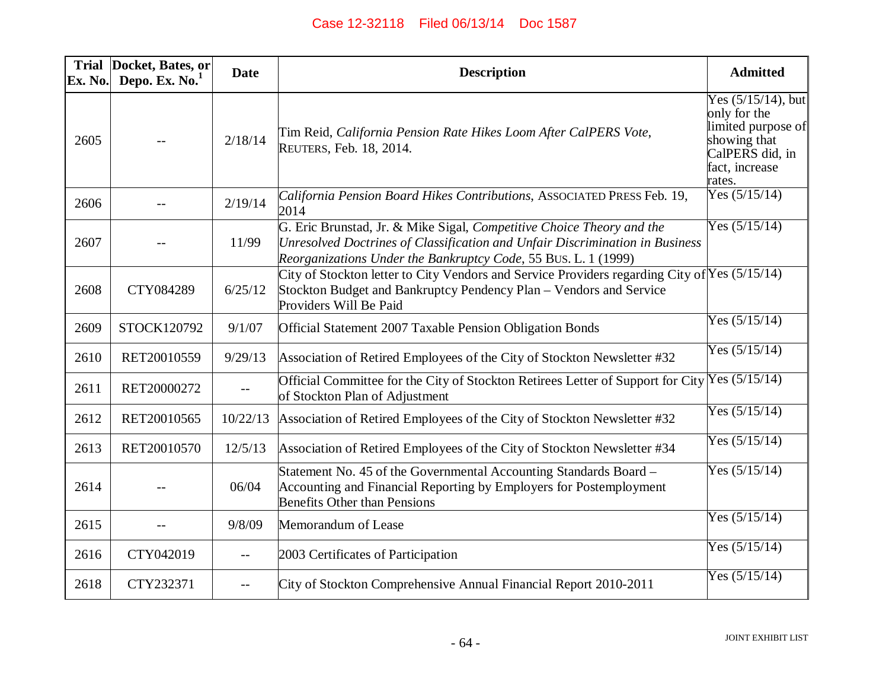| Trial Ex. No. | Docket, Bates, or Depo. Ex. No.[1] | Date | Description | Admitted |
|---|---|---|---|---|
| 2605 | -- | 2/18/14 | Tim Reid, *California Pension Rate Hikes Loom After CalPERS Vote*, REUTERS, Feb. 18, 2014. | Yes (5/15/14), but only for the limited purpose of showing that CalPERS did, in fact, increase rates. |
| 2606 | -- | 2/19/14 | *California Pension Board Hikes Contributions*, ASSOCIATED PRESS Feb. 19, 2014 | Yes (5/15/14) |
| 2607 | -- | 11/99 | G. Eric Brunstad, Jr. & Mike Sigal, *Competitive Choice Theory and the Unresolved Doctrines of Classification and Unfair Discrimination in Business Reorganizations Under the Bankruptcy Code*, 55 BUS. L. 1 (1999) | Yes (5/15/14) |
| 2608 | CTY084289 | 6/25/12 | City of Stockton letter to City Vendors and Service Providers regarding City of Stockton Budget and Bankruptcy Pendency Plan – Vendors and Service Providers Will Be Paid | Yes (5/15/14) |
| 2609 | STOCK120792 | 9/1/07 | Official Statement 2007 Taxable Pension Obligation Bonds | Yes (5/15/14) |
| 2610 | RET20010559 | 9/29/13 | Association of Retired Employees of the City of Stockton Newsletter #32 | Yes (5/15/14) |
| 2611 | RET20000272 | -- | Official Committee for the City of Stockton Retirees Letter of Support for City of Stockton Plan of Adjustment | Yes (5/15/14) |
| 2612 | RET20010565 | 10/22/13 | Association of Retired Employees of the City of Stockton Newsletter #32 | Yes (5/15/14) |
| 2613 | RET20010570 | 12/5/13 | Association of Retired Employees of the City of Stockton Newsletter #34 | Yes (5/15/14) |
| 2614 | -- | 06/04 | Statement No. 45 of the Governmental Accounting Standards Board – Accounting and Financial Reporting by Employers for Postemployment Benefits Other than Pensions | Yes (5/15/14) |
| 2615 | -- | 9/8/09 | Memorandum of Lease | Yes (5/15/14) |
| 2616 | CTY042019 | -- | 2003 Certificates of Participation | Yes (5/15/14) |
| 2618 | CTY232371 | -- | City of Stockton Comprehensive Annual Financial Report 2010-2011 | Yes (5/15/14) |

JOINT EXHIBIT LIST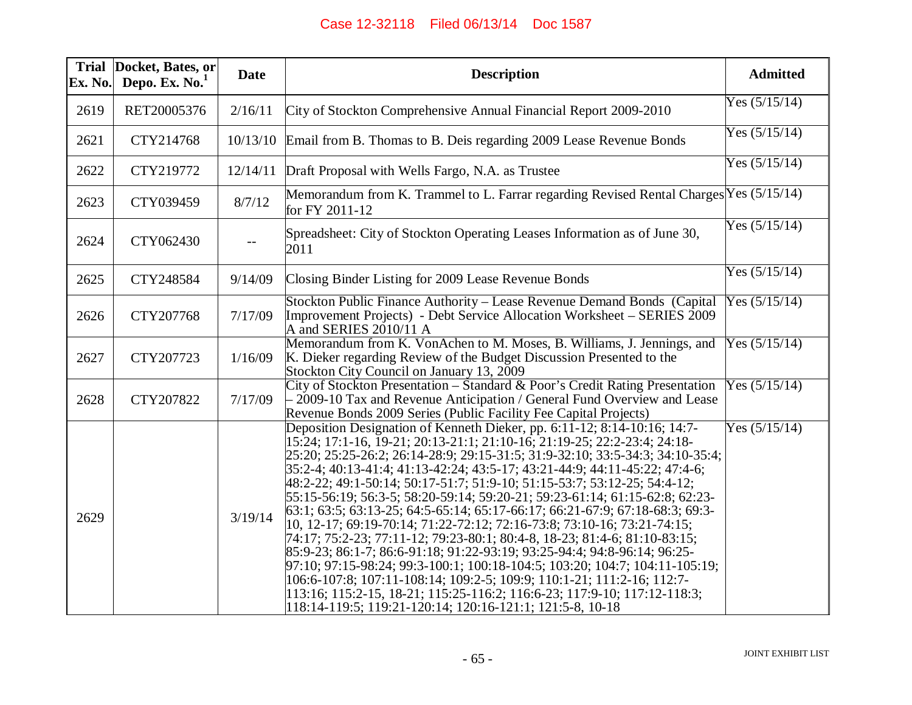| Trial Ex. No. | Docket, Bates, or Depo. Ex. No.[1] | Date | Description | Admitted |
|---|---|---|---|---|
| 2619 | RET20005376 | 2/16/11 | City of Stockton Comprehensive Annual Financial Report 2009-2010 | Yes (5/15/14) |
| 2621 | CTY214768 | 10/13/10 | Email from B. Thomas to B. Deis regarding 2009 Lease Revenue Bonds | Yes (5/15/14) |
| 2622 | CTY219772 | 12/14/11 | Draft Proposal with Wells Fargo, N.A. as Trustee | Yes (5/15/14) |
| 2623 | CTY039459 | 8/7/12 | Memorandum from K. Trammel to L. Farrar regarding Revised Rental Charges for FY 2011-12 | Yes (5/15/14) |
| 2624 | CTY062430 | -- | Spreadsheet: City of Stockton Operating Leases Information as of June 30, 2011 | Yes (5/15/14) |
| 2625 | CTY248584 | 9/14/09 | Closing Binder Listing for 2009 Lease Revenue Bonds | Yes (5/15/14) |
| 2626 | CTY207768 | 7/17/09 | Stockton Public Finance Authority – Lease Revenue Demand Bonds (Capital Improvement Projects) - Debt Service Allocation Worksheet – SERIES 2009 A and SERIES 2010/11 A | Yes (5/15/14) |
| 2627 | CTY207723 | 1/16/09 | Memorandum from K. VonAchen to M. Moses, B. Williams, J. Jennings, and K. Dieker regarding Review of the Budget Discussion Presented to the Stockton City Council on January 13, 2009 | Yes (5/15/14) |
| 2628 | CTY207822 | 7/17/09 | City of Stockton Presentation – Standard & Poor's Credit Rating Presentation – 2009-10 Tax and Revenue Anticipation / General Fund Overview and Lease Revenue Bonds 2009 Series (Public Facility Fee Capital Projects) | Yes (5/15/14) |
| 2629 | | 3/19/14 | Deposition Designation of Kenneth Dieker, pp. 6:11-12; 8:14-10:16; 14:7-15:24; 17:1-16, 19-21; 20:13-21:1; 21:10-16; 21:19-25; 22:2-23:4; 24:18-25:20; 25:25-26:2; 26:14-28:9; 29:15-31:5; 31:9-32:10; 33:5-34:3; 34:10-35:4; 35:2-4; 40:13-41:4; 41:13-42:24; 43:5-17; 43:21-44:9; 44:11-45:22; 47:4-6; 48:2-22; 49:1-50:14; 50:17-51:7; 51:9-10; 51:15-53:7; 53:12-25; 54:4-12; 55:15-56:19; 56:3-5; 58:20-59:14; 59:20-21; 59:23-61:14; 61:15-62:8; 62:23-63:1; 63:5; 63:13-25; 64:5-65:14; 65:17-66:17; 66:21-67:9; 67:18-68:3; 69:3-10, 12-17; 69:19-70:14; 71:22-72:12; 72:16-73:8; 73:10-16; 73:21-74:15; 74:17; 75:2-23; 77:11-12; 79:23-80:1; 80:4-8, 18-23; 81:4-6; 81:10-83:15; 85:9-23; 86:1-7; 86:6-91:18; 91:22-93:19; 93:25-94:4; 94:8-96:14; 96:25-97:10; 97:15-98:24; 99:3-100:1; 100:18-104:5; 103:20; 104:7; 104:11-105:19; 106:6-107:8; 107:11-108:14; 109:2-5; 109:9; 110:1-21; 111:2-16; 112:7-113:16; 115:2-15, 18-21; 115:25-116:2; 116:6-23; 117:9-10; 117:12-118:3; 118:14-119:5; 119:21-120:14; 120:16-121:1; 121:5-8, 10-18 | Yes (5/15/14) |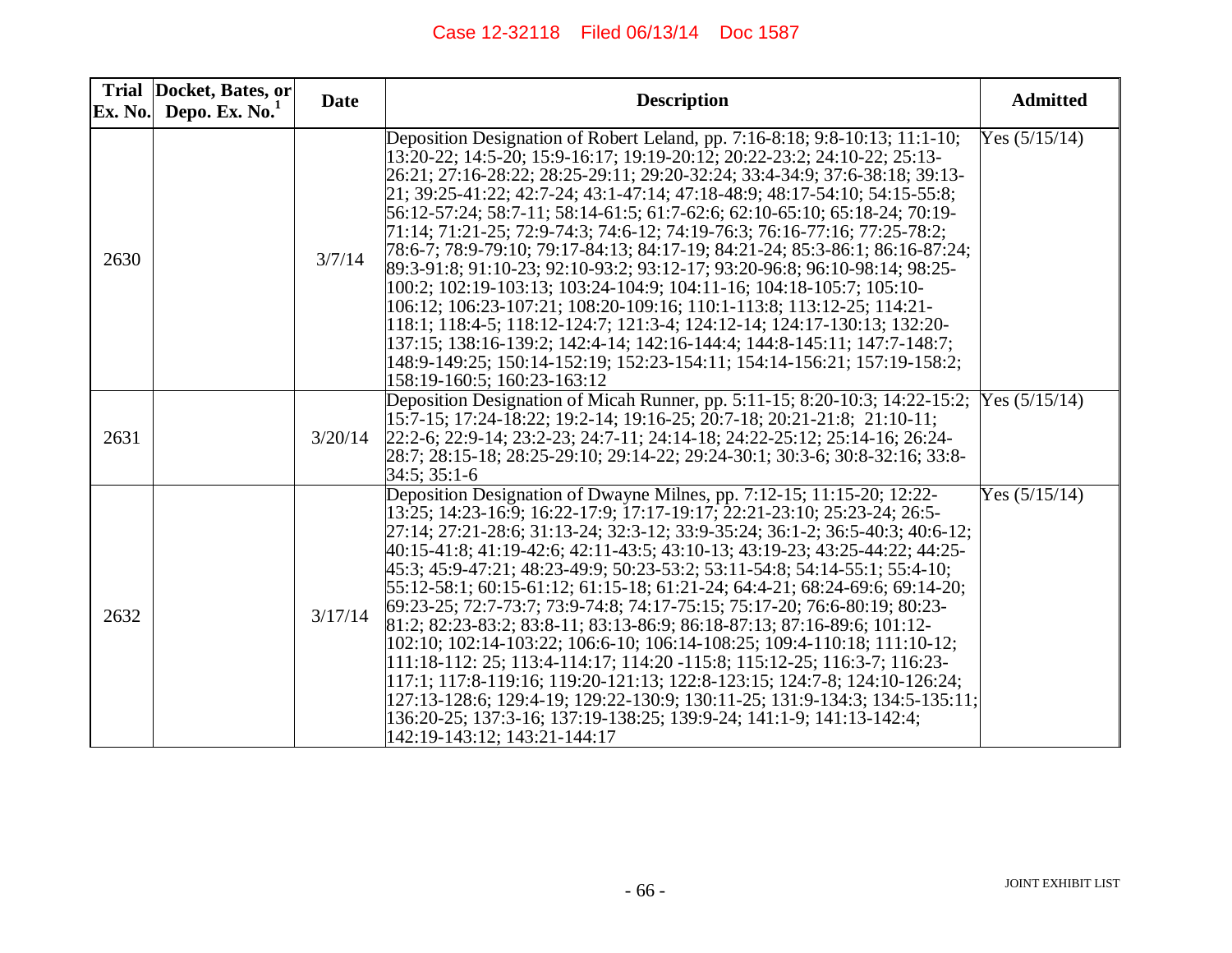| Trial Ex. No. | Docket, Bates, or Depo. Ex. No.[1] | Date | Description | Admitted |
|---|---|---|---|---|
| 2630 | | 3/7/14 | Deposition Designation of Robert Leland, pp. 7:16-8:18; 9:8-10:13; 11:1-10; 13:20-22; 14:5-20; 15:9-16:17; 19:19-20:12; 20:22-23:2; 24:10-22; 25:13-26:21; 27:16-28:22; 28:25-29:11; 29:20-32:24; 33:4-34:9; 37:6-38:18; 39:13-21; 39:25-41:22; 42:7-24; 43:1-47:14; 47:18-48:9; 48:17-54:10; 54:15-55:8; 56:12-57:24; 58:7-11; 58:14-61:5; 61:7-62:6; 62:10-65:10; 65:18-24; 70:19-71:14; 71:21-25; 72:9-74:3; 74:6-12; 74:19-76:3; 76:16-77:16; 77:25-78:2; 78:6-7; 78:9-79:10; 79:17-84:13; 84:17-19; 84:21-24; 85:3-86:1; 86:16-87:24; 89:3-91:8; 91:10-23; 92:10-93:2; 93:12-17; 93:20-96:8; 96:10-98:14; 98:25-100:2; 102:19-103:13; 103:24-104:9; 104:11-16; 104:18-105:7; 105:10-106:12; 106:23-107:21; 108:20-109:16; 110:1-113:8; 113:12-25; 114:21-118:1; 118:4-5; 118:12-124:7; 121:3-4; 124:12-14; 124:17-130:13; 132:20-137:15; 138:16-139:2; 142:4-14; 142:16-144:4; 144:8-145:11; 147:7-148:7; 148:9-149:25; 150:14-152:19; 152:23-154:11; 154:14-156:21; 157:19-158:2; 158:19-160:5; 160:23-163:12 | Yes (5/15/14) |
| 2631 | | 3/20/14 | Deposition Designation of Micah Runner, pp. 5:11-15; 8:20-10:3; 14:22-15:2; 15:7-15; 17:24-18:22; 19:2-14; 19:16-25; 20:7-18; 20:21-21:8; 21:10-11; 22:2-6; 22:9-14; 23:2-23; 24:7-11; 24:14-18; 24:22-25:12; 25:14-16; 26:24-28:7; 28:15-18; 28:25-29:10; 29:14-22; 29:24-30:1; 30:3-6; 30:8-32:16; 33:8-34:5; 35:1-6 | Yes (5/15/14) |
| 2632 | | 3/17/14 | Deposition Designation of Dwayne Milnes, pp. 7:12-15; 11:15-20; 12:22-13:25; 14:23-16:9; 16:22-17:9; 17:17-19:17; 22:21-23:10; 25:23-24; 26:5-27:14; 27:21-28:6; 31:13-24; 32:3-12; 33:9-35:24; 36:1-2; 36:5-40:3; 40:6-12; 40:15-41:8; 41:19-42:6; 42:11-43:5; 43:10-13; 43:19-23; 43:25-44:22; 44:25-45:3; 45:9-47:21; 48:23-49:9; 50:23-53:2; 53:11-54:8; 54:14-55:1; 55:4-10; 55:12-58:1; 60:15-61:12; 61:15-18; 61:21-24; 64:4-21; 68:24-69:6; 69:14-20; 69:23-25; 72:7-73:7; 73:9-74:8; 74:17-75:15; 75:17-20; 76:6-80:19; 80:23-81:2; 82:23-83:2; 83:8-11; 83:13-86:9; 86:18-87:13; 87:16-89:6; 101:12-102:10; 102:14-103:22; 106:6-10; 106:14-108:25; 109:4-110:18; 111:10-12; 111:18-112: 25; 113:4-114:17; 114:20 -115:8; 115:12-25; 116:3-7; 116:23-117:1; 117:8-119:16; 119:20-121:13; 122:8-123:15; 124:7-8; 124:10-126:24; 127:13-128:6; 129:4-19; 129:22-130:9; 130:11-25; 131:9-134:3; 134:5-135:11; 136:20-25; 137:3-16; 137:19-138:25; 139:9-24; 141:1-9; 141:13-142:4; 142:19-143:12; 143:21-144:17 | Yes (5/15/14) |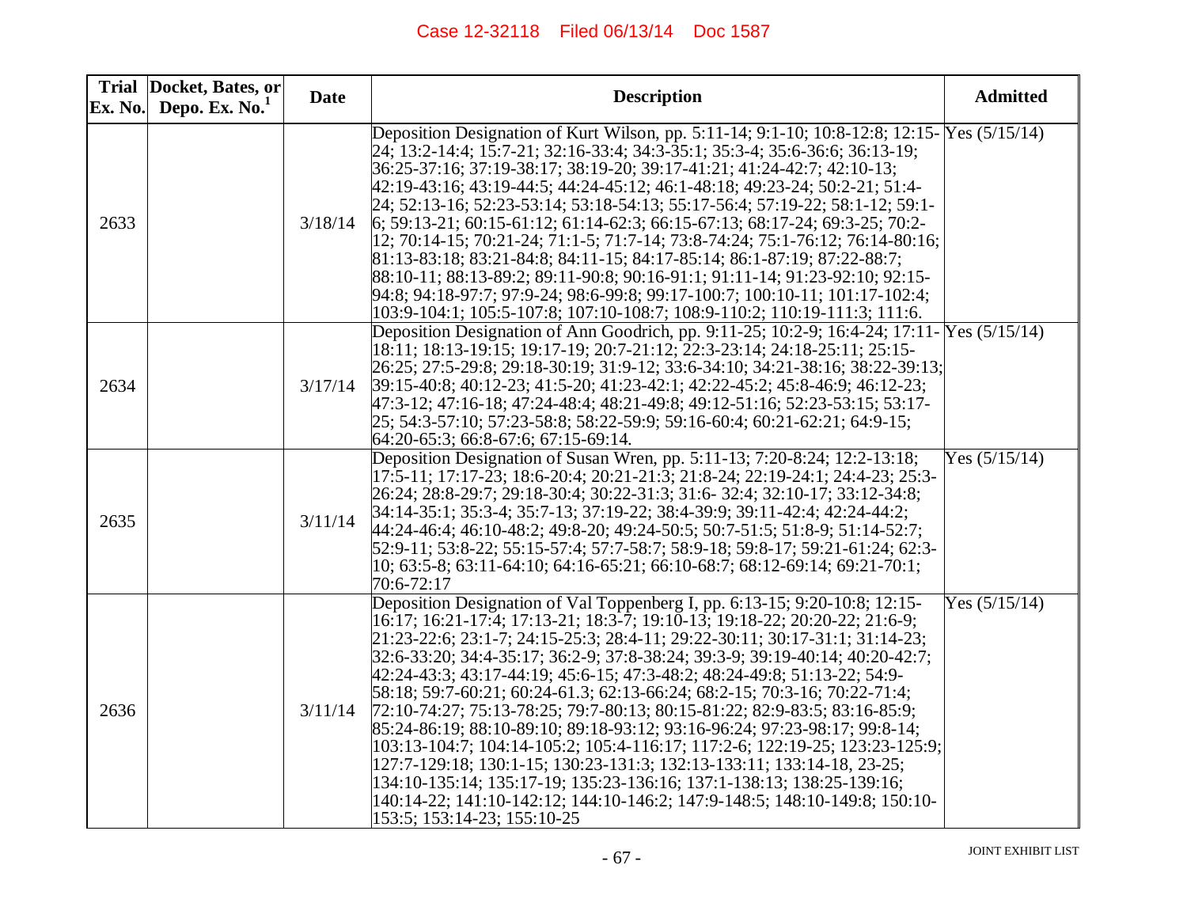| Trial Ex. No. | Docket, Bates, or Depo. Ex. No.[1] | Date | Description | Admitted |
|---|---|---|---|---|
| 2633 | | 3/18/14 | Deposition Designation of Kurt Wilson, pp. 5:11-14; 9:1-10; 10:8-12:8; 12:15-24; 13:2-14:4; 15:7-21; 32:16-33:4; 34:3-35:1; 35:3-4; 35:6-36:6; 36:13-19; 36:25-37:16; 37:19-38:17; 38:19-20; 39:17-41:21; 41:24-42:7; 42:10-13; 42:19-43:16; 43:19-44:5; 44:24-45:12; 46:1-48:18; 49:23-24; 50:2-21; 51:4-24; 52:13-16; 52:23-53:14; 53:18-54:13; 55:17-56:4; 57:19-22; 58:1-12; 59:1-6; 59:13-21; 60:15-61:12; 61:14-62:3; 66:15-67:13; 68:17-24; 69:3-25; 70:2-12; 70:14-15; 70:21-24; 71:1-5; 71:7-14; 73:8-74:24; 75:1-76:12; 76:14-80:16; 81:13-83:18; 83:21-84:8; 84:11-15; 84:17-85:14; 86:1-87:19; 87:22-88:7; 88:10-11; 88:13-89:2; 89:11-90:8; 90:16-91:1; 91:11-14; 91:23-92:10; 92:15-94:8; 94:18-97:7; 97:9-24; 98:6-99:8; 99:17-100:7; 100:10-11; 101:17-102:4; 103:9-104:1; 105:5-107:8; 107:10-108:7; 108:9-110:2; 110:19-111:3; 111:6. | Yes (5/15/14) |
| 2634 | | 3/17/14 | Deposition Designation of Ann Goodrich, pp. 9:11-25; 10:2-9; 16:4-24; 17:11-18:11; 18:13-19:15; 19:17-19; 20:7-21:12; 22:3-23:14; 24:18-25:11; 25:15-26:25; 27:5-29:8; 29:18-30:19; 31:9-12; 33:6-34:10; 34:21-38:16; 38:22-39:13; 39:15-40:8; 40:12-23; 41:5-20; 41:23-42:1; 42:22-45:2; 45:8-46:9; 46:12-23; 47:3-12; 47:16-18; 47:24-48:4; 48:21-49:8; 49:12-51:16; 52:23-53:15; 53:17-25; 54:3-57:10; 57:23-58:8; 58:22-59:9; 59:16-60:4; 60:21-62:21; 64:9-15; 64:20-65:3; 66:8-67:6; 67:15-69:14. | Yes (5/15/14) |
| 2635 | | 3/11/14 | Deposition Designation of Susan Wren, pp. 5:11-13; 7:20-8:24; 12:2-13:18; 17:5-11; 17:17-23; 18:6-20:4; 20:21-21:3; 21:8-24; 22:19-24:1; 24:4-23; 25:3-26:24; 28:8-29:7; 29:18-30:4; 30:22-31:3; 31:6- 32:4; 32:10-17; 33:12-34:8; 34:14-35:1; 35:3-4; 35:7-13; 37:19-22; 38:4-39:9; 39:11-42:4; 42:24-44:2; 44:24-46:4; 46:10-48:2; 49:8-20; 49:24-50:5; 50:7-51:5; 51:8-9; 51:14-52:7; 52:9-11; 53:8-22; 55:15-57:4; 57:7-58:7; 58:9-18; 59:8-17; 59:21-61:24; 62:3-10; 63:5-8; 63:11-64:10; 64:16-65:21; 66:10-68:7; 68:12-69:14; 69:21-70:1; 70:6-72:17 | Yes (5/15/14) |
| 2636 | | 3/11/14 | Deposition Designation of Val Toppenberg I, pp. 6:13-15; 9:20-10:8; 12:15-16:17; 16:21-17:4; 17:13-21; 18:3-7; 19:10-13; 19:18-22; 20:20-22; 21:6-9; 21:23-22:6; 23:1-7; 24:15-25:3; 28:4-11; 29:22-30:11; 30:17-31:1; 31:14-23; 32:6-33:20; 34:4-35:17; 36:2-9; 37:8-38:24; 39:3-9; 39:19-40:14; 40:20-42:7; 42:24-43:3; 43:17-44:19; 45:6-15; 47:3-48:2; 48:24-49:8; 51:13-22; 54:9-58:18; 59:7-60:21; 60:24-61.3; 62:13-66:24; 68:2-15; 70:3-16; 70:22-71:4; 72:10-74:27; 75:13-78:25; 79:7-80:13; 80:15-81:22; 82:9-83:5; 83:16-85:9; 85:24-86:19; 88:10-89:10; 89:18-93:12; 93:16-96:24; 97:23-98:17; 99:8-14; 103:13-104:7; 104:14-105:2; 105:4-116:17; 117:2-6; 122:19-25; 123:23-125:9; 127:7-129:18; 130:1-15; 130:23-131:3; 132:13-133:11; 133:14-18, 23-25; 134:10-135:14; 135:17-19; 135:23-136:16; 137:1-138:13; 138:25-139:16; 140:14-22; 141:10-142:12; 144:10-146:2; 147:9-148:5; 148:10-149:8; 150:10-153:5; 153:14-23; 155:10-25 | Yes (5/15/14) |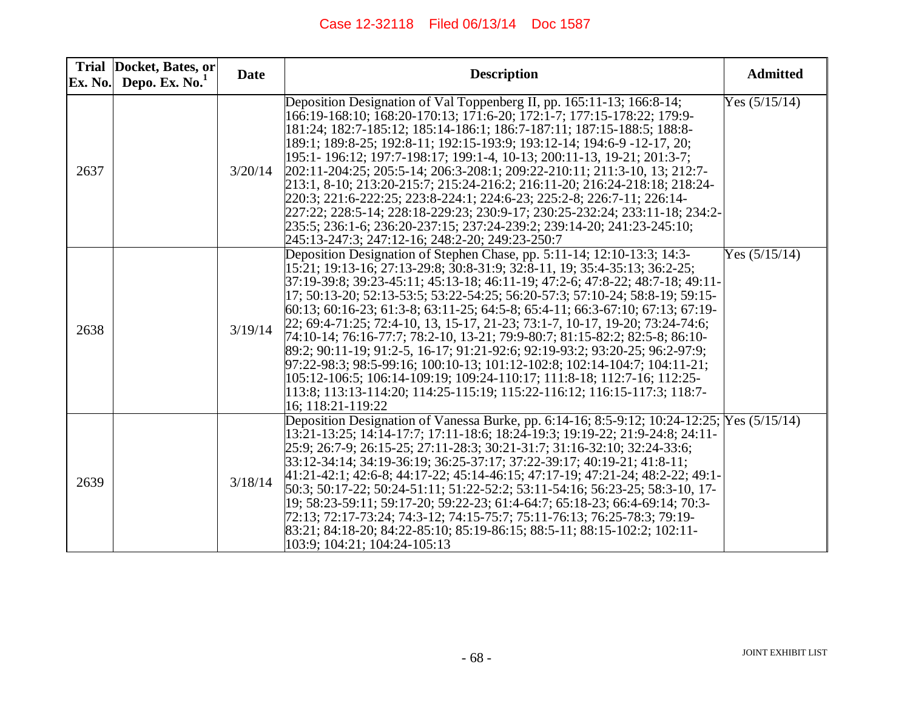| Trial Ex. No. | Docket, Bates, or Depo. Ex. No.[1] | Date | Description | Admitted |
|---|---|---|---|---|
| 2637 | | 3/20/14 | Deposition Designation of Val Toppenberg II, pp. 165:11-13; 166:8-14; 166:19-168:10; 168:20-170:13; 171:6-20; 172:1-7; 177:15-178:22; 179:9-181:24; 182:7-185:12; 185:14-186:1; 186:7-187:11; 187:15-188:5; 188:8-189:1; 189:8-25; 192:8-11; 192:15-193:9; 193:12-14; 194:6-9 -12-17, 20; 195:1- 196:12; 197:7-198:17; 199:1-4, 10-13; 200:11-13, 19-21; 201:3-7; 202:11-204:25; 205:5-14; 206:3-208:1; 209:22-210:11; 211:3-10, 13; 212:7-213:1, 8-10; 213:20-215:7; 215:24-216:2; 216:11-20; 216:24-218:18; 218:24-220:3; 221:6-222:25; 223:8-224:1; 224:6-23; 225:2-8; 226:7-11; 226:14-227:22; 228:5-14; 228:18-229:23; 230:9-17; 230:25-232:24; 233:11-18; 234:2-235:5; 236:1-6; 236:20-237:15; 237:24-239:2; 239:14-20; 241:23-245:10; 245:13-247:3; 247:12-16; 248:2-20; 249:23-250:7 | Yes (5/15/14) |
| 2638 | | 3/19/14 | Deposition Designation of Stephen Chase, pp. 5:11-14; 12:10-13:3; 14:3-15:21; 19:13-16; 27:13-29:8; 30:8-31:9; 32:8-11, 19; 35:4-35:13; 36:2-25; 37:19-39:8; 39:23-45:11; 45:13-18; 46:11-19; 47:2-6; 47:8-22; 48:7-18; 49:11-17; 50:13-20; 52:13-53:5; 53:22-54:25; 56:20-57:3; 57:10-24; 58:8-19; 59:15-60:13; 60:16-23; 61:3-8; 63:11-25; 64:5-8; 65:4-11; 66:3-67:10; 67:13; 67:19-22; 69:4-71:25; 72:4-10, 13, 15-17, 21-23; 73:1-7, 10-17, 19-20; 73:24-74:6; 74:10-14; 76:16-77:7; 78:2-10, 13-21; 79:9-80:7; 81:15-82:2; 82:5-8; 86:10-89:2; 90:11-19; 91:2-5, 16-17; 91:21-92:6; 92:19-93:2; 93:20-25; 96:2-97:9; 97:22-98:3; 98:5-99:16; 100:10-13; 101:12-102:8; 102:14-104:7; 104:11-21; 105:12-106:5; 106:14-109:19; 109:24-110:17; 111:8-18; 112:7-16; 112:25-113:8; 113:13-114:20; 114:25-115:19; 115:22-116:12; 116:15-117:3; 118:7-16; 118:21-119:22 | Yes (5/15/14) |
| 2639 | | 3/18/14 | Deposition Designation of Vanessa Burke, pp. 6:14-16; 8:5-9:12; 10:24-12:25; 13:21-13:25; 14:14-17:7; 17:11-18:6; 18:24-19:3; 19:19-22; 21:9-24:8; 24:11-25:9; 26:7-9; 26:15-25; 27:11-28:3; 30:21-31:7; 31:16-32:10; 32:24-33:6; 33:12-34:14; 34:19-36:19; 36:25-37:17; 37:22-39:17; 40:19-21; 41:8-11; 41:21-42:1; 42:6-8; 44:17-22; 45:14-46:15; 47:17-19; 47:21-24; 48:2-22; 49:1-50:3; 50:17-22; 50:24-51:11; 51:22-52:2; 53:11-54:16; 56:23-25; 58:3-10, 17-19; 58:23-59:11; 59:17-20; 59:22-23; 61:4-64:7; 65:18-23; 66:4-69:14; 70:3-72:13; 72:17-73:24; 74:3-12; 74:15-75:7; 75:11-76:13; 76:25-78:3; 79:19-83:21; 84:18-20; 84:22-85:10; 85:19-86:15; 88:5-11; 88:15-102:2; 102:11-103:9; 104:21; 104:24-105:13 | Yes (5/15/14) |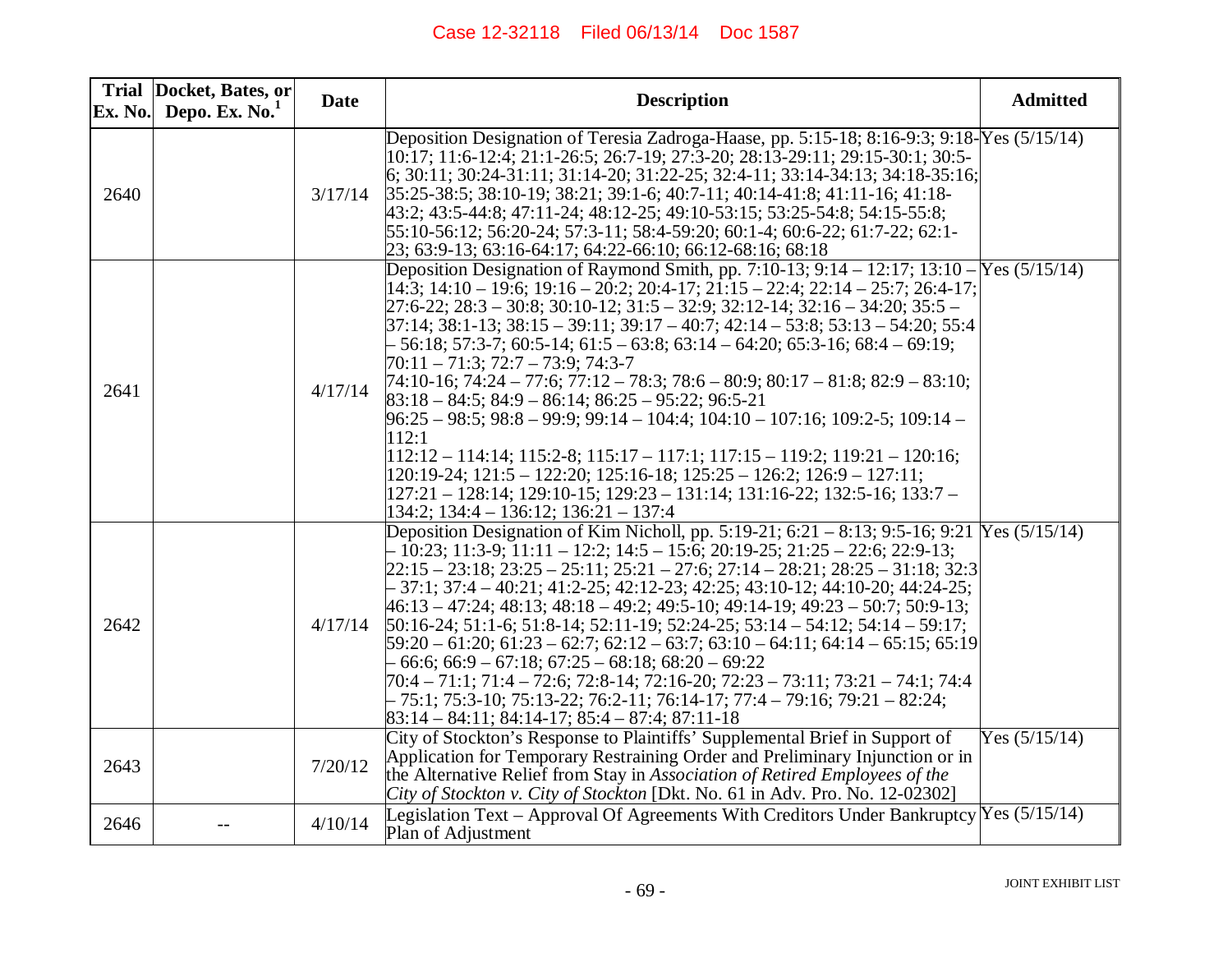| Trial Ex. No. | Docket, Bates, or Depo. Ex. No.[1] | Date | Description | Admitted |
|---|---|---|---|---|
| 2640 | | 3/17/14 | Deposition Designation of Teresia Zadroga-Haase, pp. 5:15-18; 8:16-9:3; 9:18-10:17; 11:6-12:4; 21:1-26:5; 26:7-19; 27:3-20; 28:13-29:11; 29:15-30:1; 30:5-6; 30:11; 30:24-31:11; 31:14-20; 31:22-25; 32:4-11; 33:14-34:13; 34:18-35:16; 35:25-38:5; 38:10-19; 38:21; 39:1-6; 40:7-11; 40:14-41:8; 41:11-16; 41:18-43:2; 43:5-44:8; 47:11-24; 48:12-25; 49:10-53:15; 53:25-54:8; 54:15-55:8; 55:10-56:12; 56:20-24; 57:3-11; 58:4-59:20; 60:1-4; 60:6-22; 61:7-22; 62:1-23; 63:9-13; 63:16-64:17; 64:22-66:10; 66:12-68:16; 68:18 | Yes (5/15/14) |
| 2641 | | 4/17/14 | Deposition Designation of Raymond Smith, pp. 7:10-13; 9:14 – 12:17; 13:10 – 14:3; 14:10 – 19:6; 19:16 – 20:2; 20:4-17; 21:15 – 22:4; 22:14 – 25:7; 26:4-17; 27:6-22; 28:3 – 30:8; 30:10-12; 31:5 – 32:9; 32:12-14; 32:16 – 34:20; 35:5 – 37:14; 38:1-13; 38:15 – 39:11; 39:17 – 40:7; 42:14 – 53:8; 53:13 – 54:20; 55:4 – 56:18; 57:3-7; 60:5-14; 61:5 – 63:8; 63:14 – 64:20; 65:3-16; 68:4 – 69:19; 70:11 – 71:3; 72:7 – 73:9; 74:3-7 74:10-16; 74:24 – 77:6; 77:12 – 78:3; 78:6 – 80:9; 80:17 – 81:8; 82:9 – 83:10; 83:18 – 84:5; 84:9 – 86:14; 86:25 – 95:22; 96:5-21 96:25 – 98:5; 98:8 – 99:9; 99:14 – 104:4; 104:10 – 107:16; 109:2-5; 109:14 – 112:1 112:12 – 114:14; 115:2-8; 115:17 – 117:1; 117:15 – 119:2; 119:21 – 120:16; 120:19-24; 121:5 – 122:20; 125:16-18; 125:25 – 126:2; 126:9 – 127:11; 127:21 – 128:14; 129:10-15; 129:23 – 131:14; 131:16-22; 132:5-16; 133:7 – 134:2; 134:4 – 136:12; 136:21 – 137:4 | Yes (5/15/14) |
| 2642 | | 4/17/14 | Deposition Designation of Kim Nicholl, pp. 5:19-21; 6:21 – 8:13; 9:5-16; 9:21 – 10:23; 11:3-9; 11:11 – 12:2; 14:5 – 15:6; 20:19-25; 21:25 – 22:6; 22:9-13; 22:15 – 23:18; 23:25 – 25:11; 25:21 – 27:6; 27:14 – 28:21; 28:25 – 31:18; 32:3 – 37:1; 37:4 – 40:21; 41:2-25; 42:12-23; 42:25; 43:10-12; 44:10-20; 44:24-25; 46:13 – 47:24; 48:13; 48:18 – 49:2; 49:5-10; 49:14-19; 49:23 – 50:7; 50:9-13; 50:16-24; 51:1-6; 51:8-14; 52:11-19; 52:24-25; 53:14 – 54:12; 54:14 – 59:17; 59:20 – 61:20; 61:23 – 62:7; 62:12 – 63:7; 63:10 – 64:11; 64:14 – 65:15; 65:19 – 66:6; 66:9 – 67:18; 67:25 – 68:18; 68:20 – 69:22 70:4 – 71:1; 71:4 – 72:6; 72:8-14; 72:16-20; 72:23 – 73:11; 73:21 – 74:1; 74:4 – 75:1; 75:3-10; 75:13-22; 76:2-11; 76:14-17; 77:4 – 79:16; 79:21 – 82:24; 83:14 – 84:11; 84:14-17; 85:4 – 87:4; 87:11-18 | Yes (5/15/14) |
| 2643 | | 7/20/12 | City of Stockton's Response to Plaintiffs' Supplemental Brief in Support of Application for Temporary Restraining Order and Preliminary Injunction or in the Alternative Relief from Stay in *Association of Retired Employees of the City of Stockton v. City of Stockton* [Dkt. No. 61 in Adv. Pro. No. 12-02302] | Yes (5/15/14) |
| 2646 | -- | 4/10/14 | Legislation Text – Approval Of Agreements With Creditors Under Bankruptcy Plan of Adjustment | Yes (5/15/14) |

JOINT EXHIBIT LIST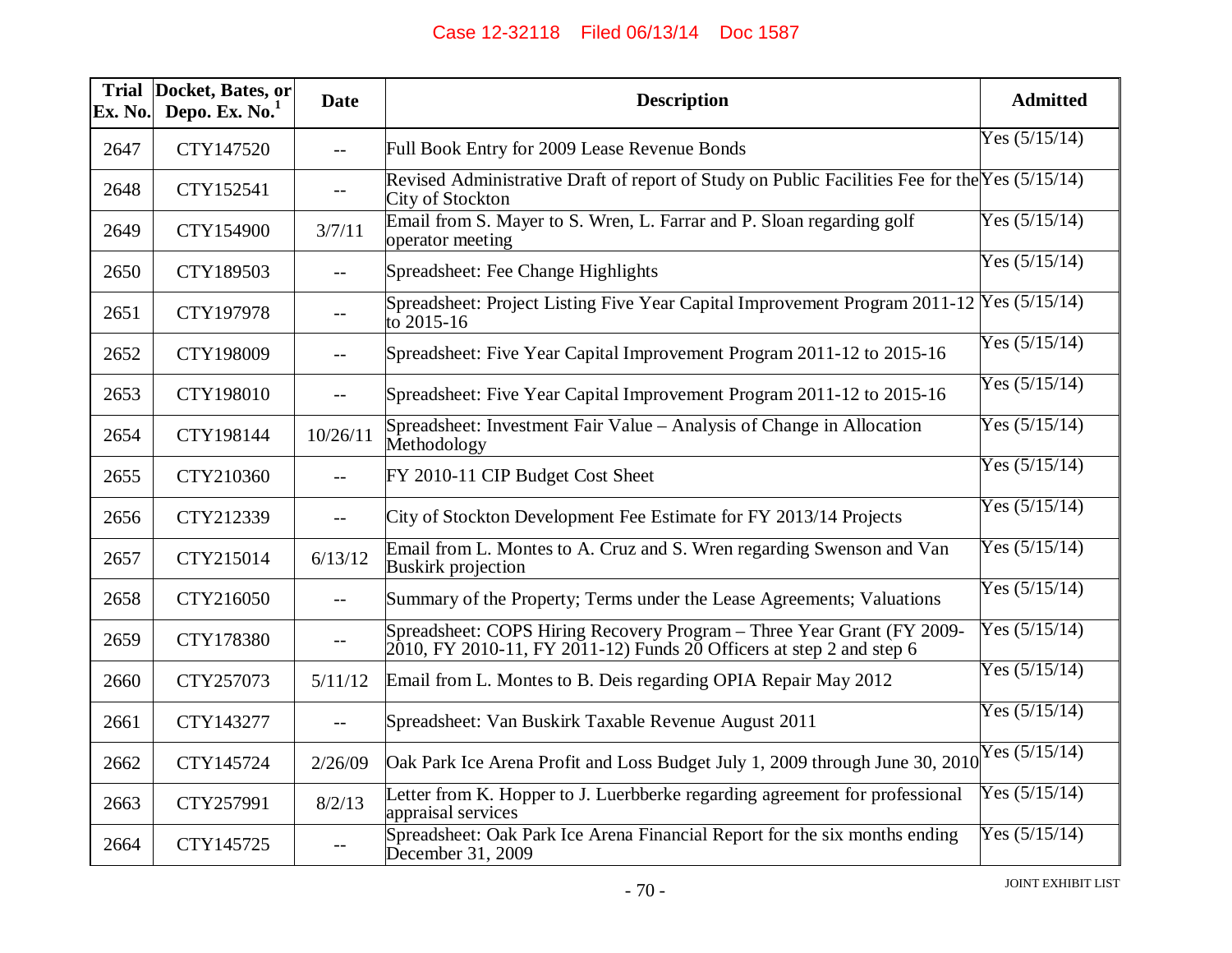| Trial Ex. No. | Docket, Bates, or Depo. Ex. No.[1] | Date | Description | Admitted |
|---|---|---|---|---|
| 2647 | CTY147520 | -- | Full Book Entry for 2009 Lease Revenue Bonds | Yes (5/15/14) |
| 2648 | CTY152541 | -- | Revised Administrative Draft of report of Study on Public Facilities Fee for the City of Stockton | Yes (5/15/14) |
| 2649 | CTY154900 | 3/7/11 | Email from S. Mayer to S. Wren, L. Farrar and P. Sloan regarding golf operator meeting | Yes (5/15/14) |
| 2650 | CTY189503 | -- | Spreadsheet: Fee Change Highlights | Yes (5/15/14) |
| 2651 | CTY197978 | -- | Spreadsheet: Project Listing Five Year Capital Improvement Program 2011-12 to 2015-16 | Yes (5/15/14) |
| 2652 | CTY198009 | -- | Spreadsheet: Five Year Capital Improvement Program 2011-12 to 2015-16 | Yes (5/15/14) |
| 2653 | CTY198010 | -- | Spreadsheet: Five Year Capital Improvement Program 2011-12 to 2015-16 | Yes (5/15/14) |
| 2654 | CTY198144 | 10/26/11 | Spreadsheet: Investment Fair Value – Analysis of Change in Allocation Methodology | Yes (5/15/14) |
| 2655 | CTY210360 | -- | FY 2010-11 CIP Budget Cost Sheet | Yes (5/15/14) |
| 2656 | CTY212339 | -- | City of Stockton Development Fee Estimate for FY 2013/14 Projects | Yes (5/15/14) |
| 2657 | CTY215014 | 6/13/12 | Email from L. Montes to A. Cruz and S. Wren regarding Swenson and Van Buskirk projection | Yes (5/15/14) |
| 2658 | CTY216050 | -- | Summary of the Property; Terms under the Lease Agreements; Valuations | Yes (5/15/14) |
| 2659 | CTY178380 | -- | Spreadsheet: COPS Hiring Recovery Program – Three Year Grant (FY 2009-2010, FY 2010-11, FY 2011-12) Funds 20 Officers at step 2 and step 6 | Yes (5/15/14) |
| 2660 | CTY257073 | 5/11/12 | Email from L. Montes to B. Deis regarding OPIA Repair May 2012 | Yes (5/15/14) |
| 2661 | CTY143277 | -- | Spreadsheet: Van Buskirk Taxable Revenue August 2011 | Yes (5/15/14) |
| 2662 | CTY145724 | 2/26/09 | Oak Park Ice Arena Profit and Loss Budget July 1, 2009 through June 30, 2010 | Yes (5/15/14) |
| 2663 | CTY257991 | 8/2/13 | Letter from K. Hopper to J. Luerbberke regarding agreement for professional appraisal services | Yes (5/15/14) |
| 2664 | CTY145725 | -- | Spreadsheet: Oak Park Ice Arena Financial Report for the six months ending December 31, 2009 | Yes (5/15/14) |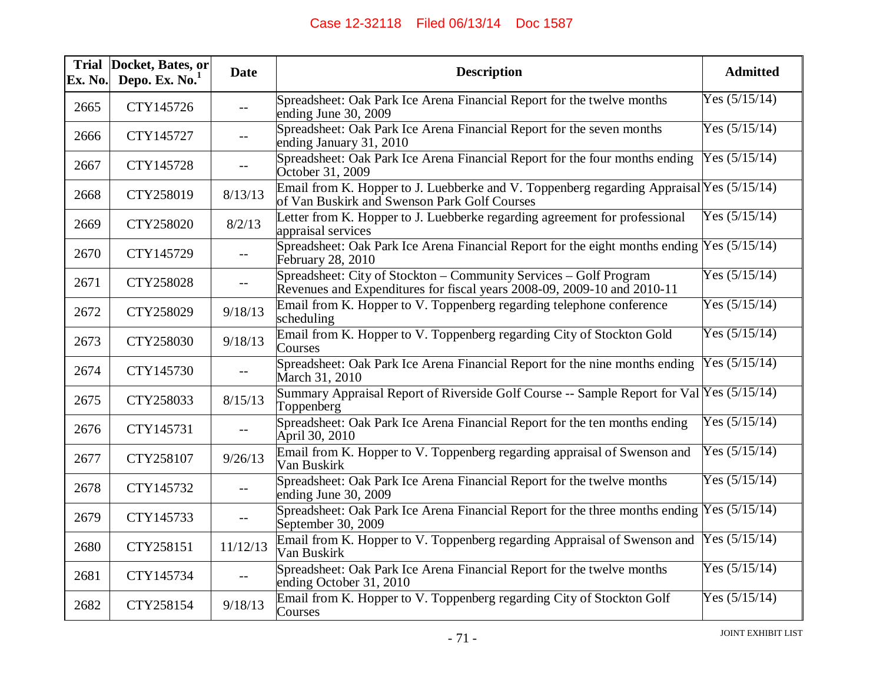| Trial Ex. No. | Docket, Bates, or Depo. Ex. No.[1] | Date | Description | Admitted |
|---|---|---|---|---|
| 2665 | CTY145726 | -- | Spreadsheet: Oak Park Ice Arena Financial Report for the twelve months ending June 30, 2009 | Yes (5/15/14) |
| 2666 | CTY145727 | -- | Spreadsheet: Oak Park Ice Arena Financial Report for the seven months ending January 31, 2010 | Yes (5/15/14) |
| 2667 | CTY145728 | -- | Spreadsheet: Oak Park Ice Arena Financial Report for the four months ending October 31, 2009 | Yes (5/15/14) |
| 2668 | CTY258019 | 8/13/13 | Email from K. Hopper to J. Luebberke and V. Toppenberg regarding Appraisal of Van Buskirk and Swenson Park Golf Courses | Yes (5/15/14) |
| 2669 | CTY258020 | 8/2/13 | Letter from K. Hopper to J. Luebberke regarding agreement for professional appraisal services | Yes (5/15/14) |
| 2670 | CTY145729 | -- | Spreadsheet: Oak Park Ice Arena Financial Report for the eight months ending February 28, 2010 | Yes (5/15/14) |
| 2671 | CTY258028 | -- | Spreadsheet: City of Stockton – Community Services – Golf Program Revenues and Expenditures for fiscal years 2008-09, 2009-10 and 2010-11 | Yes (5/15/14) |
| 2672 | CTY258029 | 9/18/13 | Email from K. Hopper to V. Toppenberg regarding telephone conference scheduling | Yes (5/15/14) |
| 2673 | CTY258030 | 9/18/13 | Email from K. Hopper to V. Toppenberg regarding City of Stockton Gold Courses | Yes (5/15/14) |
| 2674 | CTY145730 | -- | Spreadsheet: Oak Park Ice Arena Financial Report for the nine months ending March 31, 2010 | Yes (5/15/14) |
| 2675 | CTY258033 | 8/15/13 | Summary Appraisal Report of Riverside Golf Course -- Sample Report for Val Toppenberg | Yes (5/15/14) |
| 2676 | CTY145731 | -- | Spreadsheet: Oak Park Ice Arena Financial Report for the ten months ending April 30, 2010 | Yes (5/15/14) |
| 2677 | CTY258107 | 9/26/13 | Email from K. Hopper to V. Toppenberg regarding appraisal of Swenson and Van Buskirk | Yes (5/15/14) |
| 2678 | CTY145732 | -- | Spreadsheet: Oak Park Ice Arena Financial Report for the twelve months ending June 30, 2009 | Yes (5/15/14) |
| 2679 | CTY145733 | -- | Spreadsheet: Oak Park Ice Arena Financial Report for the three months ending September 30, 2009 | Yes (5/15/14) |
| 2680 | CTY258151 | 11/12/13 | Email from K. Hopper to V. Toppenberg regarding Appraisal of Swenson and Van Buskirk | Yes (5/15/14) |
| 2681 | CTY145734 | -- | Spreadsheet: Oak Park Ice Arena Financial Report for the twelve months ending October 31, 2010 | Yes (5/15/14) |
| 2682 | CTY258154 | 9/18/13 | Email from K. Hopper to V. Toppenberg regarding City of Stockton Golf Courses | Yes (5/15/14) |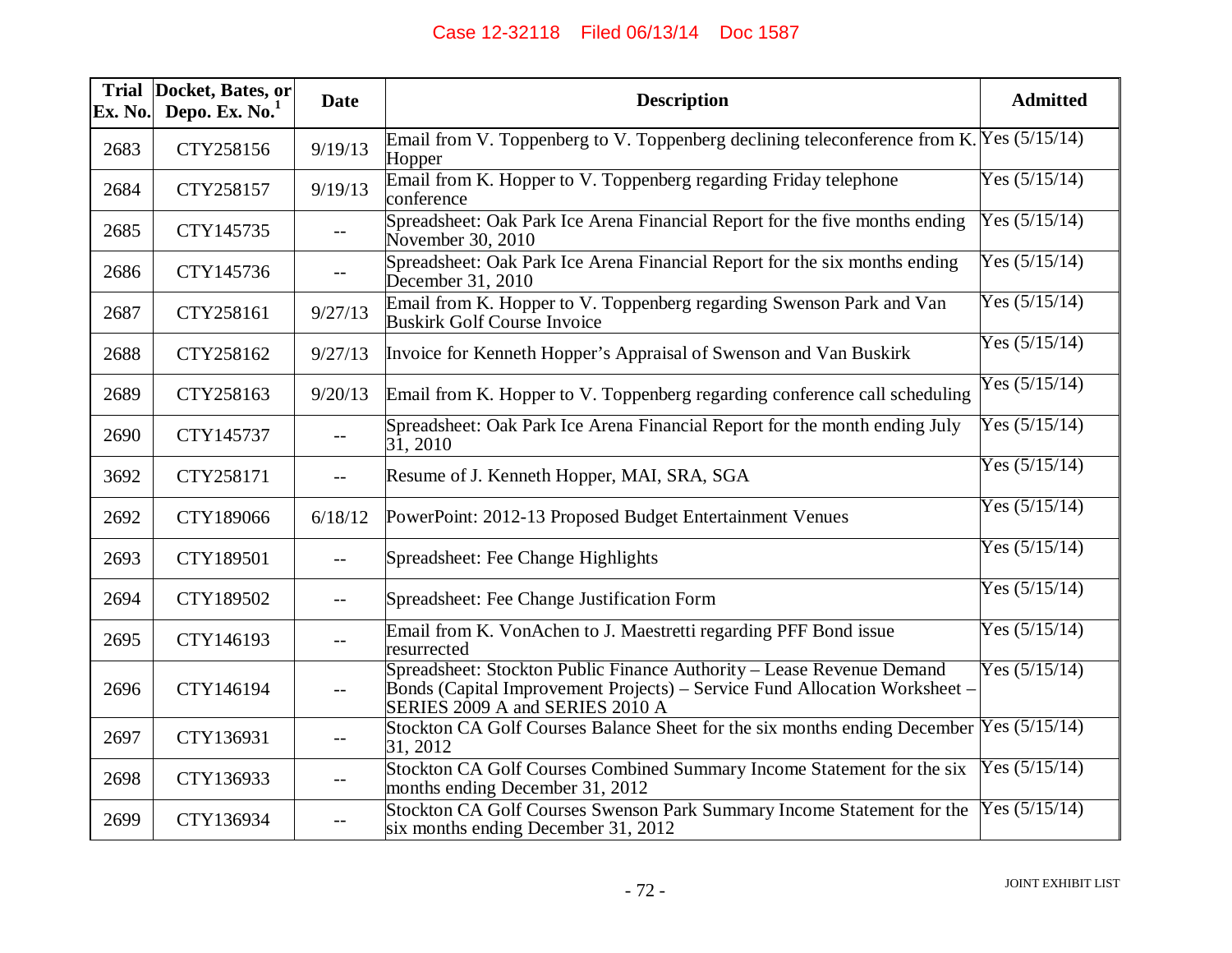| Trial Ex. No. | Docket, Bates, or Depo. Ex. No.[1] | Date | Description | Admitted |
|---|---|---|---|---|
| 2683 | CTY258156 | 9/19/13 | Email from V. Toppenberg to V. Toppenberg declining teleconference from K. Hopper | Yes (5/15/14) |
| 2684 | CTY258157 | 9/19/13 | Email from K. Hopper to V. Toppenberg regarding Friday telephone conference | Yes (5/15/14) |
| 2685 | CTY145735 | -- | Spreadsheet: Oak Park Ice Arena Financial Report for the five months ending November 30, 2010 | Yes (5/15/14) |
| 2686 | CTY145736 | -- | Spreadsheet: Oak Park Ice Arena Financial Report for the six months ending December 31, 2010 | Yes (5/15/14) |
| 2687 | CTY258161 | 9/27/13 | Email from K. Hopper to V. Toppenberg regarding Swenson Park and Van Buskirk Golf Course Invoice | Yes (5/15/14) |
| 2688 | CTY258162 | 9/27/13 | Invoice for Kenneth Hopper's Appraisal of Swenson and Van Buskirk | Yes (5/15/14) |
| 2689 | CTY258163 | 9/20/13 | Email from K. Hopper to V. Toppenberg regarding conference call scheduling | Yes (5/15/14) |
| 2690 | CTY145737 | -- | Spreadsheet: Oak Park Ice Arena Financial Report for the month ending July 31, 2010 | Yes (5/15/14) |
| 3692 | CTY258171 | -- | Resume of J. Kenneth Hopper, MAI, SRA, SGA | Yes (5/15/14) |
| 2692 | CTY189066 | 6/18/12 | PowerPoint: 2012-13 Proposed Budget Entertainment Venues | Yes (5/15/14) |
| 2693 | CTY189501 | -- | Spreadsheet: Fee Change Highlights | Yes (5/15/14) |
| 2694 | CTY189502 | -- | Spreadsheet: Fee Change Justification Form | Yes (5/15/14) |
| 2695 | CTY146193 | -- | Email from K. VonAchen to J. Maestretti regarding PFF Bond issue resurrected | Yes (5/15/14) |
| 2696 | CTY146194 | -- | Spreadsheet: Stockton Public Finance Authority – Lease Revenue Demand Bonds (Capital Improvement Projects) – Service Fund Allocation Worksheet – SERIES 2009 A and SERIES 2010 A | Yes (5/15/14) |
| 2697 | CTY136931 | -- | Stockton CA Golf Courses Balance Sheet for the six months ending December 31, 2012 | Yes (5/15/14) |
| 2698 | CTY136933 | -- | Stockton CA Golf Courses Combined Summary Income Statement for the six months ending December 31, 2012 | Yes (5/15/14) |
| 2699 | CTY136934 | -- | Stockton CA Golf Courses Swenson Park Summary Income Statement for the six months ending December 31, 2012 | Yes (5/15/14) |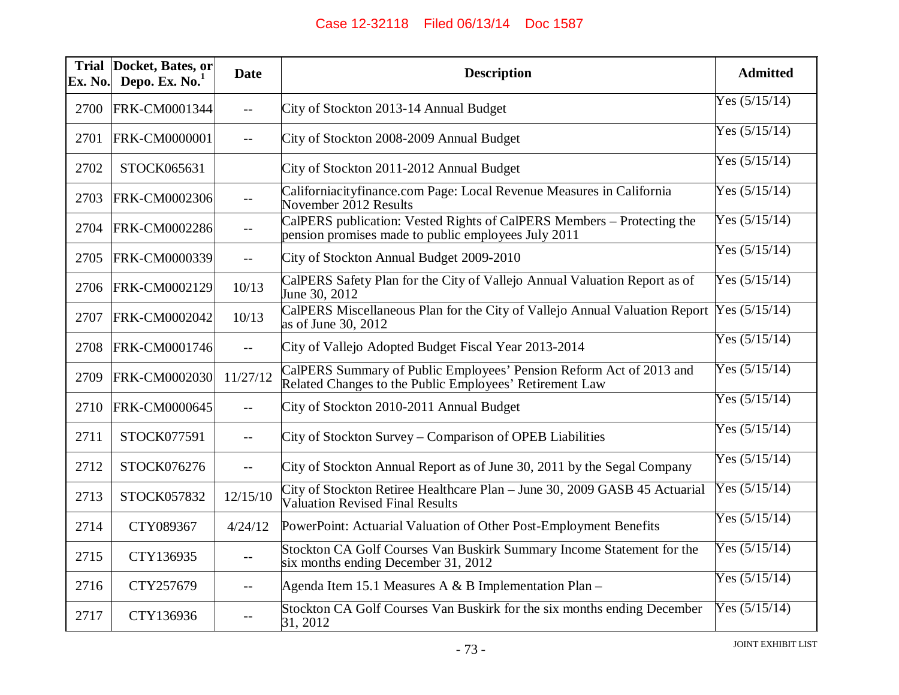| Trial Ex. No. | Docket, Bates, or Depo. Ex. No.[1] | Date | Description | Admitted |
|---|---|---|---|---|
| 2700 | FRK-CM0001344 | -- | City of Stockton 2013-14 Annual Budget | Yes (5/15/14) |
| 2701 | FRK-CM0000001 | -- | City of Stockton 2008-2009 Annual Budget | Yes (5/15/14) |
| 2702 | STOCK065631 | | City of Stockton 2011-2012 Annual Budget | Yes (5/15/14) |
| 2703 | FRK-CM0002306 | -- | Californiacityfinance.com Page: Local Revenue Measures in California November 2012 Results | Yes (5/15/14) |
| 2704 | FRK-CM0002286 | -- | CalPERS publication: Vested Rights of CalPERS Members – Protecting the pension promises made to public employees July 2011 | Yes (5/15/14) |
| 2705 | FRK-CM0000339 | -- | City of Stockton Annual Budget 2009-2010 | Yes (5/15/14) |
| 2706 | FRK-CM0002129 | 10/13 | CalPERS Safety Plan for the City of Vallejo Annual Valuation Report as of June 30, 2012 | Yes (5/15/14) |
| 2707 | FRK-CM0002042 | 10/13 | CalPERS Miscellaneous Plan for the City of Vallejo Annual Valuation Report as of June 30, 2012 | Yes (5/15/14) |
| 2708 | FRK-CM0001746 | -- | City of Vallejo Adopted Budget Fiscal Year 2013-2014 | Yes (5/15/14) |
| 2709 | FRK-CM0002030 | 11/27/12 | CalPERS Summary of Public Employees' Pension Reform Act of 2013 and Related Changes to the Public Employees' Retirement Law | Yes (5/15/14) |
| 2710 | FRK-CM0000645 | -- | City of Stockton 2010-2011 Annual Budget | Yes (5/15/14) |
| 2711 | STOCK077591 | -- | City of Stockton Survey – Comparison of OPEB Liabilities | Yes (5/15/14) |
| 2712 | STOCK076276 | -- | City of Stockton Annual Report as of June 30, 2011 by the Segal Company | Yes (5/15/14) |
| 2713 | STOCK057832 | 12/15/10 | City of Stockton Retiree Healthcare Plan – June 30, 2009 GASB 45 Actuarial Valuation Revised Final Results | Yes (5/15/14) |
| 2714 | CTY089367 | 4/24/12 | PowerPoint: Actuarial Valuation of Other Post-Employment Benefits | Yes (5/15/14) |
| 2715 | CTY136935 | -- | Stockton CA Golf Courses Van Buskirk Summary Income Statement for the six months ending December 31, 2012 | Yes (5/15/14) |
| 2716 | CTY257679 | -- | Agenda Item 15.1 Measures A & B Implementation Plan – | Yes (5/15/14) |
| 2717 | CTY136936 | -- | Stockton CA Golf Courses Van Buskirk for the six months ending December 31, 2012 | Yes (5/15/14) |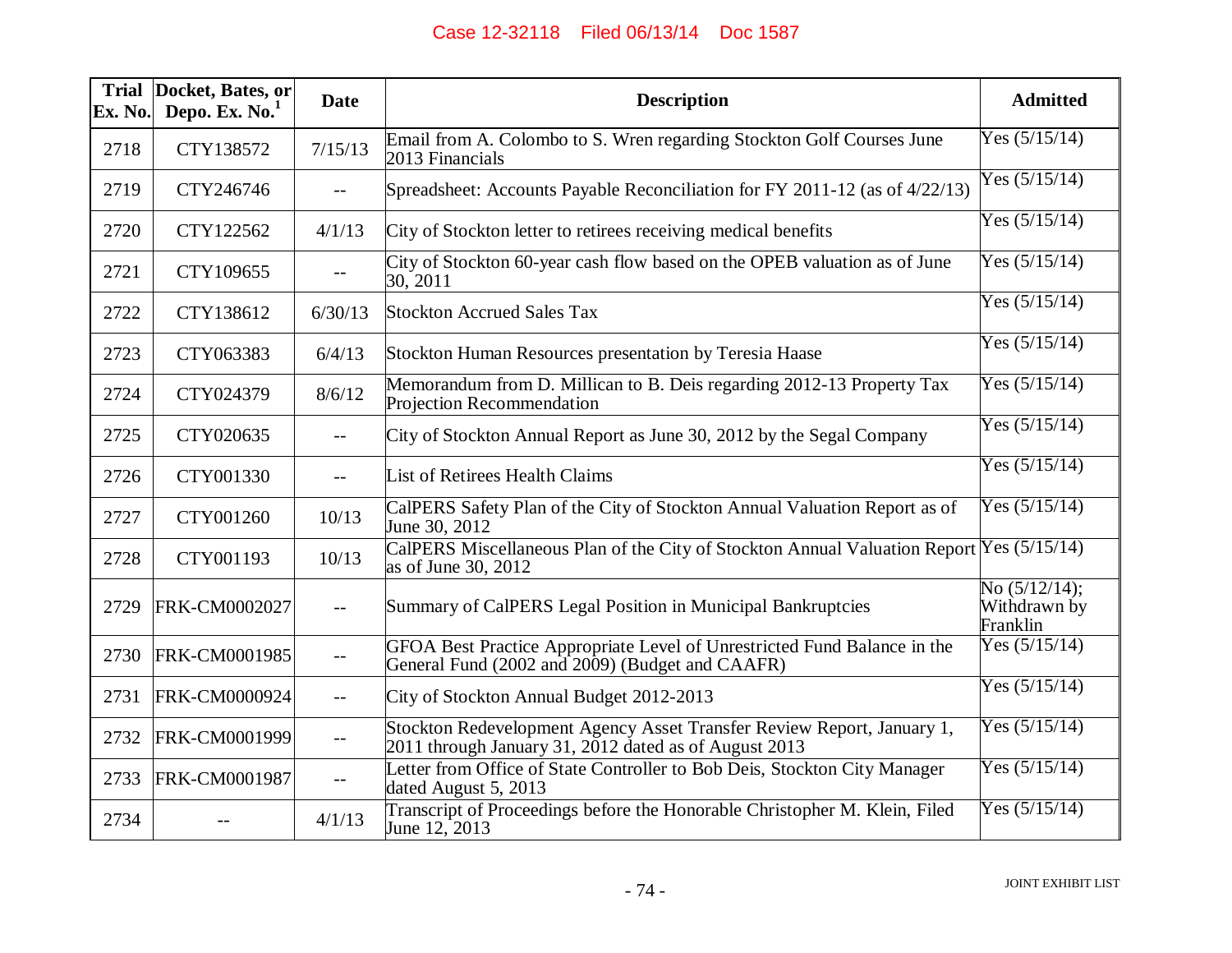| Trial Ex. No. | Docket, Bates, or Depo. Ex. No.[1] | Date | Description | Admitted |
|---|---|---|---|---|
| 2718 | CTY138572 | 7/15/13 | Email from A. Colombo to S. Wren regarding Stockton Golf Courses June 2013 Financials | Yes (5/15/14) |
| 2719 | CTY246746 | -- | Spreadsheet: Accounts Payable Reconciliation for FY 2011-12 (as of 4/22/13) | Yes (5/15/14) |
| 2720 | CTY122562 | 4/1/13 | City of Stockton letter to retirees receiving medical benefits | Yes (5/15/14) |
| 2721 | CTY109655 | -- | City of Stockton 60-year cash flow based on the OPEB valuation as of June 30, 2011 | Yes (5/15/14) |
| 2722 | CTY138612 | 6/30/13 | Stockton Accrued Sales Tax | Yes (5/15/14) |
| 2723 | CTY063383 | 6/4/13 | Stockton Human Resources presentation by Teresia Haase | Yes (5/15/14) |
| 2724 | CTY024379 | 8/6/12 | Memorandum from D. Millican to B. Deis regarding 2012-13 Property Tax Projection Recommendation | Yes (5/15/14) |
| 2725 | CTY020635 | -- | City of Stockton Annual Report as June 30, 2012 by the Segal Company | Yes (5/15/14) |
| 2726 | CTY001330 | -- | List of Retirees Health Claims | Yes (5/15/14) |
| 2727 | CTY001260 | 10/13 | CalPERS Safety Plan of the City of Stockton Annual Valuation Report as of June 30, 2012 | Yes (5/15/14) |
| 2728 | CTY001193 | 10/13 | CalPERS Miscellaneous Plan of the City of Stockton Annual Valuation Report as of June 30, 2012 | Yes (5/15/14) |
| 2729 | FRK-CM0002027 | -- | Summary of CalPERS Legal Position in Municipal Bankruptcies | No (5/12/14); Withdrawn by Franklin |
| 2730 | FRK-CM0001985 | -- | GFOA Best Practice Appropriate Level of Unrestricted Fund Balance in the General Fund (2002 and 2009) (Budget and CAAFR) | Yes (5/15/14) |
| 2731 | FRK-CM0000924 | -- | City of Stockton Annual Budget 2012-2013 | Yes (5/15/14) |
| 2732 | FRK-CM0001999 | -- | Stockton Redevelopment Agency Asset Transfer Review Report, January 1, 2011 through January 31, 2012 dated as of August 2013 | Yes (5/15/14) |
| 2733 | FRK-CM0001987 | -- | Letter from Office of State Controller to Bob Deis, Stockton City Manager dated August 5, 2013 | Yes (5/15/14) |
| 2734 | -- | 4/1/13 | Transcript of Proceedings before the Honorable Christopher M. Klein, Filed June 12, 2013 | Yes (5/15/14) |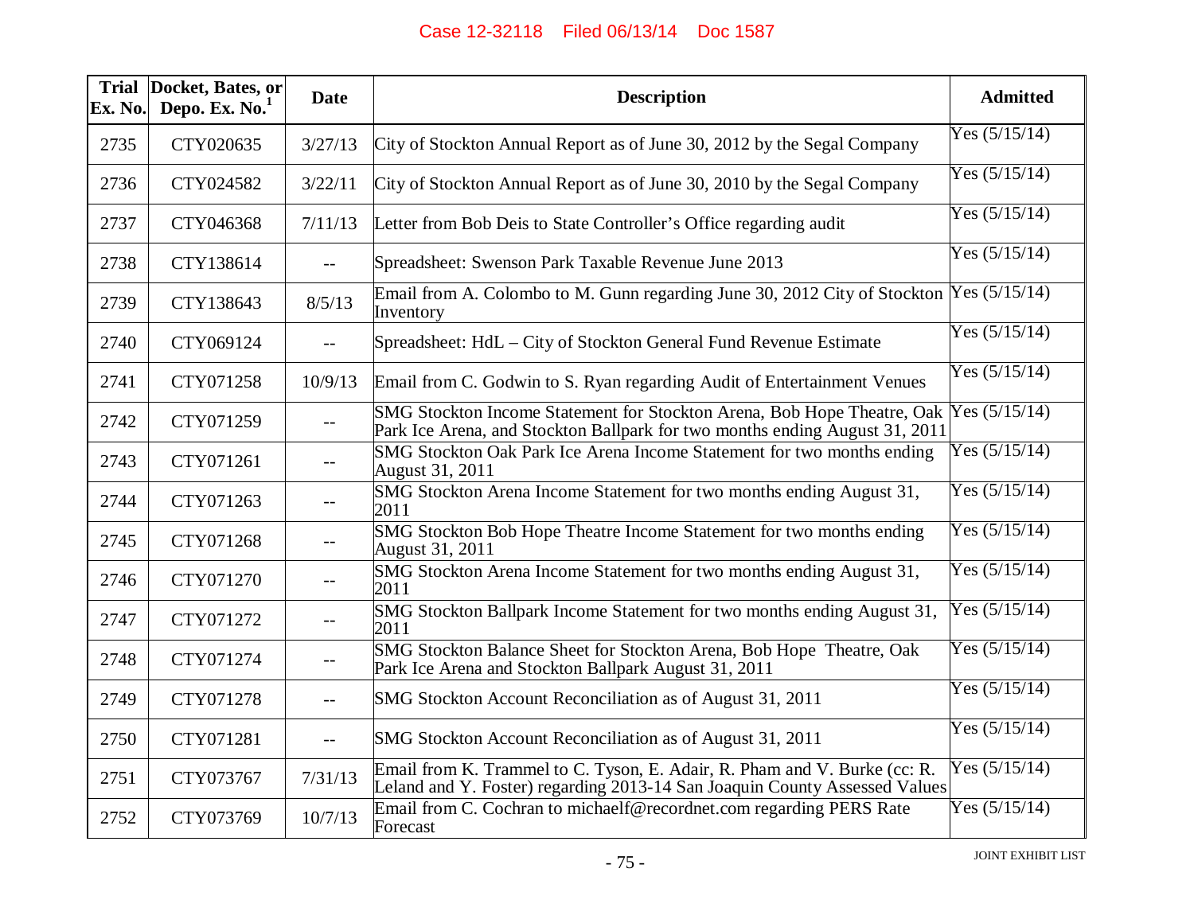| Trial Ex. No. | Docket, Bates, or Depo. Ex. No.[1] | Date | Description | Admitted |
|---|---|---|---|---|
| 2735 | CTY020635 | 3/27/13 | City of Stockton Annual Report as of June 30, 2012 by the Segal Company | Yes (5/15/14) |
| 2736 | CTY024582 | 3/22/11 | City of Stockton Annual Report as of June 30, 2010 by the Segal Company | Yes (5/15/14) |
| 2737 | CTY046368 | 7/11/13 | Letter from Bob Deis to State Controller's Office regarding audit | Yes (5/15/14) |
| 2738 | CTY138614 | -- | Spreadsheet: Swenson Park Taxable Revenue June 2013 | Yes (5/15/14) |
| 2739 | CTY138643 | 8/5/13 | Email from A. Colombo to M. Gunn regarding June 30, 2012 City of Stockton Inventory | Yes (5/15/14) |
| 2740 | CTY069124 | -- | Spreadsheet: HdL – City of Stockton General Fund Revenue Estimate | Yes (5/15/14) |
| 2741 | CTY071258 | 10/9/13 | Email from C. Godwin to S. Ryan regarding Audit of Entertainment Venues | Yes (5/15/14) |
| 2742 | CTY071259 | -- | SMG Stockton Income Statement for Stockton Arena, Bob Hope Theatre, Oak Park Ice Arena, and Stockton Ballpark for two months ending August 31, 2011 | Yes (5/15/14) |
| 2743 | CTY071261 | -- | SMG Stockton Oak Park Ice Arena Income Statement for two months ending August 31, 2011 | Yes (5/15/14) |
| 2744 | CTY071263 | -- | SMG Stockton Arena Income Statement for two months ending August 31, 2011 | Yes (5/15/14) |
| 2745 | CTY071268 | -- | SMG Stockton Bob Hope Theatre Income Statement for two months ending August 31, 2011 | Yes (5/15/14) |
| 2746 | CTY071270 | -- | SMG Stockton Arena Income Statement for two months ending August 31, 2011 | Yes (5/15/14) |
| 2747 | CTY071272 | -- | SMG Stockton Ballpark Income Statement for two months ending August 31, 2011 | Yes (5/15/14) |
| 2748 | CTY071274 | -- | SMG Stockton Balance Sheet for Stockton Arena, Bob Hope Theatre, Oak Park Ice Arena and Stockton Ballpark August 31, 2011 | Yes (5/15/14) |
| 2749 | CTY071278 | -- | SMG Stockton Account Reconciliation as of August 31, 2011 | Yes (5/15/14) |
| 2750 | CTY071281 | -- | SMG Stockton Account Reconciliation as of August 31, 2011 | Yes (5/15/14) |
| 2751 | CTY073767 | 7/31/13 | Email from K. Trammel to C. Tyson, E. Adair, R. Pham and V. Burke (cc: R. Leland and Y. Foster) regarding 2013-14 San Joaquin County Assessed Values | Yes (5/15/14) |
| 2752 | CTY073769 | 10/7/13 | Email from C. Cochran to michaelf@recordnet.com regarding PERS Rate Forecast | Yes (5/15/14) |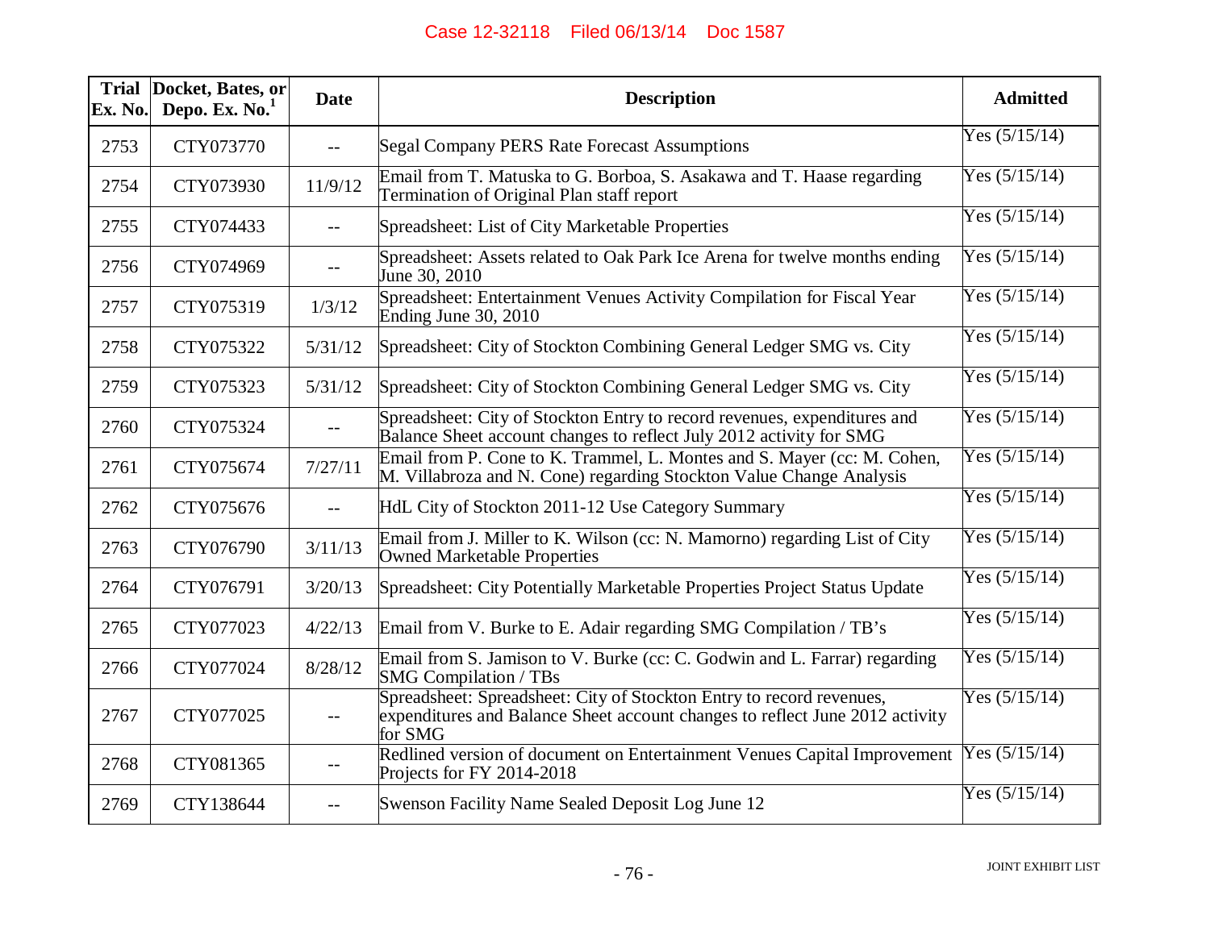| Trial Ex. No. | Docket, Bates, or Depo. Ex. No.[1] | Date | Description | Admitted |
|---|---|---|---|---|
| 2753 | CTY073770 | -- | Segal Company PERS Rate Forecast Assumptions | Yes (5/15/14) |
| 2754 | CTY073930 | 11/9/12 | Email from T. Matuska to G. Borboa, S. Asakawa and T. Haase regarding Termination of Original Plan staff report | Yes (5/15/14) |
| 2755 | CTY074433 | -- | Spreadsheet: List of City Marketable Properties | Yes (5/15/14) |
| 2756 | CTY074969 | -- | Spreadsheet: Assets related to Oak Park Ice Arena for twelve months ending June 30, 2010 | Yes (5/15/14) |
| 2757 | CTY075319 | 1/3/12 | Spreadsheet: Entertainment Venues Activity Compilation for Fiscal Year Ending June 30, 2010 | Yes (5/15/14) |
| 2758 | CTY075322 | 5/31/12 | Spreadsheet: City of Stockton Combining General Ledger SMG vs. City | Yes (5/15/14) |
| 2759 | CTY075323 | 5/31/12 | Spreadsheet: City of Stockton Combining General Ledger SMG vs. City | Yes (5/15/14) |
| 2760 | CTY075324 | -- | Spreadsheet: City of Stockton Entry to record revenues, expenditures and Balance Sheet account changes to reflect July 2012 activity for SMG | Yes (5/15/14) |
| 2761 | CTY075674 | 7/27/11 | Email from P. Cone to K. Trammel, L. Montes and S. Mayer (cc: M. Cohen, M. Villabroza and N. Cone) regarding Stockton Value Change Analysis | Yes (5/15/14) |
| 2762 | CTY075676 | -- | HdL City of Stockton 2011-12 Use Category Summary | Yes (5/15/14) |
| 2763 | CTY076790 | 3/11/13 | Email from J. Miller to K. Wilson (cc: N. Mamorno) regarding List of City Owned Marketable Properties | Yes (5/15/14) |
| 2764 | CTY076791 | 3/20/13 | Spreadsheet: City Potentially Marketable Properties Project Status Update | Yes (5/15/14) |
| 2765 | CTY077023 | 4/22/13 | Email from V. Burke to E. Adair regarding SMG Compilation / TB's | Yes (5/15/14) |
| 2766 | CTY077024 | 8/28/12 | Email from S. Jamison to V. Burke (cc: C. Godwin and L. Farrar) regarding SMG Compilation / TBs | Yes (5/15/14) |
| 2767 | CTY077025 | -- | Spreadsheet: Spreadsheet: City of Stockton Entry to record revenues, expenditures and Balance Sheet account changes to reflect June 2012 activity for SMG | Yes (5/15/14) |
| 2768 | CTY081365 | -- | Redlined version of document on Entertainment Venues Capital Improvement Projects for FY 2014-2018 | Yes (5/15/14) |
| 2769 | CTY138644 | -- | Swenson Facility Name Sealed Deposit Log June 12 | Yes (5/15/14) |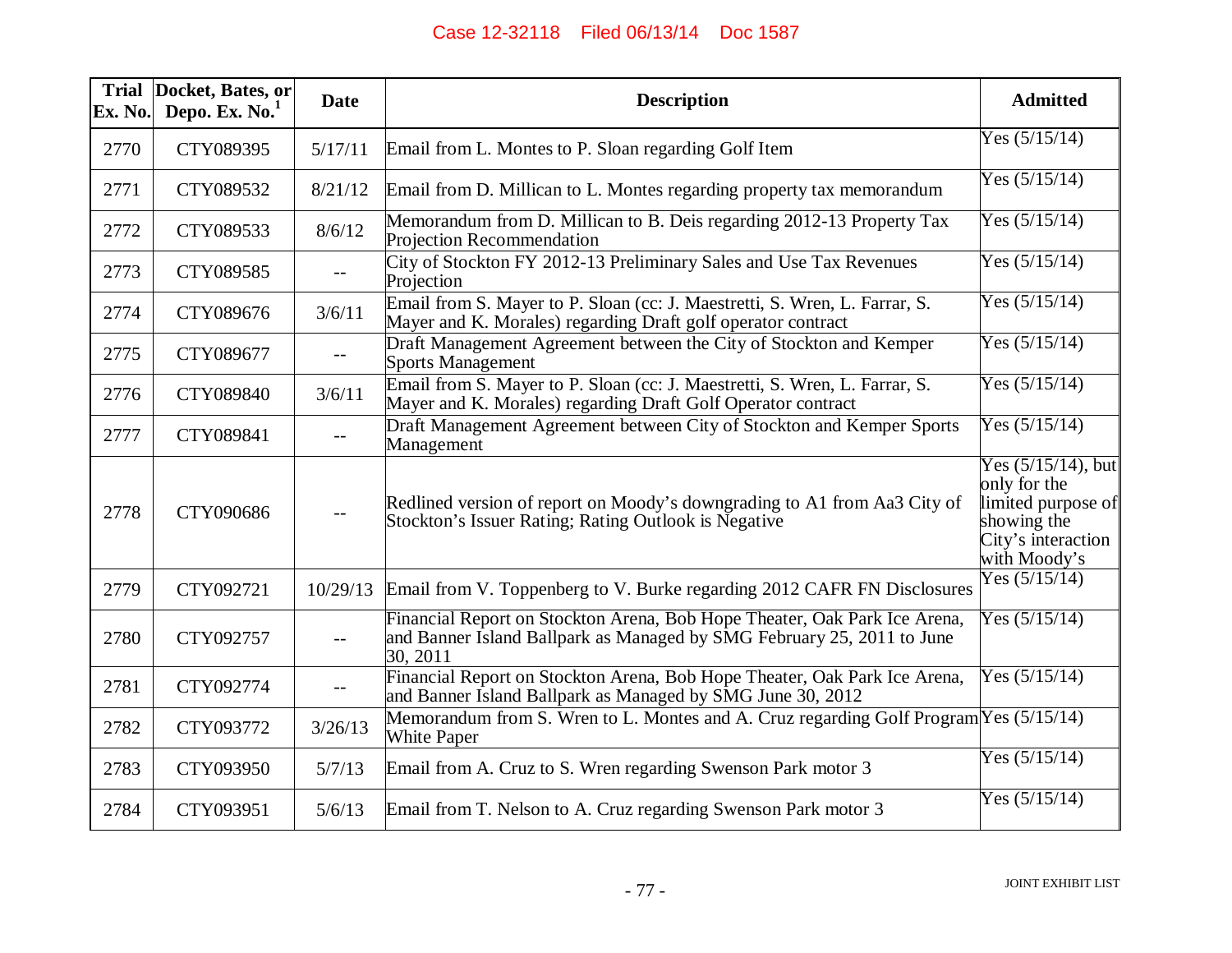| Trial Ex. No. | Docket, Bates, or Depo. Ex. No.[1] | Date | Description | Admitted |
|---|---|---|---|---|
| 2770 | CTY089395 | 5/17/11 | Email from L. Montes to P. Sloan regarding Golf Item | Yes (5/15/14) |
| 2771 | CTY089532 | 8/21/12 | Email from D. Millican to L. Montes regarding property tax memorandum | Yes (5/15/14) |
| 2772 | CTY089533 | 8/6/12 | Memorandum from D. Millican to B. Deis regarding 2012-13 Property Tax Projection Recommendation | Yes (5/15/14) |
| 2773 | CTY089585 | -- | City of Stockton FY 2012-13 Preliminary Sales and Use Tax Revenues Projection | Yes (5/15/14) |
| 2774 | CTY089676 | 3/6/11 | Email from S. Mayer to P. Sloan (cc: J. Maestretti, S. Wren, L. Farrar, S. Mayer and K. Morales) regarding Draft golf operator contract | Yes (5/15/14) |
| 2775 | CTY089677 | -- | Draft Management Agreement between the City of Stockton and Kemper Sports Management | Yes (5/15/14) |
| 2776 | CTY089840 | 3/6/11 | Email from S. Mayer to P. Sloan (cc: J. Maestretti, S. Wren, L. Farrar, S. Mayer and K. Morales) regarding Draft Golf Operator contract | Yes (5/15/14) |
| 2777 | CTY089841 | -- | Draft Management Agreement between City of Stockton and Kemper Sports Management | Yes (5/15/14) |
| 2778 | CTY090686 | -- | Redlined version of report on Moody's downgrading to A1 from Aa3 City of Stockton's Issuer Rating; Rating Outlook is Negative | Yes (5/15/14), but only for the limited purpose of showing the City's interaction with Moody's |
| 2779 | CTY092721 | 10/29/13 | Email from V. Toppenberg to V. Burke regarding 2012 CAFR FN Disclosures | Yes (5/15/14) |
| 2780 | CTY092757 | -- | Financial Report on Stockton Arena, Bob Hope Theater, Oak Park Ice Arena, and Banner Island Ballpark as Managed by SMG February 25, 2011 to June 30, 2011 | Yes (5/15/14) |
| 2781 | CTY092774 | -- | Financial Report on Stockton Arena, Bob Hope Theater, Oak Park Ice Arena, and Banner Island Ballpark as Managed by SMG June 30, 2012 | Yes (5/15/14) |
| 2782 | CTY093772 | 3/26/13 | Memorandum from S. Wren to L. Montes and A. Cruz regarding Golf Program White Paper | Yes (5/15/14) |
| 2783 | CTY093950 | 5/7/13 | Email from A. Cruz to S. Wren regarding Swenson Park motor 3 | Yes (5/15/14) |
| 2784 | CTY093951 | 5/6/13 | Email from T. Nelson to A. Cruz regarding Swenson Park motor 3 | Yes (5/15/14) |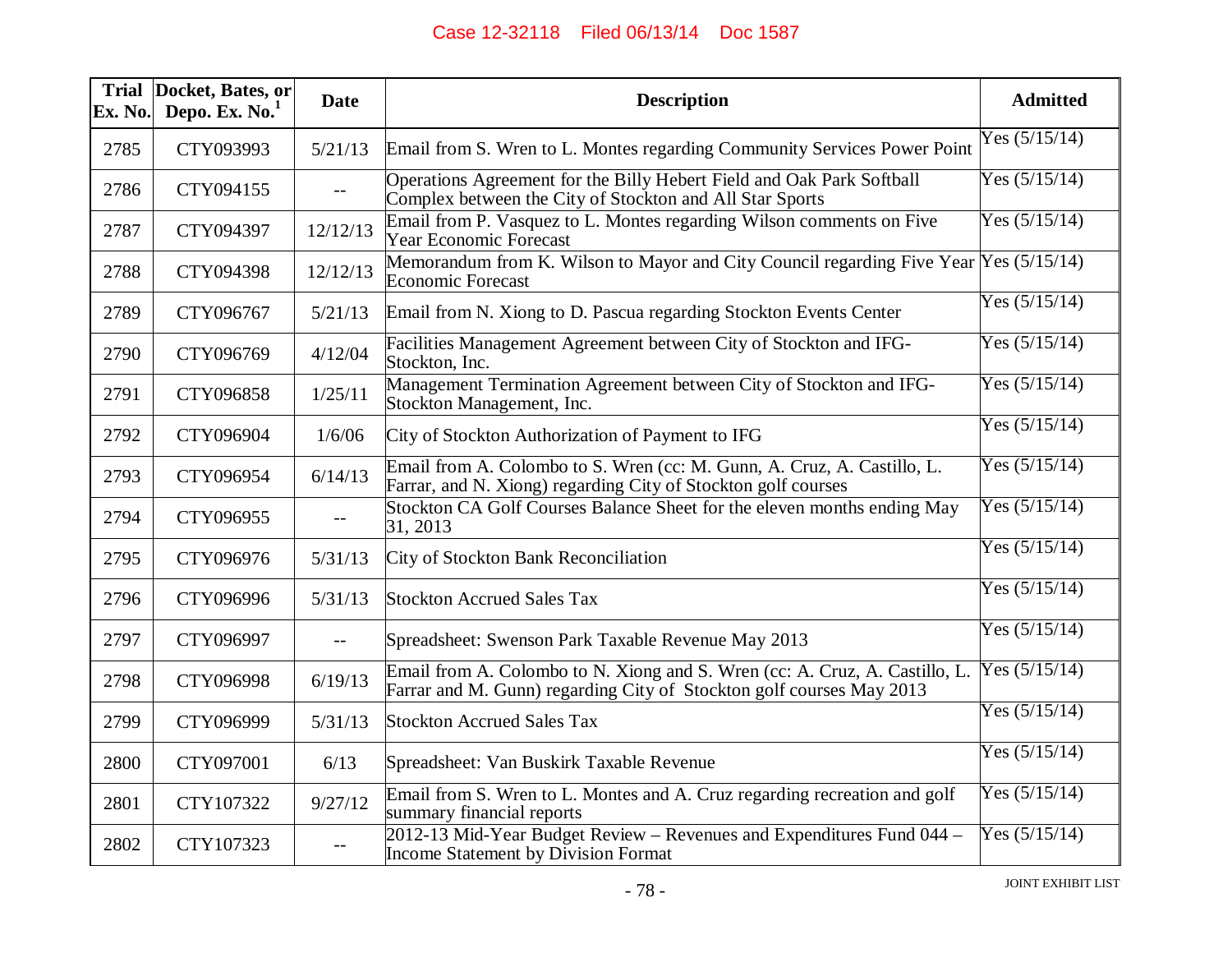| Trial Ex. No. | Docket, Bates, or Depo. Ex. No.[1] | Date | Description | Admitted |
|---|---|---|---|---|
| 2785 | CTY093993 | 5/21/13 | Email from S. Wren to L. Montes regarding Community Services Power Point | Yes (5/15/14) |
| 2786 | CTY094155 | -- | Operations Agreement for the Billy Hebert Field and Oak Park Softball Complex between the City of Stockton and All Star Sports | Yes (5/15/14) |
| 2787 | CTY094397 | 12/12/13 | Email from P. Vasquez to L. Montes regarding Wilson comments on Five Year Economic Forecast | Yes (5/15/14) |
| 2788 | CTY094398 | 12/12/13 | Memorandum from K. Wilson to Mayor and City Council regarding Five Year Economic Forecast | Yes (5/15/14) |
| 2789 | CTY096767 | 5/21/13 | Email from N. Xiong to D. Pascua regarding Stockton Events Center | Yes (5/15/14) |
| 2790 | CTY096769 | 4/12/04 | Facilities Management Agreement between City of Stockton and IFG-Stockton, Inc. | Yes (5/15/14) |
| 2791 | CTY096858 | 1/25/11 | Management Termination Agreement between City of Stockton and IFG-Stockton Management, Inc. | Yes (5/15/14) |
| 2792 | CTY096904 | 1/6/06 | City of Stockton Authorization of Payment to IFG | Yes (5/15/14) |
| 2793 | CTY096954 | 6/14/13 | Email from A. Colombo to S. Wren (cc: M. Gunn, A. Cruz, A. Castillo, L. Farrar, and N. Xiong) regarding City of Stockton golf courses | Yes (5/15/14) |
| 2794 | CTY096955 | -- | Stockton CA Golf Courses Balance Sheet for the eleven months ending May 31, 2013 | Yes (5/15/14) |
| 2795 | CTY096976 | 5/31/13 | City of Stockton Bank Reconciliation | Yes (5/15/14) |
| 2796 | CTY096996 | 5/31/13 | Stockton Accrued Sales Tax | Yes (5/15/14) |
| 2797 | CTY096997 | -- | Spreadsheet: Swenson Park Taxable Revenue May 2013 | Yes (5/15/14) |
| 2798 | CTY096998 | 6/19/13 | Email from A. Colombo to N. Xiong and S. Wren (cc: A. Cruz, A. Castillo, L. Farrar and M. Gunn) regarding City of Stockton golf courses May 2013 | Yes (5/15/14) |
| 2799 | CTY096999 | 5/31/13 | Stockton Accrued Sales Tax | Yes (5/15/14) |
| 2800 | CTY097001 | 6/13 | Spreadsheet: Van Buskirk Taxable Revenue | Yes (5/15/14) |
| 2801 | CTY107322 | 9/27/12 | Email from S. Wren to L. Montes and A. Cruz regarding recreation and golf summary financial reports | Yes (5/15/14) |
| 2802 | CTY107323 | -- | 2012-13 Mid-Year Budget Review – Revenues and Expenditures Fund 044 – Income Statement by Division Format | Yes (5/15/14) |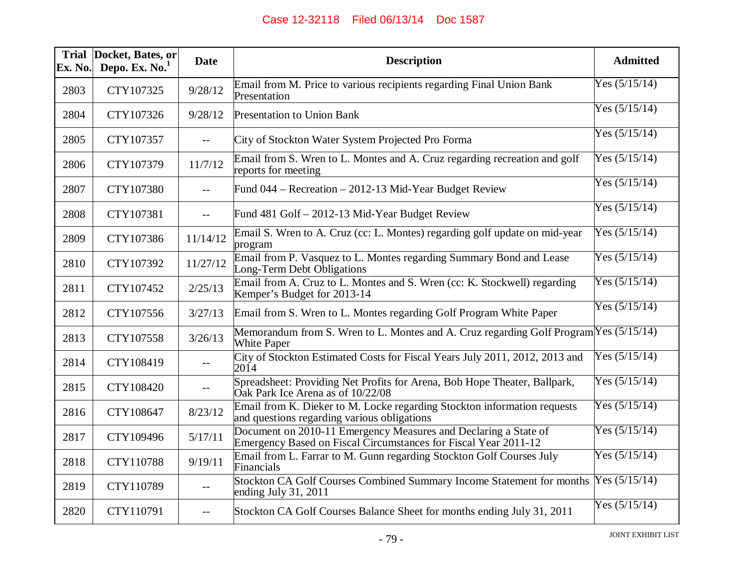| Trial Ex. No. | Docket, Bates, or Depo. Ex. No.[1] | Date | Description | Admitted |
|---|---|---|---|---|
| 2803 | CTY107325 | 9/28/12 | Email from M. Price to various recipients regarding Final Union Bank Presentation | Yes (5/15/14) |
| 2804 | CTY107326 | 9/28/12 | Presentation to Union Bank | Yes (5/15/14) |
| 2805 | CTY107357 | -- | City of Stockton Water System Projected Pro Forma | Yes (5/15/14) |
| 2806 | CTY107379 | 11/7/12 | Email from S. Wren to L. Montes and A. Cruz regarding recreation and golf reports for meeting | Yes (5/15/14) |
| 2807 | CTY107380 | -- | Fund 044 – Recreation – 2012-13 Mid-Year Budget Review | Yes (5/15/14) |
| 2808 | CTY107381 | -- | Fund 481 Golf – 2012-13 Mid-Year Budget Review | Yes (5/15/14) |
| 2809 | CTY107386 | 11/14/12 | Email S. Wren to A. Cruz (cc: L. Montes) regarding golf update on mid-year program | Yes (5/15/14) |
| 2810 | CTY107392 | 11/27/12 | Email from P. Vasquez to L. Montes regarding Summary Bond and Lease Long-Term Debt Obligations | Yes (5/15/14) |
| 2811 | CTY107452 | 2/25/13 | Email from A. Cruz to L. Montes and S. Wren (cc: K. Stockwell) regarding Kemper's Budget for 2013-14 | Yes (5/15/14) |
| 2812 | CTY107556 | 3/27/13 | Email from S. Wren to L. Montes regarding Golf Program White Paper | Yes (5/15/14) |
| 2813 | CTY107558 | 3/26/13 | Memorandum from S. Wren to L. Montes and A. Cruz regarding Golf Program White Paper | Yes (5/15/14) |
| 2814 | CTY108419 | -- | City of Stockton Estimated Costs for Fiscal Years July 2011, 2012, 2013 and 2014 | Yes (5/15/14) |
| 2815 | CTY108420 | -- | Spreadsheet: Providing Net Profits for Arena, Bob Hope Theater, Ballpark, Oak Park Ice Arena as of 10/22/08 | Yes (5/15/14) |
| 2816 | CTY108647 | 8/23/12 | Email from K. Dieker to M. Locke regarding Stockton information requests and questions regarding various obligations | Yes (5/15/14) |
| 2817 | CTY109496 | 5/17/11 | Document on 2010-11 Emergency Measures and Declaring a State of Emergency Based on Fiscal Circumstances for Fiscal Year 2011-12 | Yes (5/15/14) |
| 2818 | CTY110788 | 9/19/11 | Email from L. Farrar to M. Gunn regarding Stockton Golf Courses July Financials | Yes (5/15/14) |
| 2819 | CTY110789 | -- | Stockton CA Golf Courses Combined Summary Income Statement for months ending July 31, 2011 | Yes (5/15/14) |
| 2820 | CTY110791 | -- | Stockton CA Golf Courses Balance Sheet for months ending July 31, 2011 | Yes (5/15/14) |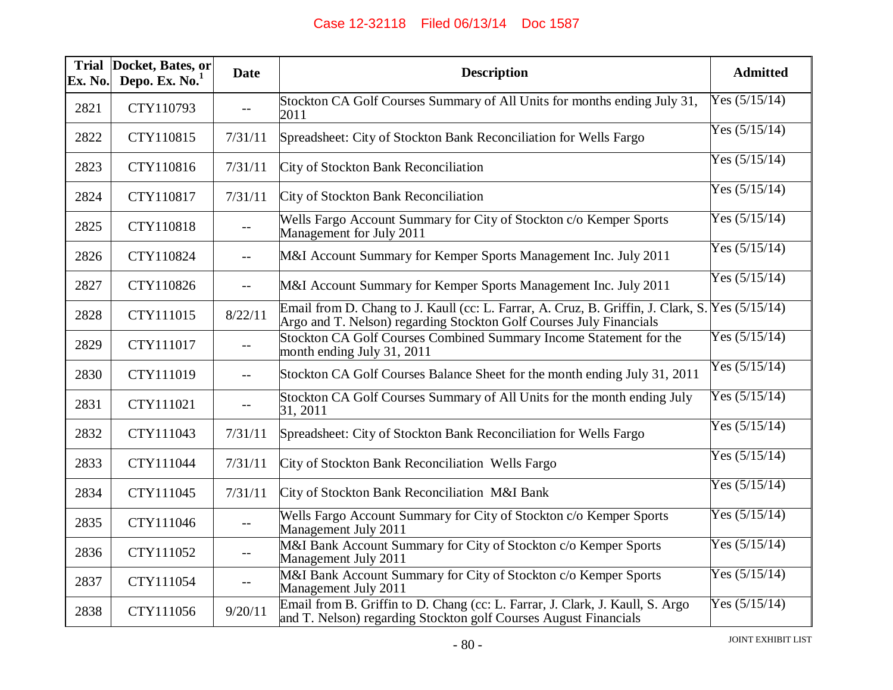| Trial Ex. No. | Docket, Bates, or Depo. Ex. No.[1] | Date | Description | Admitted |
|---|---|---|---|---|
| 2821 | CTY110793 | -- | Stockton CA Golf Courses Summary of All Units for months ending July 31, 2011 | Yes (5/15/14) |
| 2822 | CTY110815 | 7/31/11 | Spreadsheet: City of Stockton Bank Reconciliation for Wells Fargo | Yes (5/15/14) |
| 2823 | CTY110816 | 7/31/11 | City of Stockton Bank Reconciliation | Yes (5/15/14) |
| 2824 | CTY110817 | 7/31/11 | City of Stockton Bank Reconciliation | Yes (5/15/14) |
| 2825 | CTY110818 | -- | Wells Fargo Account Summary for City of Stockton c/o Kemper Sports Management for July 2011 | Yes (5/15/14) |
| 2826 | CTY110824 | -- | M&I Account Summary for Kemper Sports Management Inc. July 2011 | Yes (5/15/14) |
| 2827 | CTY110826 | -- | M&I Account Summary for Kemper Sports Management Inc. July 2011 | Yes (5/15/14) |
| 2828 | CTY111015 | 8/22/11 | Email from D. Chang to J. Kaull (cc: L. Farrar, A. Cruz, B. Griffin, J. Clark, S. Argo and T. Nelson) regarding Stockton Golf Courses July Financials | Yes (5/15/14) |
| 2829 | CTY111017 | -- | Stockton CA Golf Courses Combined Summary Income Statement for the month ending July 31, 2011 | Yes (5/15/14) |
| 2830 | CTY111019 | -- | Stockton CA Golf Courses Balance Sheet for the month ending July 31, 2011 | Yes (5/15/14) |
| 2831 | CTY111021 | -- | Stockton CA Golf Courses Summary of All Units for the month ending July 31, 2011 | Yes (5/15/14) |
| 2832 | CTY111043 | 7/31/11 | Spreadsheet: City of Stockton Bank Reconciliation for Wells Fargo | Yes (5/15/14) |
| 2833 | CTY111044 | 7/31/11 | City of Stockton Bank Reconciliation Wells Fargo | Yes (5/15/14) |
| 2834 | CTY111045 | 7/31/11 | City of Stockton Bank Reconciliation M&I Bank | Yes (5/15/14) |
| 2835 | CTY111046 | -- | Wells Fargo Account Summary for City of Stockton c/o Kemper Sports Management July 2011 | Yes (5/15/14) |
| 2836 | CTY111052 | -- | M&I Bank Account Summary for City of Stockton c/o Kemper Sports Management July 2011 | Yes (5/15/14) |
| 2837 | CTY111054 | -- | M&I Bank Account Summary for City of Stockton c/o Kemper Sports Management July 2011 | Yes (5/15/14) |
| 2838 | CTY111056 | 9/20/11 | Email from B. Griffin to D. Chang (cc: L. Farrar, J. Clark, J. Kaull, S. Argo and T. Nelson) regarding Stockton golf Courses August Financials | Yes (5/15/14) |

JOINT EXHIBIT LIST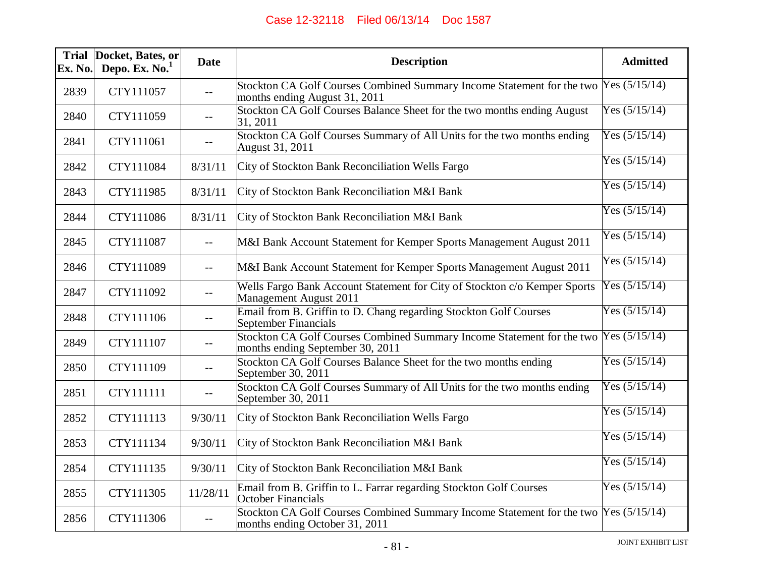| Trial Ex. No. | Docket, Bates, or Depo. Ex. No.[1] | Date | Description | Admitted |
|---|---|---|---|---|
| 2839 | CTY111057 | -- | Stockton CA Golf Courses Combined Summary Income Statement for the two months ending August 31, 2011 | Yes (5/15/14) |
| 2840 | CTY111059 | -- | Stockton CA Golf Courses Balance Sheet for the two months ending August 31, 2011 | Yes (5/15/14) |
| 2841 | CTY111061 | -- | Stockton CA Golf Courses Summary of All Units for the two months ending August 31, 2011 | Yes (5/15/14) |
| 2842 | CTY111084 | 8/31/11 | City of Stockton Bank Reconciliation Wells Fargo | Yes (5/15/14) |
| 2843 | CTY111985 | 8/31/11 | City of Stockton Bank Reconciliation M&I Bank | Yes (5/15/14) |
| 2844 | CTY111086 | 8/31/11 | City of Stockton Bank Reconciliation M&I Bank | Yes (5/15/14) |
| 2845 | CTY111087 | -- | M&I Bank Account Statement for Kemper Sports Management August 2011 | Yes (5/15/14) |
| 2846 | CTY111089 | -- | M&I Bank Account Statement for Kemper Sports Management August 2011 | Yes (5/15/14) |
| 2847 | CTY111092 | -- | Wells Fargo Bank Account Statement for City of Stockton c/o Kemper Sports Management August 2011 | Yes (5/15/14) |
| 2848 | CTY111106 | -- | Email from B. Griffin to D. Chang regarding Stockton Golf Courses September Financials | Yes (5/15/14) |
| 2849 | CTY111107 | -- | Stockton CA Golf Courses Combined Summary Income Statement for the two months ending September 30, 2011 | Yes (5/15/14) |
| 2850 | CTY111109 | -- | Stockton CA Golf Courses Balance Sheet for the two months ending September 30, 2011 | Yes (5/15/14) |
| 2851 | CTY111111 | -- | Stockton CA Golf Courses Summary of All Units for the two months ending September 30, 2011 | Yes (5/15/14) |
| 2852 | CTY111113 | 9/30/11 | City of Stockton Bank Reconciliation Wells Fargo | Yes (5/15/14) |
| 2853 | CTY111134 | 9/30/11 | City of Stockton Bank Reconciliation M&I Bank | Yes (5/15/14) |
| 2854 | CTY111135 | 9/30/11 | City of Stockton Bank Reconciliation M&I Bank | Yes (5/15/14) |
| 2855 | CTY111305 | 11/28/11 | Email from B. Griffin to L. Farrar regarding Stockton Golf Courses October Financials | Yes (5/15/14) |
| 2856 | CTY111306 | -- | Stockton CA Golf Courses Combined Summary Income Statement for the two months ending October 31, 2011 | Yes (5/15/14) |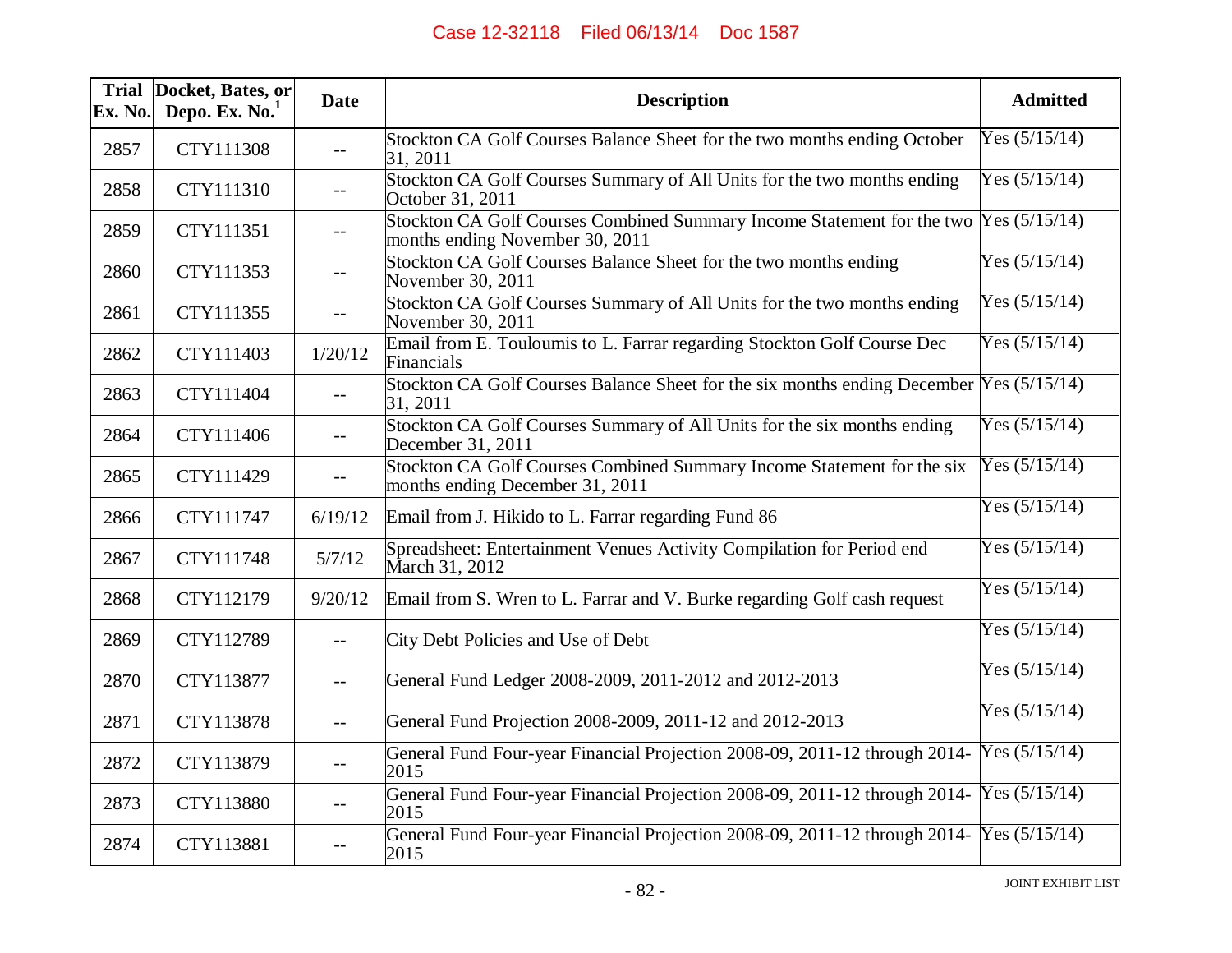| Trial Ex. No. | Docket, Bates, or Depo. Ex. No.[1] | Date | Description | Admitted |
|---|---|---|---|---|
| 2857 | CTY111308 | -- | Stockton CA Golf Courses Balance Sheet for the two months ending October 31, 2011 | Yes (5/15/14) |
| 2858 | CTY111310 | -- | Stockton CA Golf Courses Summary of All Units for the two months ending October 31, 2011 | Yes (5/15/14) |
| 2859 | CTY111351 | -- | Stockton CA Golf Courses Combined Summary Income Statement for the two months ending November 30, 2011 | Yes (5/15/14) |
| 2860 | CTY111353 | -- | Stockton CA Golf Courses Balance Sheet for the two months ending November 30, 2011 | Yes (5/15/14) |
| 2861 | CTY111355 | -- | Stockton CA Golf Courses Summary of All Units for the two months ending November 30, 2011 | Yes (5/15/14) |
| 2862 | CTY111403 | 1/20/12 | Email from E. Touloumis to L. Farrar regarding Stockton Golf Course Dec Financials | Yes (5/15/14) |
| 2863 | CTY111404 | -- | Stockton CA Golf Courses Balance Sheet for the six months ending December 31, 2011 | Yes (5/15/14) |
| 2864 | CTY111406 | -- | Stockton CA Golf Courses Summary of All Units for the six months ending December 31, 2011 | Yes (5/15/14) |
| 2865 | CTY111429 | -- | Stockton CA Golf Courses Combined Summary Income Statement for the six months ending December 31, 2011 | Yes (5/15/14) |
| 2866 | CTY111747 | 6/19/12 | Email from J. Hikido to L. Farrar regarding Fund 86 | Yes (5/15/14) |
| 2867 | CTY111748 | 5/7/12 | Spreadsheet: Entertainment Venues Activity Compilation for Period end March 31, 2012 | Yes (5/15/14) |
| 2868 | CTY112179 | 9/20/12 | Email from S. Wren to L. Farrar and V. Burke regarding Golf cash request | Yes (5/15/14) |
| 2869 | CTY112789 | -- | City Debt Policies and Use of Debt | Yes (5/15/14) |
| 2870 | CTY113877 | -- | General Fund Ledger 2008-2009, 2011-2012 and 2012-2013 | Yes (5/15/14) |
| 2871 | CTY113878 | -- | General Fund Projection 2008-2009, 2011-12 and 2012-2013 | Yes (5/15/14) |
| 2872 | CTY113879 | -- | General Fund Four-year Financial Projection 2008-09, 2011-12 through 2014-2015 | Yes (5/15/14) |
| 2873 | CTY113880 | -- | General Fund Four-year Financial Projection 2008-09, 2011-12 through 2014-2015 | Yes (5/15/14) |
| 2874 | CTY113881 | -- | General Fund Four-year Financial Projection 2008-09, 2011-12 through 2014-2015 | Yes (5/15/14) |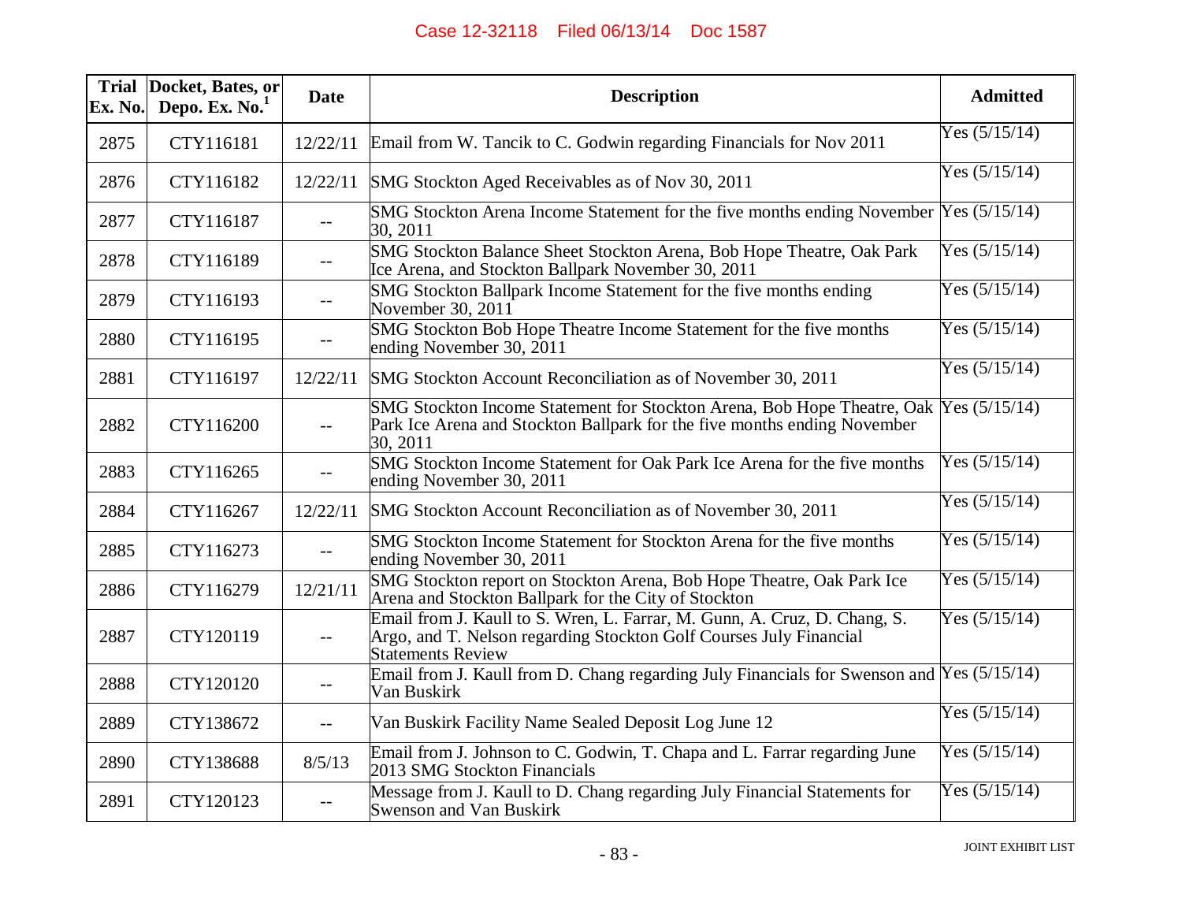| Trial Ex. No. | Docket, Bates, or Depo. Ex. No.[1] | Date | Description | Admitted |
|---|---|---|---|---|
| 2875 | CTY116181 | 12/22/11 | Email from W. Tancik to C. Godwin regarding Financials for Nov 2011 | Yes (5/15/14) |
| 2876 | CTY116182 | 12/22/11 | SMG Stockton Aged Receivables as of Nov 30, 2011 | Yes (5/15/14) |
| 2877 | CTY116187 | -- | SMG Stockton Arena Income Statement for the five months ending November 30, 2011 | Yes (5/15/14) |
| 2878 | CTY116189 | -- | SMG Stockton Balance Sheet Stockton Arena, Bob Hope Theatre, Oak Park Ice Arena, and Stockton Ballpark November 30, 2011 | Yes (5/15/14) |
| 2879 | CTY116193 | -- | SMG Stockton Ballpark Income Statement for the five months ending November 30, 2011 | Yes (5/15/14) |
| 2880 | CTY116195 | -- | SMG Stockton Bob Hope Theatre Income Statement for the five months ending November 30, 2011 | Yes (5/15/14) |
| 2881 | CTY116197 | 12/22/11 | SMG Stockton Account Reconciliation as of November 30, 2011 | Yes (5/15/14) |
| 2882 | CTY116200 | -- | SMG Stockton Income Statement for Stockton Arena, Bob Hope Theatre, Oak Park Ice Arena and Stockton Ballpark for the five months ending November 30, 2011 | Yes (5/15/14) |
| 2883 | CTY116265 | -- | SMG Stockton Income Statement for Oak Park Ice Arena for the five months ending November 30, 2011 | Yes (5/15/14) |
| 2884 | CTY116267 | 12/22/11 | SMG Stockton Account Reconciliation as of November 30, 2011 | Yes (5/15/14) |
| 2885 | CTY116273 | -- | SMG Stockton Income Statement for Stockton Arena for the five months ending November 30, 2011 | Yes (5/15/14) |
| 2886 | CTY116279 | 12/21/11 | SMG Stockton report on Stockton Arena, Bob Hope Theatre, Oak Park Ice Arena and Stockton Ballpark for the City of Stockton | Yes (5/15/14) |
| 2887 | CTY120119 | -- | Email from J. Kaull to S. Wren, L. Farrar, M. Gunn, A. Cruz, D. Chang, S. Argo, and T. Nelson regarding Stockton Golf Courses July Financial Statements Review | Yes (5/15/14) |
| 2888 | CTY120120 | -- | Email from J. Kaull from D. Chang regarding July Financials for Swenson and Van Buskirk | Yes (5/15/14) |
| 2889 | CTY138672 | -- | Van Buskirk Facility Name Sealed Deposit Log June 12 | Yes (5/15/14) |
| 2890 | CTY138688 | 8/5/13 | Email from J. Johnson to C. Godwin, T. Chapa and L. Farrar regarding June 2013 SMG Stockton Financials | Yes (5/15/14) |
| 2891 | CTY120123 | -- | Message from J. Kaull to D. Chang regarding July Financial Statements for Swenson and Van Buskirk | Yes (5/15/14) |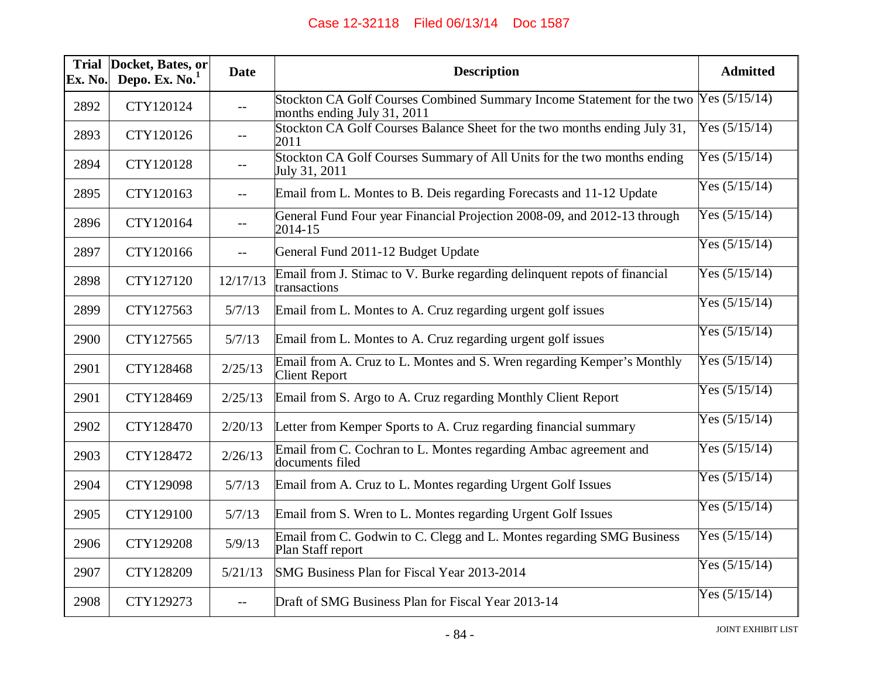| Trial Ex. No. | Docket, Bates, or Depo. Ex. No.[1] | Date | Description | Admitted |
|---|---|---|---|---|
| 2892 | CTY120124 | -- | Stockton CA Golf Courses Combined Summary Income Statement for the two months ending July 31, 2011 | Yes (5/15/14) |
| 2893 | CTY120126 | -- | Stockton CA Golf Courses Balance Sheet for the two months ending July 31, 2011 | Yes (5/15/14) |
| 2894 | CTY120128 | -- | Stockton CA Golf Courses Summary of All Units for the two months ending July 31, 2011 | Yes (5/15/14) |
| 2895 | CTY120163 | -- | Email from L. Montes to B. Deis regarding Forecasts and 11-12 Update | Yes (5/15/14) |
| 2896 | CTY120164 | -- | General Fund Four year Financial Projection 2008-09, and 2012-13 through 2014-15 | Yes (5/15/14) |
| 2897 | CTY120166 | -- | General Fund 2011-12 Budget Update | Yes (5/15/14) |
| 2898 | CTY127120 | 12/17/13 | Email from J. Stimac to V. Burke regarding delinquent repots of financial transactions | Yes (5/15/14) |
| 2899 | CTY127563 | 5/7/13 | Email from L. Montes to A. Cruz regarding urgent golf issues | Yes (5/15/14) |
| 2900 | CTY127565 | 5/7/13 | Email from L. Montes to A. Cruz regarding urgent golf issues | Yes (5/15/14) |
| 2901 | CTY128468 | 2/25/13 | Email from A. Cruz to L. Montes and S. Wren regarding Kemper's Monthly Client Report | Yes (5/15/14) |
| 2901 | CTY128469 | 2/25/13 | Email from S. Argo to A. Cruz regarding Monthly Client Report | Yes (5/15/14) |
| 2902 | CTY128470 | 2/20/13 | Letter from Kemper Sports to A. Cruz regarding financial summary | Yes (5/15/14) |
| 2903 | CTY128472 | 2/26/13 | Email from C. Cochran to L. Montes regarding Ambac agreement and documents filed | Yes (5/15/14) |
| 2904 | CTY129098 | 5/7/13 | Email from A. Cruz to L. Montes regarding Urgent Golf Issues | Yes (5/15/14) |
| 2905 | CTY129100 | 5/7/13 | Email from S. Wren to L. Montes regarding Urgent Golf Issues | Yes (5/15/14) |
| 2906 | CTY129208 | 5/9/13 | Email from C. Godwin to C. Clegg and L. Montes regarding SMG Business Plan Staff report | Yes (5/15/14) |
| 2907 | CTY128209 | 5/21/13 | SMG Business Plan for Fiscal Year 2013-2014 | Yes (5/15/14) |
| 2908 | CTY129273 | -- | Draft of SMG Business Plan for Fiscal Year 2013-14 | Yes (5/15/14) |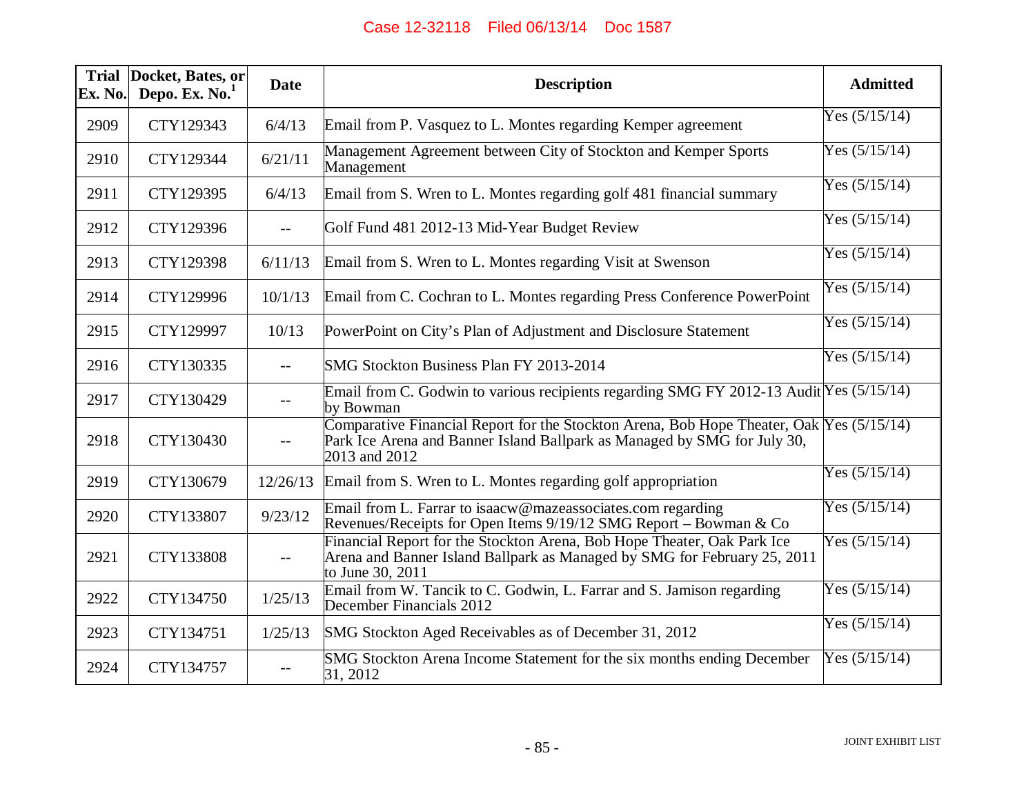| Trial Ex. No. | Docket, Bates, or Depo. Ex. No.[1] | Date | Description | Admitted |
|---|---|---|---|---|
| 2909 | CTY129343 | 6/4/13 | Email from P. Vasquez to L. Montes regarding Kemper agreement | Yes (5/15/14) |
| 2910 | CTY129344 | 6/21/11 | Management Agreement between City of Stockton and Kemper Sports Management | Yes (5/15/14) |
| 2911 | CTY129395 | 6/4/13 | Email from S. Wren to L. Montes regarding golf 481 financial summary | Yes (5/15/14) |
| 2912 | CTY129396 | -- | Golf Fund 481 2012-13 Mid-Year Budget Review | Yes (5/15/14) |
| 2913 | CTY129398 | 6/11/13 | Email from S. Wren to L. Montes regarding Visit at Swenson | Yes (5/15/14) |
| 2914 | CTY129996 | 10/1/13 | Email from C. Cochran to L. Montes regarding Press Conference PowerPoint | Yes (5/15/14) |
| 2915 | CTY129997 | 10/13 | PowerPoint on City's Plan of Adjustment and Disclosure Statement | Yes (5/15/14) |
| 2916 | CTY130335 | -- | SMG Stockton Business Plan FY 2013-2014 | Yes (5/15/14) |
| 2917 | CTY130429 | -- | Email from C. Godwin to various recipients regarding SMG FY 2012-13 Audit by Bowman | Yes (5/15/14) |
| 2918 | CTY130430 | -- | Comparative Financial Report for the Stockton Arena, Bob Hope Theater, Oak Park Ice Arena and Banner Island Ballpark as Managed by SMG for July 30, 2013 and 2012 | Yes (5/15/14) |
| 2919 | CTY130679 | 12/26/13 | Email from S. Wren to L. Montes regarding golf appropriation | Yes (5/15/14) |
| 2920 | CTY133807 | 9/23/12 | Email from L. Farrar to isaacw@mazeassociates.com regarding Revenues/Receipts for Open Items 9/19/12 SMG Report – Bowman & Co | Yes (5/15/14) |
| 2921 | CTY133808 | -- | Financial Report for the Stockton Arena, Bob Hope Theater, Oak Park Ice Arena and Banner Island Ballpark as Managed by SMG for February 25, 2011 to June 30, 2011 | Yes (5/15/14) |
| 2922 | CTY134750 | 1/25/13 | Email from W. Tancik to C. Godwin, L. Farrar and S. Jamison regarding December Financials 2012 | Yes (5/15/14) |
| 2923 | CTY134751 | 1/25/13 | SMG Stockton Aged Receivables as of December 31, 2012 | Yes (5/15/14) |
| 2924 | CTY134757 | -- | SMG Stockton Arena Income Statement for the six months ending December 31, 2012 | Yes (5/15/14) |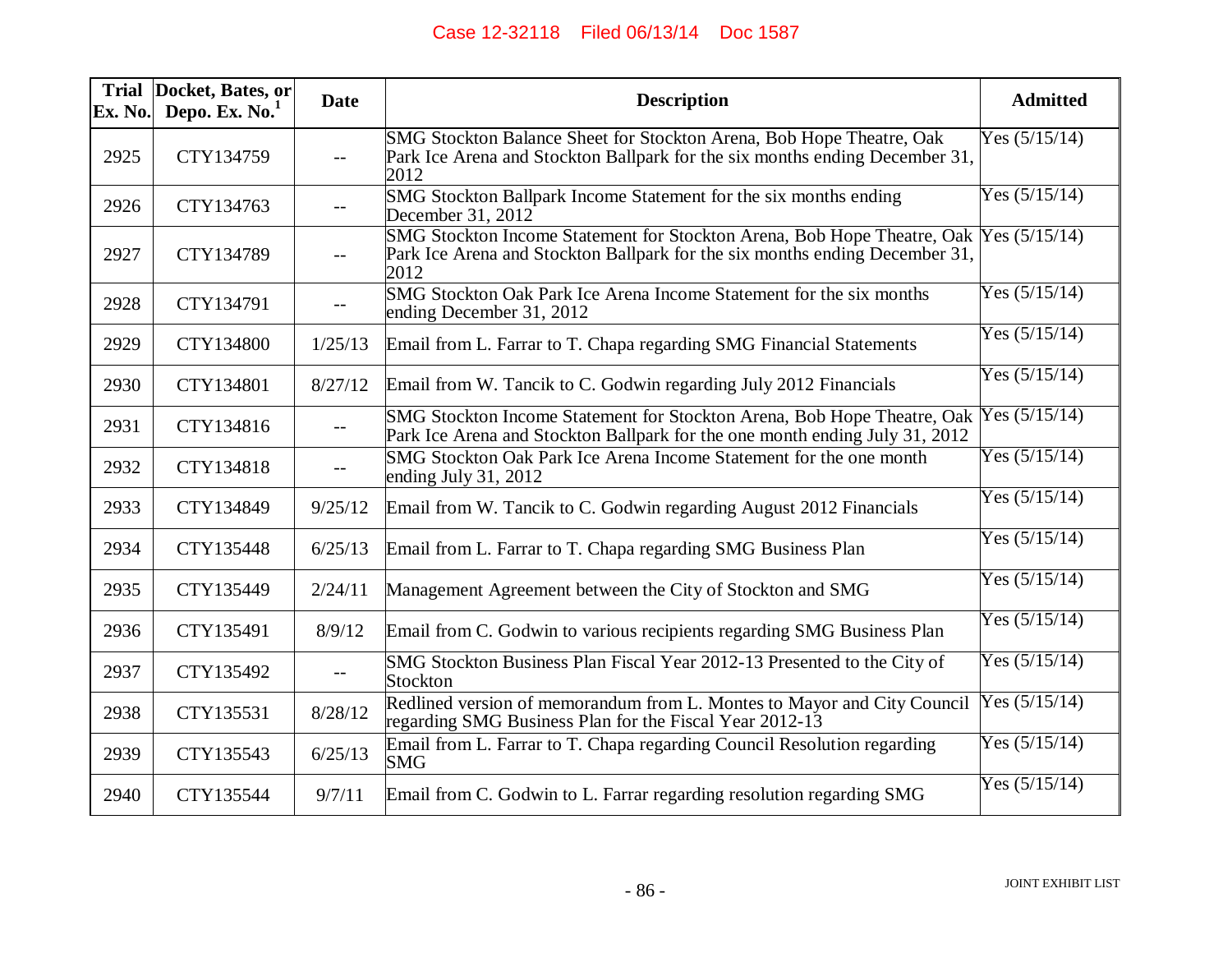| Trial Ex. No. | Docket, Bates, or Depo. Ex. No.[1] | Date | Description | Admitted |
|---|---|---|---|---|
| 2925 | CTY134759 | -- | SMG Stockton Balance Sheet for Stockton Arena, Bob Hope Theatre, Oak Park Ice Arena and Stockton Ballpark for the six months ending December 31, 2012 | Yes (5/15/14) |
| 2926 | CTY134763 | -- | SMG Stockton Ballpark Income Statement for the six months ending December 31, 2012 | Yes (5/15/14) |
| 2927 | CTY134789 | -- | SMG Stockton Income Statement for Stockton Arena, Bob Hope Theatre, Oak Park Ice Arena and Stockton Ballpark for the six months ending December 31, 2012 | Yes (5/15/14) |
| 2928 | CTY134791 | -- | SMG Stockton Oak Park Ice Arena Income Statement for the six months ending December 31, 2012 | Yes (5/15/14) |
| 2929 | CTY134800 | 1/25/13 | Email from L. Farrar to T. Chapa regarding SMG Financial Statements | Yes (5/15/14) |
| 2930 | CTY134801 | 8/27/12 | Email from W. Tancik to C. Godwin regarding July 2012 Financials | Yes (5/15/14) |
| 2931 | CTY134816 | -- | SMG Stockton Income Statement for Stockton Arena, Bob Hope Theatre, Oak Park Ice Arena and Stockton Ballpark for the one month ending July 31, 2012 | Yes (5/15/14) |
| 2932 | CTY134818 | -- | SMG Stockton Oak Park Ice Arena Income Statement for the one month ending July 31, 2012 | Yes (5/15/14) |
| 2933 | CTY134849 | 9/25/12 | Email from W. Tancik to C. Godwin regarding August 2012 Financials | Yes (5/15/14) |
| 2934 | CTY135448 | 6/25/13 | Email from L. Farrar to T. Chapa regarding SMG Business Plan | Yes (5/15/14) |
| 2935 | CTY135449 | 2/24/11 | Management Agreement between the City of Stockton and SMG | Yes (5/15/14) |
| 2936 | CTY135491 | 8/9/12 | Email from C. Godwin to various recipients regarding SMG Business Plan | Yes (5/15/14) |
| 2937 | CTY135492 | -- | SMG Stockton Business Plan Fiscal Year 2012-13 Presented to the City of Stockton | Yes (5/15/14) |
| 2938 | CTY135531 | 8/28/12 | Redlined version of memorandum from L. Montes to Mayor and City Council regarding SMG Business Plan for the Fiscal Year 2012-13 | Yes (5/15/14) |
| 2939 | CTY135543 | 6/25/13 | Email from L. Farrar to T. Chapa regarding Council Resolution regarding SMG | Yes (5/15/14) |
| 2940 | CTY135544 | 9/7/11 | Email from C. Godwin to L. Farrar regarding resolution regarding SMG | Yes (5/15/14) |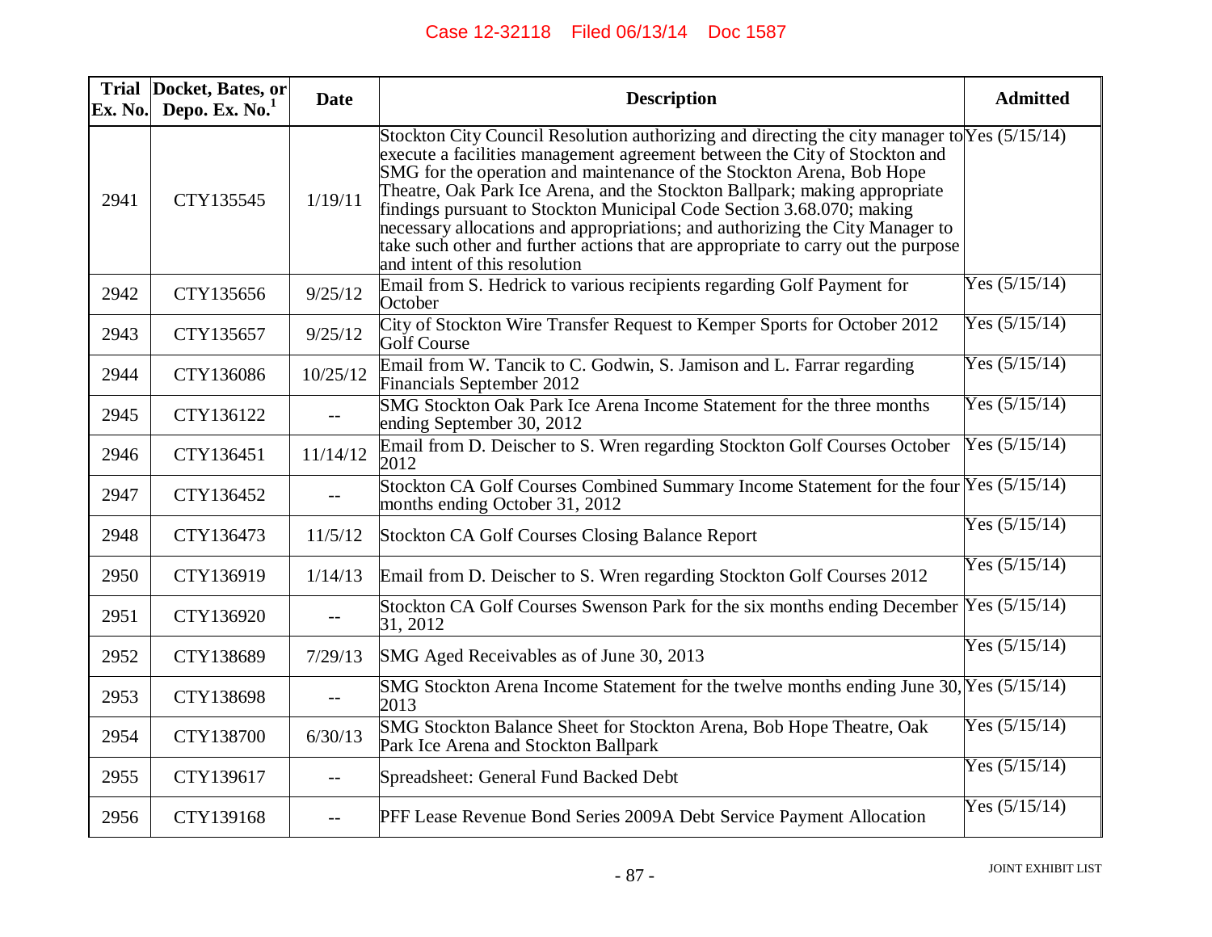| Trial Ex. No. | Docket, Bates, or Depo. Ex. No.[1] | Date | Description | Admitted |
|---|---|---|---|---|
| 2941 | CTY135545 | 1/19/11 | Stockton City Council Resolution authorizing and directing the city manager to execute a facilities management agreement between the City of Stockton and SMG for the operation and maintenance of the Stockton Arena, Bob Hope Theatre, Oak Park Ice Arena, and the Stockton Ballpark; making appropriate findings pursuant to Stockton Municipal Code Section 3.68.070; making necessary allocations and appropriations; and authorizing the City Manager to take such other and further actions that are appropriate to carry out the purpose and intent of this resolution | Yes (5/15/14) |
| 2942 | CTY135656 | 9/25/12 | Email from S. Hedrick to various recipients regarding Golf Payment for October | Yes (5/15/14) |
| 2943 | CTY135657 | 9/25/12 | City of Stockton Wire Transfer Request to Kemper Sports for October 2012 Golf Course | Yes (5/15/14) |
| 2944 | CTY136086 | 10/25/12 | Email from W. Tancik to C. Godwin, S. Jamison and L. Farrar regarding Financials September 2012 | Yes (5/15/14) |
| 2945 | CTY136122 | -- | SMG Stockton Oak Park Ice Arena Income Statement for the three months ending September 30, 2012 | Yes (5/15/14) |
| 2946 | CTY136451 | 11/14/12 | Email from D. Deischer to S. Wren regarding Stockton Golf Courses October 2012 | Yes (5/15/14) |
| 2947 | CTY136452 | -- | Stockton CA Golf Courses Combined Summary Income Statement for the four months ending October 31, 2012 | Yes (5/15/14) |
| 2948 | CTY136473 | 11/5/12 | Stockton CA Golf Courses Closing Balance Report | Yes (5/15/14) |
| 2950 | CTY136919 | 1/14/13 | Email from D. Deischer to S. Wren regarding Stockton Golf Courses 2012 | Yes (5/15/14) |
| 2951 | CTY136920 | -- | Stockton CA Golf Courses Swenson Park for the six months ending December 31, 2012 | Yes (5/15/14) |
| 2952 | CTY138689 | 7/29/13 | SMG Aged Receivables as of June 30, 2013 | Yes (5/15/14) |
| 2953 | CTY138698 | -- | SMG Stockton Arena Income Statement for the twelve months ending June 30, 2013 | Yes (5/15/14) |
| 2954 | CTY138700 | 6/30/13 | SMG Stockton Balance Sheet for Stockton Arena, Bob Hope Theatre, Oak Park Ice Arena and Stockton Ballpark | Yes (5/15/14) |
| 2955 | CTY139617 | -- | Spreadsheet: General Fund Backed Debt | Yes (5/15/14) |
| 2956 | CTY139168 | -- | PFF Lease Revenue Bond Series 2009A Debt Service Payment Allocation | Yes (5/15/14) |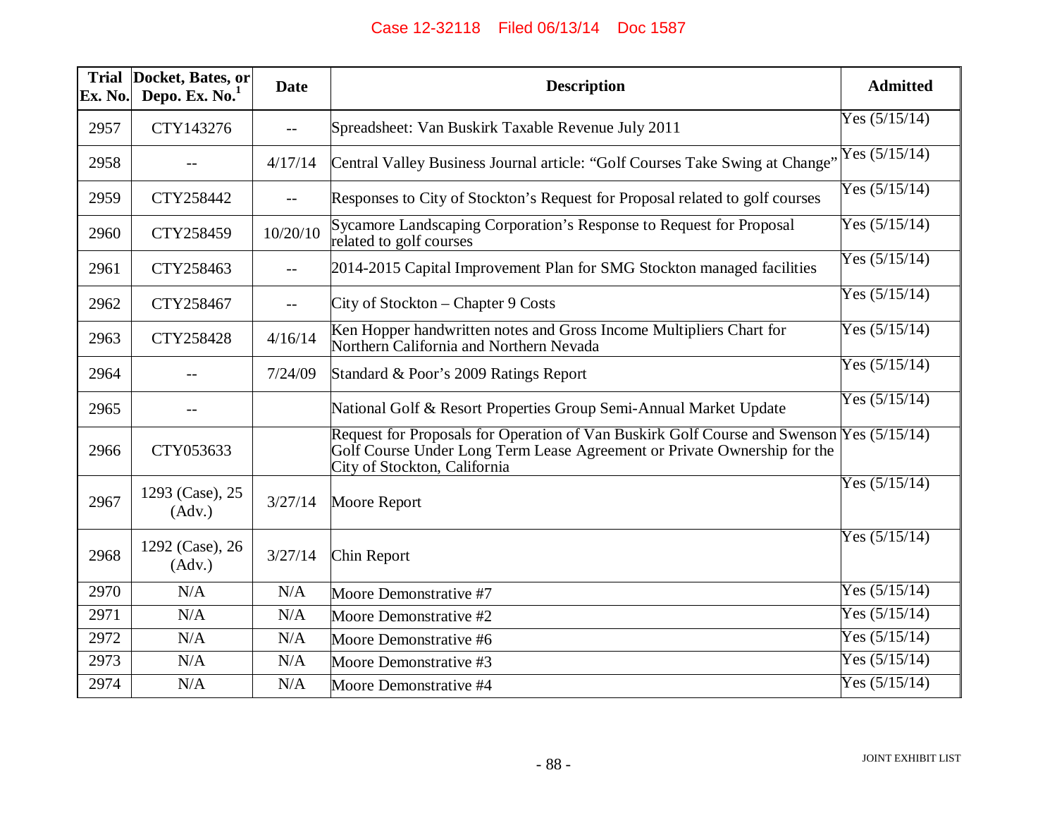| Trial Ex. No. | Docket, Bates, or Depo. Ex. No.[1] | Date | Description | Admitted |
|---|---|---|---|---|
| 2957 | CTY143276 | -- | Spreadsheet: Van Buskirk Taxable Revenue July 2011 | Yes (5/15/14) |
| 2958 | -- | 4/17/14 | Central Valley Business Journal article: "Golf Courses Take Swing at Change" | Yes (5/15/14) |
| 2959 | CTY258442 | -- | Responses to City of Stockton's Request for Proposal related to golf courses | Yes (5/15/14) |
| 2960 | CTY258459 | 10/20/10 | Sycamore Landscaping Corporation's Response to Request for Proposal related to golf courses | Yes (5/15/14) |
| 2961 | CTY258463 | -- | 2014-2015 Capital Improvement Plan for SMG Stockton managed facilities | Yes (5/15/14) |
| 2962 | CTY258467 | -- | City of Stockton – Chapter 9 Costs | Yes (5/15/14) |
| 2963 | CTY258428 | 4/16/14 | Ken Hopper handwritten notes and Gross Income Multipliers Chart for Northern California and Northern Nevada | Yes (5/15/14) |
| 2964 | -- | 7/24/09 | Standard & Poor's 2009 Ratings Report | Yes (5/15/14) |
| 2965 | -- | | National Golf & Resort Properties Group Semi-Annual Market Update | Yes (5/15/14) |
| 2966 | CTY053633 | | Request for Proposals for Operation of Van Buskirk Golf Course and Swenson Golf Course Under Long Term Lease Agreement or Private Ownership for the City of Stockton, California | Yes (5/15/14) |
| 2967 | 1293 (Case), 25 (Adv.) | 3/27/14 | Moore Report | Yes (5/15/14) |
| 2968 | 1292 (Case), 26 (Adv.) | 3/27/14 | Chin Report | Yes (5/15/14) |
| 2970 | N/A | N/A | Moore Demonstrative #7 | Yes (5/15/14) |
| 2971 | N/A | N/A | Moore Demonstrative #2 | Yes (5/15/14) |
| 2972 | N/A | N/A | Moore Demonstrative #6 | Yes (5/15/14) |
| 2973 | N/A | N/A | Moore Demonstrative #3 | Yes (5/15/14) |
| 2974 | N/A | N/A | Moore Demonstrative #4 | Yes (5/15/14) |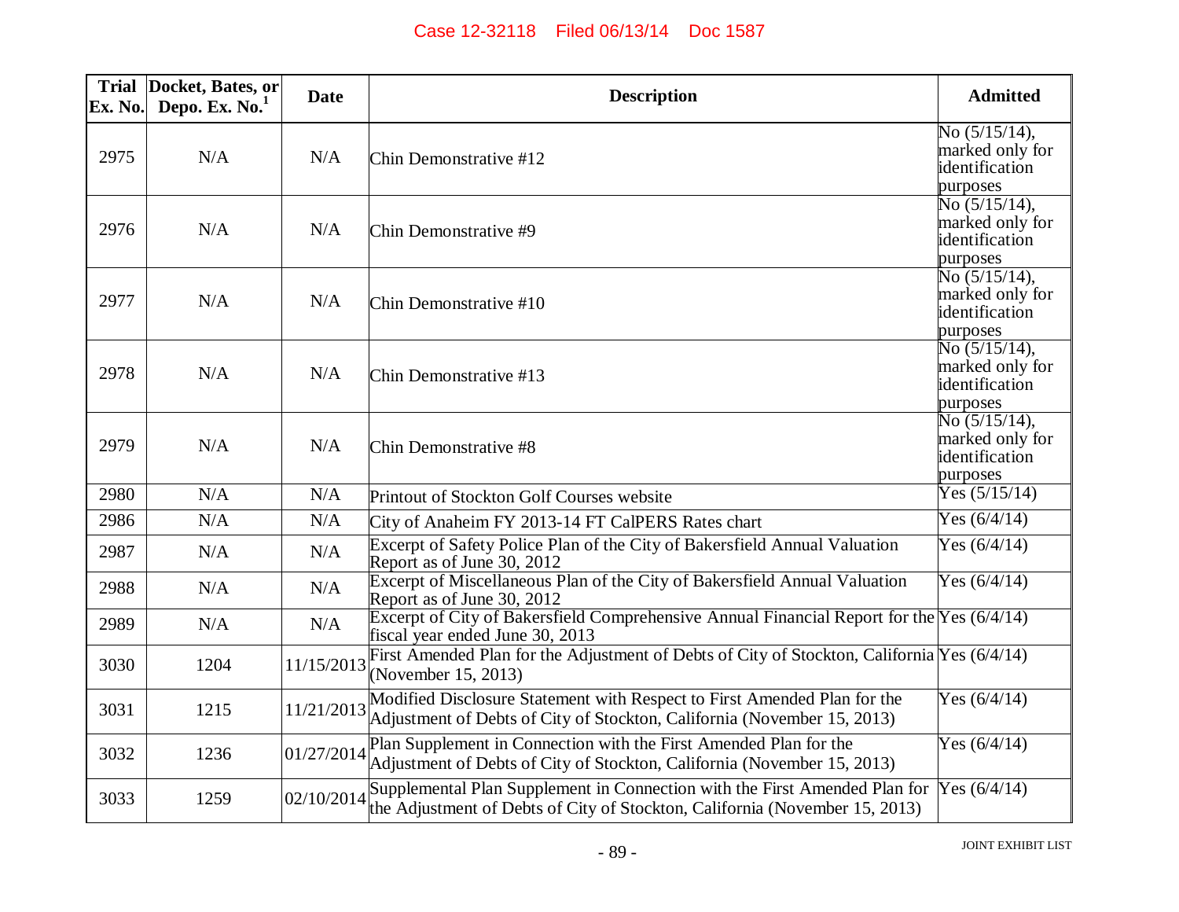| Trial Ex. No. | Docket, Bates, or Depo. Ex. No.[1] | Date | Description | Admitted |
|---|---|---|---|---|
| 2975 | N/A | N/A | Chin Demonstrative #12 | No (5/15/14), marked only for identification purposes |
| 2976 | N/A | N/A | Chin Demonstrative #9 | No (5/15/14), marked only for identification purposes |
| 2977 | N/A | N/A | Chin Demonstrative #10 | No (5/15/14), marked only for identification purposes |
| 2978 | N/A | N/A | Chin Demonstrative #13 | No (5/15/14), marked only for identification purposes |
| 2979 | N/A | N/A | Chin Demonstrative #8 | No (5/15/14), marked only for identification purposes |
| 2980 | N/A | N/A | Printout of Stockton Golf Courses website | Yes (5/15/14) |
| 2986 | N/A | N/A | City of Anaheim FY 2013-14 FT CalPERS Rates chart | Yes (6/4/14) |
| 2987 | N/A | N/A | Excerpt of Safety Police Plan of the City of Bakersfield Annual Valuation Report as of June 30, 2012 | Yes (6/4/14) |
| 2988 | N/A | N/A | Excerpt of Miscellaneous Plan of the City of Bakersfield Annual Valuation Report as of June 30, 2012 | Yes (6/4/14) |
| 2989 | N/A | N/A | Excerpt of City of Bakersfield Comprehensive Annual Financial Report for the fiscal year ended June 30, 2013 | Yes (6/4/14) |
| 3030 | 1204 | 11/15/2013 | First Amended Plan for the Adjustment of Debts of City of Stockton, California (November 15, 2013) | Yes (6/4/14) |
| 3031 | 1215 | 11/21/2013 | Modified Disclosure Statement with Respect to First Amended Plan for the Adjustment of Debts of City of Stockton, California (November 15, 2013) | Yes (6/4/14) |
| 3032 | 1236 | 01/27/2014 | Plan Supplement in Connection with the First Amended Plan for the Adjustment of Debts of City of Stockton, California (November 15, 2013) | Yes (6/4/14) |
| 3033 | 1259 | 02/10/2014 | Supplemental Plan Supplement in Connection with the First Amended Plan for the Adjustment of Debts of City of Stockton, California (November 15, 2013) | Yes (6/4/14) |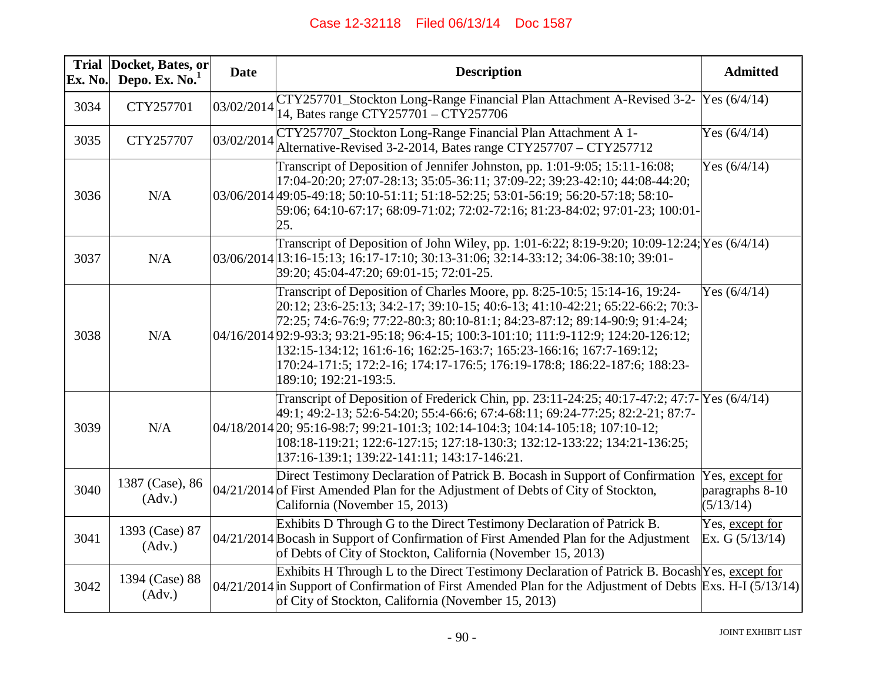| Trial Ex. No. | Docket, Bates, or Depo. Ex. No.[1] | Date | Description | Admitted |
|---|---|---|---|---|
| 3034 | CTY257701 | 03/02/2014 | CTY257701_Stockton Long-Range Financial Plan Attachment A-Revised 3-2-14, Bates range CTY257701 – CTY257706 | Yes (6/4/14) |
| 3035 | CTY257707 | 03/02/2014 | CTY257707_Stockton Long-Range Financial Plan Attachment A 1-Alternative-Revised 3-2-2014, Bates range CTY257707 – CTY257712 | Yes (6/4/14) |
| 3036 | N/A | 03/06/2014 | Transcript of Deposition of Jennifer Johnston, pp. 1:01-9:05; 15:11-16:08; 17:04-20:20; 27:07-28:13; 35:05-36:11; 37:09-22; 39:23-42:10; 44:08-44:20; 49:05-49:18; 50:10-51:11; 51:18-52:25; 53:01-56:19; 56:20-57:18; 58:10-59:06; 64:10-67:17; 68:09-71:02; 72:02-72:16; 81:23-84:02; 97:01-23; 100:01-25. | Yes (6/4/14) |
| 3037 | N/A | 03/06/2014 | Transcript of Deposition of John Wiley, pp. 1:01-6:22; 8:19-9:20; 10:09-12:24; 13:16-15:13; 16:17-17:10; 30:13-31:06; 32:14-33:12; 34:06-38:10; 39:01-39:20; 45:04-47:20; 69:01-15; 72:01-25. | Yes (6/4/14) |
| 3038 | N/A | 04/16/2014 | Transcript of Deposition of Charles Moore, pp. 8:25-10:5; 15:14-16, 19:24-20:12; 23:6-25:13; 34:2-17; 39:10-15; 40:6-13; 41:10-42:21; 65:22-66:2; 70:3-72:25; 74:6-76:9; 77:22-80:3; 80:10-81:1; 84:23-87:12; 89:14-90:9; 91:4-24; 92:9-93:3; 93:21-95:18; 96:4-15; 100:3-101:10; 111:9-112:9; 124:20-126:12; 132:15-134:12; 161:6-16; 162:25-163:7; 165:23-166:16; 167:7-169:12; 170:24-171:5; 172:2-16; 174:17-176:5; 176:19-178:8; 186:22-187:6; 188:23-189:10; 192:21-193:5. | Yes (6/4/14) |
| 3039 | N/A | 04/18/2014 | Transcript of Deposition of Frederick Chin, pp. 23:11-24:25; 40:17-47:2; 47:7-49:1; 49:2-13; 52:6-54:20; 55:4-66:6; 67:4-68:11; 69:24-77:25; 82:2-21; 87:7-20; 95:16-98:7; 99:21-101:3; 102:14-104:3; 104:14-105:18; 107:10-12; 108:18-119:21; 122:6-127:15; 127:18-130:3; 132:12-133:22; 134:21-136:25; 137:16-139:1; 139:22-141:11; 143:17-146:21. | Yes (6/4/14) |
| 3040 | 1387 (Case), 86 (Adv.) | 04/21/2014 | Direct Testimony Declaration of Patrick B. Bocash in Support of Confirmation of First Amended Plan for the Adjustment of Debts of City of Stockton, California (November 15, 2013) | Yes, except for paragraphs 8-10 (5/13/14) |
| 3041 | 1393 (Case) 87 (Adv.) | 04/21/2014 | Exhibits D Through G to the Direct Testimony Declaration of Patrick B. Bocash in Support of Confirmation of First Amended Plan for the Adjustment of Debts of City of Stockton, California (November 15, 2013) | Yes, except for Ex. G (5/13/14) |
| 3042 | 1394 (Case) 88 (Adv.) | 04/21/2014 | Exhibits H Through L to the Direct Testimony Declaration of Patrick B. Bocash in Support of Confirmation of First Amended Plan for the Adjustment of Debts of City of Stockton, California (November 15, 2013) | Yes, except for Exs. H-I (5/13/14) |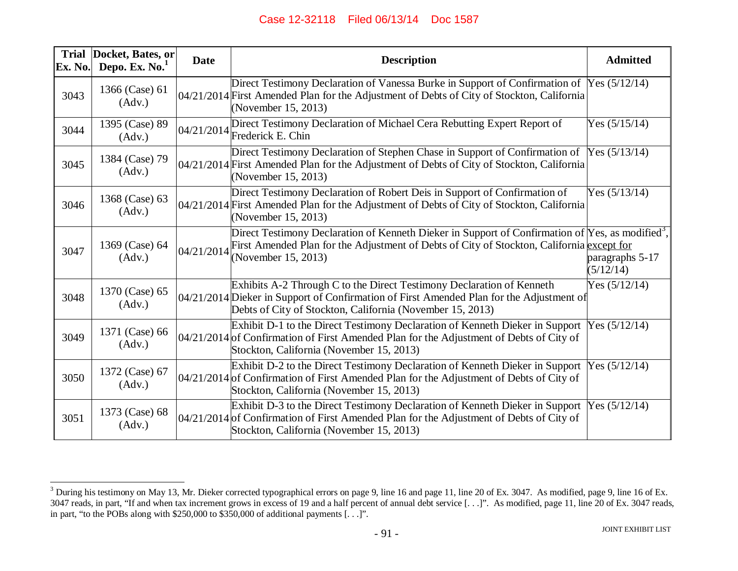| Trial Ex. No. | Docket, Bates, or Depo. Ex. No.[1] | Date | Description | Admitted |
|---|---|---|---|---|
| 3043 | 1366 (Case) 61 (Adv.) | 04/21/2014 | Direct Testimony Declaration of Vanessa Burke in Support of Confirmation of First Amended Plan for the Adjustment of Debts of City of Stockton, California (November 15, 2013) | Yes (5/12/14) |
| 3044 | 1395 (Case) 89 (Adv.) | 04/21/2014 | Direct Testimony Declaration of Michael Cera Rebutting Expert Report of Frederick E. Chin | Yes (5/15/14) |
| 3045 | 1384 (Case) 79 (Adv.) | 04/21/2014 | Direct Testimony Declaration of Stephen Chase in Support of Confirmation of First Amended Plan for the Adjustment of Debts of City of Stockton, California (November 15, 2013) | Yes (5/13/14) |
| 3046 | 1368 (Case) 63 (Adv.) | 04/21/2014 | Direct Testimony Declaration of Robert Deis in Support of Confirmation of First Amended Plan for the Adjustment of Debts of City of Stockton, California (November 15, 2013) | Yes (5/13/14) |
| 3047 | 1369 (Case) 64 (Adv.) | 04/21/2014 | Direct Testimony Declaration of Kenneth Dieker in Support of Confirmation of First Amended Plan for the Adjustment of Debts of City of Stockton, California (November 15, 2013) | Yes, as modified[3], except for paragraphs 5-17 (5/12/14) |
| 3048 | 1370 (Case) 65 (Adv.) | 04/21/2014 | Exhibits A-2 Through C to the Direct Testimony Declaration of Kenneth Dieker in Support of Confirmation of First Amended Plan for the Adjustment of Debts of City of Stockton, California (November 15, 2013) | Yes (5/12/14) |
| 3049 | 1371 (Case) 66 (Adv.) | 04/21/2014 | Exhibit D-1 to the Direct Testimony Declaration of Kenneth Dieker in Support of Confirmation of First Amended Plan for the Adjustment of Debts of City of Stockton, California (November 15, 2013) | Yes (5/12/14) |
| 3050 | 1372 (Case) 67 (Adv.) | 04/21/2014 | Exhibit D-2 to the Direct Testimony Declaration of Kenneth Dieker in Support of Confirmation of First Amended Plan for the Adjustment of Debts of City of Stockton, California (November 15, 2013) | Yes (5/12/14) |
| 3051 | 1373 (Case) 68 (Adv.) | 04/21/2014 | Exhibit D-3 to the Direct Testimony Declaration of Kenneth Dieker in Support of Confirmation of First Amended Plan for the Adjustment of Debts of City of Stockton, California (November 15, 2013) | Yes (5/12/14) |

[3] During his testimony on May 13, Mr. Dieker corrected typographical errors on page 9, line 16 and page 11, line 20 of Ex. 3047. As modified, page 9, line 16 of Ex. 3047 reads, in part, "If and when tax increment grows in excess of 19 and a half percent of annual debt service [. . .]". As modified, page 11, line 20 of Ex. 3047 reads, in part, "to the POBs along with $250,000 to $350,000 of additional payments [. . .]".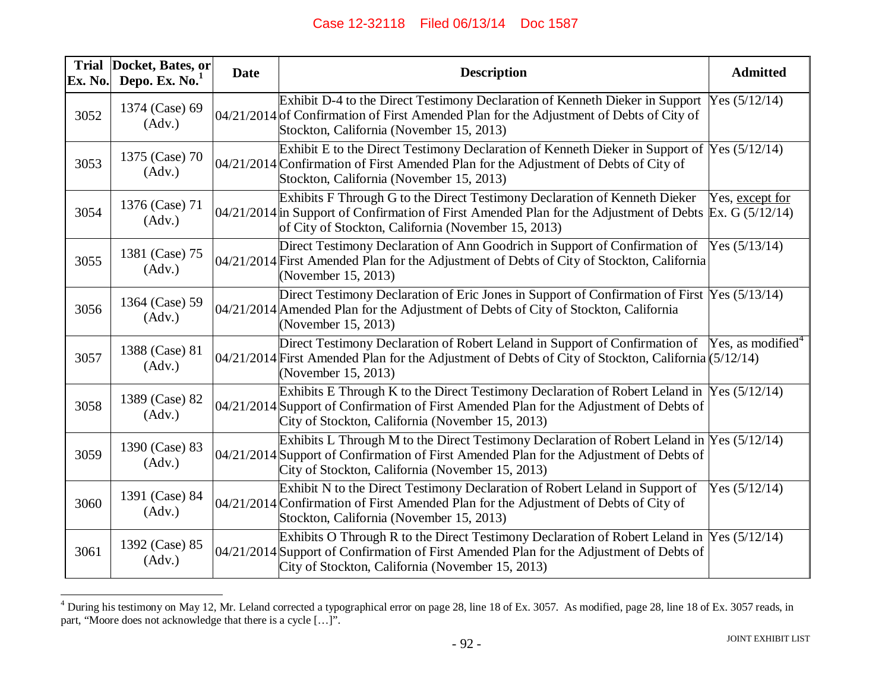| Trial Ex. No. | Docket, Bates, or Depo. Ex. No.[1] | Date | Description | Admitted |
|---|---|---|---|---|
| 3052 | 1374 (Case) 69 (Adv.) | 04/21/2014 | Exhibit D-4 to the Direct Testimony Declaration of Kenneth Dieker in Support of Confirmation of First Amended Plan for the Adjustment of Debts of City of Stockton, California (November 15, 2013) | Yes (5/12/14) |
| 3053 | 1375 (Case) 70 (Adv.) | 04/21/2014 | Exhibit E to the Direct Testimony Declaration of Kenneth Dieker in Support of Confirmation of First Amended Plan for the Adjustment of Debts of City of Stockton, California (November 15, 2013) | Yes (5/12/14) |
| 3054 | 1376 (Case) 71 (Adv.) | 04/21/2014 | Exhibits F Through G to the Direct Testimony Declaration of Kenneth Dieker in Support of Confirmation of First Amended Plan for the Adjustment of Debts of City of Stockton, California (November 15, 2013) | Yes, except for Ex. G (5/12/14) |
| 3055 | 1381 (Case) 75 (Adv.) | 04/21/2014 | Direct Testimony Declaration of Ann Goodrich in Support of Confirmation of First Amended Plan for the Adjustment of Debts of City of Stockton, California (November 15, 2013) | Yes (5/13/14) |
| 3056 | 1364 (Case) 59 (Adv.) | 04/21/2014 | Direct Testimony Declaration of Eric Jones in Support of Confirmation of First Amended Plan for the Adjustment of Debts of City of Stockton, California (November 15, 2013) | Yes (5/13/14) |
| 3057 | 1388 (Case) 81 (Adv.) | 04/21/2014 | Direct Testimony Declaration of Robert Leland in Support of Confirmation of First Amended Plan for the Adjustment of Debts of City of Stockton, California (November 15, 2013) | Yes, as modified[4] (5/12/14) |
| 3058 | 1389 (Case) 82 (Adv.) | 04/21/2014 | Exhibits E Through K to the Direct Testimony Declaration of Robert Leland in Support of Confirmation of First Amended Plan for the Adjustment of Debts of City of Stockton, California (November 15, 2013) | Yes (5/12/14) |
| 3059 | 1390 (Case) 83 (Adv.) | 04/21/2014 | Exhibits L Through M to the Direct Testimony Declaration of Robert Leland in Support of Confirmation of First Amended Plan for the Adjustment of Debts of City of Stockton, California (November 15, 2013) | Yes (5/12/14) |
| 3060 | 1391 (Case) 84 (Adv.) | 04/21/2014 | Exhibit N to the Direct Testimony Declaration of Robert Leland in Support of Confirmation of First Amended Plan for the Adjustment of Debts of City of Stockton, California (November 15, 2013) | Yes (5/12/14) |
| 3061 | 1392 (Case) 85 (Adv.) | 04/21/2014 | Exhibits O Through R to the Direct Testimony Declaration of Robert Leland in Support of Confirmation of First Amended Plan for the Adjustment of Debts of City of Stockton, California (November 15, 2013) | Yes (5/12/14) |

[4] During his testimony on May 12, Mr. Leland corrected a typographical error on page 28, line 18 of Ex. 3057. As modified, page 28, line 18 of Ex. 3057 reads, in part, "Moore does not acknowledge that there is a cycle […]".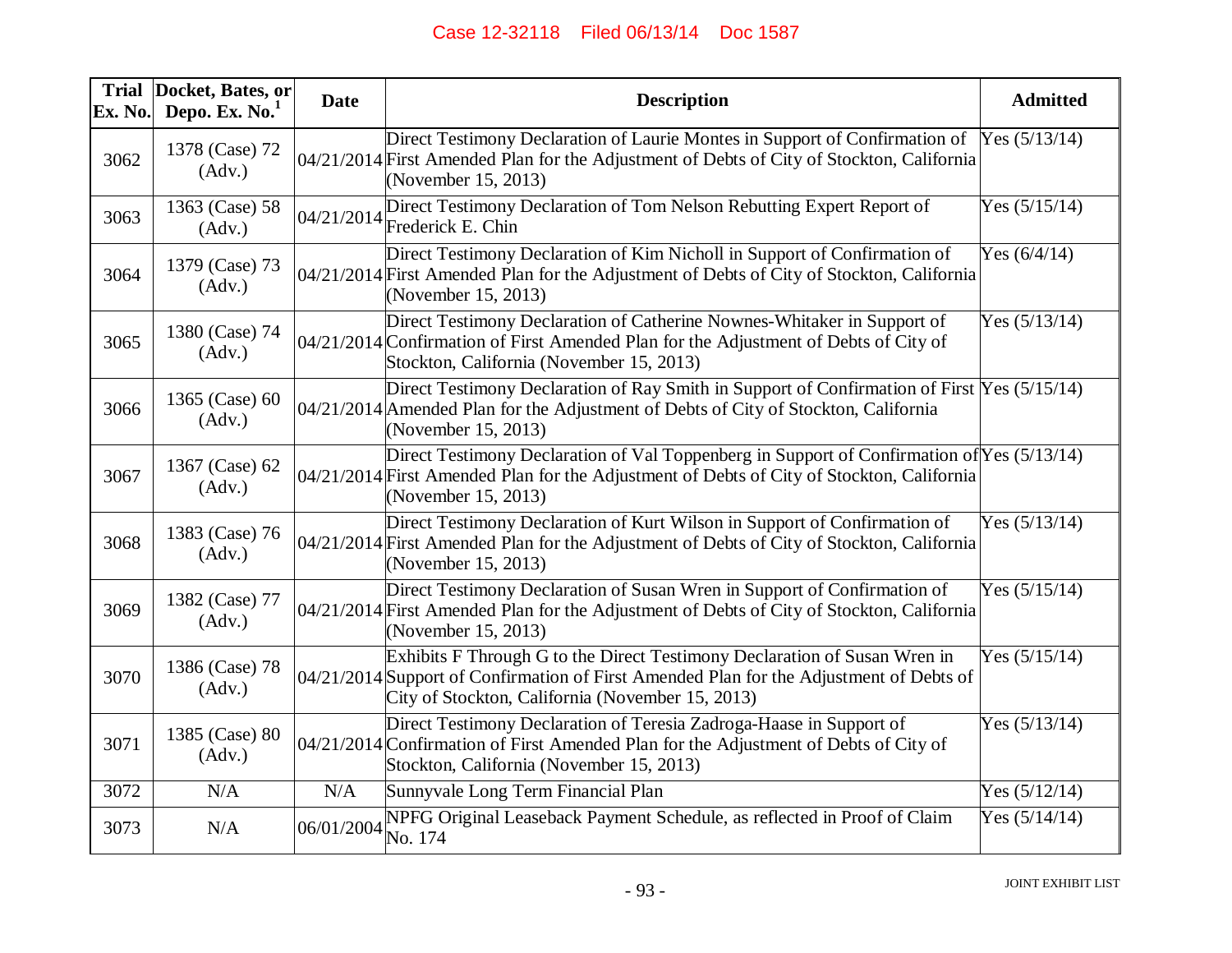| Trial Ex. No. | Docket, Bates, or Depo. Ex. No.[1] | Date | Description | Admitted |
|---|---|---|---|---|
| 3062 | 1378 (Case) 72 (Adv.) | 04/21/2014 | Direct Testimony Declaration of Laurie Montes in Support of Confirmation of First Amended Plan for the Adjustment of Debts of City of Stockton, California (November 15, 2013) | Yes (5/13/14) |
| 3063 | 1363 (Case) 58 (Adv.) | 04/21/2014 | Direct Testimony Declaration of Tom Nelson Rebutting Expert Report of Frederick E. Chin | Yes (5/15/14) |
| 3064 | 1379 (Case) 73 (Adv.) | 04/21/2014 | Direct Testimony Declaration of Kim Nicholl in Support of Confirmation of First Amended Plan for the Adjustment of Debts of City of Stockton, California (November 15, 2013) | Yes (6/4/14) |
| 3065 | 1380 (Case) 74 (Adv.) | 04/21/2014 | Direct Testimony Declaration of Catherine Nownes-Whitaker in Support of Confirmation of First Amended Plan for the Adjustment of Debts of City of Stockton, California (November 15, 2013) | Yes (5/13/14) |
| 3066 | 1365 (Case) 60 (Adv.) | 04/21/2014 | Direct Testimony Declaration of Ray Smith in Support of Confirmation of First Amended Plan for the Adjustment of Debts of City of Stockton, California (November 15, 2013) | Yes (5/15/14) |
| 3067 | 1367 (Case) 62 (Adv.) | 04/21/2014 | Direct Testimony Declaration of Val Toppenberg in Support of Confirmation of First Amended Plan for the Adjustment of Debts of City of Stockton, California (November 15, 2013) | Yes (5/13/14) |
| 3068 | 1383 (Case) 76 (Adv.) | 04/21/2014 | Direct Testimony Declaration of Kurt Wilson in Support of Confirmation of First Amended Plan for the Adjustment of Debts of City of Stockton, California (November 15, 2013) | Yes (5/13/14) |
| 3069 | 1382 (Case) 77 (Adv.) | 04/21/2014 | Direct Testimony Declaration of Susan Wren in Support of Confirmation of First Amended Plan for the Adjustment of Debts of City of Stockton, California (November 15, 2013) | Yes (5/15/14) |
| 3070 | 1386 (Case) 78 (Adv.) | 04/21/2014 | Exhibits F Through G to the Direct Testimony Declaration of Susan Wren in Support of Confirmation of First Amended Plan for the Adjustment of Debts of City of Stockton, California (November 15, 2013) | Yes (5/15/14) |
| 3071 | 1385 (Case) 80 (Adv.) | 04/21/2014 | Direct Testimony Declaration of Teresia Zadroga-Haase in Support of Confirmation of First Amended Plan for the Adjustment of Debts of City of Stockton, California (November 15, 2013) | Yes (5/13/14) |
| 3072 | N/A | N/A | Sunnyvale Long Term Financial Plan | Yes (5/12/14) |
| 3073 | N/A | 06/01/2004 | NPFG Original Leaseback Payment Schedule, as reflected in Proof of Claim No. 174 | Yes (5/14/14) |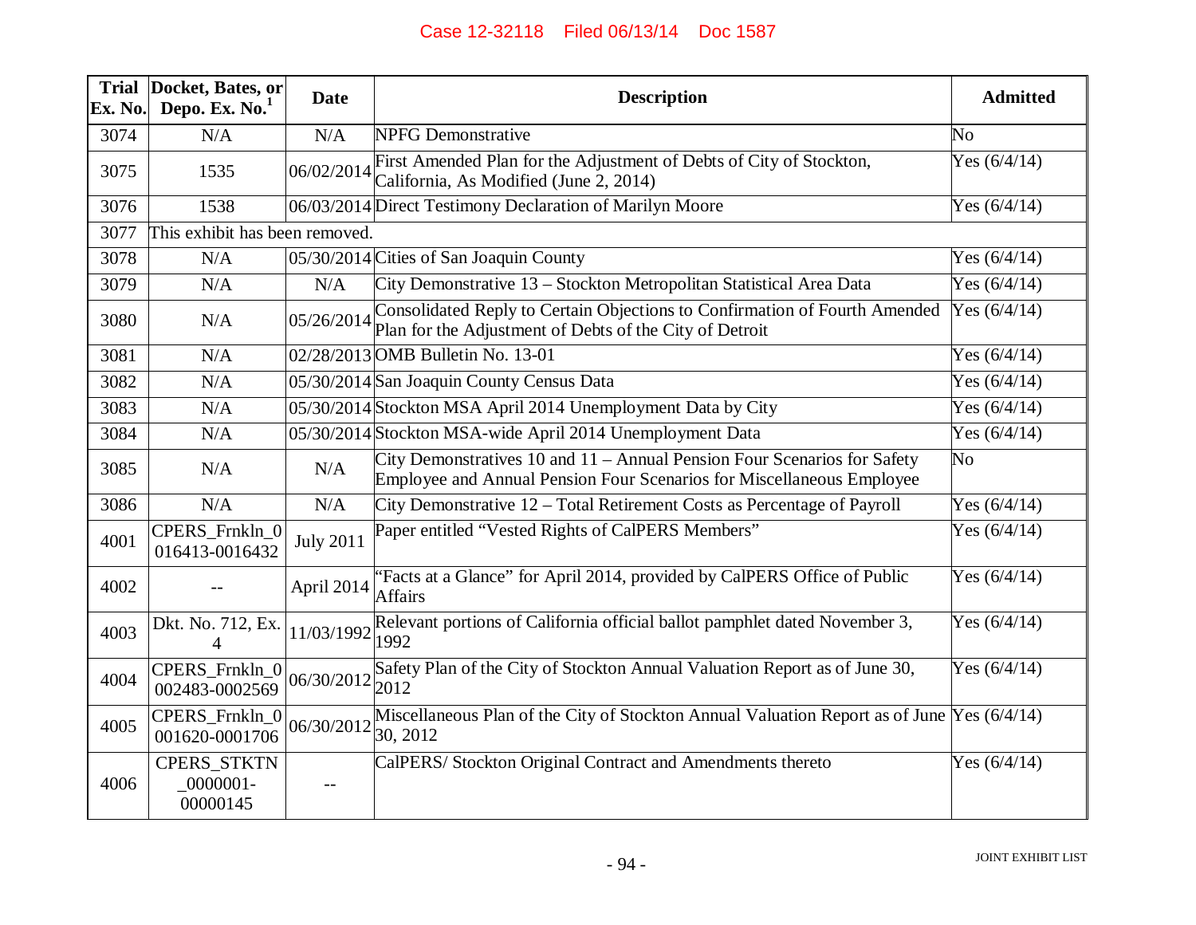| Trial Ex. No. | Docket, Bates, or Depo. Ex. No.[1] | Date | Description | Admitted |
|---|---|---|---|---|
| 3074 | N/A | N/A | NPFG Demonstrative | No |
| 3075 | 1535 | 06/02/2014 | First Amended Plan for the Adjustment of Debts of City of Stockton, California, As Modified (June 2, 2014) | Yes (6/4/14) |
| 3076 | 1538 | 06/03/2014 | Direct Testimony Declaration of Marilyn Moore | Yes (6/4/14) |
| 3077 | This exhibit has been removed. | | | |
| 3078 | N/A | 05/30/2014 | Cities of San Joaquin County | Yes (6/4/14) |
| 3079 | N/A | N/A | City Demonstrative 13 – Stockton Metropolitan Statistical Area Data | Yes (6/4/14) |
| 3080 | N/A | 05/26/2014 | Consolidated Reply to Certain Objections to Confirmation of Fourth Amended Plan for the Adjustment of Debts of the City of Detroit | Yes (6/4/14) |
| 3081 | N/A | 02/28/2013 | OMB Bulletin No. 13-01 | Yes (6/4/14) |
| 3082 | N/A | 05/30/2014 | San Joaquin County Census Data | Yes (6/4/14) |
| 3083 | N/A | 05/30/2014 | Stockton MSA April 2014 Unemployment Data by City | Yes (6/4/14) |
| 3084 | N/A | 05/30/2014 | Stockton MSA-wide April 2014 Unemployment Data | Yes (6/4/14) |
| 3085 | N/A | N/A | City Demonstratives 10 and 11 – Annual Pension Four Scenarios for Safety Employee and Annual Pension Four Scenarios for Miscellaneous Employee | No |
| 3086 | N/A | N/A | City Demonstrative 12 – Total Retirement Costs as Percentage of Payroll | Yes (6/4/14) |
| 4001 | CPERS_Frnkln_0016413-0016432 | July 2011 | Paper entitled "Vested Rights of CalPERS Members" | Yes (6/4/14) |
| 4002 | -- | April 2014 | "Facts at a Glance" for April 2014, provided by CalPERS Office of Public Affairs | Yes (6/4/14) |
| 4003 | Dkt. No. 712, Ex. 4 | 11/03/1992 | Relevant portions of California official ballot pamphlet dated November 3, 1992 | Yes (6/4/14) |
| 4004 | CPERS_Frnkln_0002483-0002569 | 06/30/2012 | Safety Plan of the City of Stockton Annual Valuation Report as of June 30, 2012 | Yes (6/4/14) |
| 4005 | CPERS_Frnkln_0001620-0001706 | 06/30/2012 | Miscellaneous Plan of the City of Stockton Annual Valuation Report as of June 30, 2012 | Yes (6/4/14) |
| 4006 | CPERS_STKTN_0000001-00000145 | -- | CalPERS/ Stockton Original Contract and Amendments thereto | Yes (6/4/14) |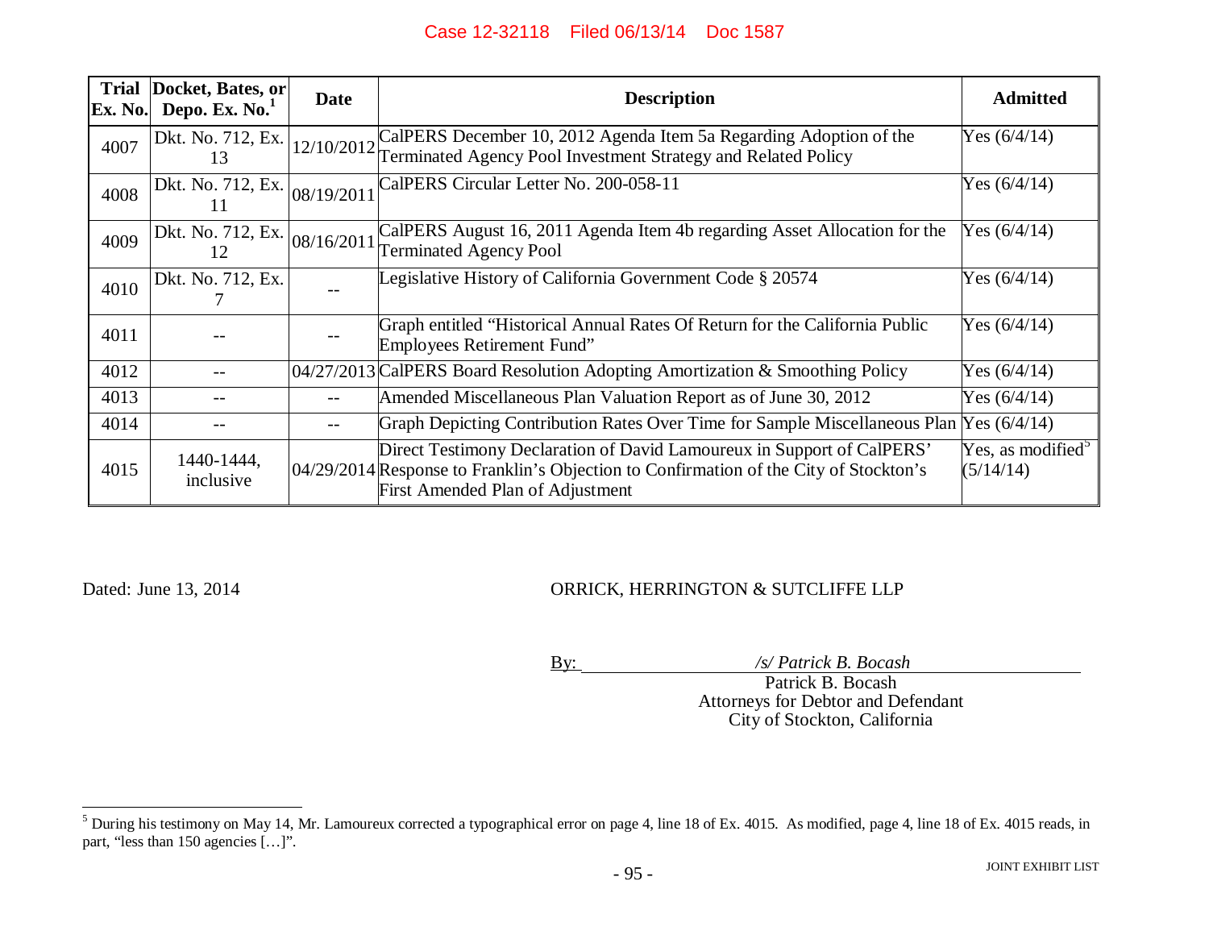| Trial Ex. No. | Docket, Bates, or Depo. Ex. No.[1] | Date | Description | Admitted |
|---|---|---|---|---|
| 4007 | Dkt. No. 712, Ex. 13 | 12/10/2012 | CalPERS December 10, 2012 Agenda Item 5a Regarding Adoption of the Terminated Agency Pool Investment Strategy and Related Policy | Yes (6/4/14) |
| 4008 | Dkt. No. 712, Ex. 11 | 08/19/2011 | CalPERS Circular Letter No. 200-058-11 | Yes (6/4/14) |
| 4009 | Dkt. No. 712, Ex. 12 | 08/16/2011 | CalPERS August 16, 2011 Agenda Item 4b regarding Asset Allocation for the Terminated Agency Pool | Yes (6/4/14) |
| 4010 | Dkt. No. 712, Ex. 7 | -- | Legislative History of California Government Code § 20574 | Yes (6/4/14) |
| 4011 | -- | -- | Graph entitled "Historical Annual Rates Of Return for the California Public Employees Retirement Fund" | Yes (6/4/14) |
| 4012 | -- | 04/27/2013 | CalPERS Board Resolution Adopting Amortization & Smoothing Policy | Yes (6/4/14) |
| 4013 | -- | -- | Amended Miscellaneous Plan Valuation Report as of June 30, 2012 | Yes (6/4/14) |
| 4014 | -- | -- | Graph Depicting Contribution Rates Over Time for Sample Miscellaneous Plan | Yes (6/4/14) |
| 4015 | 1440-1444, inclusive | 04/29/2014 | Direct Testimony Declaration of David Lamoureux in Support of CalPERS' Response to Franklin's Objection to Confirmation of the City of Stockton's First Amended Plan of Adjustment | Yes, as modified[5] (5/14/14) |

Dated: June 13, 2014

ORRICK, HERRINGTON & SUTCLIFFE LLP

By: */s/ Patrick B. Bocash*
Patrick B. Bocash
Attorneys for Debtor and Defendant
City of Stockton, California

[5] During his testimony on May 14, Mr. Lamoureux corrected a typographical error on page 4, line 18 of Ex. 4015. As modified, page 4, line 18 of Ex. 4015 reads, in part, "less than 150 agencies […]".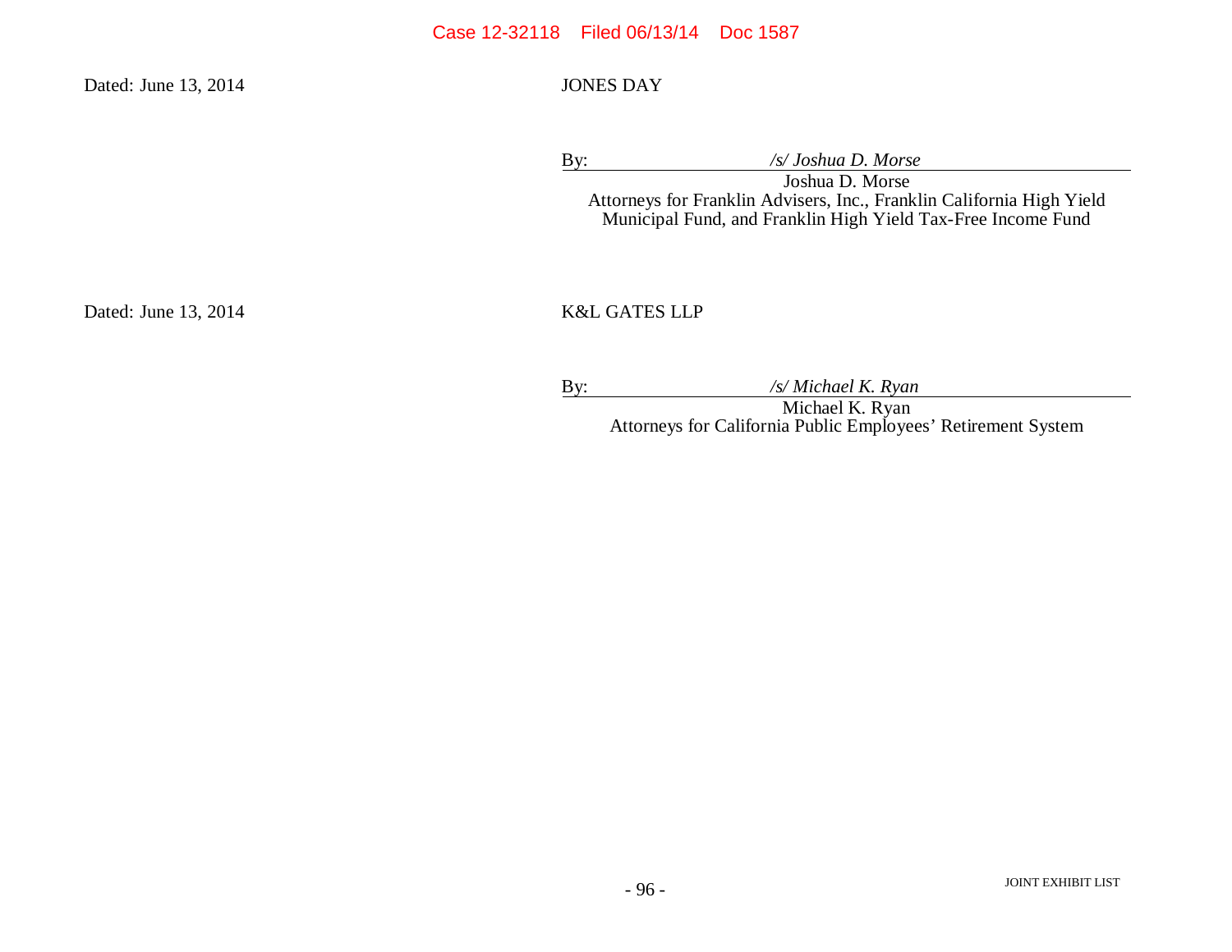Dated: June 13, 2014

JONES DAY

By: */s/ Joshua D. Morse*
Joshua D. Morse
Attorneys for Franklin Advisers, Inc., Franklin California High Yield Municipal Fund, and Franklin High Yield Tax-Free Income Fund

Dated: June 13, 2014

K&L GATES LLP

By: */s/ Michael K. Ryan*
Michael K. Ryan
Attorneys for California Public Employees' Retirement System